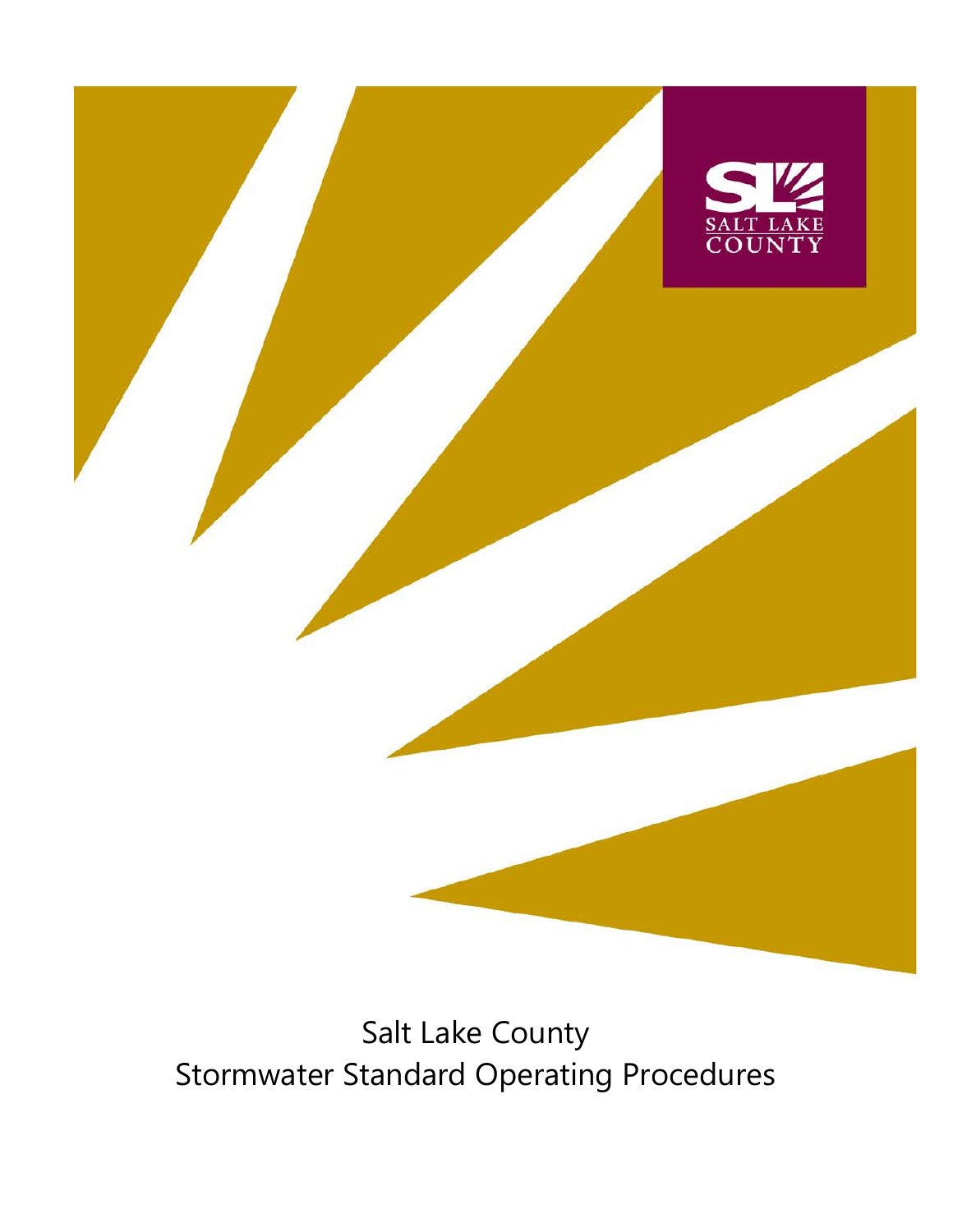Salt Lake County

Stormwater Standard Operating Procedures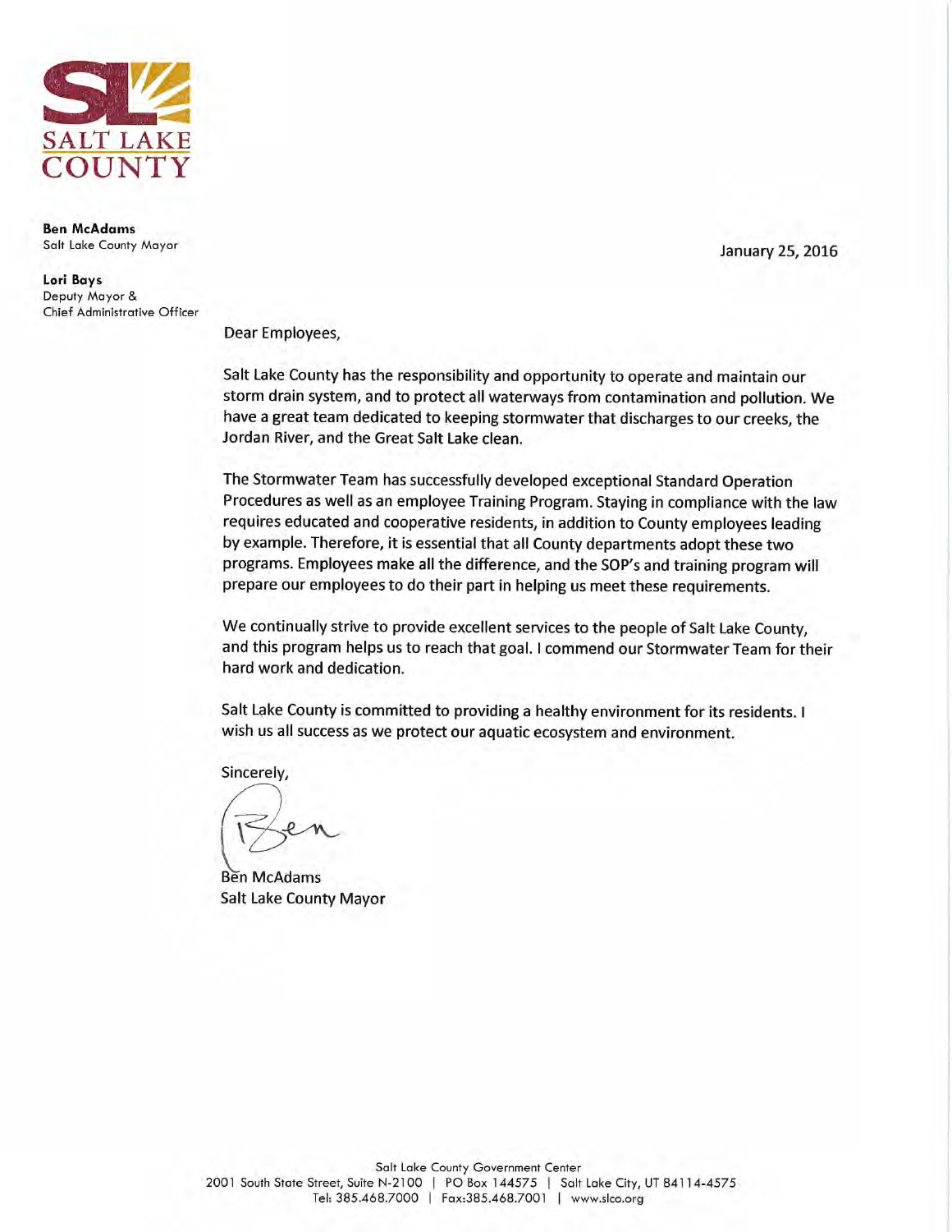**SALT LAKE COUNTY**

**Ben McAdams**
Salt Lake County Mayor

**Lori Bays**
Deputy Mayor &
Chief Administrative Officer

January 25, 2016

Dear Employees,

Salt Lake County has the responsibility and opportunity to operate and maintain our storm drain system, and to protect all waterways from contamination and pollution. We have a great team dedicated to keeping stormwater that discharges to our creeks, the Jordan River, and the Great Salt Lake clean.

The Stormwater Team has successfully developed exceptional Standard Operation Procedures as well as an employee Training Program. Staying in compliance with the law requires educated and cooperative residents, in addition to County employees leading by example. Therefore, it is essential that all County departments adopt these two programs. Employees make all the difference, and the SOP's and training program will prepare our employees to do their part in helping us meet these requirements.

We continually strive to provide excellent services to the people of Salt Lake County, and this program helps us to reach that goal. I commend our Stormwater Team for their hard work and dedication.

Salt Lake County is committed to providing a healthy environment for its residents. I wish us all success as we protect our aquatic ecosystem and environment.

Sincerely,

Ben

Ben McAdams
Salt Lake County Mayor

Salt Lake County Government Center
2001 South State Street, Suite N-2100 | PO Box 144575 | Salt Lake City, UT 84114-4575
Tel: 385.468.7000 | Fax:385.468.7001 | www.slco.org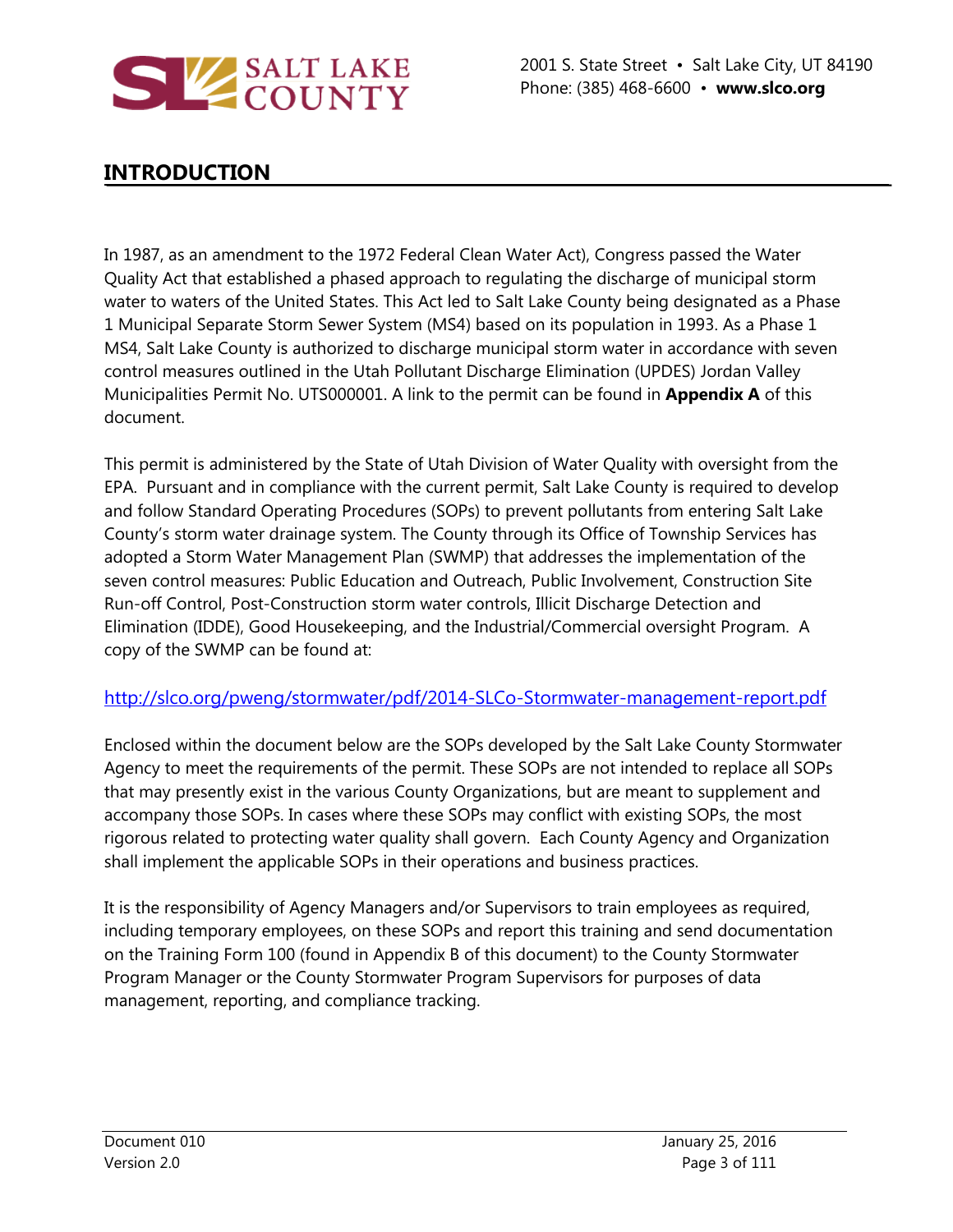## INTRODUCTION

In 1987, as an amendment to the 1972 Federal Clean Water Act), Congress passed the Water Quality Act that established a phased approach to regulating the discharge of municipal storm water to waters of the United States. This Act led to Salt Lake County being designated as a Phase 1 Municipal Separate Storm Sewer System (MS4) based on its population in 1993. As a Phase 1 MS4, Salt Lake County is authorized to discharge municipal storm water in accordance with seven control measures outlined in the Utah Pollutant Discharge Elimination (UPDES) Jordan Valley Municipalities Permit No. UTS000001. A link to the permit can be found in **Appendix A** of this document.

This permit is administered by the State of Utah Division of Water Quality with oversight from the EPA. Pursuant and in compliance with the current permit, Salt Lake County is required to develop and follow Standard Operating Procedures (SOPs) to prevent pollutants from entering Salt Lake County's storm water drainage system. The County through its Office of Township Services has adopted a Storm Water Management Plan (SWMP) that addresses the implementation of the seven control measures: Public Education and Outreach, Public Involvement, Construction Site Run-off Control, Post-Construction storm water controls, Illicit Discharge Detection and Elimination (IDDE), Good Housekeeping, and the Industrial/Commercial oversight Program. A copy of the SWMP can be found at:

http://slco.org/pweng/stormwater/pdf/2014-SLCo-Stormwater-management-report.pdf

Enclosed within the document below are the SOPs developed by the Salt Lake County Stormwater Agency to meet the requirements of the permit. These SOPs are not intended to replace all SOPs that may presently exist in the various County Organizations, but are meant to supplement and accompany those SOPs. In cases where these SOPs may conflict with existing SOPs, the most rigorous related to protecting water quality shall govern. Each County Agency and Organization shall implement the applicable SOPs in their operations and business practices.

It is the responsibility of Agency Managers and/or Supervisors to train employees as required, including temporary employees, on these SOPs and report this training and send documentation on the Training Form 100 (found in Appendix B of this document) to the County Stormwater Program Manager or the County Stormwater Program Supervisors for purposes of data management, reporting, and compliance tracking.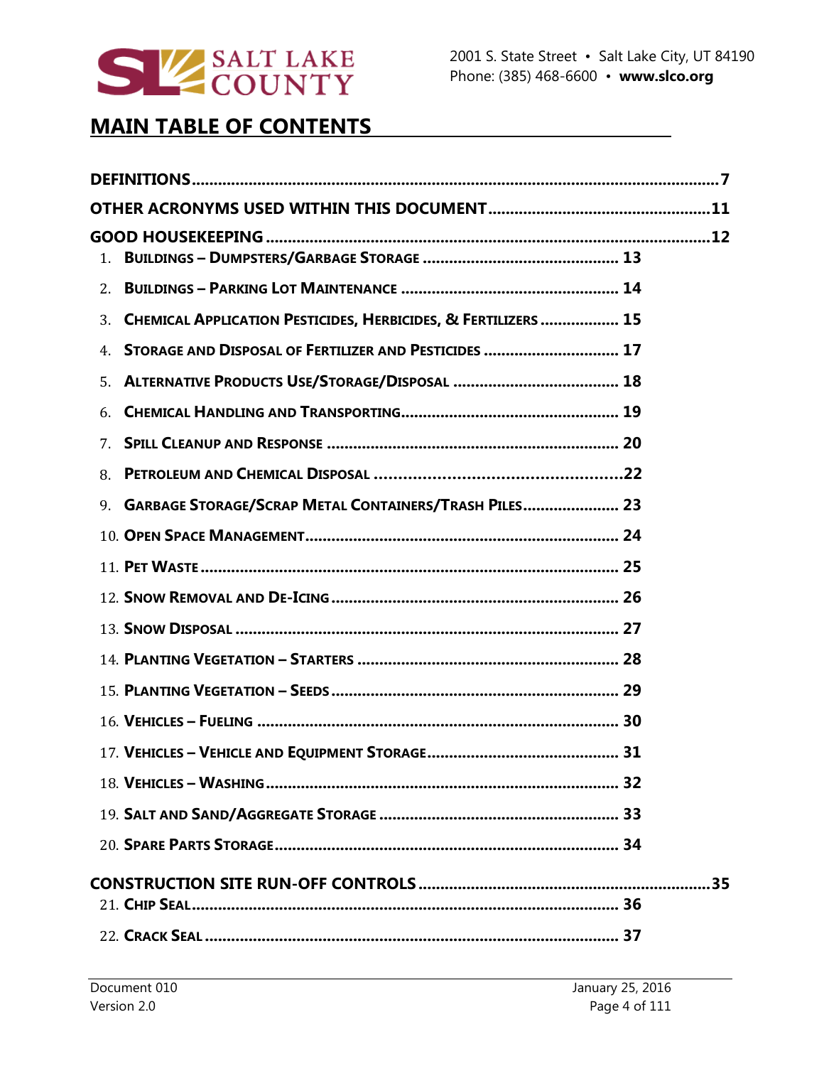## MAIN TABLE OF CONTENTS

**DEFINITIONS** .......... 7

**OTHER ACRONYMS USED WITHIN THIS DOCUMENT** .......... 11

**GOOD HOUSEKEEPING** .......... 12

1. **Buildings – Dumpsters/Garbage Storage** .......... 13
2. **Buildings – Parking Lot Maintenance** .......... 14
3. **Chemical Application Pesticides, Herbicides, & Fertilizers** .......... 15
4. **Storage and Disposal of Fertilizer and Pesticides** .......... 17
5. **Alternative Products Use/Storage/Disposal** .......... 18
6. **Chemical Handling and Transporting** .......... 19
7. **Spill Cleanup and Response** .......... 20
8. **Petroleum and Chemical Disposal** .......... 22
9. **Garbage Storage/Scrap Metal Containers/Trash Piles** .......... 23
10. **Open Space Management** .......... 24
11. **Pet Waste** .......... 25
12. **Snow Removal and De-Icing** .......... 26
13. **Snow Disposal** .......... 27
14. **Planting Vegetation – Starters** .......... 28
15. **Planting Vegetation – Seeds** .......... 29
16. **Vehicles – Fueling** .......... 30
17. **Vehicles – Vehicle and Equipment Storage** .......... 31
18. **Vehicles – Washing** .......... 32
19. **Salt and Sand/Aggregate Storage** .......... 33
20. **Spare Parts Storage** .......... 34

**CONSTRUCTION SITE RUN-OFF CONTROLS** .......... 35

21. **Chip Seal** .......... 36
22. **Crack Seal** .......... 37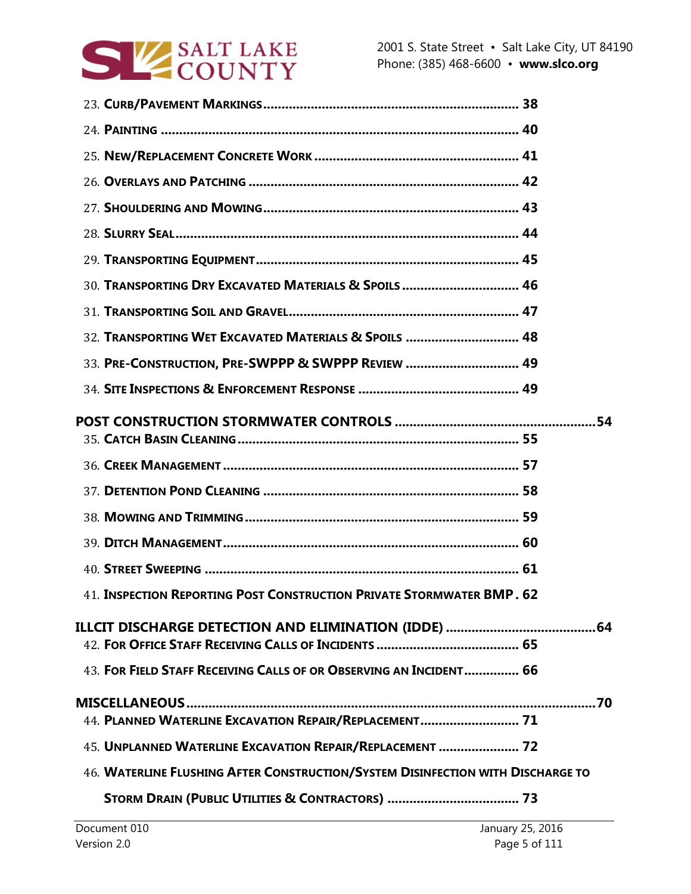23. **Curb/Pavement Markings** ........................................................................ 38

24. **Painting** .................................................................................................. 40

25. **New/Replacement Concrete Work** ........................................................ 41

26. **Overlays and Patching** .......................................................................... 42

27. **Shouldering and Mowing** ..................................................................... 43

28. **Slurry Seal** ............................................................................................. 44

29. **Transporting Equipment** ....................................................................... 45

30. **Transporting Dry Excavated Materials & Spoils** ................................ 46

31. **Transporting Soil and Gravel** ............................................................... 47

32. **Transporting Wet Excavated Materials & Spoils** ............................... 48

33. **Pre-Construction, Pre-SWPPP & SWPPP Review** ............................... 49

34. **Site Inspections & Enforcement Response** ........................................... 49

**POST CONSTRUCTION STORMWATER CONTROLS** ....................................................... 54

35. **Catch Basin Cleaning** ............................................................................. 55

36. **Creek Management** ................................................................................. 57

37. **Detention Pond Cleaning** ...................................................................... 58

38. **Mowing and Trimming** .......................................................................... 59

39. **Ditch Management** ................................................................................. 60

40. **Street Sweeping** ...................................................................................... 61

41. **Inspection Reporting Post Construction Private Stormwater BMP** . 62

**ILLCIT DISCHARGE DETECTION AND ELIMINATION (IDDE)** ......................................... 64

42. **For Office Staff Receiving Calls of Incidents** ....................................... 65

43. **For Field Staff Receiving Calls of or Observing an Incident** ............... 66

**MISCELLANEOUS** ................................................................................................................ 70

44. **Planned Waterline Excavation Repair/Replacement** ........................... 71

45. **Unplanned Waterline Excavation Repair/Replacement** ...................... 72

46. **Waterline Flushing After Construction/System Disinfection with Discharge to Storm Drain (Public Utilities & Contractors)** .................................... 73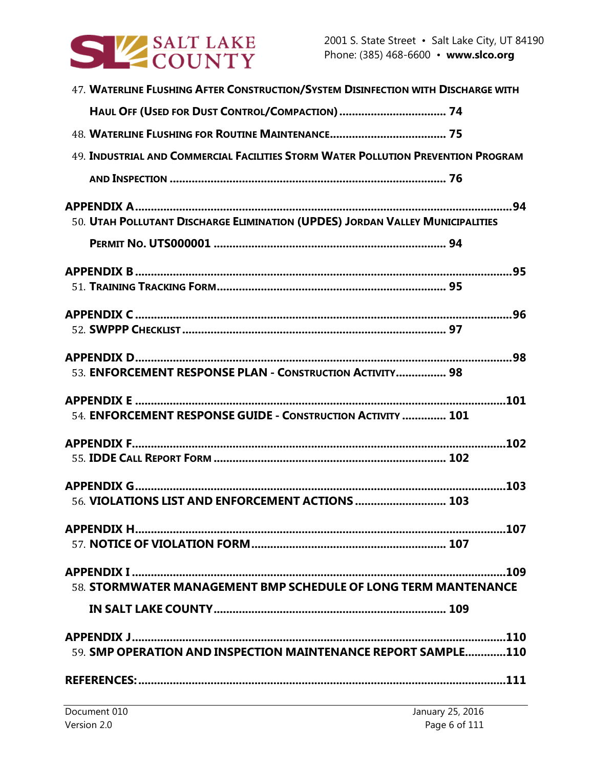47. **Waterline Flushing After Construction/System Disinfection with Discharge with Haul Off (Used for Dust Control/Compaction)** .................................. 74

48. **Waterline Flushing for Routine Maintenance**..................................... 75

49. **Industrial and Commercial Facilities Storm Water Pollution Prevention Program and Inspection** ..................................................................................... 76

**APPENDIX A**........................................................................................................94

50. **Utah Pollutant Discharge Elimination (UPDES) Jordan Valley Municipalities Permit No. UTS000001** ........................................................................ 94

**APPENDIX B**........................................................................................................95

51. **Training Tracking Form**...................................................................... 95

**APPENDIX C**........................................................................................................96

52. **SWPPP Checklist**................................................................................ 97

**APPENDIX D**........................................................................................................98

53. **ENFORCEMENT RESPONSE PLAN - Construction Activity**................ 98

**APPENDIX E**........................................................................................................101

54. **ENFORCEMENT RESPONSE GUIDE - Construction Activity** ............. 101

**APPENDIX F**........................................................................................................102

55. **IDDE Call Report Form** ...................................................................... 102

**APPENDIX G**........................................................................................................103

56. **VIOLATIONS LIST AND ENFORCEMENT ACTIONS** ............................ 103

**APPENDIX H**........................................................................................................107

57. **NOTICE OF VIOLATION FORM**........................................................... 107

**APPENDIX I**........................................................................................................109

58. **STORMWATER MANAGEMENT BMP SCHEDULE OF LONG TERM MANTENANCE IN SALT LAKE COUNTY**.......................................................................... 109

**APPENDIX J**........................................................................................................110

59. **SMP OPERATION AND INSPECTION MAINTENANCE REPORT SAMPLE**.............110

**REFERENCES:**.....................................................................................................111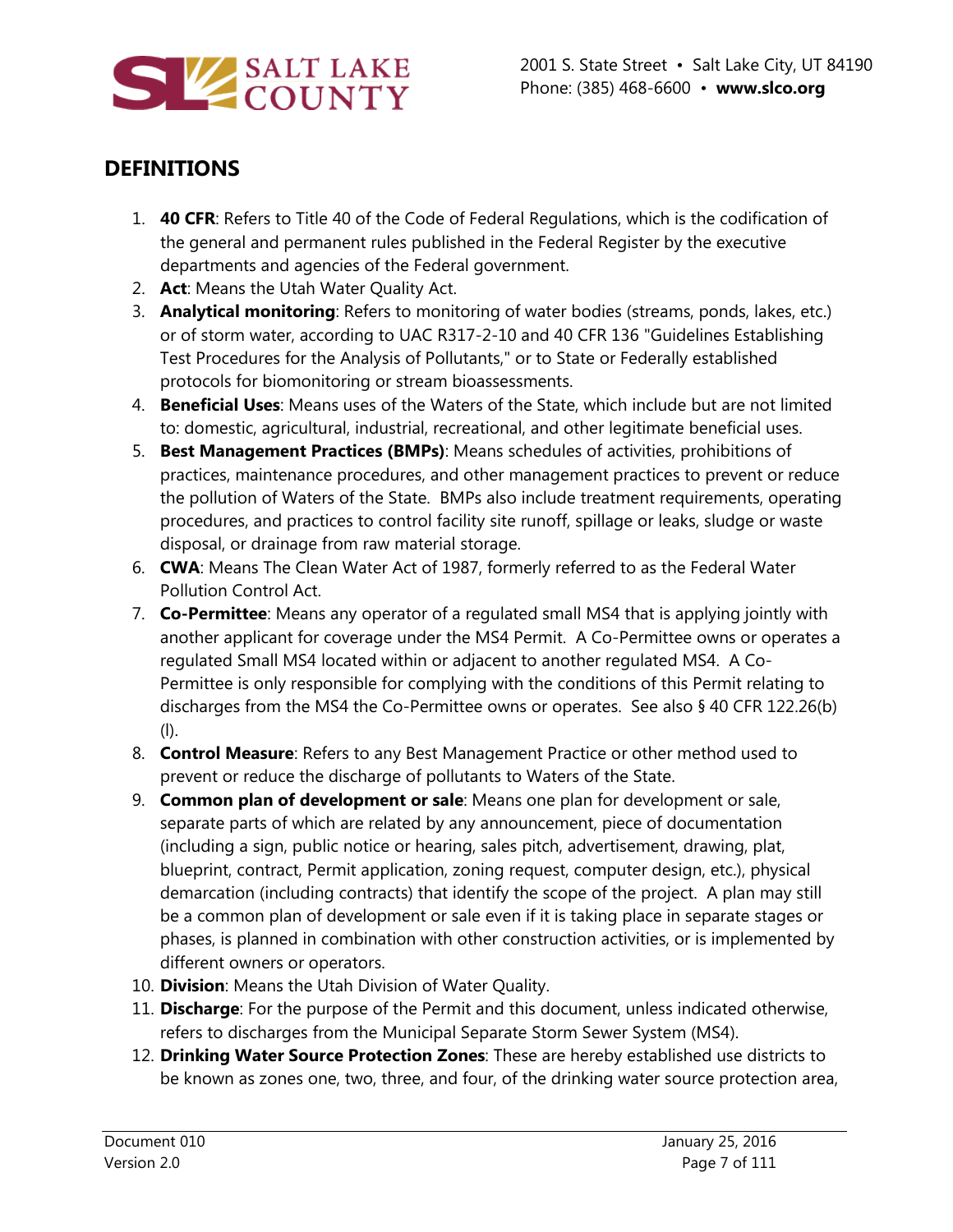## DEFINITIONS

1. **40 CFR**: Refers to Title 40 of the Code of Federal Regulations, which is the codification of the general and permanent rules published in the Federal Register by the executive departments and agencies of the Federal government.
2. **Act**: Means the Utah Water Quality Act.
3. **Analytical monitoring**: Refers to monitoring of water bodies (streams, ponds, lakes, etc.) or of storm water, according to UAC R317-2-10 and 40 CFR 136 "Guidelines Establishing Test Procedures for the Analysis of Pollutants," or to State or Federally established protocols for biomonitoring or stream bioassessments.
4. **Beneficial Uses**: Means uses of the Waters of the State, which include but are not limited to: domestic, agricultural, industrial, recreational, and other legitimate beneficial uses.
5. **Best Management Practices (BMPs)**: Means schedules of activities, prohibitions of practices, maintenance procedures, and other management practices to prevent or reduce the pollution of Waters of the State. BMPs also include treatment requirements, operating procedures, and practices to control facility site runoff, spillage or leaks, sludge or waste disposal, or drainage from raw material storage.
6. **CWA**: Means The Clean Water Act of 1987, formerly referred to as the Federal Water Pollution Control Act.
7. **Co-Permittee**: Means any operator of a regulated small MS4 that is applying jointly with another applicant for coverage under the MS4 Permit. A Co-Permittee owns or operates a regulated Small MS4 located within or adjacent to another regulated MS4. A Co-Permittee is only responsible for complying with the conditions of this Permit relating to discharges from the MS4 the Co-Permittee owns or operates. See also § 40 CFR 122.26(b)(l).
8. **Control Measure**: Refers to any Best Management Practice or other method used to prevent or reduce the discharge of pollutants to Waters of the State.
9. **Common plan of development or sale**: Means one plan for development or sale, separate parts of which are related by any announcement, piece of documentation (including a sign, public notice or hearing, sales pitch, advertisement, drawing, plat, blueprint, contract, Permit application, zoning request, computer design, etc.), physical demarcation (including contracts) that identify the scope of the project. A plan may still be a common plan of development or sale even if it is taking place in separate stages or phases, is planned in combination with other construction activities, or is implemented by different owners or operators.
10. **Division**: Means the Utah Division of Water Quality.
11. **Discharge**: For the purpose of the Permit and this document, unless indicated otherwise, refers to discharges from the Municipal Separate Storm Sewer System (MS4).
12. **Drinking Water Source Protection Zones**: These are hereby established use districts to be known as zones one, two, three, and four, of the drinking water source protection area,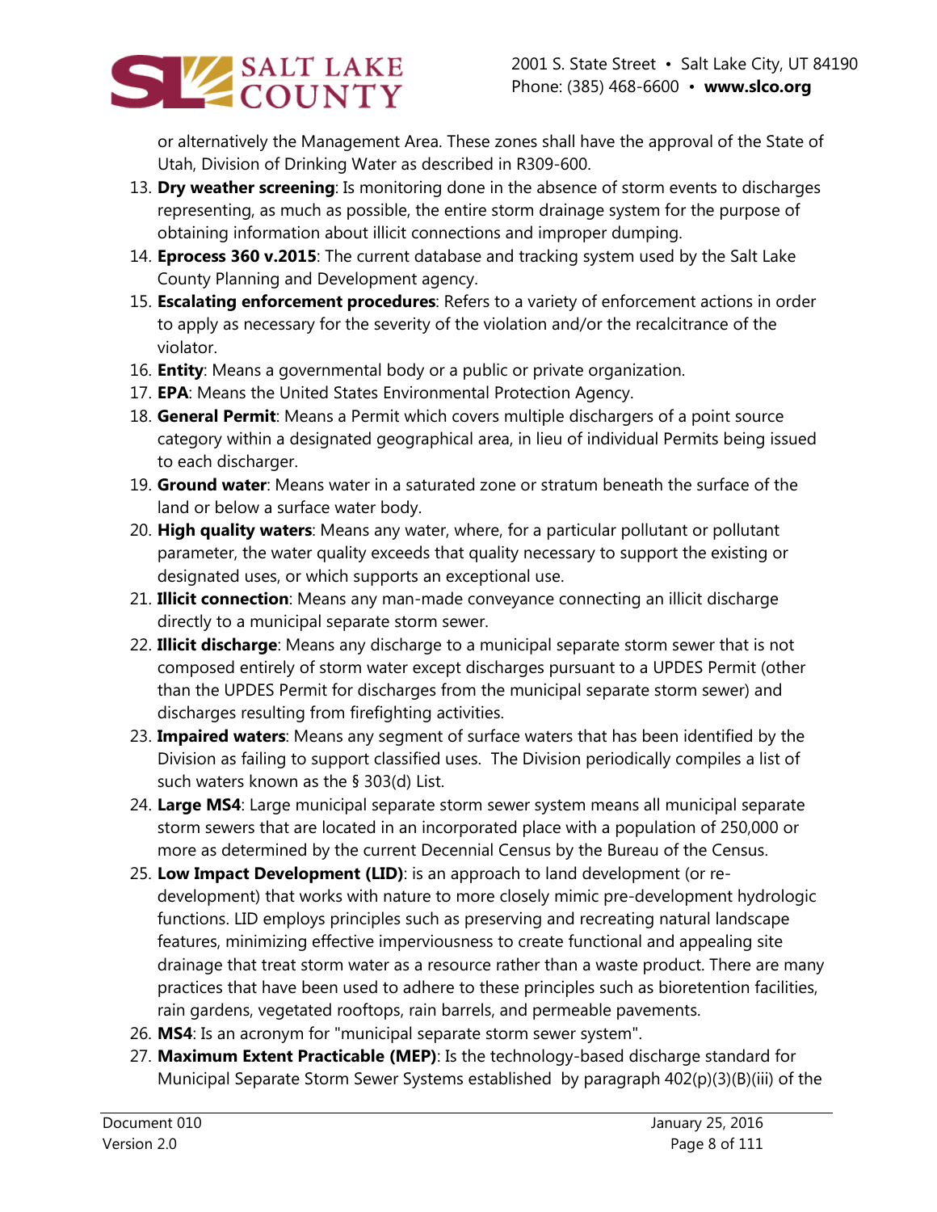or alternatively the Management Area. These zones shall have the approval of the State of Utah, Division of Drinking Water as described in R309-600.

13. **Dry weather screening**: Is monitoring done in the absence of storm events to discharges representing, as much as possible, the entire storm drainage system for the purpose of obtaining information about illicit connections and improper dumping.
14. **Eprocess 360 v.2015**: The current database and tracking system used by the Salt Lake County Planning and Development agency.
15. **Escalating enforcement procedures**: Refers to a variety of enforcement actions in order to apply as necessary for the severity of the violation and/or the recalcitrance of the violator.
16. **Entity**: Means a governmental body or a public or private organization.
17. **EPA**: Means the United States Environmental Protection Agency.
18. **General Permit**: Means a Permit which covers multiple dischargers of a point source category within a designated geographical area, in lieu of individual Permits being issued to each discharger.
19. **Ground water**: Means water in a saturated zone or stratum beneath the surface of the land or below a surface water body.
20. **High quality waters**: Means any water, where, for a particular pollutant or pollutant parameter, the water quality exceeds that quality necessary to support the existing or designated uses, or which supports an exceptional use.
21. **Illicit connection**: Means any man-made conveyance connecting an illicit discharge directly to a municipal separate storm sewer.
22. **Illicit discharge**: Means any discharge to a municipal separate storm sewer that is not composed entirely of storm water except discharges pursuant to a UPDES Permit (other than the UPDES Permit for discharges from the municipal separate storm sewer) and discharges resulting from firefighting activities.
23. **Impaired waters**: Means any segment of surface waters that has been identified by the Division as failing to support classified uses. The Division periodically compiles a list of such waters known as the § 303(d) List.
24. **Large MS4**: Large municipal separate storm sewer system means all municipal separate storm sewers that are located in an incorporated place with a population of 250,000 or more as determined by the current Decennial Census by the Bureau of the Census.
25. **Low Impact Development (LID)**: is an approach to land development (or re-development) that works with nature to more closely mimic pre-development hydrologic functions. LID employs principles such as preserving and recreating natural landscape features, minimizing effective imperviousness to create functional and appealing site drainage that treat storm water as a resource rather than a waste product. There are many practices that have been used to adhere to these principles such as bioretention facilities, rain gardens, vegetated rooftops, rain barrels, and permeable pavements.
26. **MS4**: Is an acronym for "municipal separate storm sewer system".
27. **Maximum Extent Practicable (MEP)**: Is the technology-based discharge standard for Municipal Separate Storm Sewer Systems established by paragraph 402(p)(3)(B)(iii) of the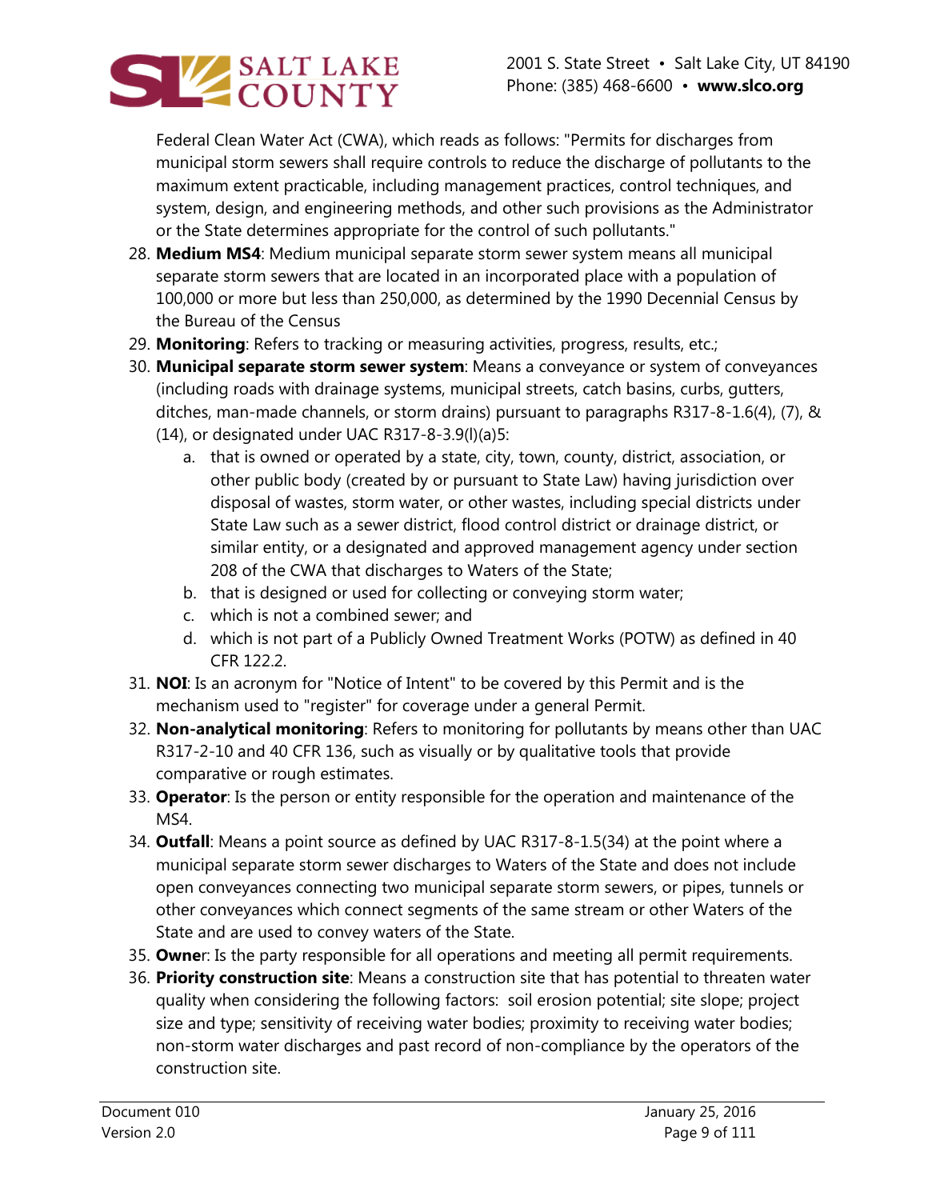Federal Clean Water Act (CWA), which reads as follows: "Permits for discharges from municipal storm sewers shall require controls to reduce the discharge of pollutants to the maximum extent practicable, including management practices, control techniques, and system, design, and engineering methods, and other such provisions as the Administrator or the State determines appropriate for the control of such pollutants."

28. **Medium MS4**: Medium municipal separate storm sewer system means all municipal separate storm sewers that are located in an incorporated place with a population of 100,000 or more but less than 250,000, as determined by the 1990 Decennial Census by the Bureau of the Census
29. **Monitoring**: Refers to tracking or measuring activities, progress, results, etc.;
30. **Municipal separate storm sewer system**: Means a conveyance or system of conveyances (including roads with drainage systems, municipal streets, catch basins, curbs, gutters, ditches, man-made channels, or storm drains) pursuant to paragraphs R317-8-1.6(4), (7), & (14), or designated under UAC R317-8-3.9(l)(a)5:
    a. that is owned or operated by a state, city, town, county, district, association, or other public body (created by or pursuant to State Law) having jurisdiction over disposal of wastes, storm water, or other wastes, including special districts under State Law such as a sewer district, flood control district or drainage district, or similar entity, or a designated and approved management agency under section 208 of the CWA that discharges to Waters of the State;
    b. that is designed or used for collecting or conveying storm water;
    c. which is not a combined sewer; and
    d. which is not part of a Publicly Owned Treatment Works (POTW) as defined in 40 CFR 122.2.
31. **NOI**: Is an acronym for "Notice of Intent" to be covered by this Permit and is the mechanism used to "register" for coverage under a general Permit.
32. **Non-analytical monitoring**: Refers to monitoring for pollutants by means other than UAC R317-2-10 and 40 CFR 136, such as visually or by qualitative tools that provide comparative or rough estimates.
33. **Operator**: Is the person or entity responsible for the operation and maintenance of the MS4.
34. **Outfall**: Means a point source as defined by UAC R317-8-1.5(34) at the point where a municipal separate storm sewer discharges to Waters of the State and does not include open conveyances connecting two municipal separate storm sewers, or pipes, tunnels or other conveyances which connect segments of the same stream or other Waters of the State and are used to convey waters of the State.
35. **Owner**: Is the party responsible for all operations and meeting all permit requirements.
36. **Priority construction site**: Means a construction site that has potential to threaten water quality when considering the following factors: soil erosion potential; site slope; project size and type; sensitivity of receiving water bodies; proximity to receiving water bodies; non-storm water discharges and past record of non-compliance by the operators of the construction site.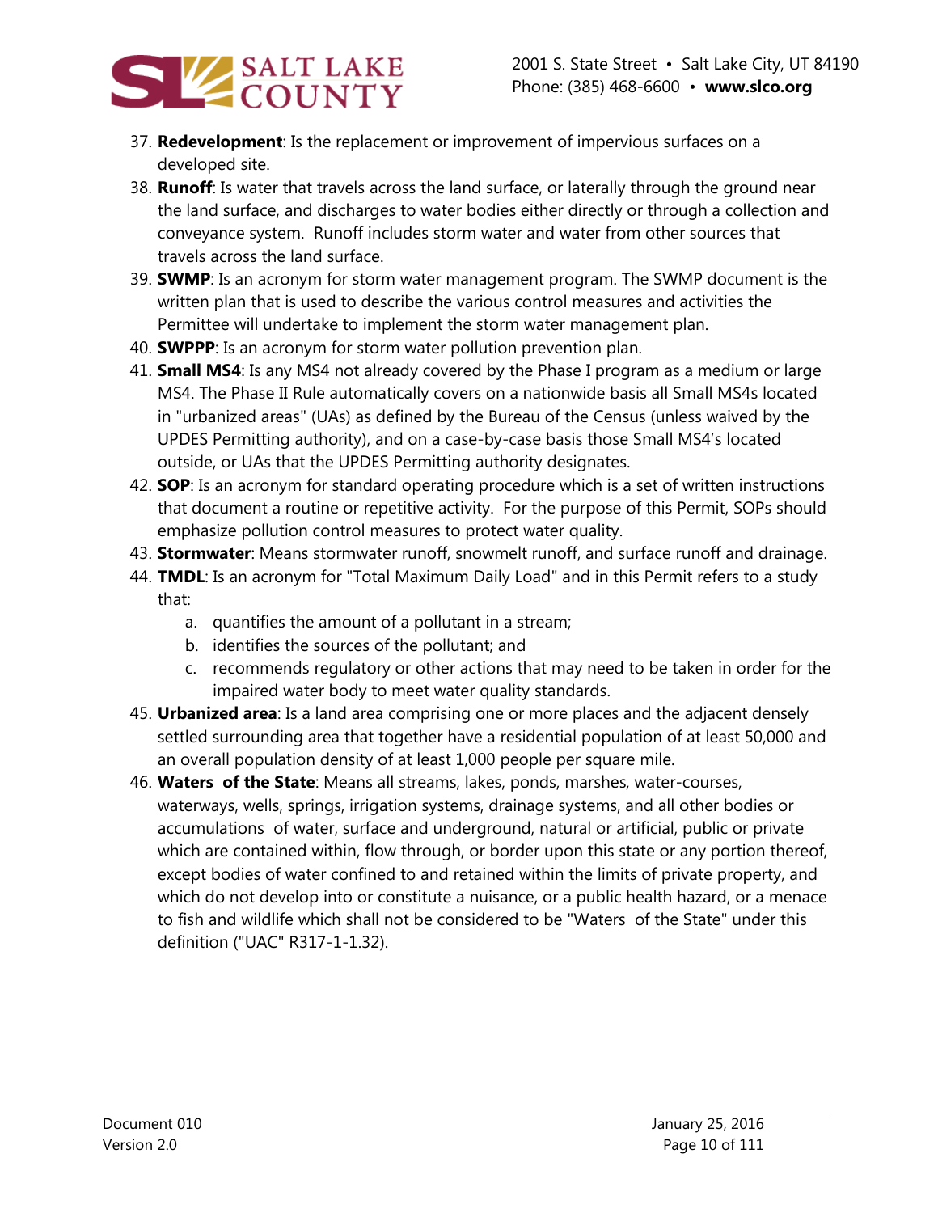37. **Redevelopment**: Is the replacement or improvement of impervious surfaces on a developed site.
38. **Runoff**: Is water that travels across the land surface, or laterally through the ground near the land surface, and discharges to water bodies either directly or through a collection and conveyance system. Runoff includes storm water and water from other sources that travels across the land surface.
39. **SWMP**: Is an acronym for storm water management program. The SWMP document is the written plan that is used to describe the various control measures and activities the Permittee will undertake to implement the storm water management plan.
40. **SWPPP**: Is an acronym for storm water pollution prevention plan.
41. **Small MS4**: Is any MS4 not already covered by the Phase I program as a medium or large MS4. The Phase II Rule automatically covers on a nationwide basis all Small MS4s located in "urbanized areas" (UAs) as defined by the Bureau of the Census (unless waived by the UPDES Permitting authority), and on a case-by-case basis those Small MS4's located outside, or UAs that the UPDES Permitting authority designates.
42. **SOP**: Is an acronym for standard operating procedure which is a set of written instructions that document a routine or repetitive activity. For the purpose of this Permit, SOPs should emphasize pollution control measures to protect water quality.
43. **Stormwater**: Means stormwater runoff, snowmelt runoff, and surface runoff and drainage.
44. **TMDL**: Is an acronym for "Total Maximum Daily Load" and in this Permit refers to a study that:
    a. quantifies the amount of a pollutant in a stream;
    b. identifies the sources of the pollutant; and
    c. recommends regulatory or other actions that may need to be taken in order for the impaired water body to meet water quality standards.
45. **Urbanized area**: Is a land area comprising one or more places and the adjacent densely settled surrounding area that together have a residential population of at least 50,000 and an overall population density of at least 1,000 people per square mile.
46. **Waters of the State**: Means all streams, lakes, ponds, marshes, water-courses, waterways, wells, springs, irrigation systems, drainage systems, and all other bodies or accumulations of water, surface and underground, natural or artificial, public or private which are contained within, flow through, or border upon this state or any portion thereof, except bodies of water confined to and retained within the limits of private property, and which do not develop into or constitute a nuisance, or a public health hazard, or a menace to fish and wildlife which shall not be considered to be "Waters of the State" under this definition ("UAC" R317-1-1.32).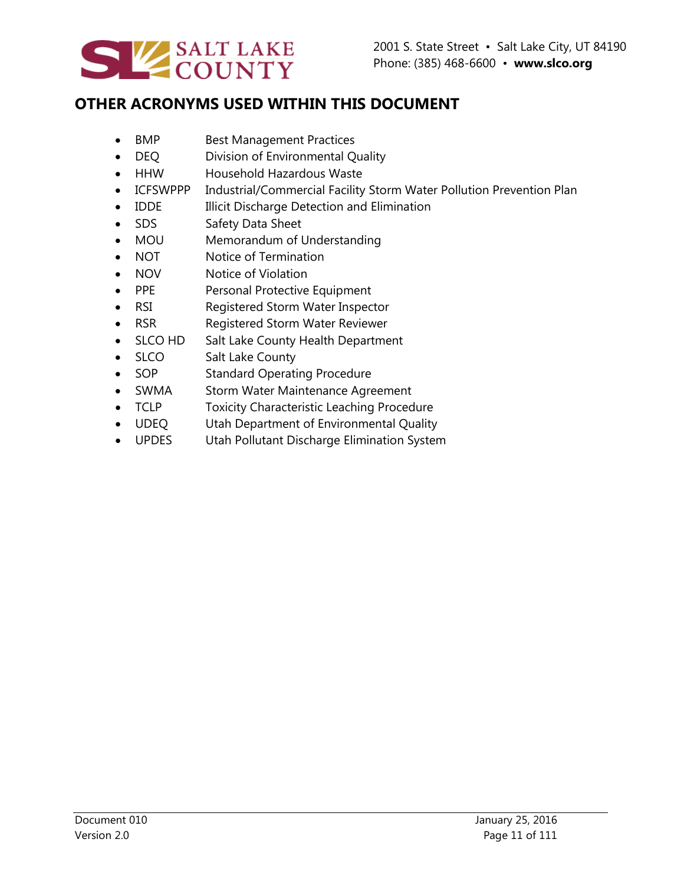## OTHER ACRONYMS USED WITHIN THIS DOCUMENT

- BMP Best Management Practices
- DEQ Division of Environmental Quality
- HHW Household Hazardous Waste
- ICFSWPPP Industrial/Commercial Facility Storm Water Pollution Prevention Plan
- IDDE Illicit Discharge Detection and Elimination
- SDS Safety Data Sheet
- MOU Memorandum of Understanding
- NOT Notice of Termination
- NOV Notice of Violation
- PPE Personal Protective Equipment
- RSI Registered Storm Water Inspector
- RSR Registered Storm Water Reviewer
- SLCO HD Salt Lake County Health Department
- SLCO Salt Lake County
- SOP Standard Operating Procedure
- SWMA Storm Water Maintenance Agreement
- TCLP Toxicity Characteristic Leaching Procedure
- UDEQ Utah Department of Environmental Quality
- UPDES Utah Pollutant Discharge Elimination System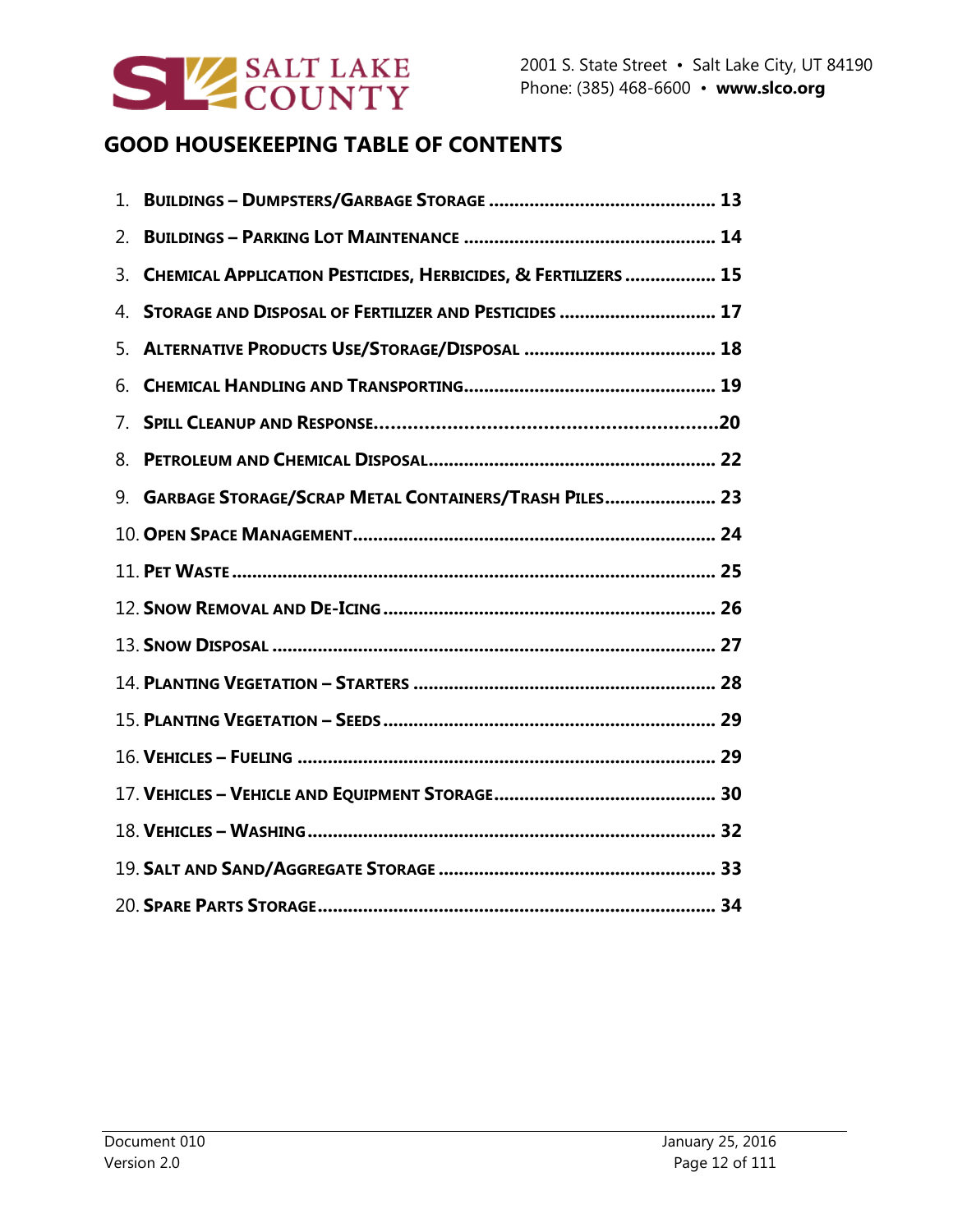## GOOD HOUSEKEEPING TABLE OF CONTENTS

1. **Buildings – Dumpsters/Garbage Storage** ............................................. **13**
2. **Buildings – Parking Lot Maintenance** .................................................. **14**
3. **Chemical Application Pesticides, Herbicides, & Fertilizers** ................. **15**
4. **Storage and Disposal of Fertilizer and Pesticides** ............................... **17**
5. **Alternative Products Use/Storage/Disposal** ...................................... **18**
6. **Chemical Handling and Transporting**................................................. **19**
7. **Spill Cleanup and Response**.............................................................**20**
8. **Petroleum and Chemical Disposal**........................................................ **22**
9. **Garbage Storage/Scrap Metal Containers/Trash Piles**...................... **23**
10. **Open Space Management**........................................................................ **24**
11. **Pet Waste** ................................................................................................ **25**
12. **Snow Removal and De-Icing** ................................................................. **26**
13. **Snow Disposal** ....................................................................................... **27**
14. **Planting Vegetation – Starters** ............................................................ **28**
15. **Planting Vegetation – Seeds** .................................................................. **29**
16. **Vehicles – Fueling** ................................................................................... **29**
17. **Vehicles – Vehicle and Equipment Storage**............................................ **30**
18. **Vehicles – Washing** ................................................................................. **32**
19. **Salt and Sand/Aggregate Storage** ....................................................... **33**
20. **Spare Parts Storage**............................................................................... **34**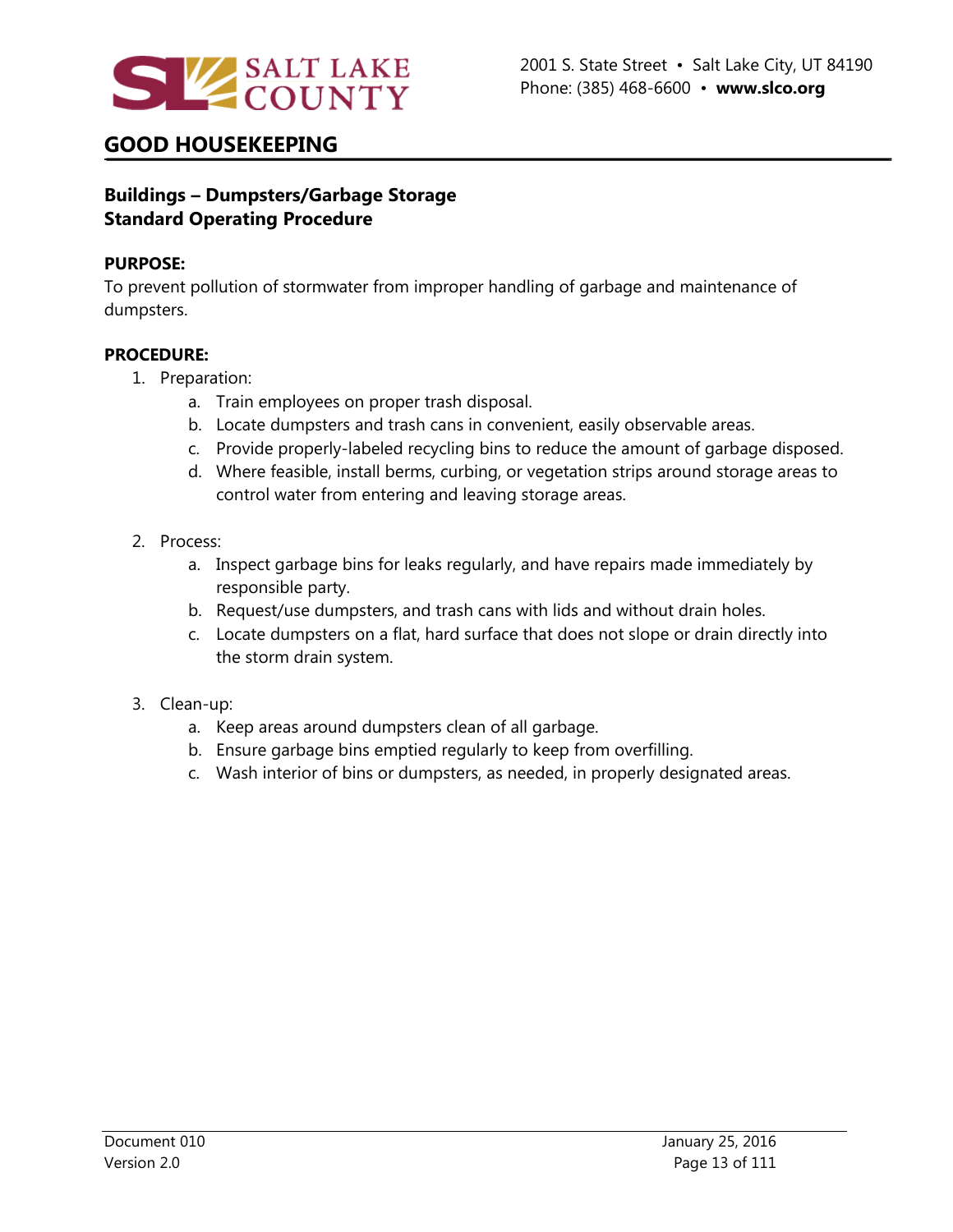## GOOD HOUSEKEEPING

### Buildings – Dumpsters/Garbage Storage
### Standard Operating Procedure

**PURPOSE:**
To prevent pollution of stormwater from improper handling of garbage and maintenance of dumpsters.

**PROCEDURE:**

1. Preparation:
    a. Train employees on proper trash disposal.
    b. Locate dumpsters and trash cans in convenient, easily observable areas.
    c. Provide properly-labeled recycling bins to reduce the amount of garbage disposed.
    d. Where feasible, install berms, curbing, or vegetation strips around storage areas to control water from entering and leaving storage areas.

2. Process:
    a. Inspect garbage bins for leaks regularly, and have repairs made immediately by responsible party.
    b. Request/use dumpsters, and trash cans with lids and without drain holes.
    c. Locate dumpsters on a flat, hard surface that does not slope or drain directly into the storm drain system.

3. Clean-up:
    a. Keep areas around dumpsters clean of all garbage.
    b. Ensure garbage bins emptied regularly to keep from overfilling.
    c. Wash interior of bins or dumpsters, as needed, in properly designated areas.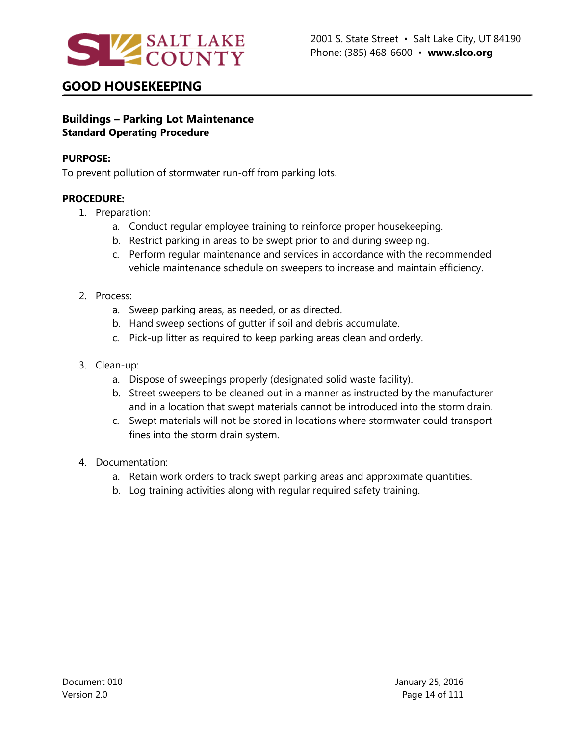## GOOD HOUSEKEEPING

### Buildings – Parking Lot Maintenance

**Standard Operating Procedure**

**PURPOSE:**

To prevent pollution of stormwater run-off from parking lots.

**PROCEDURE:**

1. Preparation:
    a. Conduct regular employee training to reinforce proper housekeeping.
    b. Restrict parking in areas to be swept prior to and during sweeping.
    c. Perform regular maintenance and services in accordance with the recommended vehicle maintenance schedule on sweepers to increase and maintain efficiency.

2. Process:
    a. Sweep parking areas, as needed, or as directed.
    b. Hand sweep sections of gutter if soil and debris accumulate.
    c. Pick-up litter as required to keep parking areas clean and orderly.

3. Clean-up:
    a. Dispose of sweepings properly (designated solid waste facility).
    b. Street sweepers to be cleaned out in a manner as instructed by the manufacturer and in a location that swept materials cannot be introduced into the storm drain.
    c. Swept materials will not be stored in locations where stormwater could transport fines into the storm drain system.

4. Documentation:
    a. Retain work orders to track swept parking areas and approximate quantities.
    b. Log training activities along with regular required safety training.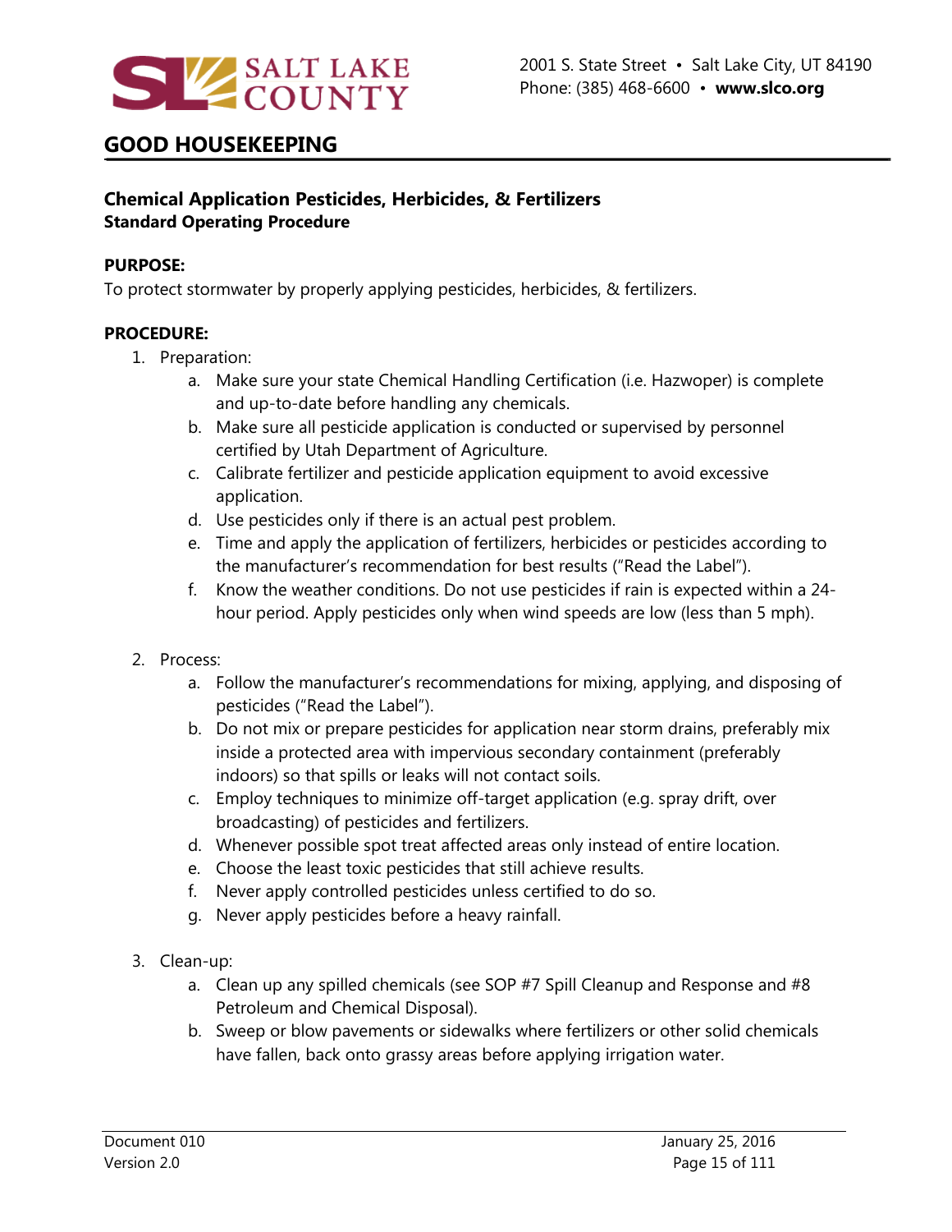## GOOD HOUSEKEEPING

### Chemical Application Pesticides, Herbicides, & Fertilizers
**Standard Operating Procedure**

**PURPOSE:**

To protect stormwater by properly applying pesticides, herbicides, & fertilizers.

**PROCEDURE:**

1. Preparation:
   a. Make sure your state Chemical Handling Certification (i.e. Hazwoper) is complete and up-to-date before handling any chemicals.
   b. Make sure all pesticide application is conducted or supervised by personnel certified by Utah Department of Agriculture.
   c. Calibrate fertilizer and pesticide application equipment to avoid excessive application.
   d. Use pesticides only if there is an actual pest problem.
   e. Time and apply the application of fertilizers, herbicides or pesticides according to the manufacturer's recommendation for best results ("Read the Label").
   f. Know the weather conditions. Do not use pesticides if rain is expected within a 24-hour period. Apply pesticides only when wind speeds are low (less than 5 mph).

2. Process:
   a. Follow the manufacturer's recommendations for mixing, applying, and disposing of pesticides ("Read the Label").
   b. Do not mix or prepare pesticides for application near storm drains, preferably mix inside a protected area with impervious secondary containment (preferably indoors) so that spills or leaks will not contact soils.
   c. Employ techniques to minimize off-target application (e.g. spray drift, over broadcasting) of pesticides and fertilizers.
   d. Whenever possible spot treat affected areas only instead of entire location.
   e. Choose the least toxic pesticides that still achieve results.
   f. Never apply controlled pesticides unless certified to do so.
   g. Never apply pesticides before a heavy rainfall.

3. Clean-up:
   a. Clean up any spilled chemicals (see SOP #7 Spill Cleanup and Response and #8 Petroleum and Chemical Disposal).
   b. Sweep or blow pavements or sidewalks where fertilizers or other solid chemicals have fallen, back onto grassy areas before applying irrigation water.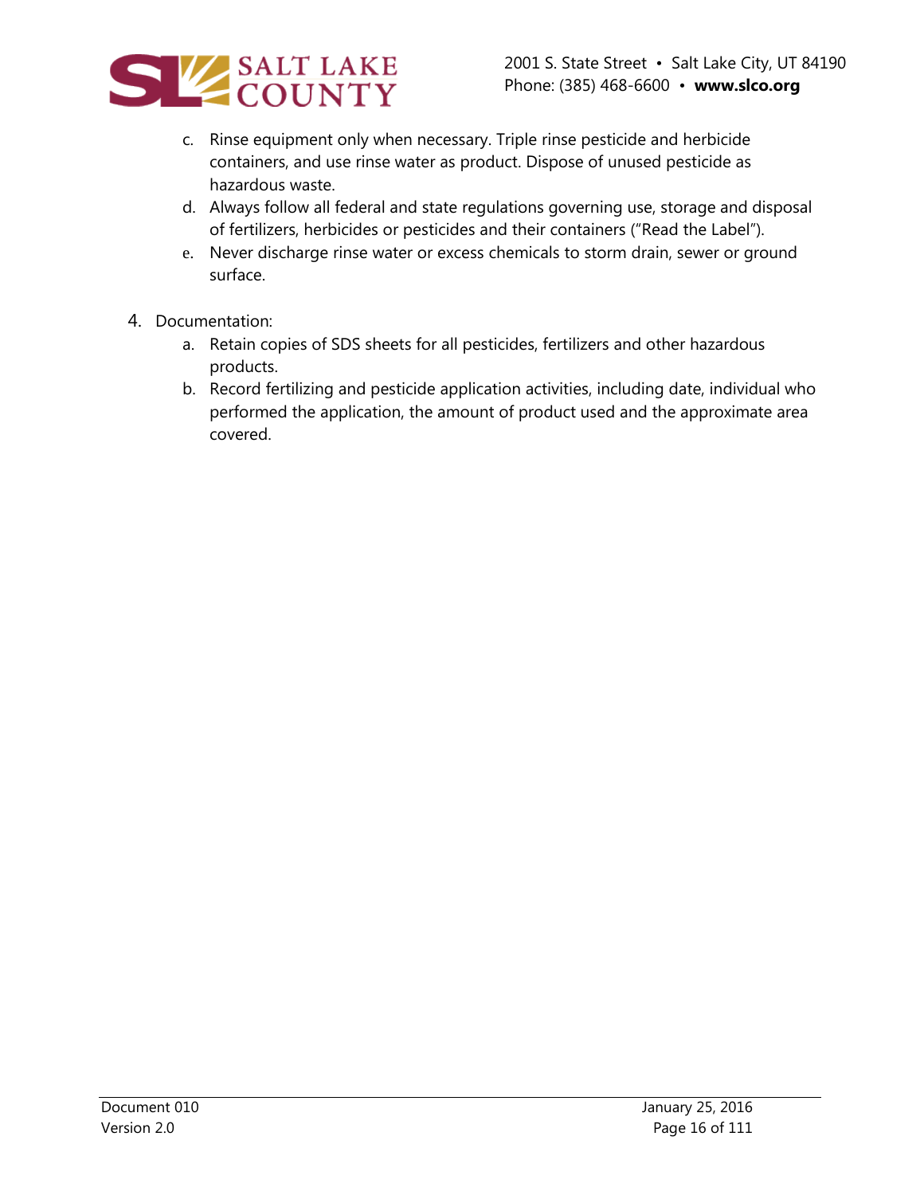c. Rinse equipment only when necessary. Triple rinse pesticide and herbicide containers, and use rinse water as product. Dispose of unused pesticide as hazardous waste.

d. Always follow all federal and state regulations governing use, storage and disposal of fertilizers, herbicides or pesticides and their containers ("Read the Label").

e. Never discharge rinse water or excess chemicals to storm drain, sewer or ground surface.

4. Documentation:

   a. Retain copies of SDS sheets for all pesticides, fertilizers and other hazardous products.

   b. Record fertilizing and pesticide application activities, including date, individual who performed the application, the amount of product used and the approximate area covered.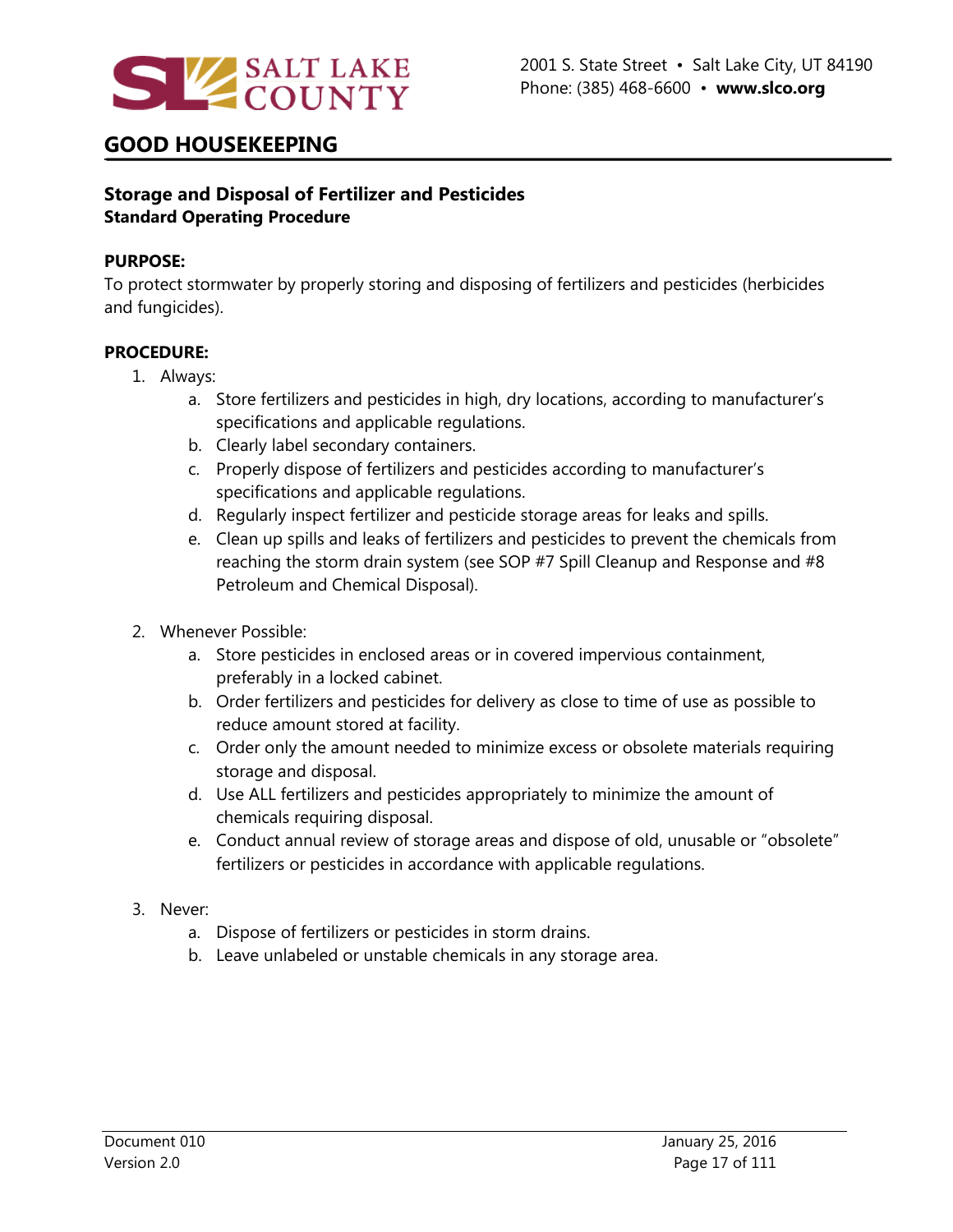## GOOD HOUSEKEEPING

**Storage and Disposal of Fertilizer and Pesticides**
**Standard Operating Procedure**

**PURPOSE:**
To protect stormwater by properly storing and disposing of fertilizers and pesticides (herbicides and fungicides).

**PROCEDURE:**

1. Always:
   a. Store fertilizers and pesticides in high, dry locations, according to manufacturer's specifications and applicable regulations.
   b. Clearly label secondary containers.
   c. Properly dispose of fertilizers and pesticides according to manufacturer's specifications and applicable regulations.
   d. Regularly inspect fertilizer and pesticide storage areas for leaks and spills.
   e. Clean up spills and leaks of fertilizers and pesticides to prevent the chemicals from reaching the storm drain system (see SOP #7 Spill Cleanup and Response and #8 Petroleum and Chemical Disposal).

2. Whenever Possible:
   a. Store pesticides in enclosed areas or in covered impervious containment, preferably in a locked cabinet.
   b. Order fertilizers and pesticides for delivery as close to time of use as possible to reduce amount stored at facility.
   c. Order only the amount needed to minimize excess or obsolete materials requiring storage and disposal.
   d. Use ALL fertilizers and pesticides appropriately to minimize the amount of chemicals requiring disposal.
   e. Conduct annual review of storage areas and dispose of old, unusable or "obsolete" fertilizers or pesticides in accordance with applicable regulations.

3. Never:
   a. Dispose of fertilizers or pesticides in storm drains.
   b. Leave unlabeled or unstable chemicals in any storage area.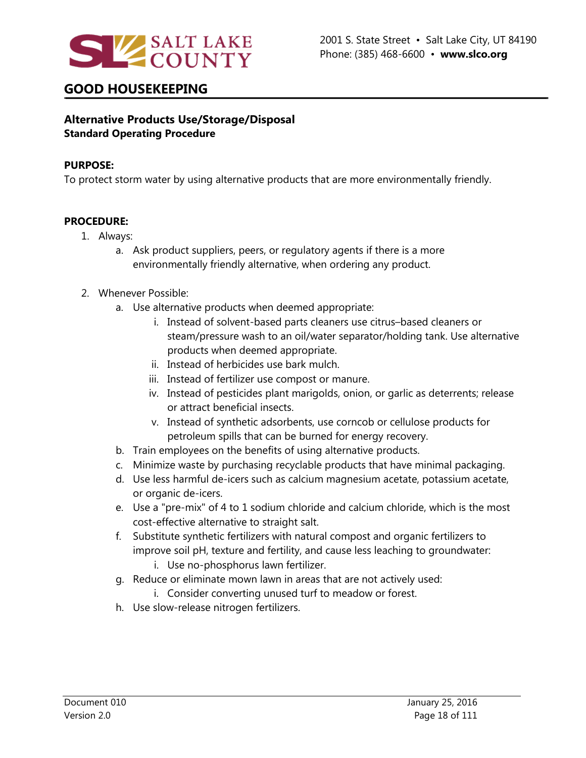## GOOD HOUSEKEEPING

**Alternative Products Use/Storage/Disposal**
**Standard Operating Procedure**

**PURPOSE:**
To protect storm water by using alternative products that are more environmentally friendly.

**PROCEDURE:**

1. Always:
    a. Ask product suppliers, peers, or regulatory agents if there is a more environmentally friendly alternative, when ordering any product.

2. Whenever Possible:
    a. Use alternative products when deemed appropriate:
        i. Instead of solvent-based parts cleaners use citrus–based cleaners or steam/pressure wash to an oil/water separator/holding tank. Use alternative products when deemed appropriate.
        ii. Instead of herbicides use bark mulch.
        iii. Instead of fertilizer use compost or manure.
        iv. Instead of pesticides plant marigolds, onion, or garlic as deterrents; release or attract beneficial insects.
        v. Instead of synthetic adsorbents, use corncob or cellulose products for petroleum spills that can be burned for energy recovery.
    b. Train employees on the benefits of using alternative products.
    c. Minimize waste by purchasing recyclable products that have minimal packaging.
    d. Use less harmful de-icers such as calcium magnesium acetate, potassium acetate, or organic de-icers.
    e. Use a "pre-mix" of 4 to 1 sodium chloride and calcium chloride, which is the most cost-effective alternative to straight salt.
    f. Substitute synthetic fertilizers with natural compost and organic fertilizers to improve soil pH, texture and fertility, and cause less leaching to groundwater:
        i. Use no-phosphorus lawn fertilizer.
    g. Reduce or eliminate mown lawn in areas that are not actively used:
        i. Consider converting unused turf to meadow or forest.
    h. Use slow-release nitrogen fertilizers.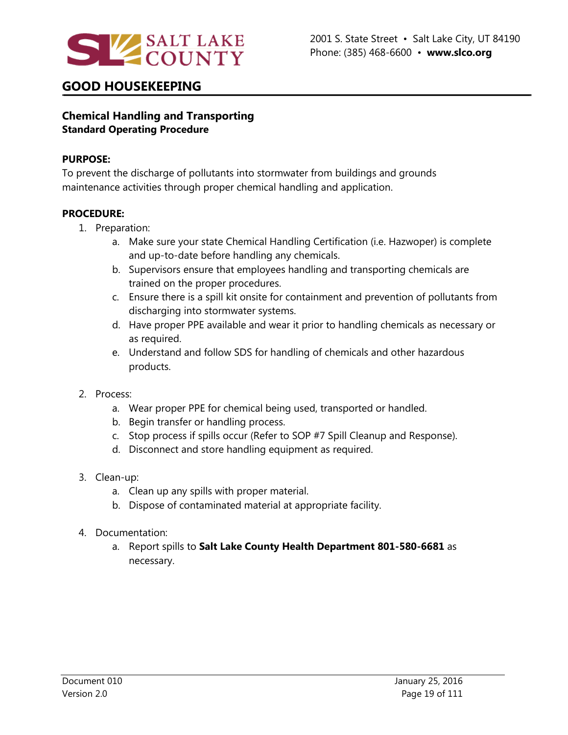## GOOD HOUSEKEEPING

**Chemical Handling and Transporting**
**Standard Operating Procedure**

**PURPOSE:**
To prevent the discharge of pollutants into stormwater from buildings and grounds maintenance activities through proper chemical handling and application.

**PROCEDURE:**

1. Preparation:
    a. Make sure your state Chemical Handling Certification (i.e. Hazwoper) is complete and up-to-date before handling any chemicals.
    b. Supervisors ensure that employees handling and transporting chemicals are trained on the proper procedures.
    c. Ensure there is a spill kit onsite for containment and prevention of pollutants from discharging into stormwater systems.
    d. Have proper PPE available and wear it prior to handling chemicals as necessary or as required.
    e. Understand and follow SDS for handling of chemicals and other hazardous products.

2. Process:
    a. Wear proper PPE for chemical being used, transported or handled.
    b. Begin transfer or handling process.
    c. Stop process if spills occur (Refer to SOP #7 Spill Cleanup and Response).
    d. Disconnect and store handling equipment as required.

3. Clean-up:
    a. Clean up any spills with proper material.
    b. Dispose of contaminated material at appropriate facility.

4. Documentation:
    a. Report spills to **Salt Lake County Health Department 801-580-6681** as necessary.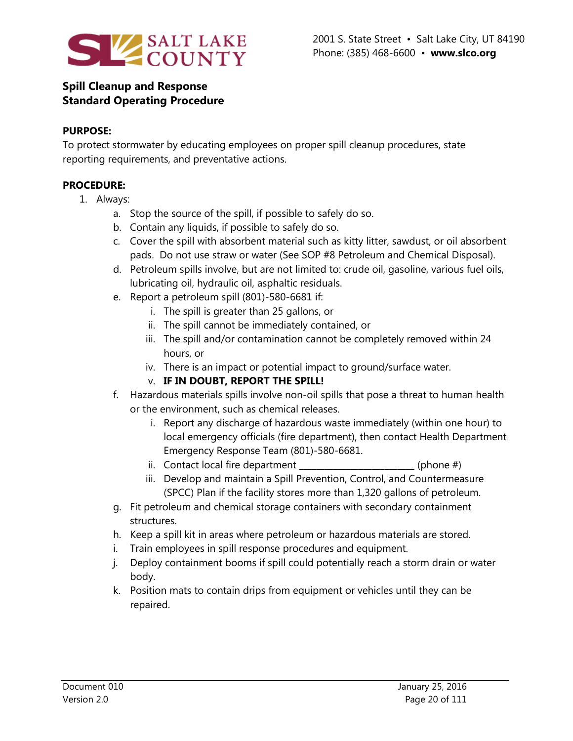SALT LAKE COUNTY

2001 S. State Street • Salt Lake City, UT 84190
Phone: (385) 468-6600 • **www.slco.org**

**Spill Cleanup and Response**
**Standard Operating Procedure**

**PURPOSE:**
To protect stormwater by educating employees on proper spill cleanup procedures, state reporting requirements, and preventative actions.

**PROCEDURE:**

1. Always:
   a. Stop the source of the spill, if possible to safely do so.
   b. Contain any liquids, if possible to safely do so.
   c. Cover the spill with absorbent material such as kitty litter, sawdust, or oil absorbent pads. Do not use straw or water (See SOP #8 Petroleum and Chemical Disposal).
   d. Petroleum spills involve, but are not limited to: crude oil, gasoline, various fuel oils, lubricating oil, hydraulic oil, asphaltic residuals.
   e. Report a petroleum spill (801)-580-6681 if:
      i. The spill is greater than 25 gallons, or
      ii. The spill cannot be immediately contained, or
      iii. The spill and/or contamination cannot be completely removed within 24 hours, or
      iv. There is an impact or potential impact to ground/surface water.
      v. **IF IN DOUBT, REPORT THE SPILL!**
   f. Hazardous materials spills involve non-oil spills that pose a threat to human health or the environment, such as chemical releases.
      i. Report any discharge of hazardous waste immediately (within one hour) to local emergency officials (fire department), then contact Health Department Emergency Response Team (801)-580-6681.
      ii. Contact local fire department ________________________ (phone #)
      iii. Develop and maintain a Spill Prevention, Control, and Countermeasure (SPCC) Plan if the facility stores more than 1,320 gallons of petroleum.
   g. Fit petroleum and chemical storage containers with secondary containment structures.
   h. Keep a spill kit in areas where petroleum or hazardous materials are stored.
   i. Train employees in spill response procedures and equipment.
   j. Deploy containment booms if spill could potentially reach a storm drain or water body.
   k. Position mats to contain drips from equipment or vehicles until they can be repaired.

Document 010
Version 2.0

January 25, 2016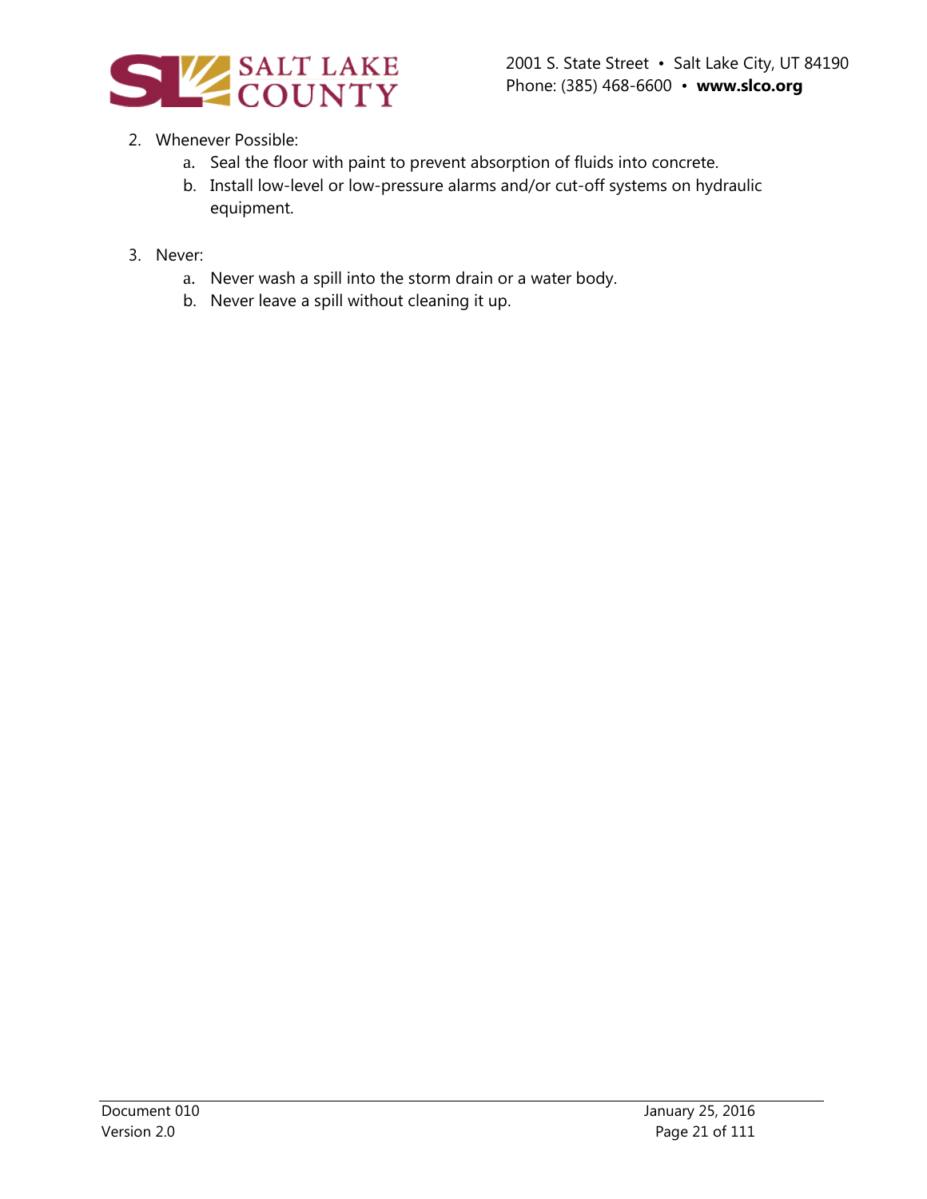2. Whenever Possible:
    a. Seal the floor with paint to prevent absorption of fluids into concrete.
    b. Install low-level or low-pressure alarms and/or cut-off systems on hydraulic equipment.

3. Never:
    a. Never wash a spill into the storm drain or a water body.
    b. Never leave a spill without cleaning it up.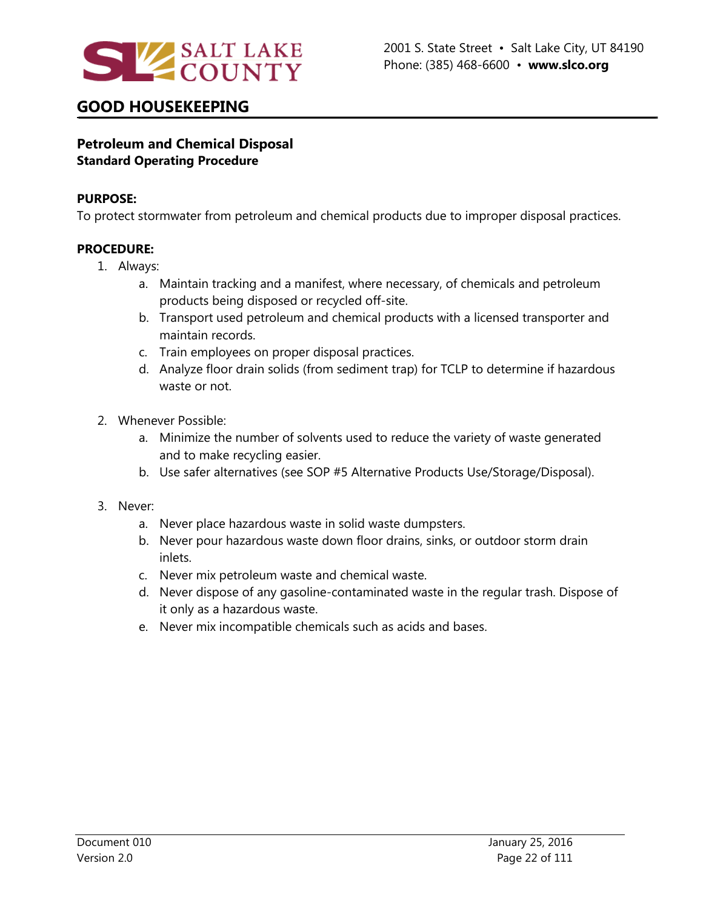## GOOD HOUSEKEEPING

**Petroleum and Chemical Disposal**
**Standard Operating Procedure**

**PURPOSE:**
To protect stormwater from petroleum and chemical products due to improper disposal practices.

**PROCEDURE:**

1. Always:
   a. Maintain tracking and a manifest, where necessary, of chemicals and petroleum products being disposed or recycled off-site.
   b. Transport used petroleum and chemical products with a licensed transporter and maintain records.
   c. Train employees on proper disposal practices.
   d. Analyze floor drain solids (from sediment trap) for TCLP to determine if hazardous waste or not.

2. Whenever Possible:
   a. Minimize the number of solvents used to reduce the variety of waste generated and to make recycling easier.
   b. Use safer alternatives (see SOP #5 Alternative Products Use/Storage/Disposal).

3. Never:
   a. Never place hazardous waste in solid waste dumpsters.
   b. Never pour hazardous waste down floor drains, sinks, or outdoor storm drain inlets.
   c. Never mix petroleum waste and chemical waste.
   d. Never dispose of any gasoline-contaminated waste in the regular trash. Dispose of it only as a hazardous waste.
   e. Never mix incompatible chemicals such as acids and bases.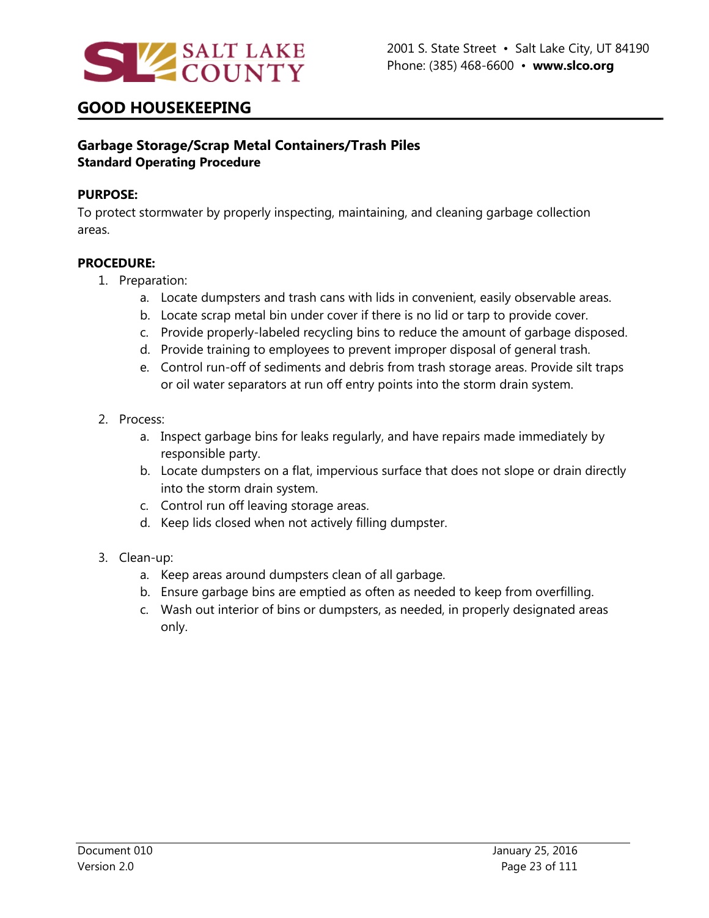# GOOD HOUSEKEEPING

## Garbage Storage/Scrap Metal Containers/Trash Piles
**Standard Operating Procedure**

**PURPOSE:**

To protect stormwater by properly inspecting, maintaining, and cleaning garbage collection areas.

**PROCEDURE:**

1. Preparation:
   a. Locate dumpsters and trash cans with lids in convenient, easily observable areas.
   b. Locate scrap metal bin under cover if there is no lid or tarp to provide cover.
   c. Provide properly-labeled recycling bins to reduce the amount of garbage disposed.
   d. Provide training to employees to prevent improper disposal of general trash.
   e. Control run-off of sediments and debris from trash storage areas. Provide silt traps or oil water separators at run off entry points into the storm drain system.

2. Process:
   a. Inspect garbage bins for leaks regularly, and have repairs made immediately by responsible party.
   b. Locate dumpsters on a flat, impervious surface that does not slope or drain directly into the storm drain system.
   c. Control run off leaving storage areas.
   d. Keep lids closed when not actively filling dumpster.

3. Clean-up:
   a. Keep areas around dumpsters clean of all garbage.
   b. Ensure garbage bins are emptied as often as needed to keep from overfilling.
   c. Wash out interior of bins or dumpsters, as needed, in properly designated areas only.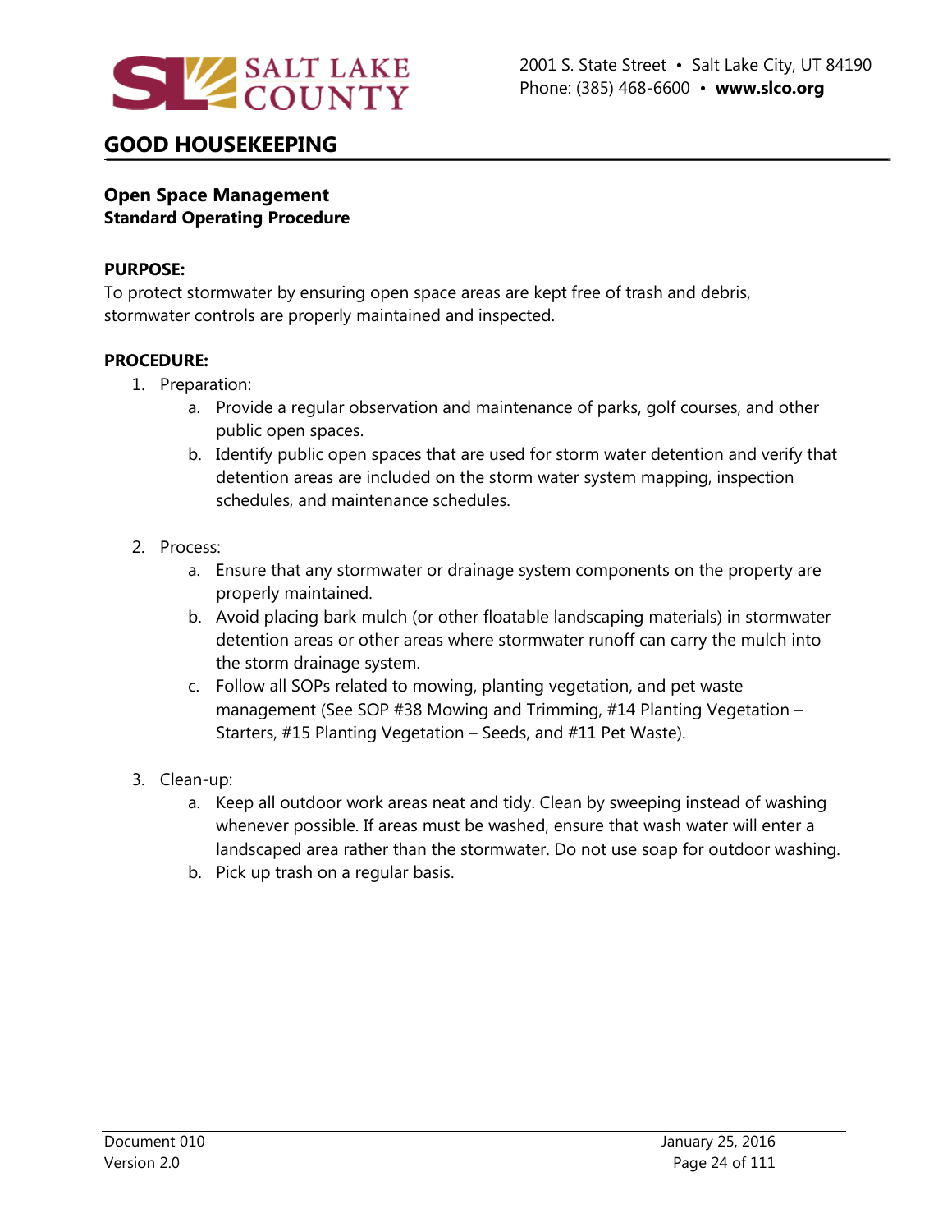## GOOD HOUSEKEEPING

**Open Space Management**
**Standard Operating Procedure**

**PURPOSE:**
To protect stormwater by ensuring open space areas are kept free of trash and debris, stormwater controls are properly maintained and inspected.

**PROCEDURE:**

1. Preparation:
    a. Provide a regular observation and maintenance of parks, golf courses, and other public open spaces.
    b. Identify public open spaces that are used for storm water detention and verify that detention areas are included on the storm water system mapping, inspection schedules, and maintenance schedules.

2. Process:
    a. Ensure that any stormwater or drainage system components on the property are properly maintained.
    b. Avoid placing bark mulch (or other floatable landscaping materials) in stormwater detention areas or other areas where stormwater runoff can carry the mulch into the storm drainage system.
    c. Follow all SOPs related to mowing, planting vegetation, and pet waste management (See SOP #38 Mowing and Trimming, #14 Planting Vegetation – Starters, #15 Planting Vegetation – Seeds, and #11 Pet Waste).

3. Clean-up:
    a. Keep all outdoor work areas neat and tidy. Clean by sweeping instead of washing whenever possible. If areas must be washed, ensure that wash water will enter a landscaped area rather than the stormwater. Do not use soap for outdoor washing.
    b. Pick up trash on a regular basis.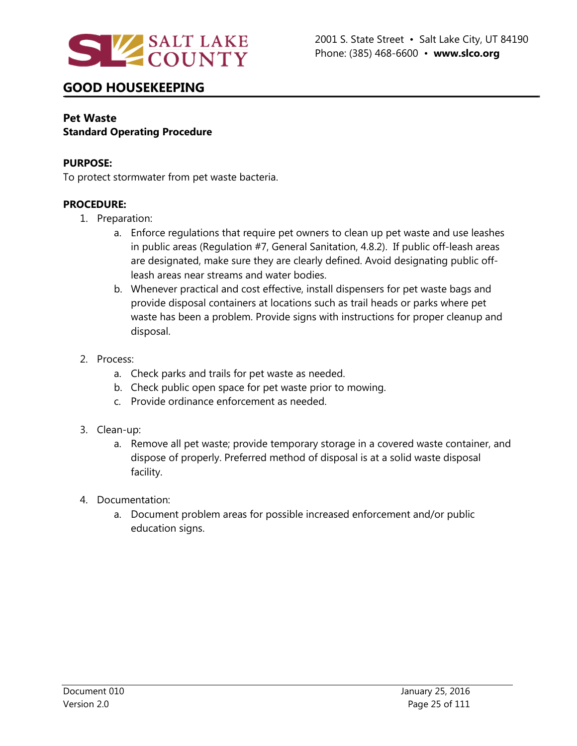## GOOD HOUSEKEEPING

**Pet Waste**
**Standard Operating Procedure**

**PURPOSE:**
To protect stormwater from pet waste bacteria.

**PROCEDURE:**

1. Preparation:
   a. Enforce regulations that require pet owners to clean up pet waste and use leashes in public areas (Regulation #7, General Sanitation, 4.8.2). If public off-leash areas are designated, make sure they are clearly defined. Avoid designating public off-leash areas near streams and water bodies.
   b. Whenever practical and cost effective, install dispensers for pet waste bags and provide disposal containers at locations such as trail heads or parks where pet waste has been a problem. Provide signs with instructions for proper cleanup and disposal.

2. Process:
   a. Check parks and trails for pet waste as needed.
   b. Check public open space for pet waste prior to mowing.
   c. Provide ordinance enforcement as needed.

3. Clean-up:
   a. Remove all pet waste; provide temporary storage in a covered waste container, and dispose of properly. Preferred method of disposal is at a solid waste disposal facility.

4. Documentation:
   a. Document problem areas for possible increased enforcement and/or public education signs.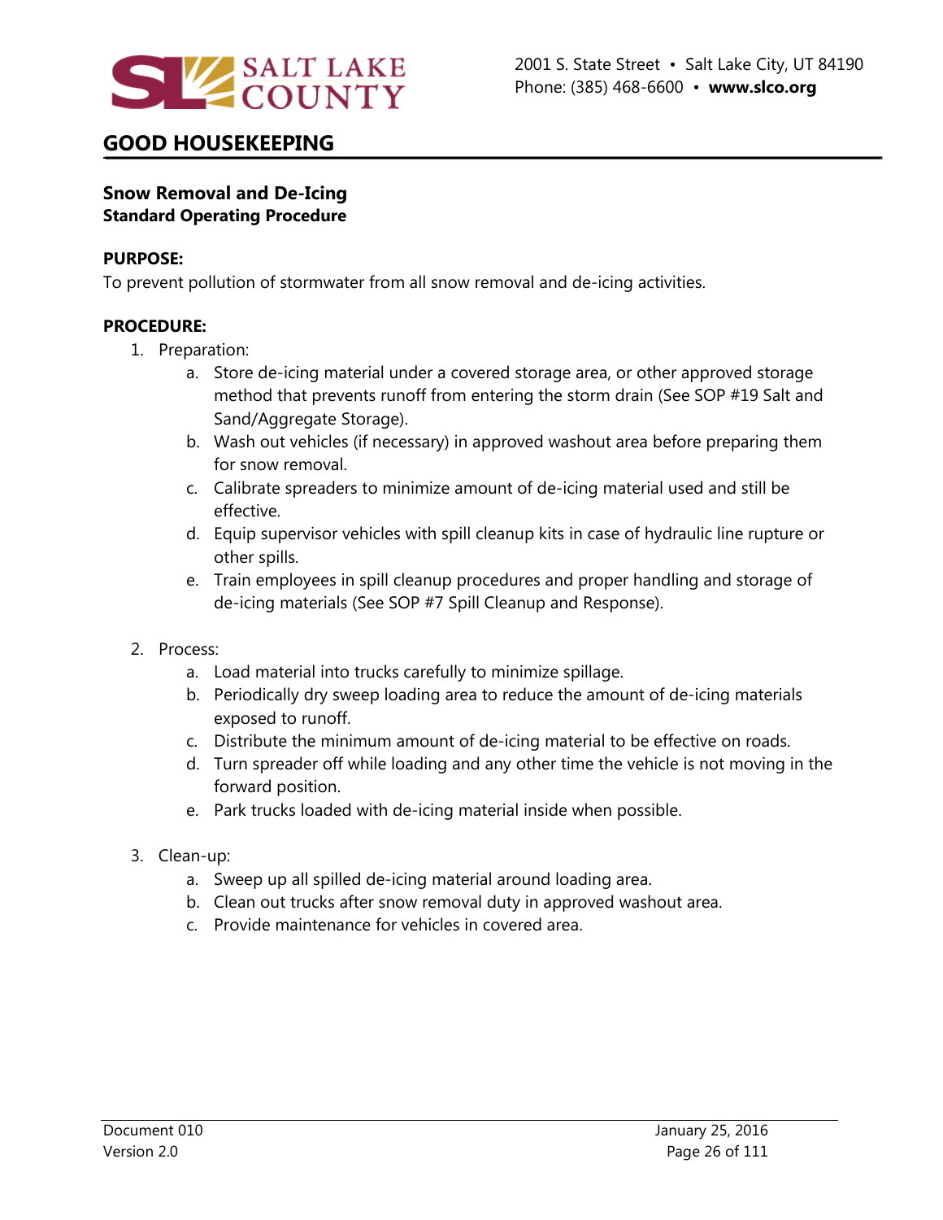## GOOD HOUSEKEEPING

**Snow Removal and De-Icing**
**Standard Operating Procedure**

**PURPOSE:**
To prevent pollution of stormwater from all snow removal and de-icing activities.

**PROCEDURE:**

1. Preparation:
   a. Store de-icing material under a covered storage area, or other approved storage method that prevents runoff from entering the storm drain (See SOP #19 Salt and Sand/Aggregate Storage).
   b. Wash out vehicles (if necessary) in approved washout area before preparing them for snow removal.
   c. Calibrate spreaders to minimize amount of de-icing material used and still be effective.
   d. Equip supervisor vehicles with spill cleanup kits in case of hydraulic line rupture or other spills.
   e. Train employees in spill cleanup procedures and proper handling and storage of de-icing materials (See SOP #7 Spill Cleanup and Response).

2. Process:
   a. Load material into trucks carefully to minimize spillage.
   b. Periodically dry sweep loading area to reduce the amount of de-icing materials exposed to runoff.
   c. Distribute the minimum amount of de-icing material to be effective on roads.
   d. Turn spreader off while loading and any other time the vehicle is not moving in the forward position.
   e. Park trucks loaded with de-icing material inside when possible.

3. Clean-up:
   a. Sweep up all spilled de-icing material around loading area.
   b. Clean out trucks after snow removal duty in approved washout area.
   c. Provide maintenance for vehicles in covered area.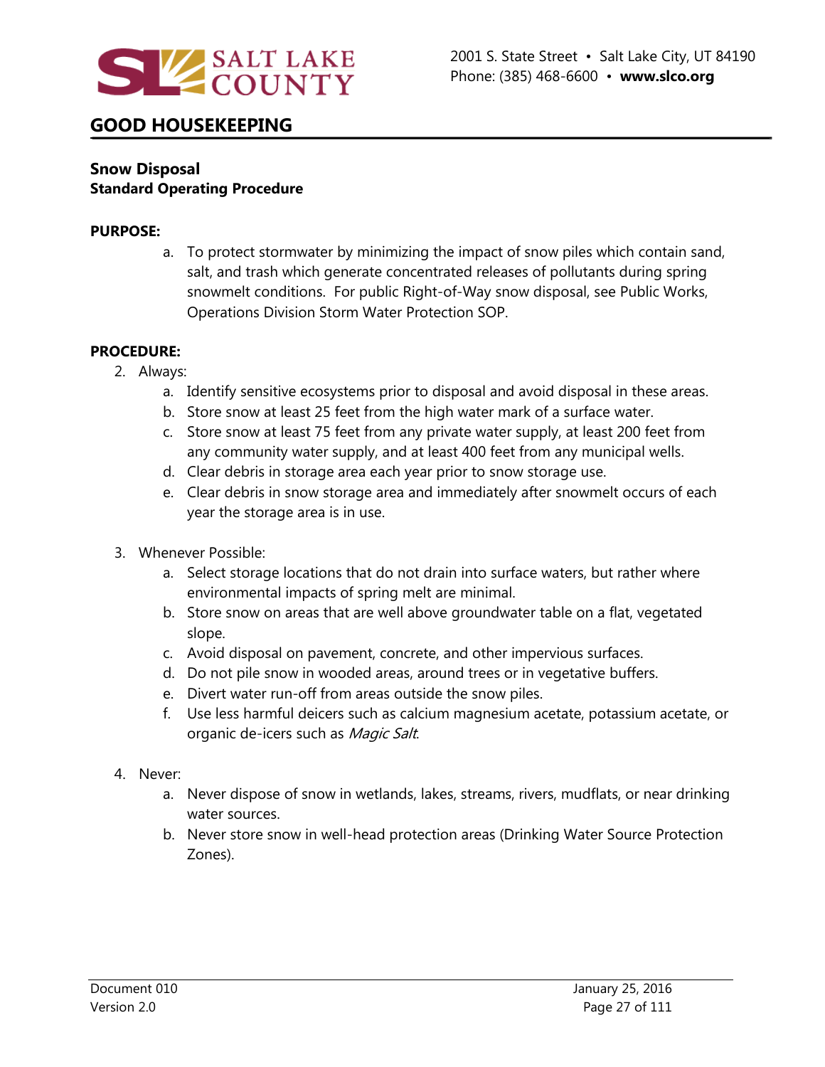## GOOD HOUSEKEEPING

### Snow Disposal
**Standard Operating Procedure**

**PURPOSE:**

a. To protect stormwater by minimizing the impact of snow piles which contain sand, salt, and trash which generate concentrated releases of pollutants during spring snowmelt conditions. For public Right-of-Way snow disposal, see Public Works, Operations Division Storm Water Protection SOP.

**PROCEDURE:**

2. Always:
   a. Identify sensitive ecosystems prior to disposal and avoid disposal in these areas.
   b. Store snow at least 25 feet from the high water mark of a surface water.
   c. Store snow at least 75 feet from any private water supply, at least 200 feet from any community water supply, and at least 400 feet from any municipal wells.
   d. Clear debris in storage area each year prior to snow storage use.
   e. Clear debris in snow storage area and immediately after snowmelt occurs of each year the storage area is in use.

3. Whenever Possible:
   a. Select storage locations that do not drain into surface waters, but rather where environmental impacts of spring melt are minimal.
   b. Store snow on areas that are well above groundwater table on a flat, vegetated slope.
   c. Avoid disposal on pavement, concrete, and other impervious surfaces.
   d. Do not pile snow in wooded areas, around trees or in vegetative buffers.
   e. Divert water run-off from areas outside the snow piles.
   f. Use less harmful deicers such as calcium magnesium acetate, potassium acetate, or organic de-icers such as *Magic Salt*.

4. Never:
   a. Never dispose of snow in wetlands, lakes, streams, rivers, mudflats, or near drinking water sources.
   b. Never store snow in well-head protection areas (Drinking Water Source Protection Zones).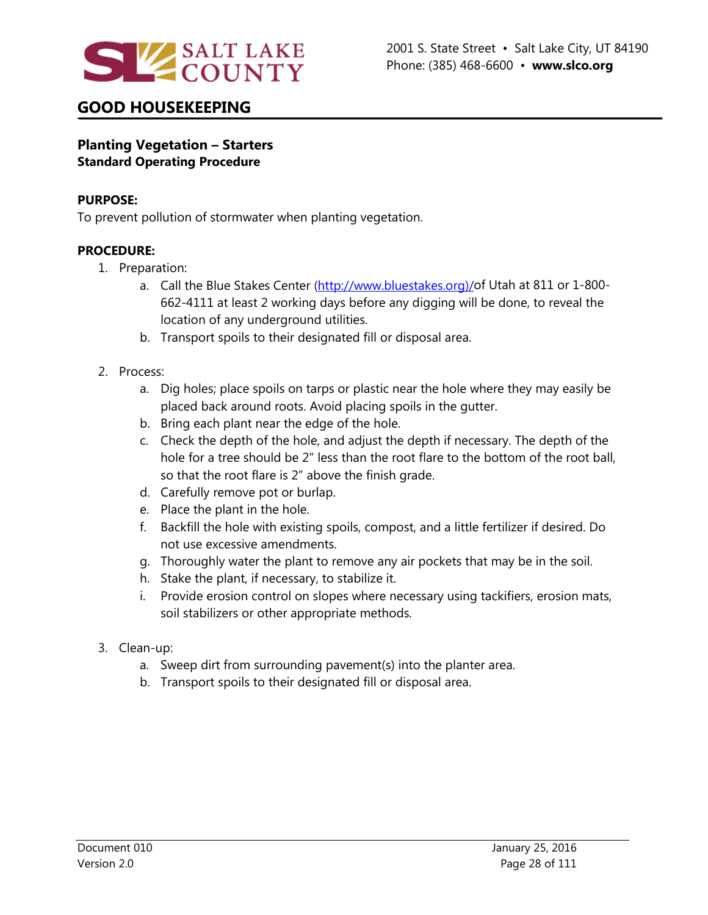# GOOD HOUSEKEEPING

## Planting Vegetation – Starters
**Standard Operating Procedure**

**PURPOSE:**
To prevent pollution of stormwater when planting vegetation.

**PROCEDURE:**

1. Preparation:
   a. Call the Blue Stakes Center (http://www.bluestakes.org)/of Utah at 811 or 1-800-662-4111 at least 2 working days before any digging will be done, to reveal the location of any underground utilities.
   b. Transport spoils to their designated fill or disposal area.

2. Process:
   a. Dig holes; place spoils on tarps or plastic near the hole where they may easily be placed back around roots. Avoid placing spoils in the gutter.
   b. Bring each plant near the edge of the hole.
   c. Check the depth of the hole, and adjust the depth if necessary. The depth of the hole for a tree should be 2" less than the root flare to the bottom of the root ball, so that the root flare is 2" above the finish grade.
   d. Carefully remove pot or burlap.
   e. Place the plant in the hole.
   f. Backfill the hole with existing spoils, compost, and a little fertilizer if desired. Do not use excessive amendments.
   g. Thoroughly water the plant to remove any air pockets that may be in the soil.
   h. Stake the plant, if necessary, to stabilize it.
   i. Provide erosion control on slopes where necessary using tackifiers, erosion mats, soil stabilizers or other appropriate methods.

3. Clean-up:
   a. Sweep dirt from surrounding pavement(s) into the planter area.
   b. Transport spoils to their designated fill or disposal area.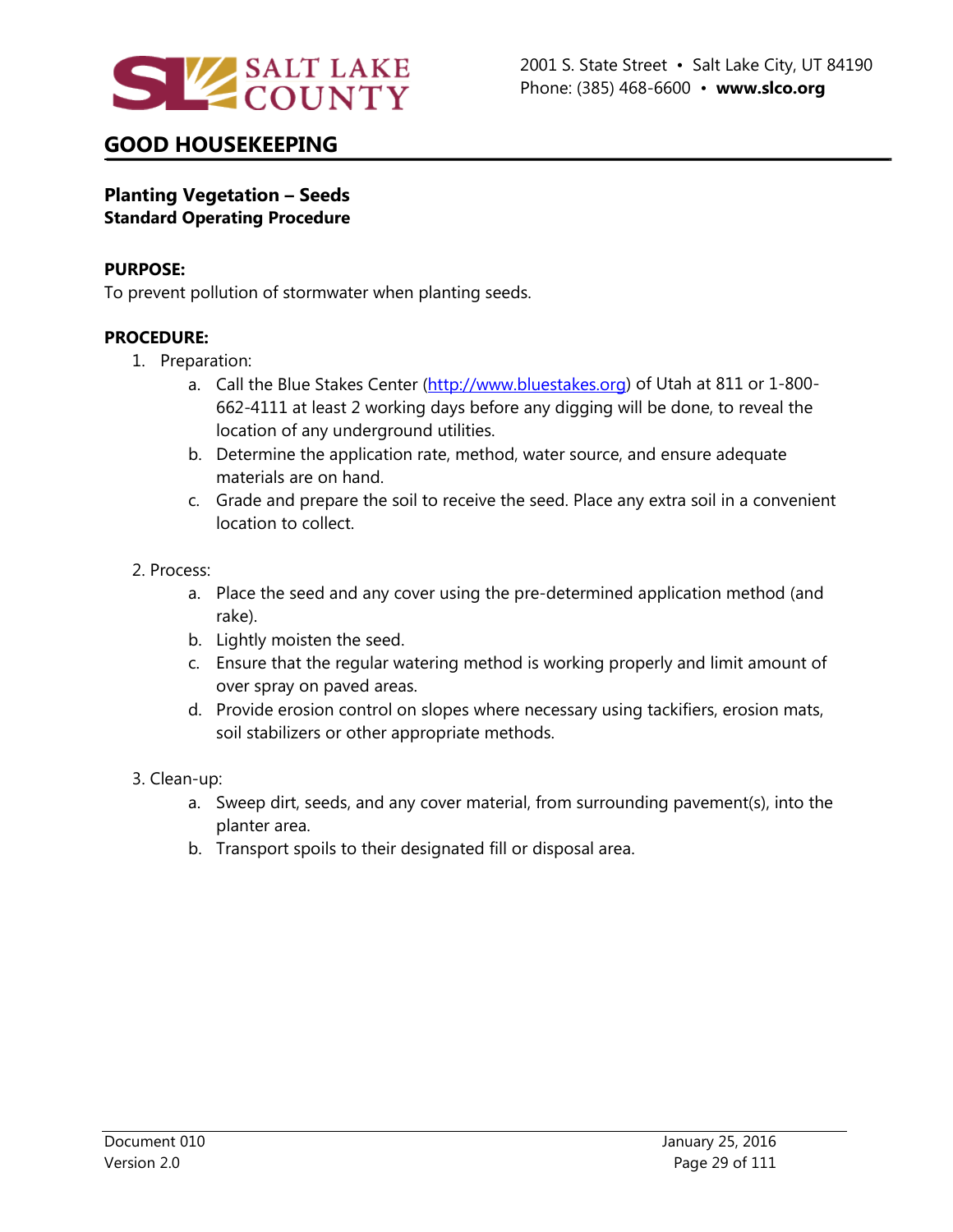## GOOD HOUSEKEEPING

**Planting Vegetation – Seeds**
**Standard Operating Procedure**

**PURPOSE:**
To prevent pollution of stormwater when planting seeds.

**PROCEDURE:**

1. Preparation:
    a. Call the Blue Stakes Center (http://www.bluestakes.org) of Utah at 811 or 1-800-662-4111 at least 2 working days before any digging will be done, to reveal the location of any underground utilities.
    b. Determine the application rate, method, water source, and ensure adequate materials are on hand.
    c. Grade and prepare the soil to receive the seed. Place any extra soil in a convenient location to collect.

2. Process:
    a. Place the seed and any cover using the pre-determined application method (and rake).
    b. Lightly moisten the seed.
    c. Ensure that the regular watering method is working properly and limit amount of over spray on paved areas.
    d. Provide erosion control on slopes where necessary using tackifiers, erosion mats, soil stabilizers or other appropriate methods.

3. Clean-up:
    a. Sweep dirt, seeds, and any cover material, from surrounding pavement(s), into the planter area.
    b. Transport spoils to their designated fill or disposal area.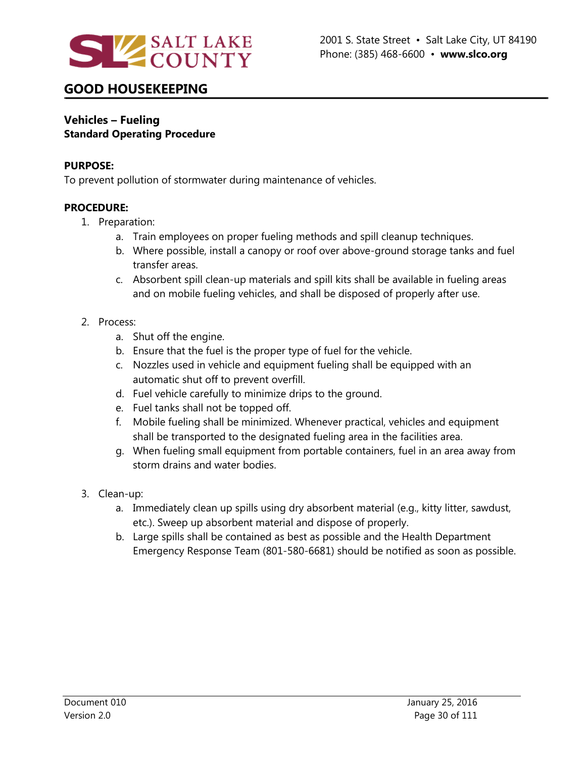## GOOD HOUSEKEEPING

**Vehicles – Fueling**
**Standard Operating Procedure**

**PURPOSE:**
To prevent pollution of stormwater during maintenance of vehicles.

**PROCEDURE:**

1. Preparation:
    a. Train employees on proper fueling methods and spill cleanup techniques.
    b. Where possible, install a canopy or roof over above-ground storage tanks and fuel transfer areas.
    c. Absorbent spill clean-up materials and spill kits shall be available in fueling areas and on mobile fueling vehicles, and shall be disposed of properly after use.

2. Process:
    a. Shut off the engine.
    b. Ensure that the fuel is the proper type of fuel for the vehicle.
    c. Nozzles used in vehicle and equipment fueling shall be equipped with an automatic shut off to prevent overfill.
    d. Fuel vehicle carefully to minimize drips to the ground.
    e. Fuel tanks shall not be topped off.
    f. Mobile fueling shall be minimized. Whenever practical, vehicles and equipment shall be transported to the designated fueling area in the facilities area.
    g. When fueling small equipment from portable containers, fuel in an area away from storm drains and water bodies.

3. Clean-up:
    a. Immediately clean up spills using dry absorbent material (e.g., kitty litter, sawdust, etc.). Sweep up absorbent material and dispose of properly.
    b. Large spills shall be contained as best as possible and the Health Department Emergency Response Team (801-580-6681) should be notified as soon as possible.

Document 010
Version 2.0

January 25, 2016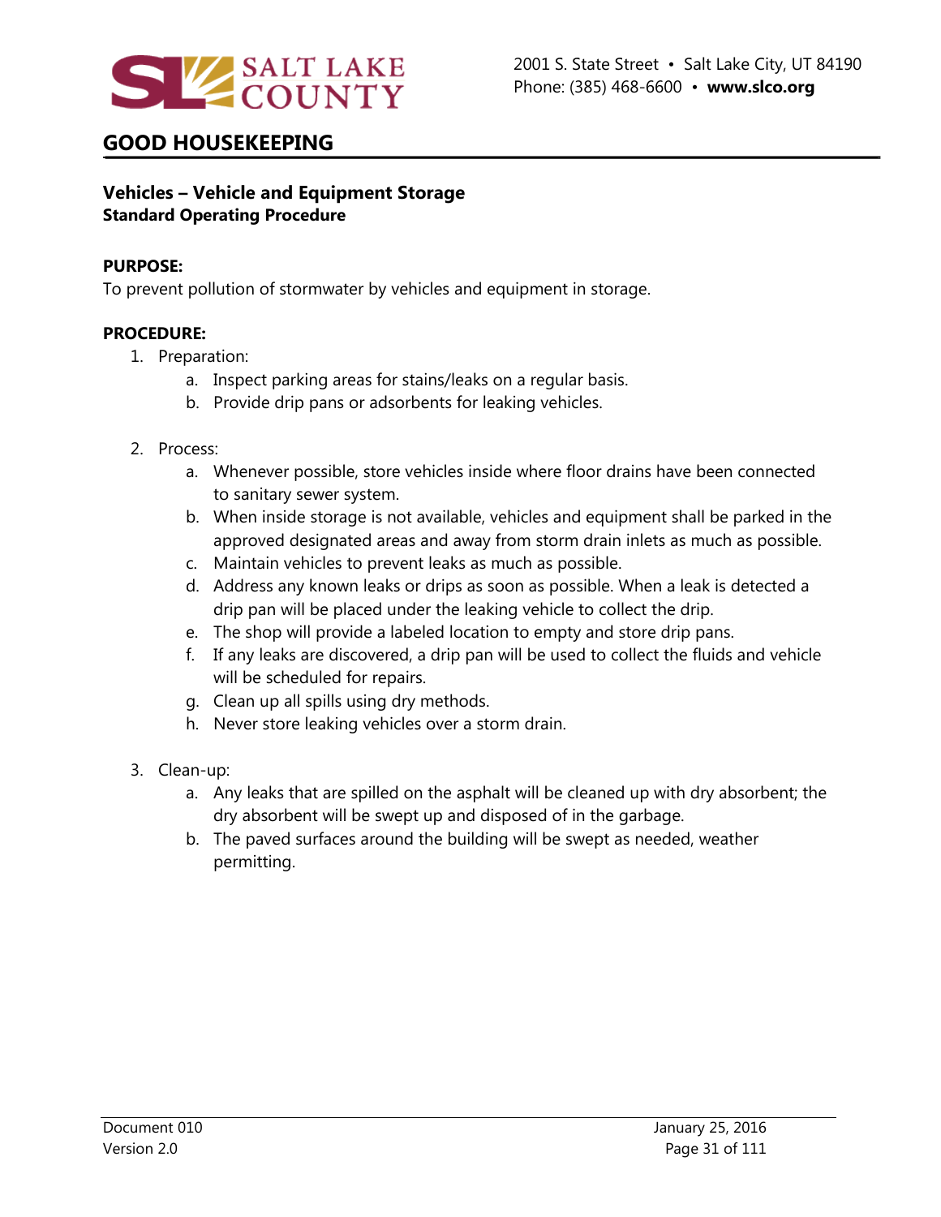# GOOD HOUSEKEEPING

## Vehicles – Vehicle and Equipment Storage

**Standard Operating Procedure**

**PURPOSE:**

To prevent pollution of stormwater by vehicles and equipment in storage.

**PROCEDURE:**

1. Preparation:
   a. Inspect parking areas for stains/leaks on a regular basis.
   b. Provide drip pans or adsorbents for leaking vehicles.

2. Process:
   a. Whenever possible, store vehicles inside where floor drains have been connected to sanitary sewer system.
   b. When inside storage is not available, vehicles and equipment shall be parked in the approved designated areas and away from storm drain inlets as much as possible.
   c. Maintain vehicles to prevent leaks as much as possible.
   d. Address any known leaks or drips as soon as possible. When a leak is detected a drip pan will be placed under the leaking vehicle to collect the drip.
   e. The shop will provide a labeled location to empty and store drip pans.
   f. If any leaks are discovered, a drip pan will be used to collect the fluids and vehicle will be scheduled for repairs.
   g. Clean up all spills using dry methods.
   h. Never store leaking vehicles over a storm drain.

3. Clean-up:
   a. Any leaks that are spilled on the asphalt will be cleaned up with dry absorbent; the dry absorbent will be swept up and disposed of in the garbage.
   b. The paved surfaces around the building will be swept as needed, weather permitting.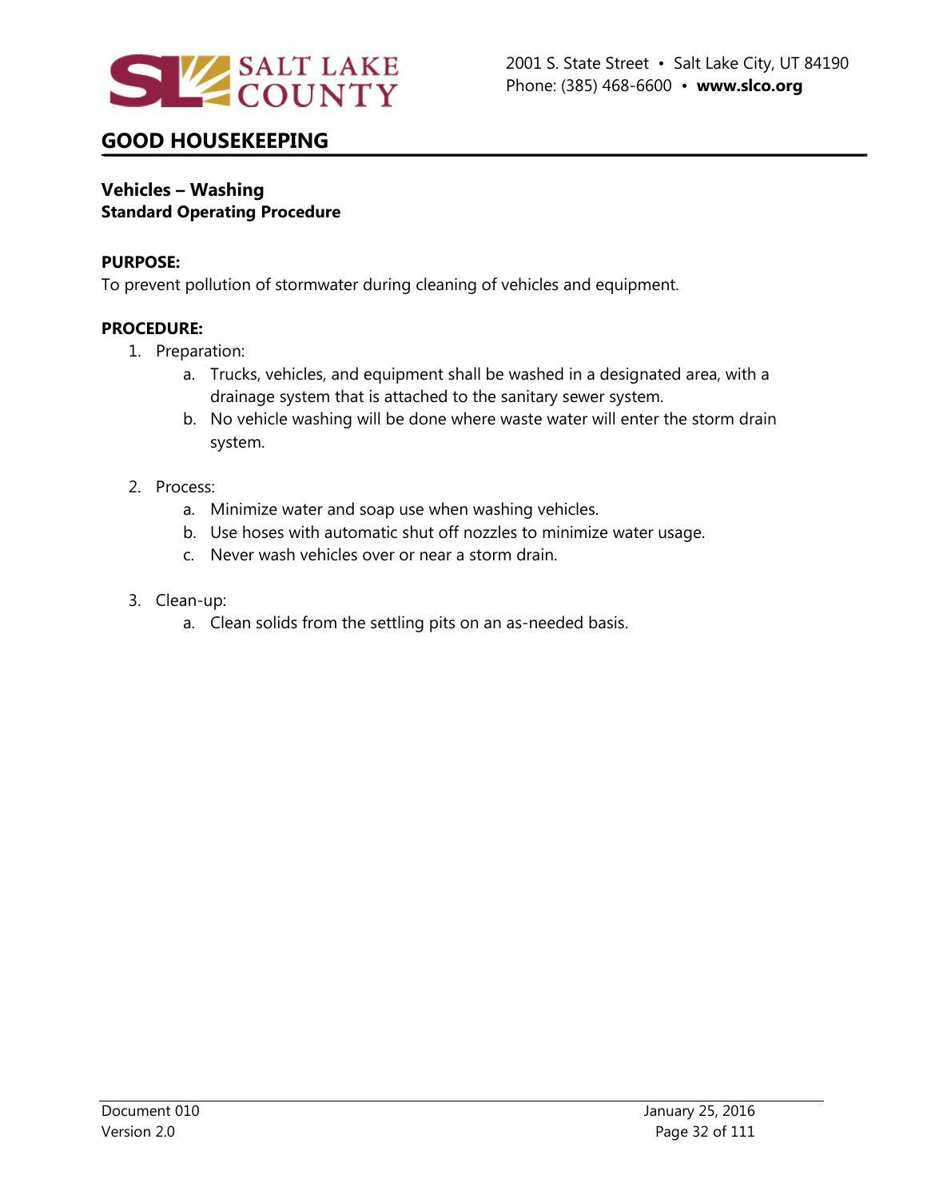## GOOD HOUSEKEEPING

### Vehicles – Washing

**Standard Operating Procedure**

**PURPOSE:**

To prevent pollution of stormwater during cleaning of vehicles and equipment.

**PROCEDURE:**

1. Preparation:
    a. Trucks, vehicles, and equipment shall be washed in a designated area, with a drainage system that is attached to the sanitary sewer system.
    b. No vehicle washing will be done where waste water will enter the storm drain system.

2. Process:
    a. Minimize water and soap use when washing vehicles.
    b. Use hoses with automatic shut off nozzles to minimize water usage.
    c. Never wash vehicles over or near a storm drain.

3. Clean-up:
    a. Clean solids from the settling pits on an as-needed basis.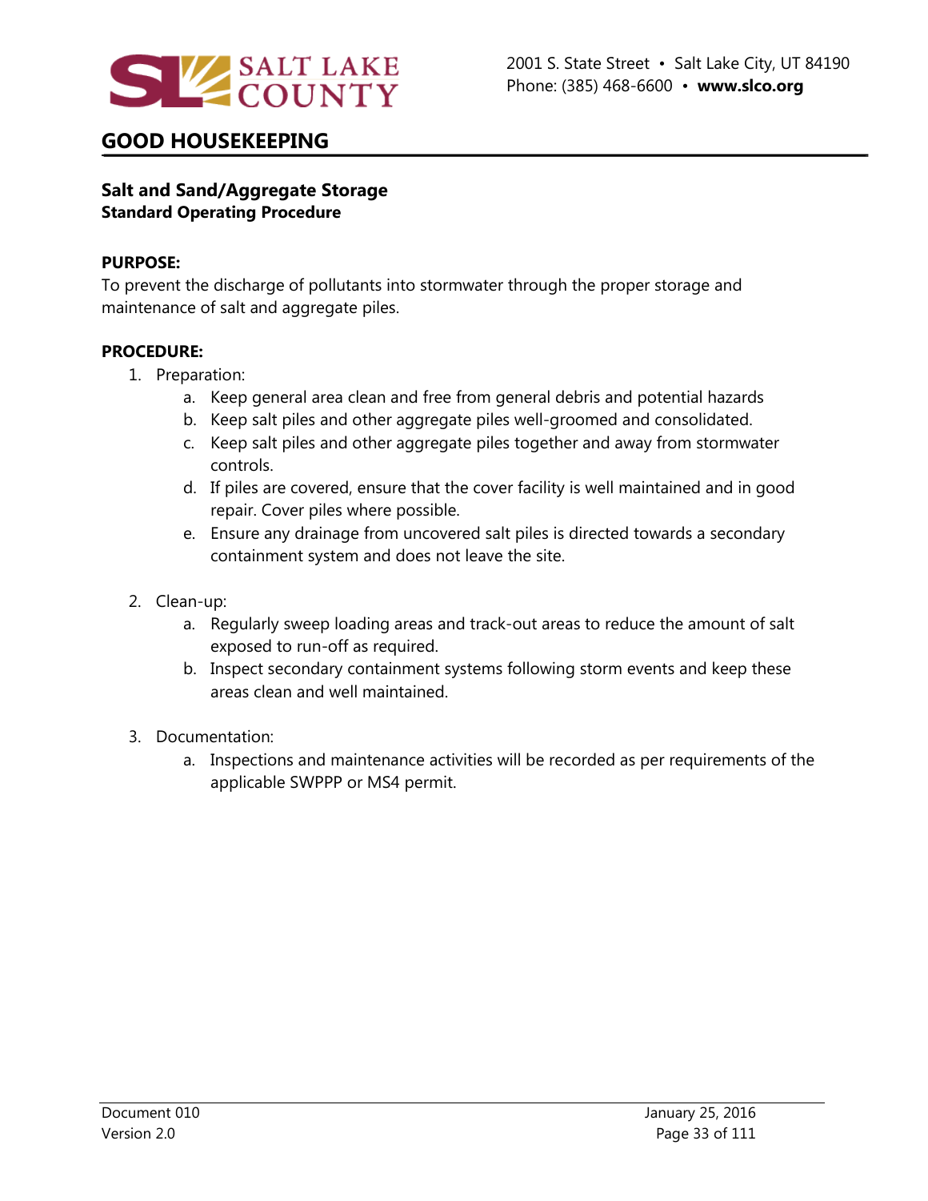# GOOD HOUSEKEEPING

## Salt and Sand/Aggregate Storage
**Standard Operating Procedure**

**PURPOSE:**
To prevent the discharge of pollutants into stormwater through the proper storage and maintenance of salt and aggregate piles.

**PROCEDURE:**

1. Preparation:
   a. Keep general area clean and free from general debris and potential hazards
   b. Keep salt piles and other aggregate piles well-groomed and consolidated.
   c. Keep salt piles and other aggregate piles together and away from stormwater controls.
   d. If piles are covered, ensure that the cover facility is well maintained and in good repair. Cover piles where possible.
   e. Ensure any drainage from uncovered salt piles is directed towards a secondary containment system and does not leave the site.

2. Clean-up:
   a. Regularly sweep loading areas and track-out areas to reduce the amount of salt exposed to run-off as required.
   b. Inspect secondary containment systems following storm events and keep these areas clean and well maintained.

3. Documentation:
   a. Inspections and maintenance activities will be recorded as per requirements of the applicable SWPPP or MS4 permit.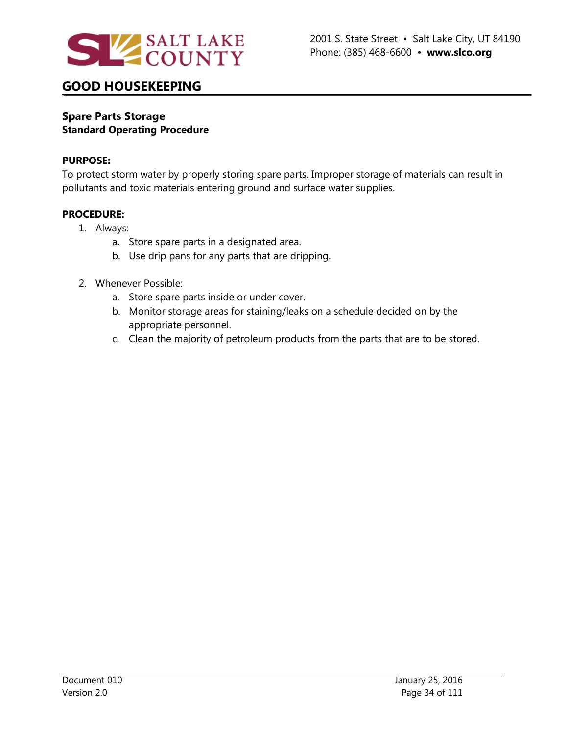# GOOD HOUSEKEEPING

## Spare Parts Storage
### Standard Operating Procedure

**PURPOSE:**
To protect storm water by properly storing spare parts. Improper storage of materials can result in pollutants and toxic materials entering ground and surface water supplies.

**PROCEDURE:**

1. Always:
    a. Store spare parts in a designated area.
    b. Use drip pans for any parts that are dripping.

2. Whenever Possible:
    a. Store spare parts inside or under cover.
    b. Monitor storage areas for staining/leaks on a schedule decided on by the appropriate personnel.
    c. Clean the majority of petroleum products from the parts that are to be stored.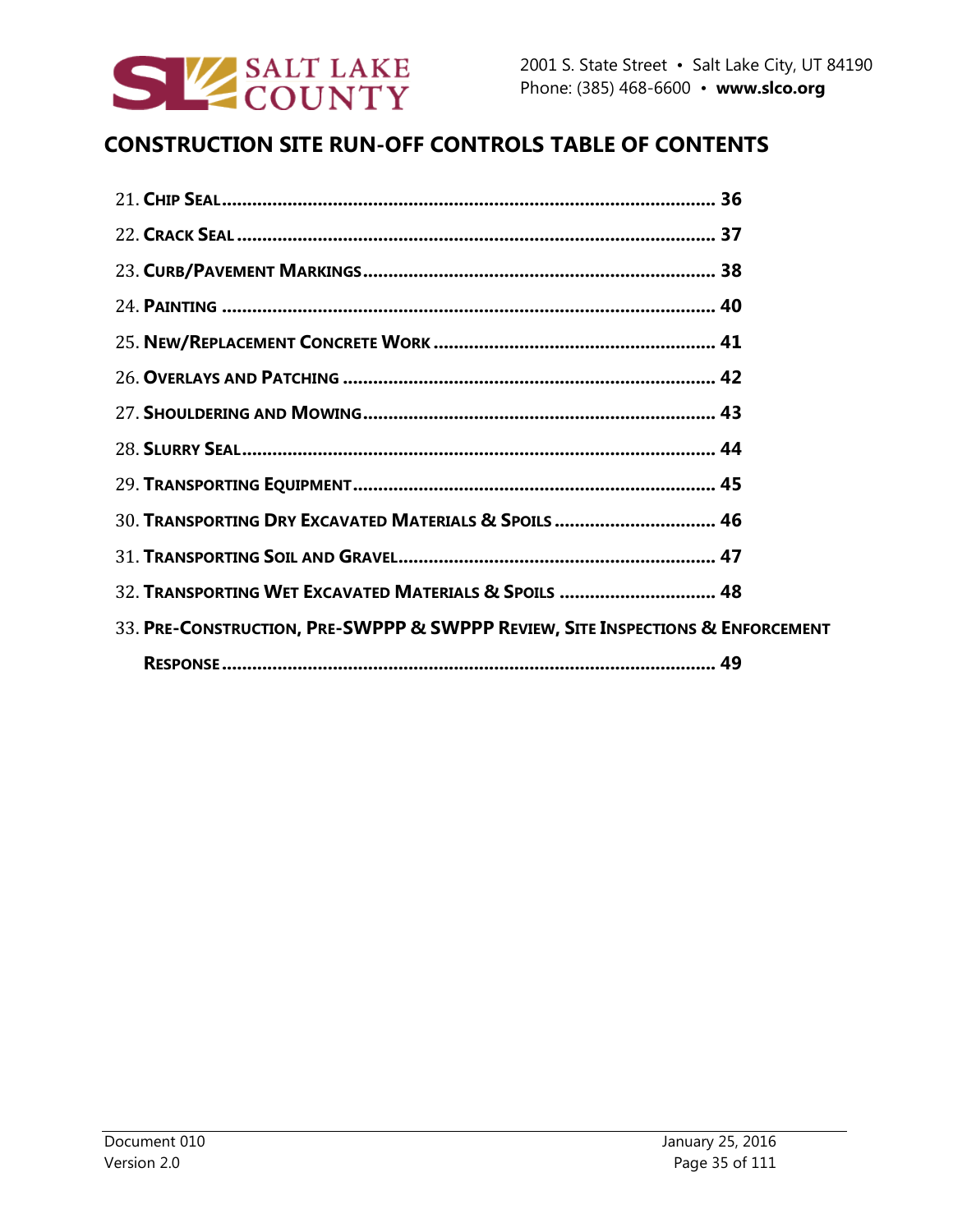## CONSTRUCTION SITE RUN-OFF CONTROLS TABLE OF CONTENTS

21. **Chip Seal** ..................................................................................... 36
22. **Crack Seal** ................................................................................... 37
23. **Curb/Pavement Markings** ................................................................ 38
24. **Painting** ...................................................................................... 40
25. **New/Replacement Concrete Work** ...................................................... 41
26. **Overlays and Patching** ................................................................... 42
27. **Shouldering and Mowing** ................................................................. 43
28. **Slurry Seal** .................................................................................. 44
29. **Transporting Equipment** ................................................................. 45
30. **Transporting Dry Excavated Materials & Spoils** .................................. 46
31. **Transporting Soil and Gravel** ........................................................... 47
32. **Transporting Wet Excavated Materials & Spoils** .................................. 48
33. **Pre-Construction, Pre-SWPPP & SWPPP Review, Site Inspections & Enforcement Response** ....................................................................................... 49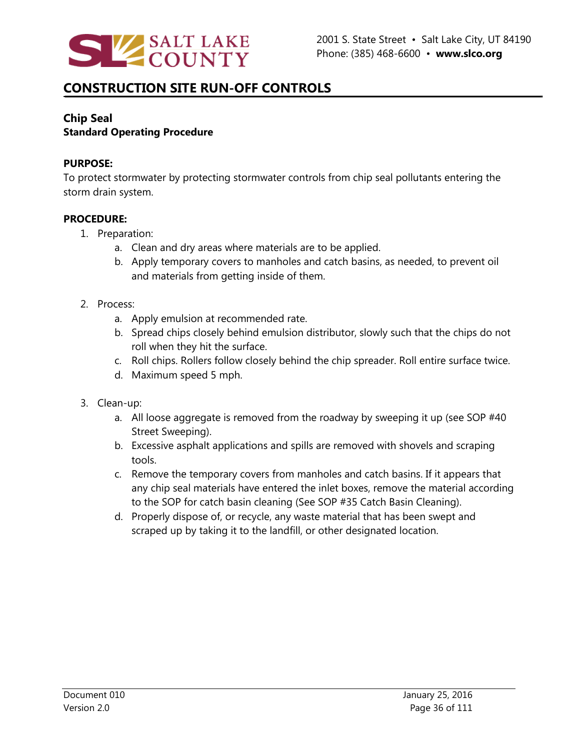## CONSTRUCTION SITE RUN-OFF CONTROLS

### Chip Seal
**Standard Operating Procedure**

**PURPOSE:**

To protect stormwater by protecting stormwater controls from chip seal pollutants entering the storm drain system.

**PROCEDURE:**

1. Preparation:
    a. Clean and dry areas where materials are to be applied.
    b. Apply temporary covers to manholes and catch basins, as needed, to prevent oil and materials from getting inside of them.

2. Process:
    a. Apply emulsion at recommended rate.
    b. Spread chips closely behind emulsion distributor, slowly such that the chips do not roll when they hit the surface.
    c. Roll chips. Rollers follow closely behind the chip spreader. Roll entire surface twice.
    d. Maximum speed 5 mph.

3. Clean-up:
    a. All loose aggregate is removed from the roadway by sweeping it up (see SOP #40 Street Sweeping).
    b. Excessive asphalt applications and spills are removed with shovels and scraping tools.
    c. Remove the temporary covers from manholes and catch basins. If it appears that any chip seal materials have entered the inlet boxes, remove the material according to the SOP for catch basin cleaning (See SOP #35 Catch Basin Cleaning).
    d. Properly dispose of, or recycle, any waste material that has been swept and scraped up by taking it to the landfill, or other designated location.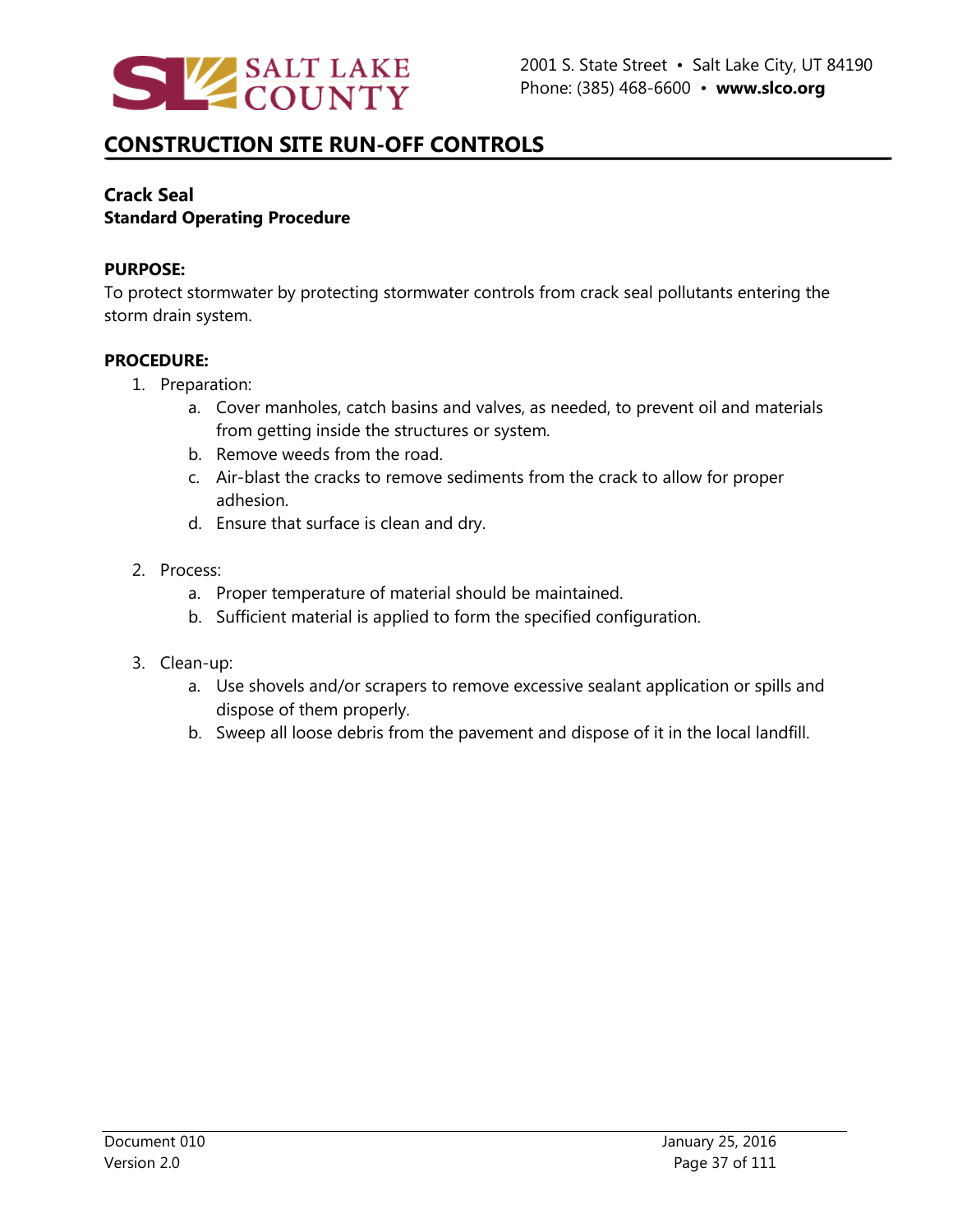## CONSTRUCTION SITE RUN-OFF CONTROLS

**Crack Seal**
**Standard Operating Procedure**

**PURPOSE:**
To protect stormwater by protecting stormwater controls from crack seal pollutants entering the storm drain system.

**PROCEDURE:**

1. Preparation:
    a. Cover manholes, catch basins and valves, as needed, to prevent oil and materials from getting inside the structures or system.
    b. Remove weeds from the road.
    c. Air-blast the cracks to remove sediments from the crack to allow for proper adhesion.
    d. Ensure that surface is clean and dry.

2. Process:
    a. Proper temperature of material should be maintained.
    b. Sufficient material is applied to form the specified configuration.

3. Clean-up:
    a. Use shovels and/or scrapers to remove excessive sealant application or spills and dispose of them properly.
    b. Sweep all loose debris from the pavement and dispose of it in the local landfill.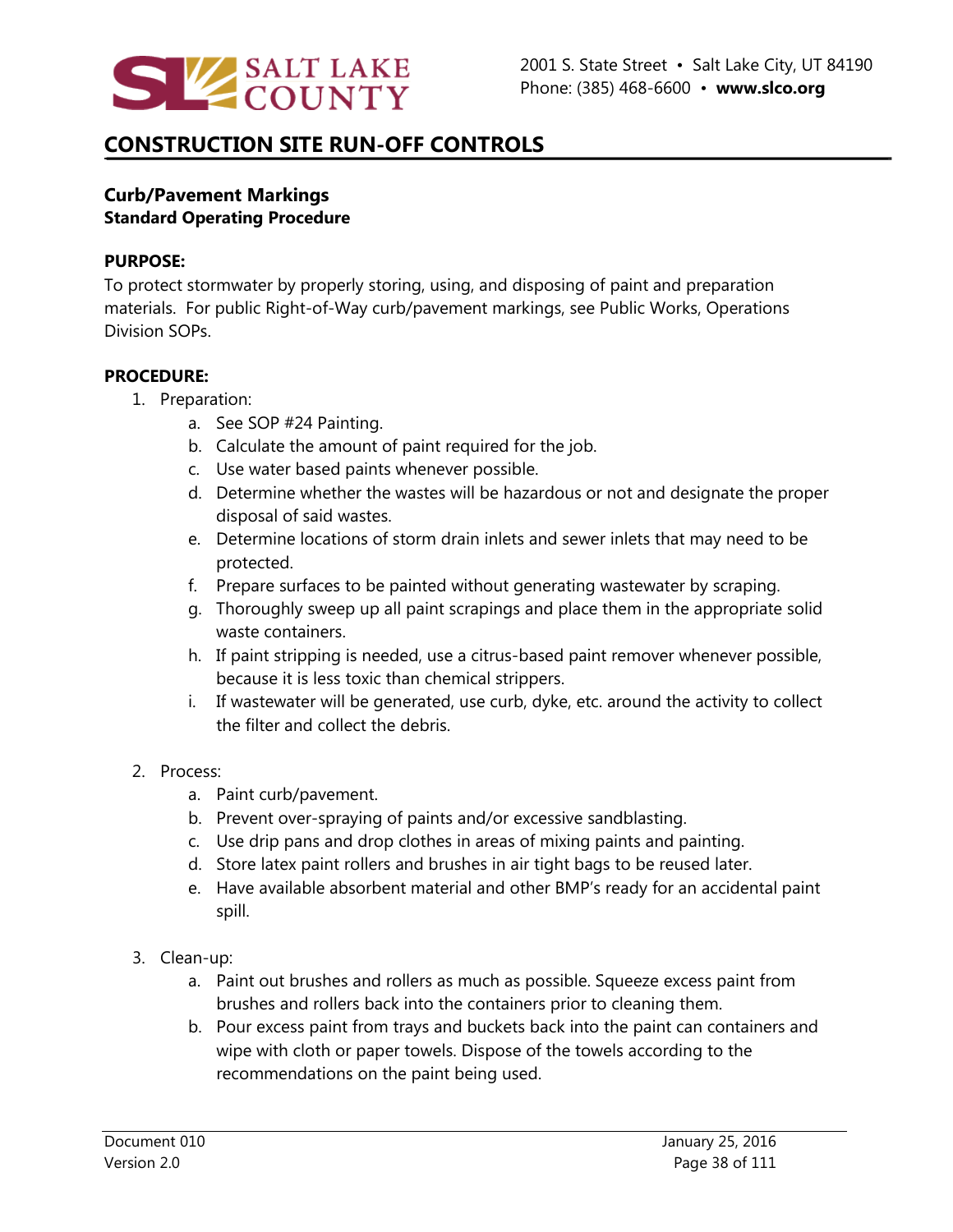# CONSTRUCTION SITE RUN-OFF CONTROLS

**Curb/Pavement Markings**
**Standard Operating Procedure**

**PURPOSE:**

To protect stormwater by properly storing, using, and disposing of paint and preparation materials. For public Right-of-Way curb/pavement markings, see Public Works, Operations Division SOPs.

**PROCEDURE:**

1. Preparation:
    a. See SOP #24 Painting.
    b. Calculate the amount of paint required for the job.
    c. Use water based paints whenever possible.
    d. Determine whether the wastes will be hazardous or not and designate the proper disposal of said wastes.
    e. Determine locations of storm drain inlets and sewer inlets that may need to be protected.
    f. Prepare surfaces to be painted without generating wastewater by scraping.
    g. Thoroughly sweep up all paint scrapings and place them in the appropriate solid waste containers.
    h. If paint stripping is needed, use a citrus-based paint remover whenever possible, because it is less toxic than chemical strippers.
    i. If wastewater will be generated, use curb, dyke, etc. around the activity to collect the filter and collect the debris.

2. Process:
    a. Paint curb/pavement.
    b. Prevent over-spraying of paints and/or excessive sandblasting.
    c. Use drip pans and drop clothes in areas of mixing paints and painting.
    d. Store latex paint rollers and brushes in air tight bags to be reused later.
    e. Have available absorbent material and other BMP's ready for an accidental paint spill.

3. Clean-up:
    a. Paint out brushes and rollers as much as possible. Squeeze excess paint from brushes and rollers back into the containers prior to cleaning them.
    b. Pour excess paint from trays and buckets back into the paint can containers and wipe with cloth or paper towels. Dispose of the towels according to the recommendations on the paint being used.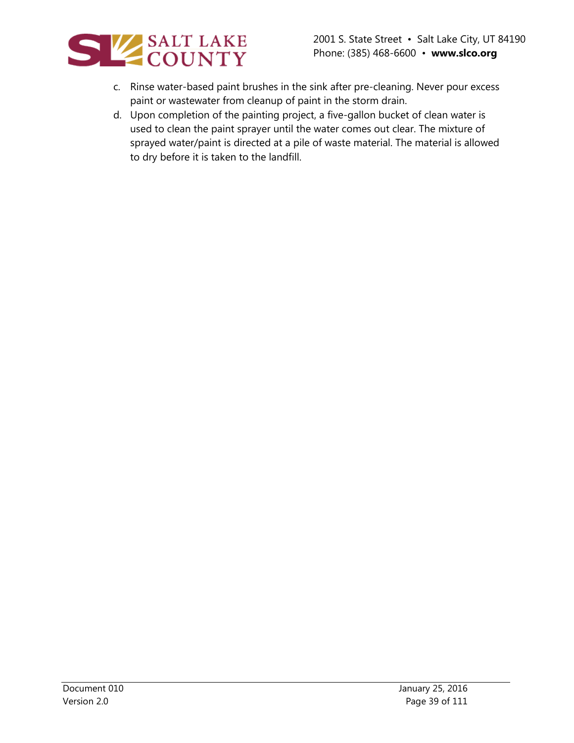c. Rinse water-based paint brushes in the sink after pre-cleaning. Never pour excess paint or wastewater from cleanup of paint in the storm drain.
d. Upon completion of the painting project, a five-gallon bucket of clean water is used to clean the paint sprayer until the water comes out clear. The mixture of sprayed water/paint is directed at a pile of waste material. The material is allowed to dry before it is taken to the landfill.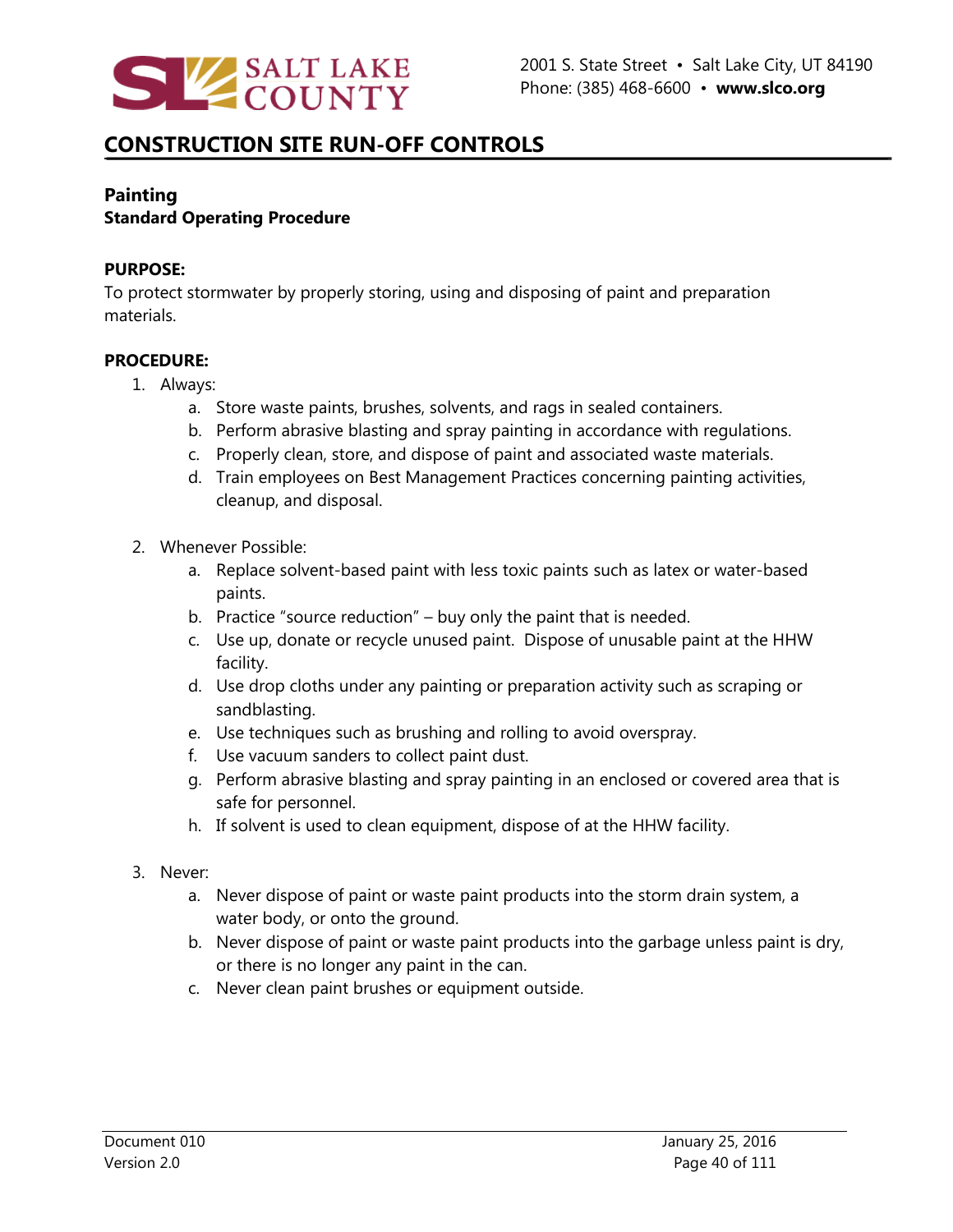# CONSTRUCTION SITE RUN-OFF CONTROLS

## Painting

**Standard Operating Procedure**

**PURPOSE:**

To protect stormwater by properly storing, using and disposing of paint and preparation materials.

**PROCEDURE:**

1. Always:
   a. Store waste paints, brushes, solvents, and rags in sealed containers.
   b. Perform abrasive blasting and spray painting in accordance with regulations.
   c. Properly clean, store, and dispose of paint and associated waste materials.
   d. Train employees on Best Management Practices concerning painting activities, cleanup, and disposal.

2. Whenever Possible:
   a. Replace solvent-based paint with less toxic paints such as latex or water-based paints.
   b. Practice "source reduction" – buy only the paint that is needed.
   c. Use up, donate or recycle unused paint. Dispose of unusable paint at the HHW facility.
   d. Use drop cloths under any painting or preparation activity such as scraping or sandblasting.
   e. Use techniques such as brushing and rolling to avoid overspray.
   f. Use vacuum sanders to collect paint dust.
   g. Perform abrasive blasting and spray painting in an enclosed or covered area that is safe for personnel.
   h. If solvent is used to clean equipment, dispose of at the HHW facility.

3. Never:
   a. Never dispose of paint or waste paint products into the storm drain system, a water body, or onto the ground.
   b. Never dispose of paint or waste paint products into the garbage unless paint is dry, or there is no longer any paint in the can.
   c. Never clean paint brushes or equipment outside.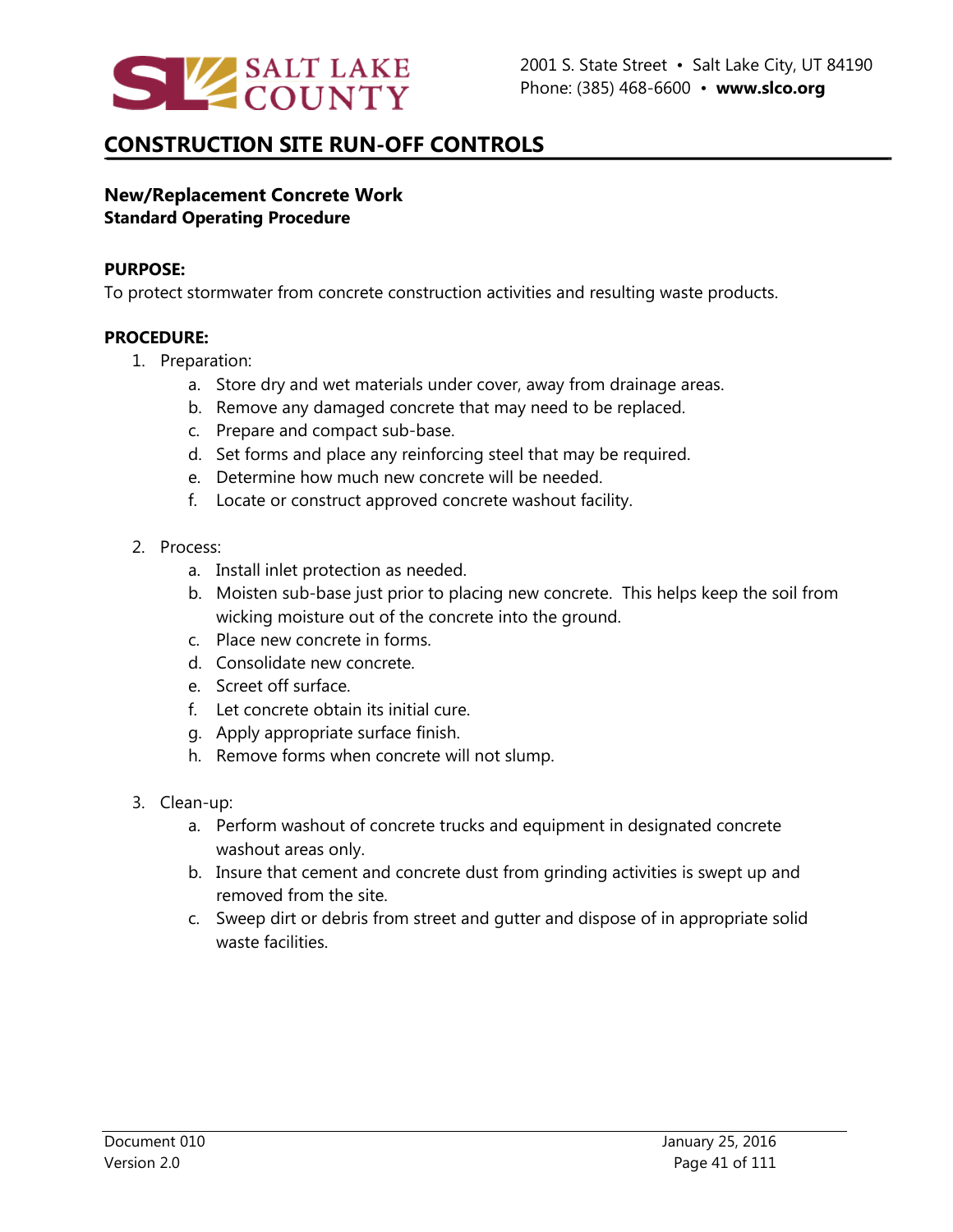# CONSTRUCTION SITE RUN-OFF CONTROLS

## New/Replacement Concrete Work
**Standard Operating Procedure**

**PURPOSE:**
To protect stormwater from concrete construction activities and resulting waste products.

**PROCEDURE:**

1. Preparation:
    a. Store dry and wet materials under cover, away from drainage areas.
    b. Remove any damaged concrete that may need to be replaced.
    c. Prepare and compact sub-base.
    d. Set forms and place any reinforcing steel that may be required.
    e. Determine how much new concrete will be needed.
    f. Locate or construct approved concrete washout facility.

2. Process:
    a. Install inlet protection as needed.
    b. Moisten sub-base just prior to placing new concrete. This helps keep the soil from wicking moisture out of the concrete into the ground.
    c. Place new concrete in forms.
    d. Consolidate new concrete.
    e. Screet off surface.
    f. Let concrete obtain its initial cure.
    g. Apply appropriate surface finish.
    h. Remove forms when concrete will not slump.

3. Clean-up:
    a. Perform washout of concrete trucks and equipment in designated concrete washout areas only.
    b. Insure that cement and concrete dust from grinding activities is swept up and removed from the site.
    c. Sweep dirt or debris from street and gutter and dispose of in appropriate solid waste facilities.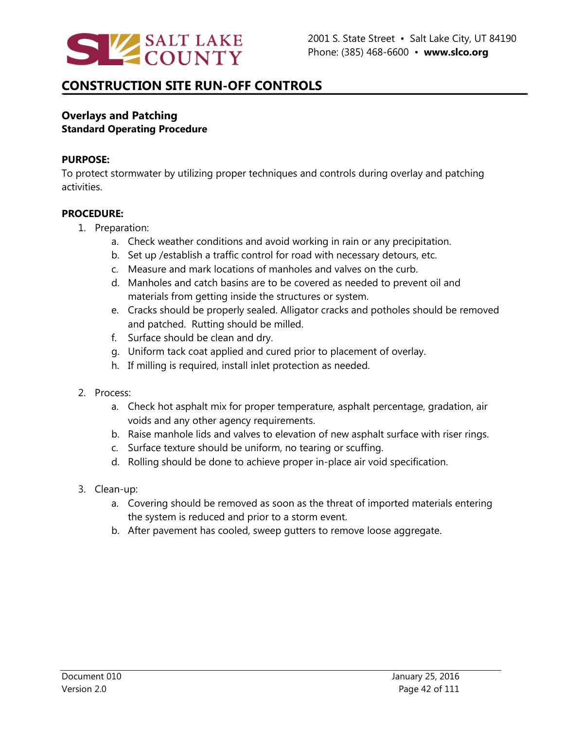# CONSTRUCTION SITE RUN-OFF CONTROLS

## Overlays and Patching

### Standard Operating Procedure

**PURPOSE:**

To protect stormwater by utilizing proper techniques and controls during overlay and patching activities.

**PROCEDURE:**

1. Preparation:
   a. Check weather conditions and avoid working in rain or any precipitation.
   b. Set up /establish a traffic control for road with necessary detours, etc.
   c. Measure and mark locations of manholes and valves on the curb.
   d. Manholes and catch basins are to be covered as needed to prevent oil and materials from getting inside the structures or system.
   e. Cracks should be properly sealed. Alligator cracks and potholes should be removed and patched. Rutting should be milled.
   f. Surface should be clean and dry.
   g. Uniform tack coat applied and cured prior to placement of overlay.
   h. If milling is required, install inlet protection as needed.

2. Process:
   a. Check hot asphalt mix for proper temperature, asphalt percentage, gradation, air voids and any other agency requirements.
   b. Raise manhole lids and valves to elevation of new asphalt surface with riser rings.
   c. Surface texture should be uniform, no tearing or scuffing.
   d. Rolling should be done to achieve proper in-place air void specification.

3. Clean-up:
   a. Covering should be removed as soon as the threat of imported materials entering the system is reduced and prior to a storm event.
   b. After pavement has cooled, sweep gutters to remove loose aggregate.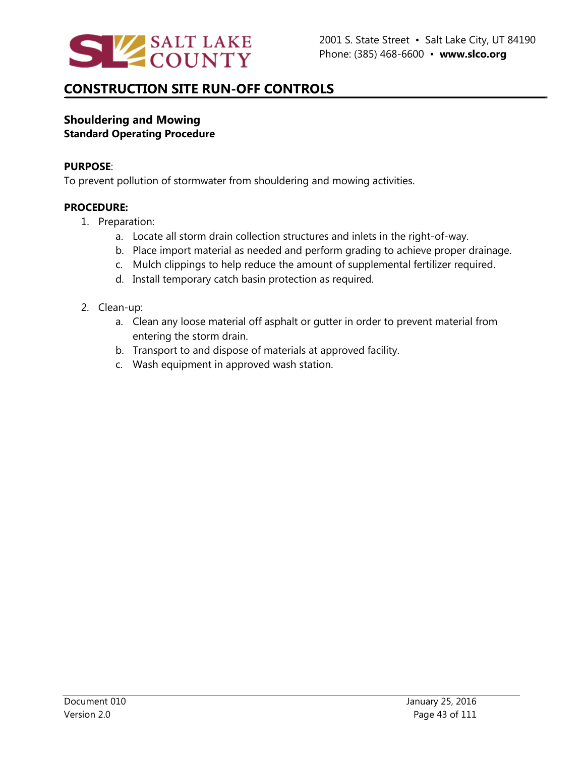## CONSTRUCTION SITE RUN-OFF CONTROLS

**Shouldering and Mowing**
**Standard Operating Procedure**

**PURPOSE**:
To prevent pollution of stormwater from shouldering and mowing activities.

**PROCEDURE:**

1. Preparation:
   a. Locate all storm drain collection structures and inlets in the right-of-way.
   b. Place import material as needed and perform grading to achieve proper drainage.
   c. Mulch clippings to help reduce the amount of supplemental fertilizer required.
   d. Install temporary catch basin protection as required.

2. Clean-up:
   a. Clean any loose material off asphalt or gutter in order to prevent material from entering the storm drain.
   b. Transport to and dispose of materials at approved facility.
   c. Wash equipment in approved wash station.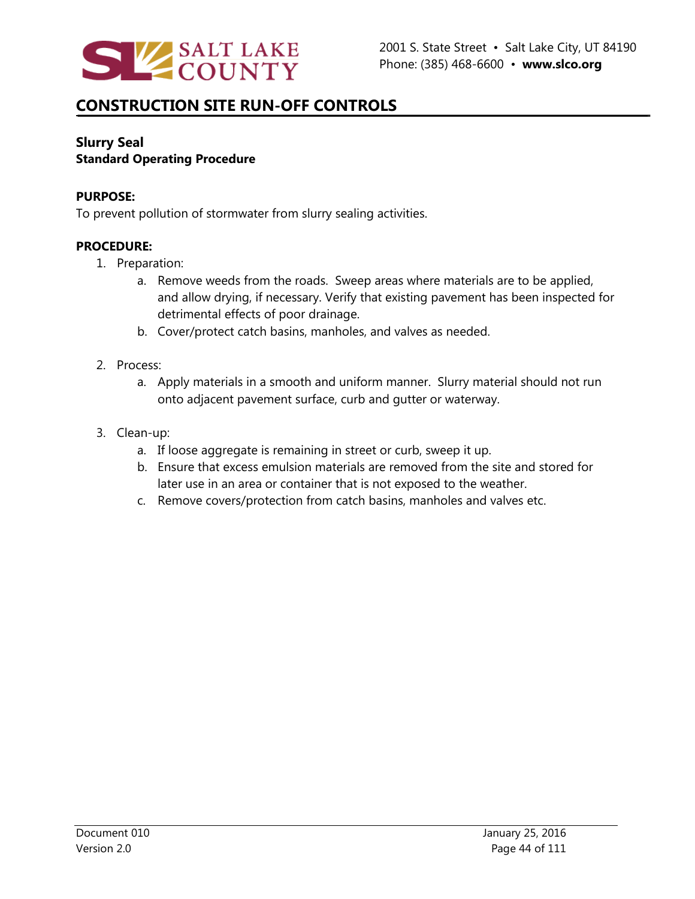## CONSTRUCTION SITE RUN-OFF CONTROLS

### Slurry Seal
**Standard Operating Procedure**

**PURPOSE:**
To prevent pollution of stormwater from slurry sealing activities.

**PROCEDURE:**

1. Preparation:
   a. Remove weeds from the roads. Sweep areas where materials are to be applied, and allow drying, if necessary. Verify that existing pavement has been inspected for detrimental effects of poor drainage.
   b. Cover/protect catch basins, manholes, and valves as needed.

2. Process:
   a. Apply materials in a smooth and uniform manner. Slurry material should not run onto adjacent pavement surface, curb and gutter or waterway.

3. Clean-up:
   a. If loose aggregate is remaining in street or curb, sweep it up.
   b. Ensure that excess emulsion materials are removed from the site and stored for later use in an area or container that is not exposed to the weather.
   c. Remove covers/protection from catch basins, manholes and valves etc.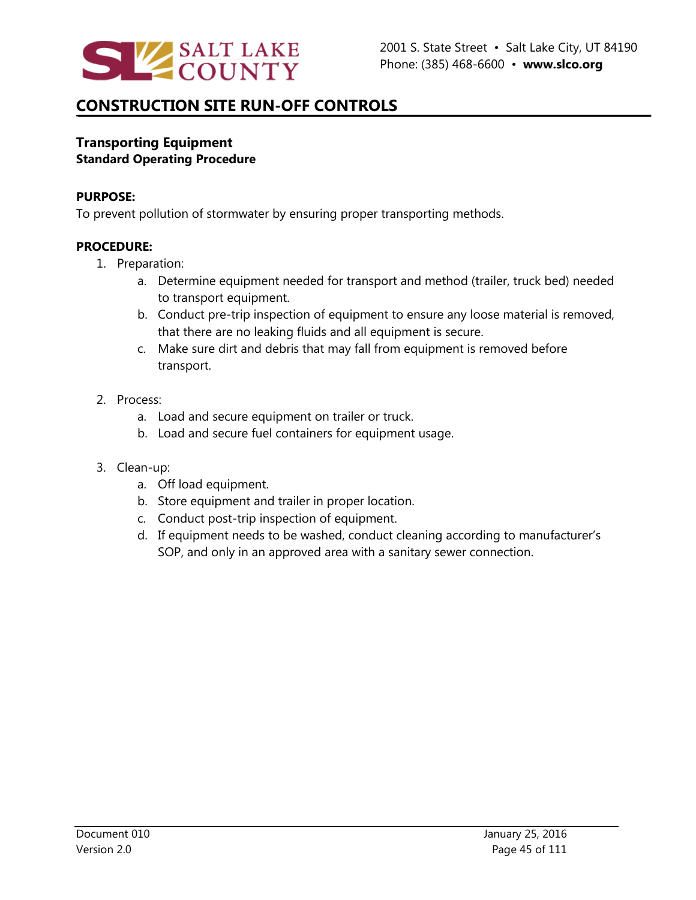# CONSTRUCTION SITE RUN-OFF CONTROLS

## Transporting Equipment
**Standard Operating Procedure**

**PURPOSE:**
To prevent pollution of stormwater by ensuring proper transporting methods.

**PROCEDURE:**

1. Preparation:
   a. Determine equipment needed for transport and method (trailer, truck bed) needed to transport equipment.
   b. Conduct pre-trip inspection of equipment to ensure any loose material is removed, that there are no leaking fluids and all equipment is secure.
   c. Make sure dirt and debris that may fall from equipment is removed before transport.

2. Process:
   a. Load and secure equipment on trailer or truck.
   b. Load and secure fuel containers for equipment usage.

3. Clean-up:
   a. Off load equipment.
   b. Store equipment and trailer in proper location.
   c. Conduct post-trip inspection of equipment.
   d. If equipment needs to be washed, conduct cleaning according to manufacturer's SOP, and only in an approved area with a sanitary sewer connection.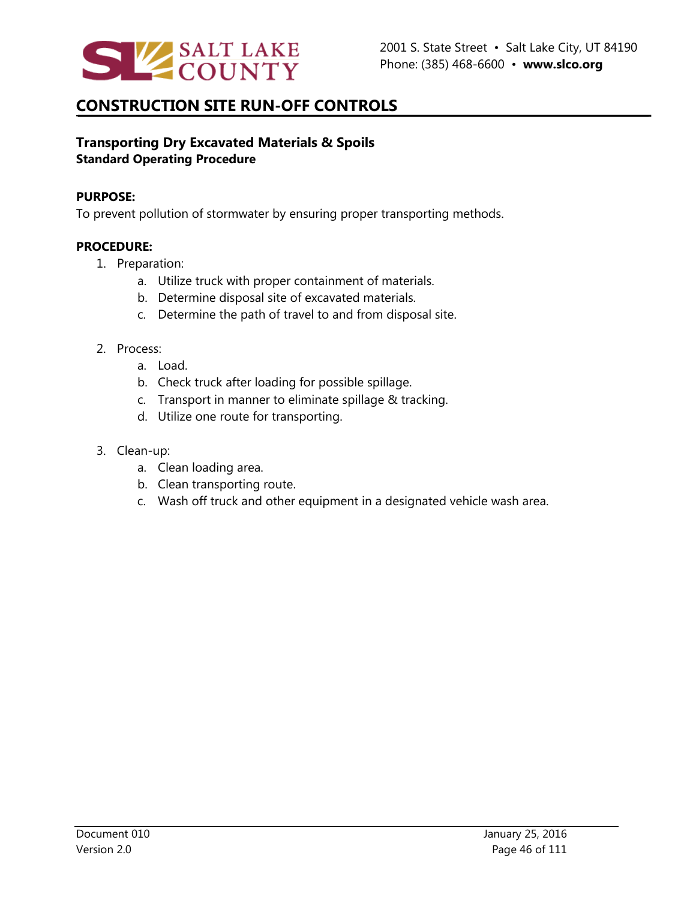# CONSTRUCTION SITE RUN-OFF CONTROLS

## Transporting Dry Excavated Materials & Spoils

**Standard Operating Procedure**

**PURPOSE:**

To prevent pollution of stormwater by ensuring proper transporting methods.

**PROCEDURE:**

1. Preparation:
   a. Utilize truck with proper containment of materials.
   b. Determine disposal site of excavated materials.
   c. Determine the path of travel to and from disposal site.

2. Process:
   a. Load.
   b. Check truck after loading for possible spillage.
   c. Transport in manner to eliminate spillage & tracking.
   d. Utilize one route for transporting.

3. Clean-up:
   a. Clean loading area.
   b. Clean transporting route.
   c. Wash off truck and other equipment in a designated vehicle wash area.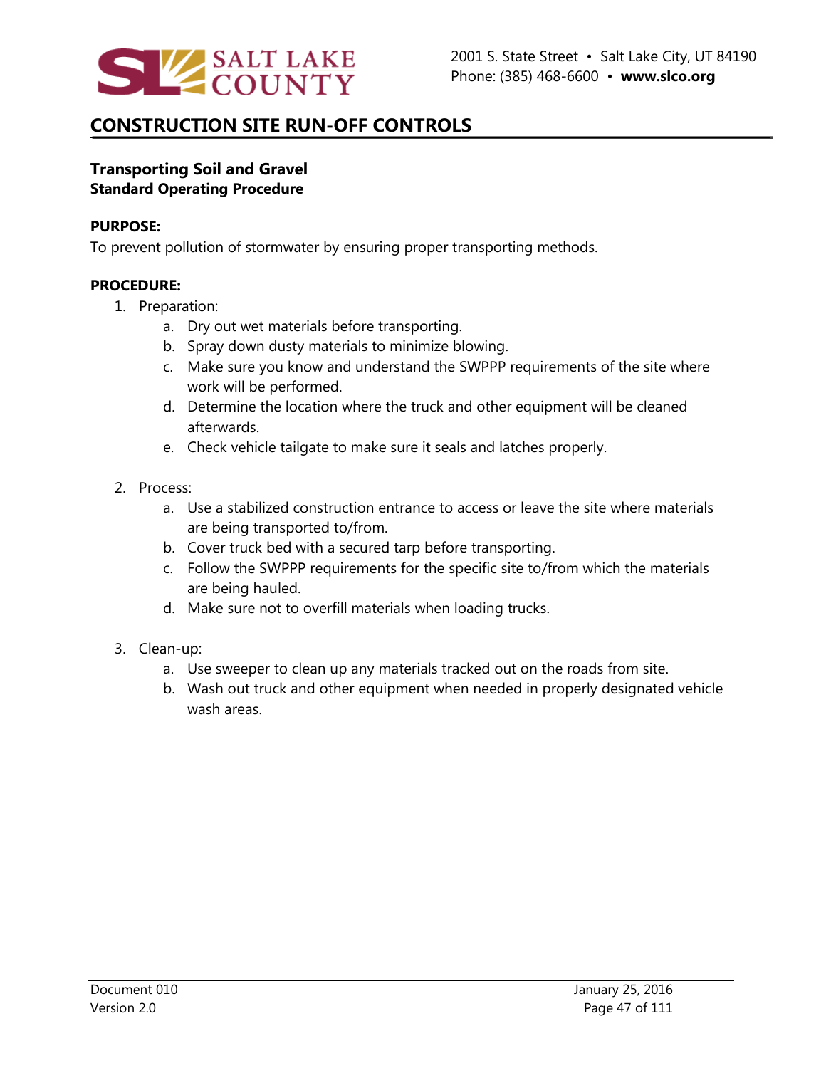## CONSTRUCTION SITE RUN-OFF CONTROLS

### Transporting Soil and Gravel
**Standard Operating Procedure**

**PURPOSE:**
To prevent pollution of stormwater by ensuring proper transporting methods.

**PROCEDURE:**

1. Preparation:
    a. Dry out wet materials before transporting.
    b. Spray down dusty materials to minimize blowing.
    c. Make sure you know and understand the SWPPP requirements of the site where work will be performed.
    d. Determine the location where the truck and other equipment will be cleaned afterwards.
    e. Check vehicle tailgate to make sure it seals and latches properly.

2. Process:
    a. Use a stabilized construction entrance to access or leave the site where materials are being transported to/from.
    b. Cover truck bed with a secured tarp before transporting.
    c. Follow the SWPPP requirements for the specific site to/from which the materials are being hauled.
    d. Make sure not to overfill materials when loading trucks.

3. Clean-up:
    a. Use sweeper to clean up any materials tracked out on the roads from site.
    b. Wash out truck and other equipment when needed in properly designated vehicle wash areas.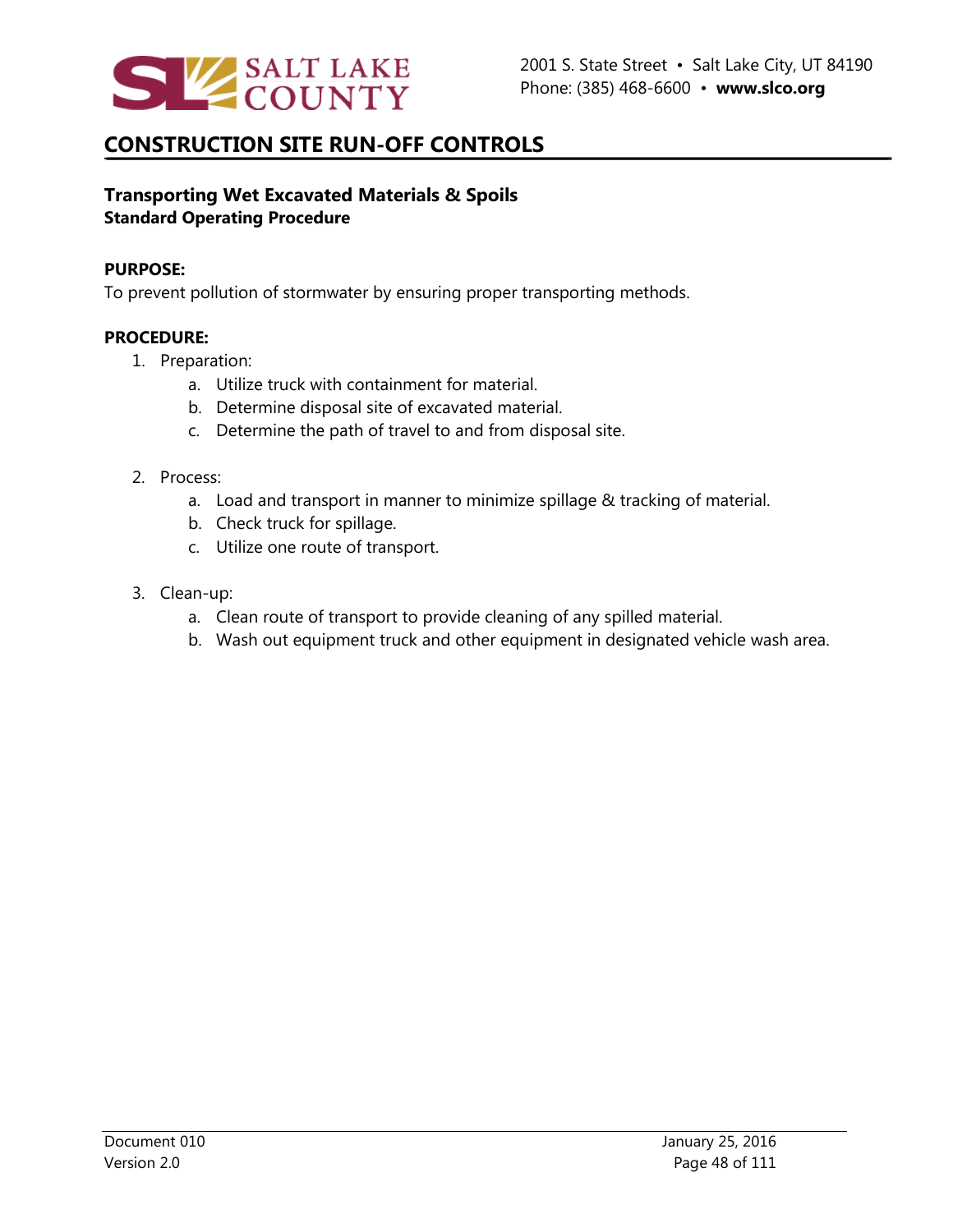## CONSTRUCTION SITE RUN-OFF CONTROLS

### Transporting Wet Excavated Materials & Spoils

**Standard Operating Procedure**

**PURPOSE:**

To prevent pollution of stormwater by ensuring proper transporting methods.

**PROCEDURE:**

1. Preparation:
    a. Utilize truck with containment for material.
    b. Determine disposal site of excavated material.
    c. Determine the path of travel to and from disposal site.

2. Process:
    a. Load and transport in manner to minimize spillage & tracking of material.
    b. Check truck for spillage.
    c. Utilize one route of transport.

3. Clean-up:
    a. Clean route of transport to provide cleaning of any spilled material.
    b. Wash out equipment truck and other equipment in designated vehicle wash area.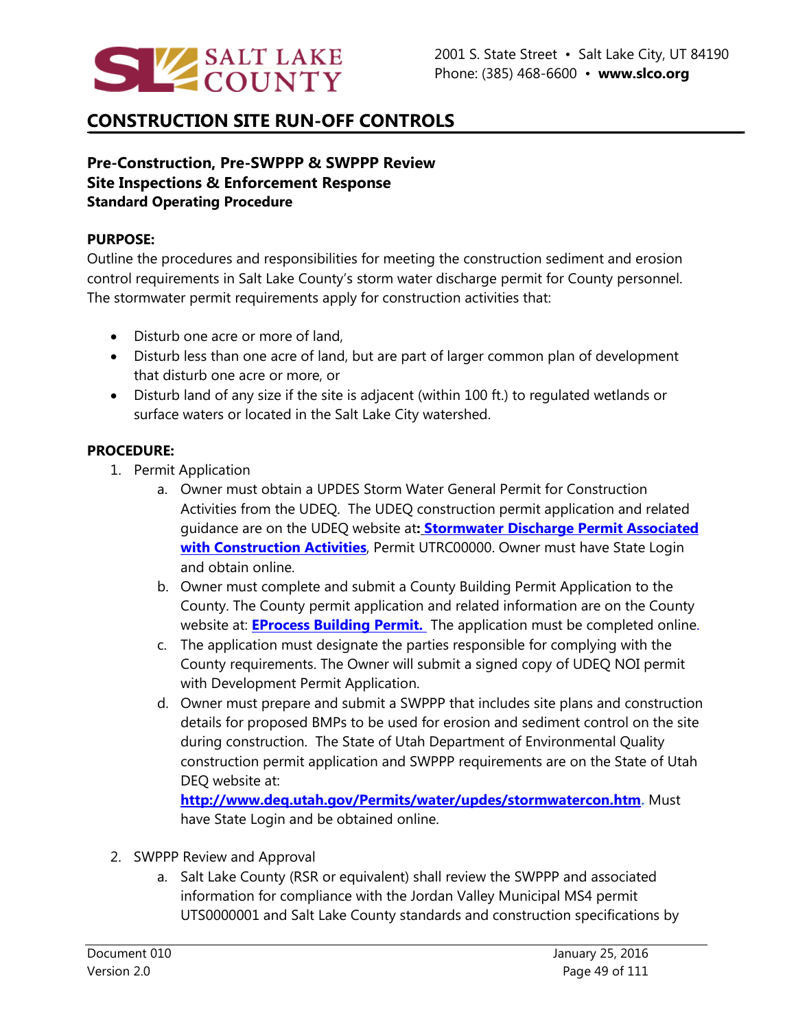## CONSTRUCTION SITE RUN-OFF CONTROLS

**Pre-Construction, Pre-SWPPP & SWPPP Review**
**Site Inspections & Enforcement Response**
**Standard Operating Procedure**

**PURPOSE:**

Outline the procedures and responsibilities for meeting the construction sediment and erosion control requirements in Salt Lake County's storm water discharge permit for County personnel. The stormwater permit requirements apply for construction activities that:

- Disturb one acre or more of land,
- Disturb less than one acre of land, but are part of larger common plan of development that disturb one acre or more, or
- Disturb land of any size if the site is adjacent (within 100 ft.) to regulated wetlands or surface waters or located in the Salt Lake City watershed.

**PROCEDURE:**

1. Permit Application
   a. Owner must obtain a UPDES Storm Water General Permit for Construction Activities from the UDEQ. The UDEQ construction permit application and related guidance are on the UDEQ website at**: Stormwater Discharge Permit Associated with Construction Activities**, Permit UTRC00000. Owner must have State Login and obtain online.
   b. Owner must complete and submit a County Building Permit Application to the County. The County permit application and related information are on the County website at: **EProcess Building Permit.** The application must be completed online.
   c. The application must designate the parties responsible for complying with the County requirements. The Owner will submit a signed copy of UDEQ NOI permit with Development Permit Application.
   d. Owner must prepare and submit a SWPPP that includes site plans and construction details for proposed BMPs to be used for erosion and sediment control on the site during construction. The State of Utah Department of Environmental Quality construction permit application and SWPPP requirements are on the State of Utah DEQ website at: **http://www.deq.utah.gov/Permits/water/updes/stormwatercon.htm**. Must have State Login and be obtained online.

2. SWPPP Review and Approval
   a. Salt Lake County (RSR or equivalent) shall review the SWPPP and associated information for compliance with the Jordan Valley Municipal MS4 permit UTS0000001 and Salt Lake County standards and construction specifications by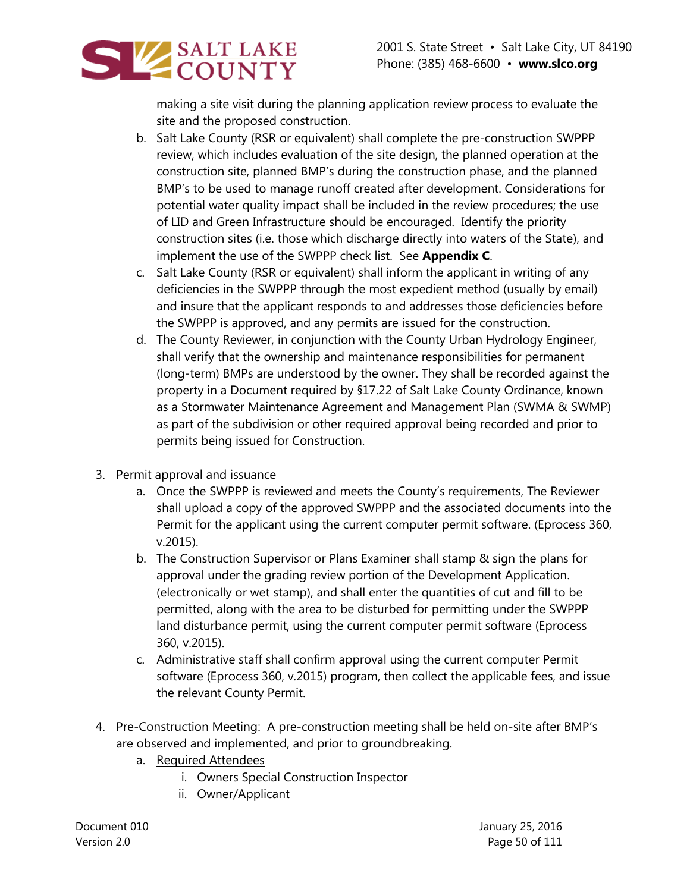making a site visit during the planning application review process to evaluate the site and the proposed construction.

   b. Salt Lake County (RSR or equivalent) shall complete the pre-construction SWPPP review, which includes evaluation of the site design, the planned operation at the construction site, planned BMP's during the construction phase, and the planned BMP's to be used to manage runoff created after development. Considerations for potential water quality impact shall be included in the review procedures; the use of LID and Green Infrastructure should be encouraged. Identify the priority construction sites (i.e. those which discharge directly into waters of the State), and implement the use of the SWPPP check list. See **Appendix C**.
   c. Salt Lake County (RSR or equivalent) shall inform the applicant in writing of any deficiencies in the SWPPP through the most expedient method (usually by email) and insure that the applicant responds to and addresses those deficiencies before the SWPPP is approved, and any permits are issued for the construction.
   d. The County Reviewer, in conjunction with the County Urban Hydrology Engineer, shall verify that the ownership and maintenance responsibilities for permanent (long-term) BMPs are understood by the owner. They shall be recorded against the property in a Document required by §17.22 of Salt Lake County Ordinance, known as a Stormwater Maintenance Agreement and Management Plan (SWMA & SWMP) as part of the subdivision or other required approval being recorded and prior to permits being issued for Construction.

3. Permit approval and issuance
   a. Once the SWPPP is reviewed and meets the County's requirements, The Reviewer shall upload a copy of the approved SWPPP and the associated documents into the Permit for the applicant using the current computer permit software. (Eprocess 360, v.2015).
   b. The Construction Supervisor or Plans Examiner shall stamp & sign the plans for approval under the grading review portion of the Development Application. (electronically or wet stamp), and shall enter the quantities of cut and fill to be permitted, along with the area to be disturbed for permitting under the SWPPP land disturbance permit, using the current computer permit software (Eprocess 360, v.2015).
   c. Administrative staff shall confirm approval using the current computer Permit software (Eprocess 360, v.2015) program, then collect the applicable fees, and issue the relevant County Permit.

4. Pre-Construction Meeting: A pre-construction meeting shall be held on-site after BMP's are observed and implemented, and prior to groundbreaking.
   a. <u>Required Attendees</u>
      i. Owners Special Construction Inspector
      ii. Owner/Applicant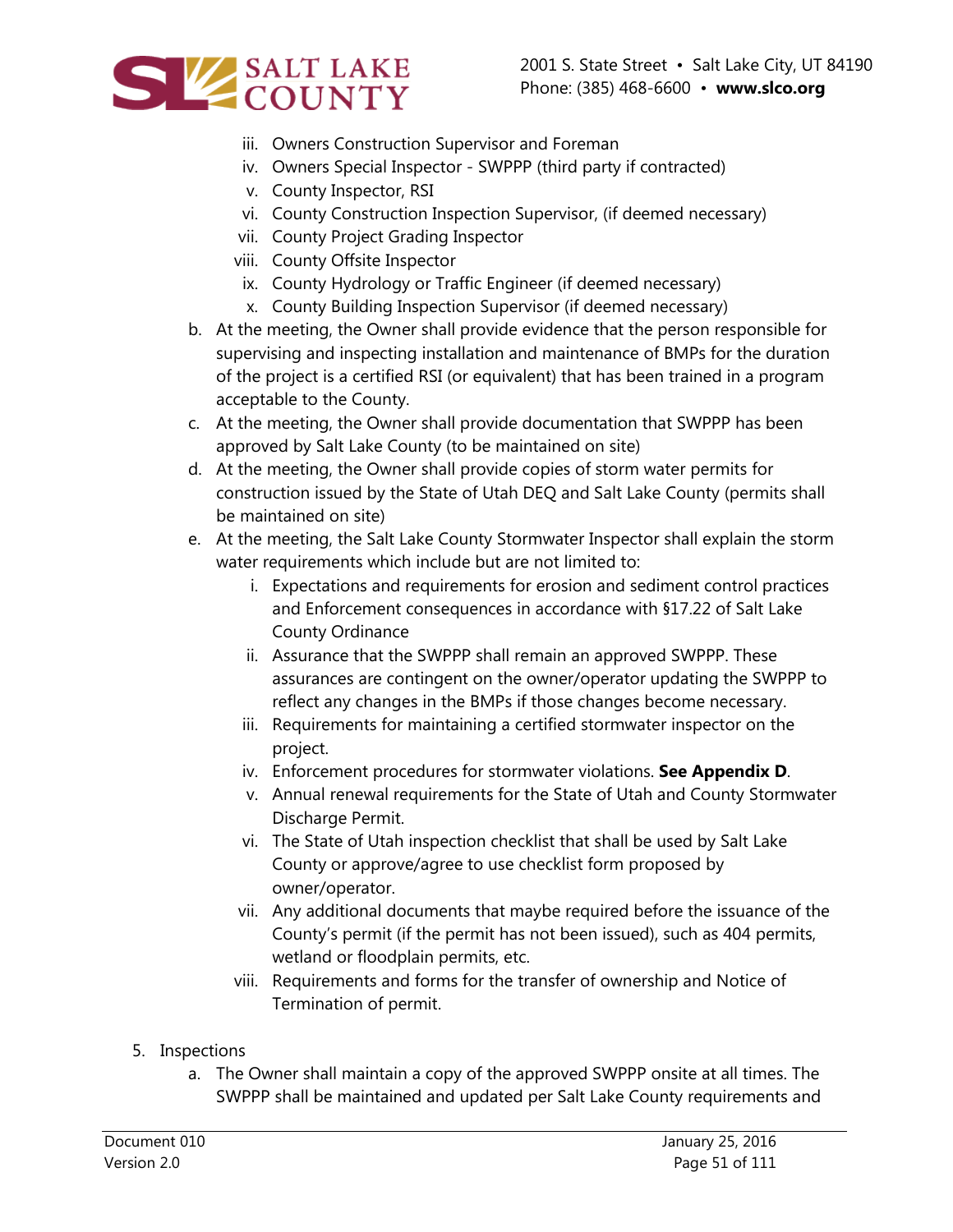iii. Owners Construction Supervisor and Foreman
iv. Owners Special Inspector - SWPPP (third party if contracted)
v. County Inspector, RSI
vi. County Construction Inspection Supervisor, (if deemed necessary)
vii. County Project Grading Inspector
viii. County Offsite Inspector
ix. County Hydrology or Traffic Engineer (if deemed necessary)
x. County Building Inspection Supervisor (if deemed necessary)

b. At the meeting, the Owner shall provide evidence that the person responsible for supervising and inspecting installation and maintenance of BMPs for the duration of the project is a certified RSI (or equivalent) that has been trained in a program acceptable to the County.

c. At the meeting, the Owner shall provide documentation that SWPPP has been approved by Salt Lake County (to be maintained on site)

d. At the meeting, the Owner shall provide copies of storm water permits for construction issued by the State of Utah DEQ and Salt Lake County (permits shall be maintained on site)

e. At the meeting, the Salt Lake County Stormwater Inspector shall explain the storm water requirements which include but are not limited to:

   i. Expectations and requirements for erosion and sediment control practices and Enforcement consequences in accordance with §17.22 of Salt Lake County Ordinance
   ii. Assurance that the SWPPP shall remain an approved SWPPP. These assurances are contingent on the owner/operator updating the SWPPP to reflect any changes in the BMPs if those changes become necessary.
   iii. Requirements for maintaining a certified stormwater inspector on the project.
   iv. Enforcement procedures for stormwater violations. **See Appendix D**.
   v. Annual renewal requirements for the State of Utah and County Stormwater Discharge Permit.
   vi. The State of Utah inspection checklist that shall be used by Salt Lake County or approve/agree to use checklist form proposed by owner/operator.
   vii. Any additional documents that maybe required before the issuance of the County's permit (if the permit has not been issued), such as 404 permits, wetland or floodplain permits, etc.
   viii. Requirements and forms for the transfer of ownership and Notice of Termination of permit.

5. Inspections

   a. The Owner shall maintain a copy of the approved SWPPP onsite at all times. The SWPPP shall be maintained and updated per Salt Lake County requirements and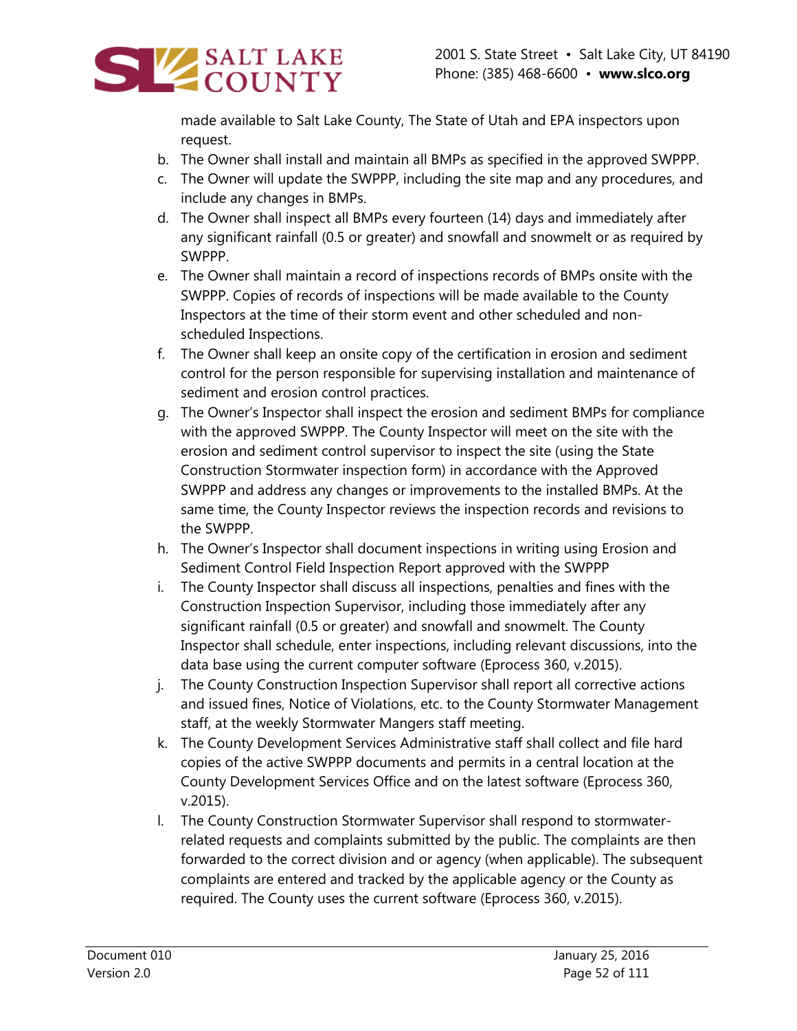made available to Salt Lake County, The State of Utah and EPA inspectors upon request.

b. The Owner shall install and maintain all BMPs as specified in the approved SWPPP.
c. The Owner will update the SWPPP, including the site map and any procedures, and include any changes in BMPs.
d. The Owner shall inspect all BMPs every fourteen (14) days and immediately after any significant rainfall (0.5 or greater) and snowfall and snowmelt or as required by SWPPP.
e. The Owner shall maintain a record of inspections records of BMPs onsite with the SWPPP. Copies of records of inspections will be made available to the County Inspectors at the time of their storm event and other scheduled and non-scheduled Inspections.
f. The Owner shall keep an onsite copy of the certification in erosion and sediment control for the person responsible for supervising installation and maintenance of sediment and erosion control practices.
g. The Owner's Inspector shall inspect the erosion and sediment BMPs for compliance with the approved SWPPP. The County Inspector will meet on the site with the erosion and sediment control supervisor to inspect the site (using the State Construction Stormwater inspection form) in accordance with the Approved SWPPP and address any changes or improvements to the installed BMPs. At the same time, the County Inspector reviews the inspection records and revisions to the SWPPP.
h. The Owner's Inspector shall document inspections in writing using Erosion and Sediment Control Field Inspection Report approved with the SWPPP
i. The County Inspector shall discuss all inspections, penalties and fines with the Construction Inspection Supervisor, including those immediately after any significant rainfall (0.5 or greater) and snowfall and snowmelt. The County Inspector shall schedule, enter inspections, including relevant discussions, into the data base using the current computer software (Eprocess 360, v.2015).
j. The County Construction Inspection Supervisor shall report all corrective actions and issued fines, Notice of Violations, etc. to the County Stormwater Management staff, at the weekly Stormwater Mangers staff meeting.
k. The County Development Services Administrative staff shall collect and file hard copies of the active SWPPP documents and permits in a central location at the County Development Services Office and on the latest software (Eprocess 360, v.2015).
l. The County Construction Stormwater Supervisor shall respond to stormwater-related requests and complaints submitted by the public. The complaints are then forwarded to the correct division and or agency (when applicable). The subsequent complaints are entered and tracked by the applicable agency or the County as required. The County uses the current software (Eprocess 360, v.2015).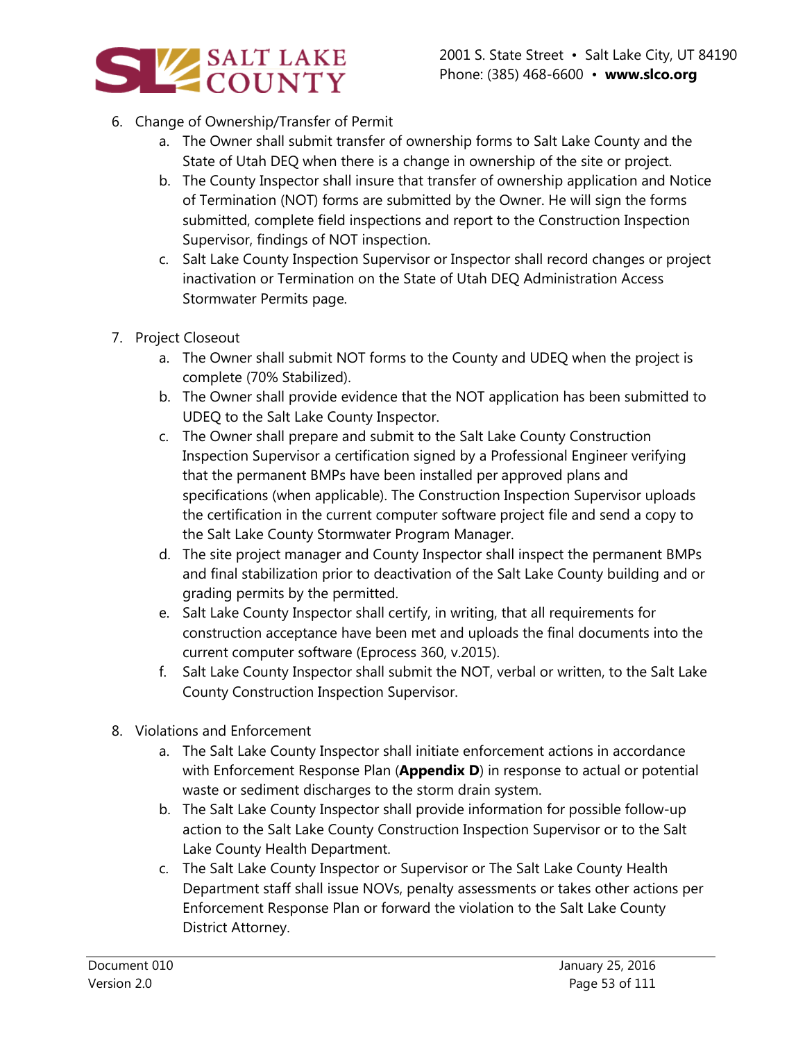6. Change of Ownership/Transfer of Permit
    a. The Owner shall submit transfer of ownership forms to Salt Lake County and the State of Utah DEQ when there is a change in ownership of the site or project.
    b. The County Inspector shall insure that transfer of ownership application and Notice of Termination (NOT) forms are submitted by the Owner. He will sign the forms submitted, complete field inspections and report to the Construction Inspection Supervisor, findings of NOT inspection.
    c. Salt Lake County Inspection Supervisor or Inspector shall record changes or project inactivation or Termination on the State of Utah DEQ Administration Access Stormwater Permits page.

7. Project Closeout
    a. The Owner shall submit NOT forms to the County and UDEQ when the project is complete (70% Stabilized).
    b. The Owner shall provide evidence that the NOT application has been submitted to UDEQ to the Salt Lake County Inspector.
    c. The Owner shall prepare and submit to the Salt Lake County Construction Inspection Supervisor a certification signed by a Professional Engineer verifying that the permanent BMPs have been installed per approved plans and specifications (when applicable). The Construction Inspection Supervisor uploads the certification in the current computer software project file and send a copy to the Salt Lake County Stormwater Program Manager.
    d. The site project manager and County Inspector shall inspect the permanent BMPs and final stabilization prior to deactivation of the Salt Lake County building and or grading permits by the permitted.
    e. Salt Lake County Inspector shall certify, in writing, that all requirements for construction acceptance have been met and uploads the final documents into the current computer software (Eprocess 360, v.2015).
    f. Salt Lake County Inspector shall submit the NOT, verbal or written, to the Salt Lake County Construction Inspection Supervisor.

8. Violations and Enforcement
    a. The Salt Lake County Inspector shall initiate enforcement actions in accordance with Enforcement Response Plan (**Appendix D**) in response to actual or potential waste or sediment discharges to the storm drain system.
    b. The Salt Lake County Inspector shall provide information for possible follow-up action to the Salt Lake County Construction Inspection Supervisor or to the Salt Lake County Health Department.
    c. The Salt Lake County Inspector or Supervisor or The Salt Lake County Health Department staff shall issue NOVs, penalty assessments or takes other actions per Enforcement Response Plan or forward the violation to the Salt Lake County District Attorney.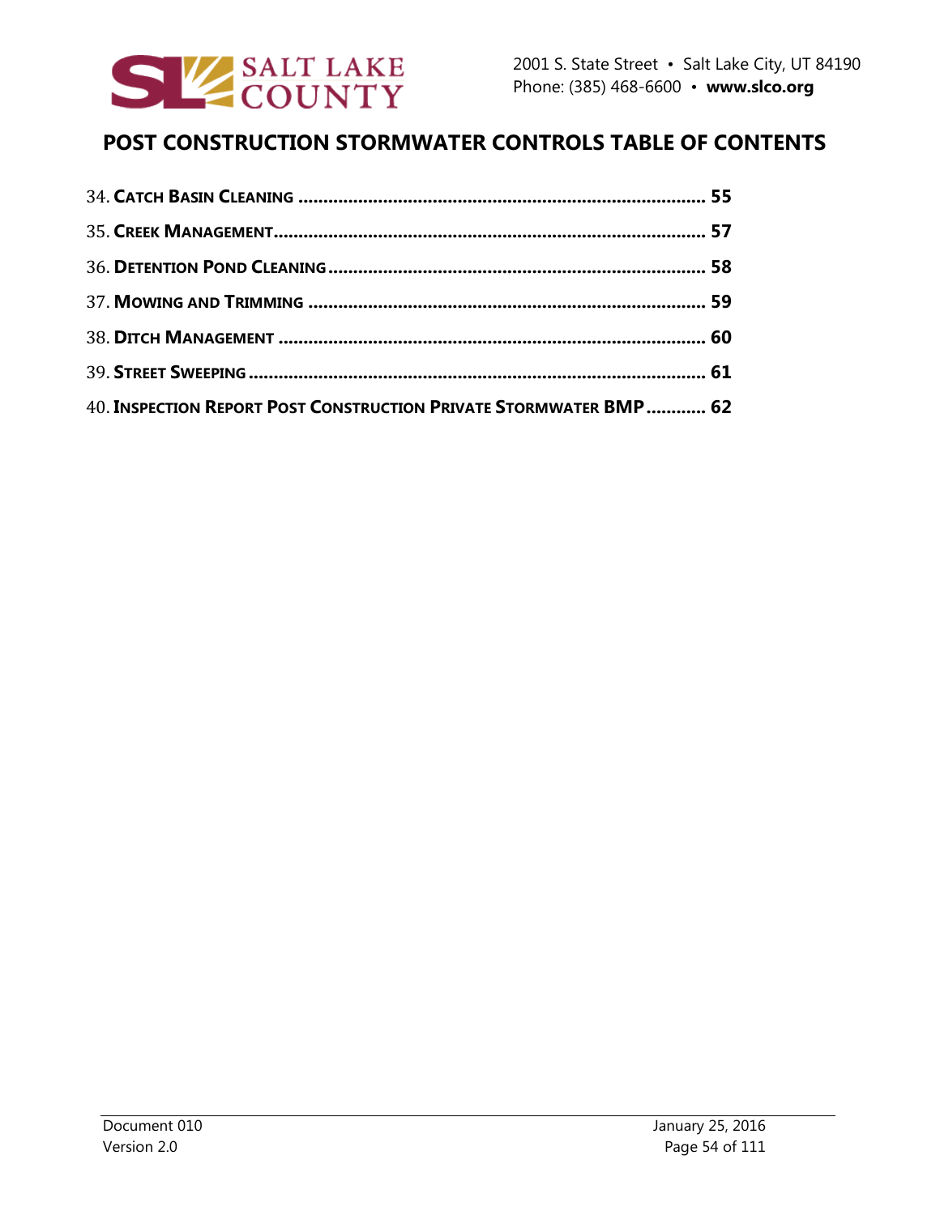# POST CONSTRUCTION STORMWATER CONTROLS TABLE OF CONTENTS

34. **CATCH BASIN CLEANING** .......... **55**
35. **CREEK MANAGEMENT** .......... **57**
36. **DETENTION POND CLEANING** .......... **58**
37. **MOWING AND TRIMMING** .......... **59**
38. **DITCH MANAGEMENT** .......... **60**
39. **STREET SWEEPING** .......... **61**
40. **INSPECTION REPORT POST CONSTRUCTION PRIVATE STORMWATER BMP** .......... **62**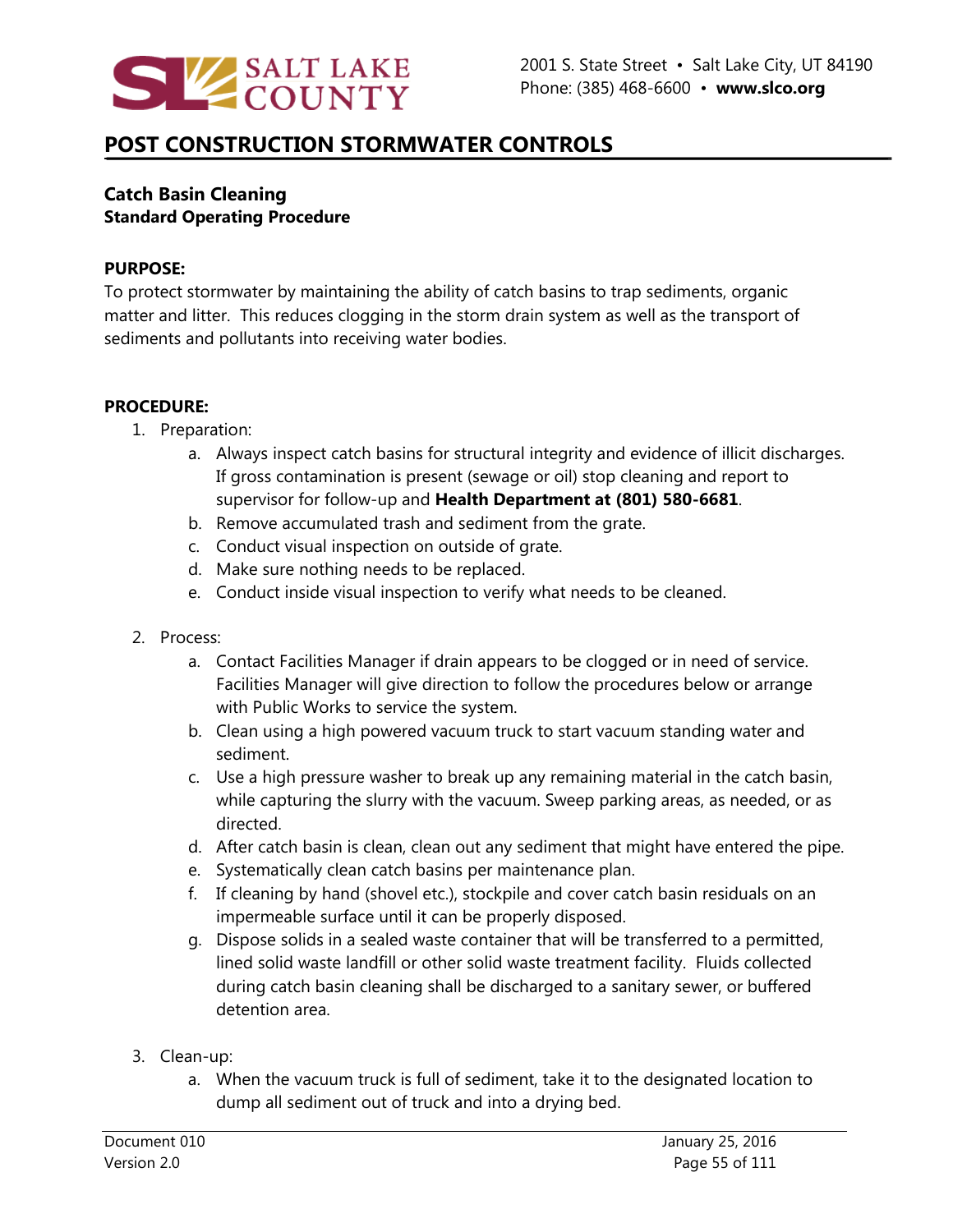# POST CONSTRUCTION STORMWATER CONTROLS

**Catch Basin Cleaning**
**Standard Operating Procedure**

**PURPOSE:**
To protect stormwater by maintaining the ability of catch basins to trap sediments, organic matter and litter. This reduces clogging in the storm drain system as well as the transport of sediments and pollutants into receiving water bodies.

**PROCEDURE:**

1. Preparation:
   a. Always inspect catch basins for structural integrity and evidence of illicit discharges. If gross contamination is present (sewage or oil) stop cleaning and report to supervisor for follow-up and **Health Department at (801) 580-6681**.
   b. Remove accumulated trash and sediment from the grate.
   c. Conduct visual inspection on outside of grate.
   d. Make sure nothing needs to be replaced.
   e. Conduct inside visual inspection to verify what needs to be cleaned.

2. Process:
   a. Contact Facilities Manager if drain appears to be clogged or in need of service. Facilities Manager will give direction to follow the procedures below or arrange with Public Works to service the system.
   b. Clean using a high powered vacuum truck to start vacuum standing water and sediment.
   c. Use a high pressure washer to break up any remaining material in the catch basin, while capturing the slurry with the vacuum. Sweep parking areas, as needed, or as directed.
   d. After catch basin is clean, clean out any sediment that might have entered the pipe.
   e. Systematically clean catch basins per maintenance plan.
   f. If cleaning by hand (shovel etc.), stockpile and cover catch basin residuals on an impermeable surface until it can be properly disposed.
   g. Dispose solids in a sealed waste container that will be transferred to a permitted, lined solid waste landfill or other solid waste treatment facility. Fluids collected during catch basin cleaning shall be discharged to a sanitary sewer, or buffered detention area.

3. Clean-up:
   a. When the vacuum truck is full of sediment, take it to the designated location to dump all sediment out of truck and into a drying bed.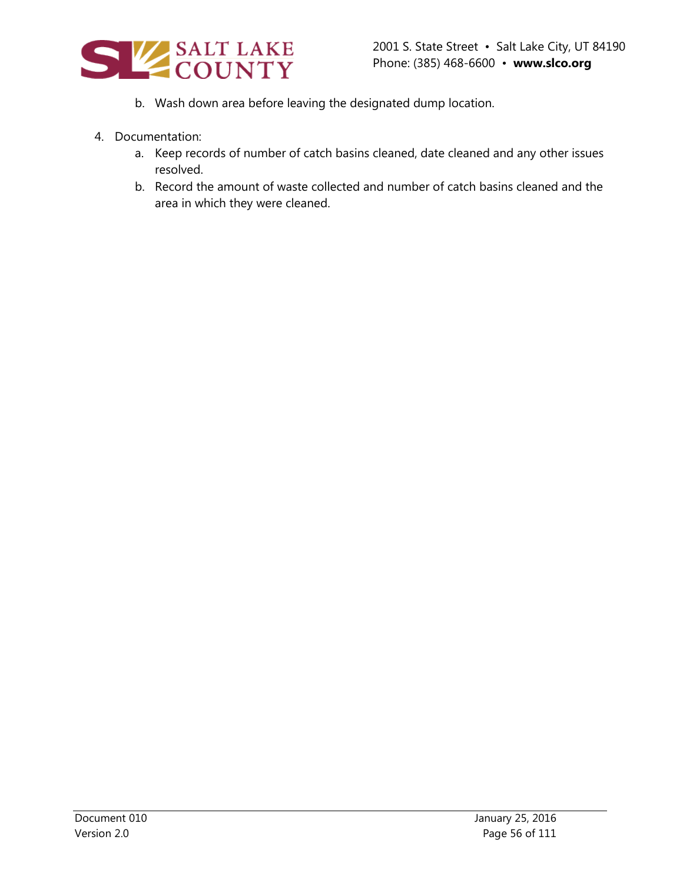b. Wash down area before leaving the designated dump location.

4. Documentation:
   a. Keep records of number of catch basins cleaned, date cleaned and any other issues resolved.
   b. Record the amount of waste collected and number of catch basins cleaned and the area in which they were cleaned.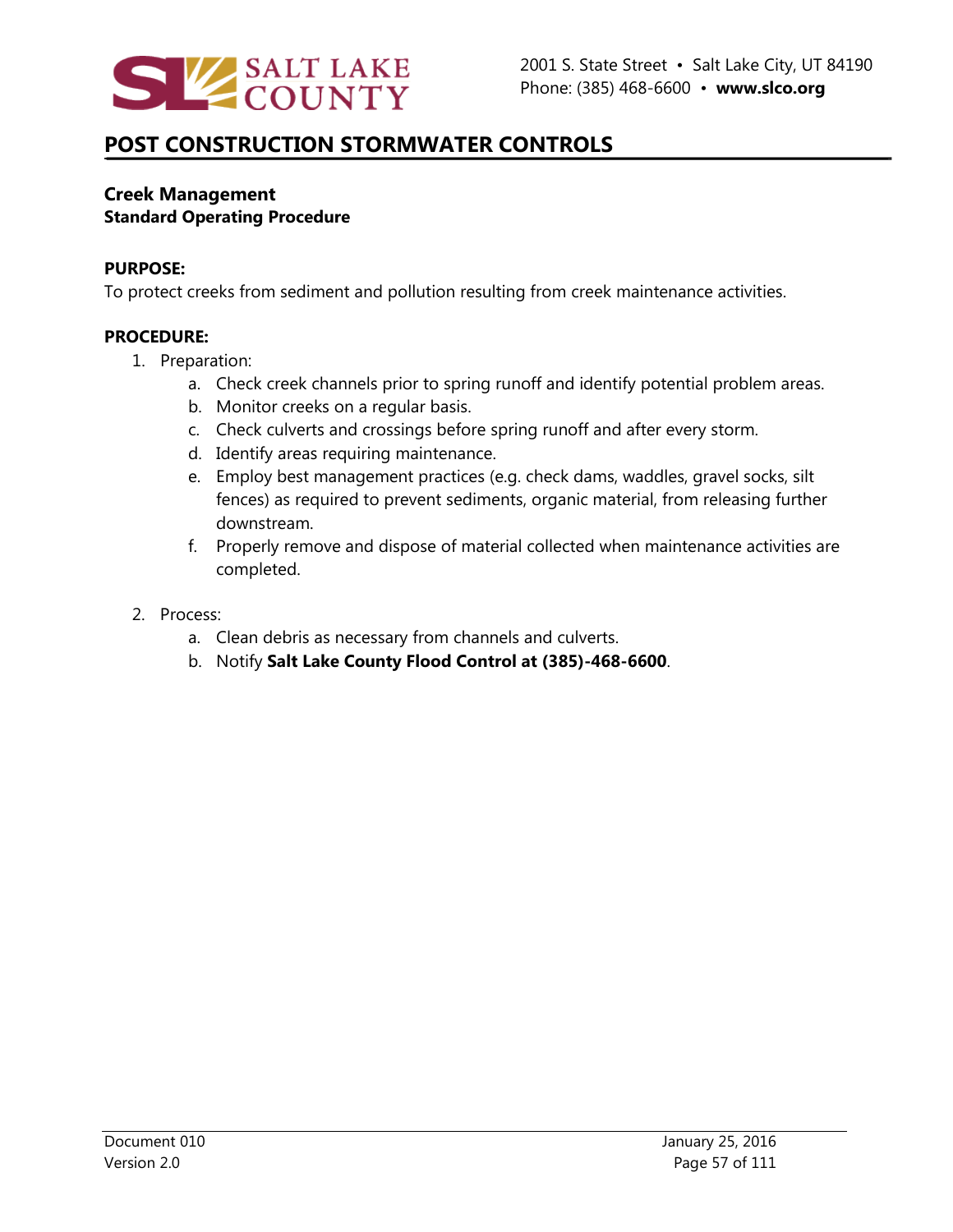# POST CONSTRUCTION STORMWATER CONTROLS

**Creek Management**
**Standard Operating Procedure**

**PURPOSE:**
To protect creeks from sediment and pollution resulting from creek maintenance activities.

**PROCEDURE:**

1. Preparation:
   a. Check creek channels prior to spring runoff and identify potential problem areas.
   b. Monitor creeks on a regular basis.
   c. Check culverts and crossings before spring runoff and after every storm.
   d. Identify areas requiring maintenance.
   e. Employ best management practices (e.g. check dams, waddles, gravel socks, silt fences) as required to prevent sediments, organic material, from releasing further downstream.
   f. Properly remove and dispose of material collected when maintenance activities are completed.

2. Process:
   a. Clean debris as necessary from channels and culverts.
   b. Notify **Salt Lake County Flood Control at (385)-468-6600**.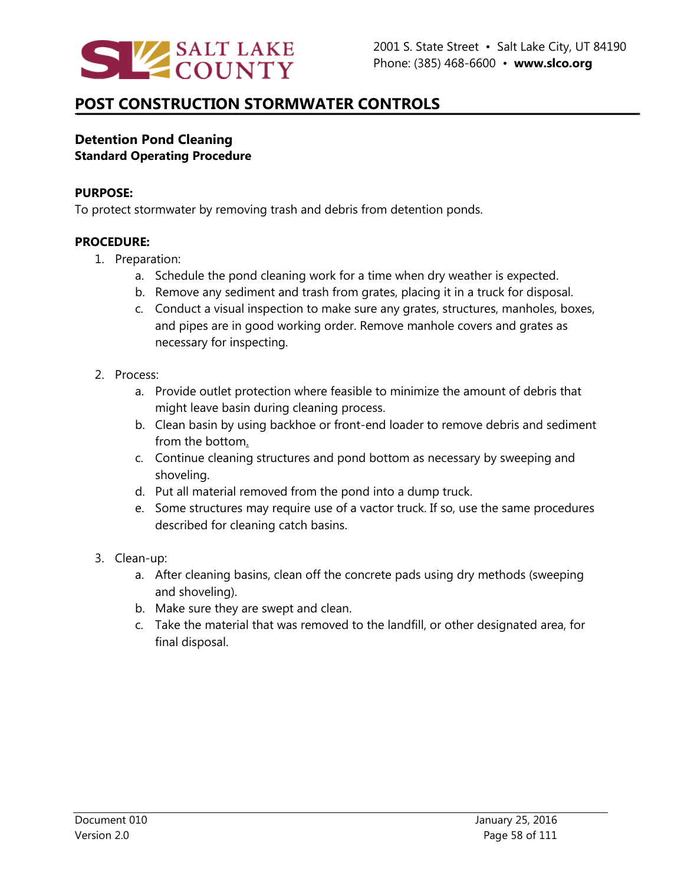# POST CONSTRUCTION STORMWATER CONTROLS

## Detention Pond Cleaning

**Standard Operating Procedure**

**PURPOSE:**

To protect stormwater by removing trash and debris from detention ponds.

**PROCEDURE:**

1. Preparation:
    a. Schedule the pond cleaning work for a time when dry weather is expected.
    b. Remove any sediment and trash from grates, placing it in a truck for disposal.
    c. Conduct a visual inspection to make sure any grates, structures, manholes, boxes, and pipes are in good working order. Remove manhole covers and grates as necessary for inspecting.

2. Process:
    a. Provide outlet protection where feasible to minimize the amount of debris that might leave basin during cleaning process.
    b. Clean basin by using backhoe or front-end loader to remove debris and sediment from the bottom.
    c. Continue cleaning structures and pond bottom as necessary by sweeping and shoveling.
    d. Put all material removed from the pond into a dump truck.
    e. Some structures may require use of a vactor truck. If so, use the same procedures described for cleaning catch basins.

3. Clean-up:
    a. After cleaning basins, clean off the concrete pads using dry methods (sweeping and shoveling).
    b. Make sure they are swept and clean.
    c. Take the material that was removed to the landfill, or other designated area, for final disposal.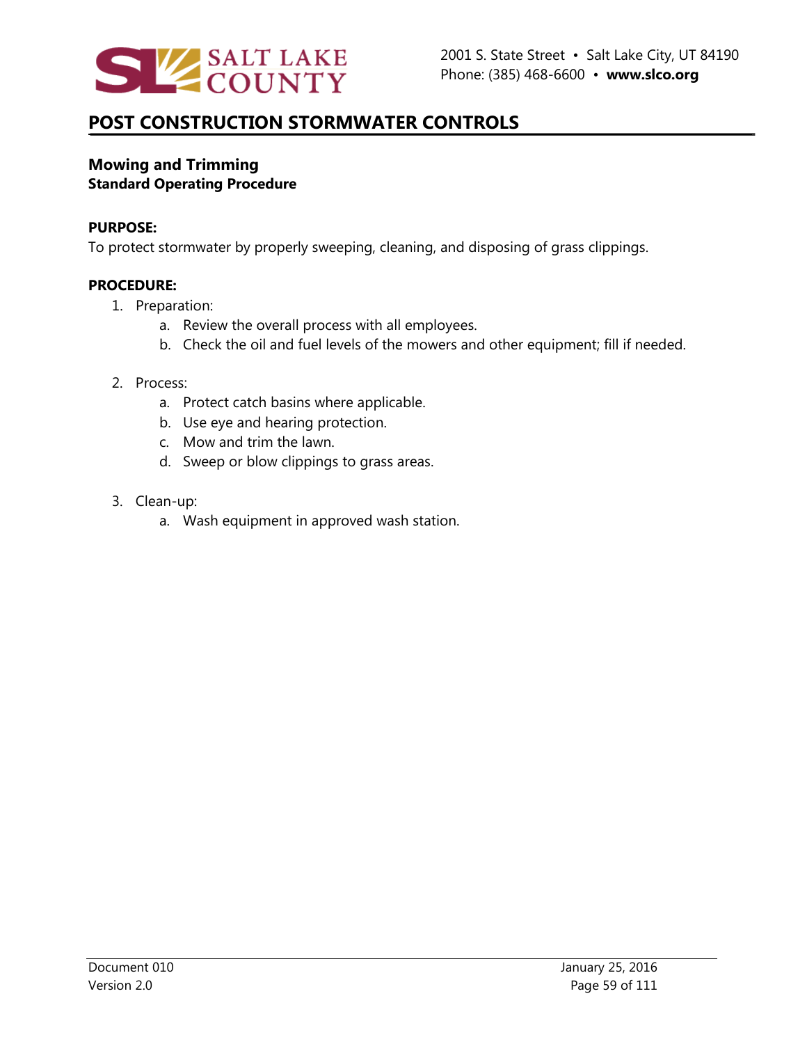# POST CONSTRUCTION STORMWATER CONTROLS

## Mowing and Trimming

**Standard Operating Procedure**

**PURPOSE:**

To protect stormwater by properly sweeping, cleaning, and disposing of grass clippings.

**PROCEDURE:**

1. Preparation:
   a. Review the overall process with all employees.
   b. Check the oil and fuel levels of the mowers and other equipment; fill if needed.

2. Process:
   a. Protect catch basins where applicable.
   b. Use eye and hearing protection.
   c. Mow and trim the lawn.
   d. Sweep or blow clippings to grass areas.

3. Clean-up:
   a. Wash equipment in approved wash station.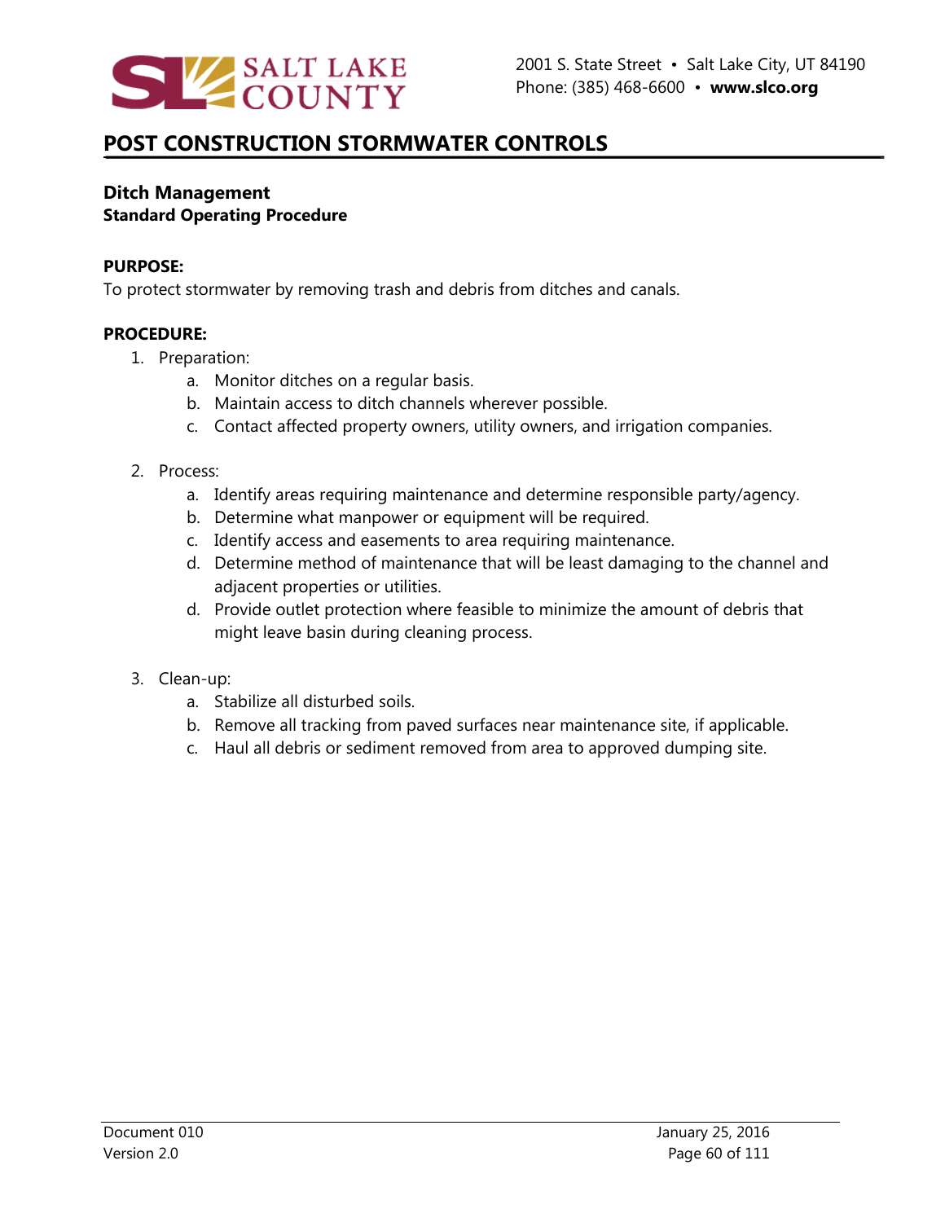# POST CONSTRUCTION STORMWATER CONTROLS

**Ditch Management**
**Standard Operating Procedure**

**PURPOSE:**
To protect stormwater by removing trash and debris from ditches and canals.

**PROCEDURE:**

1. Preparation:
    a. Monitor ditches on a regular basis.
    b. Maintain access to ditch channels wherever possible.
    c. Contact affected property owners, utility owners, and irrigation companies.

2. Process:
    a. Identify areas requiring maintenance and determine responsible party/agency.
    b. Determine what manpower or equipment will be required.
    c. Identify access and easements to area requiring maintenance.
    d. Determine method of maintenance that will be least damaging to the channel and adjacent properties or utilities.
    d. Provide outlet protection where feasible to minimize the amount of debris that might leave basin during cleaning process.

3. Clean-up:
    a. Stabilize all disturbed soils.
    b. Remove all tracking from paved surfaces near maintenance site, if applicable.
    c. Haul all debris or sediment removed from area to approved dumping site.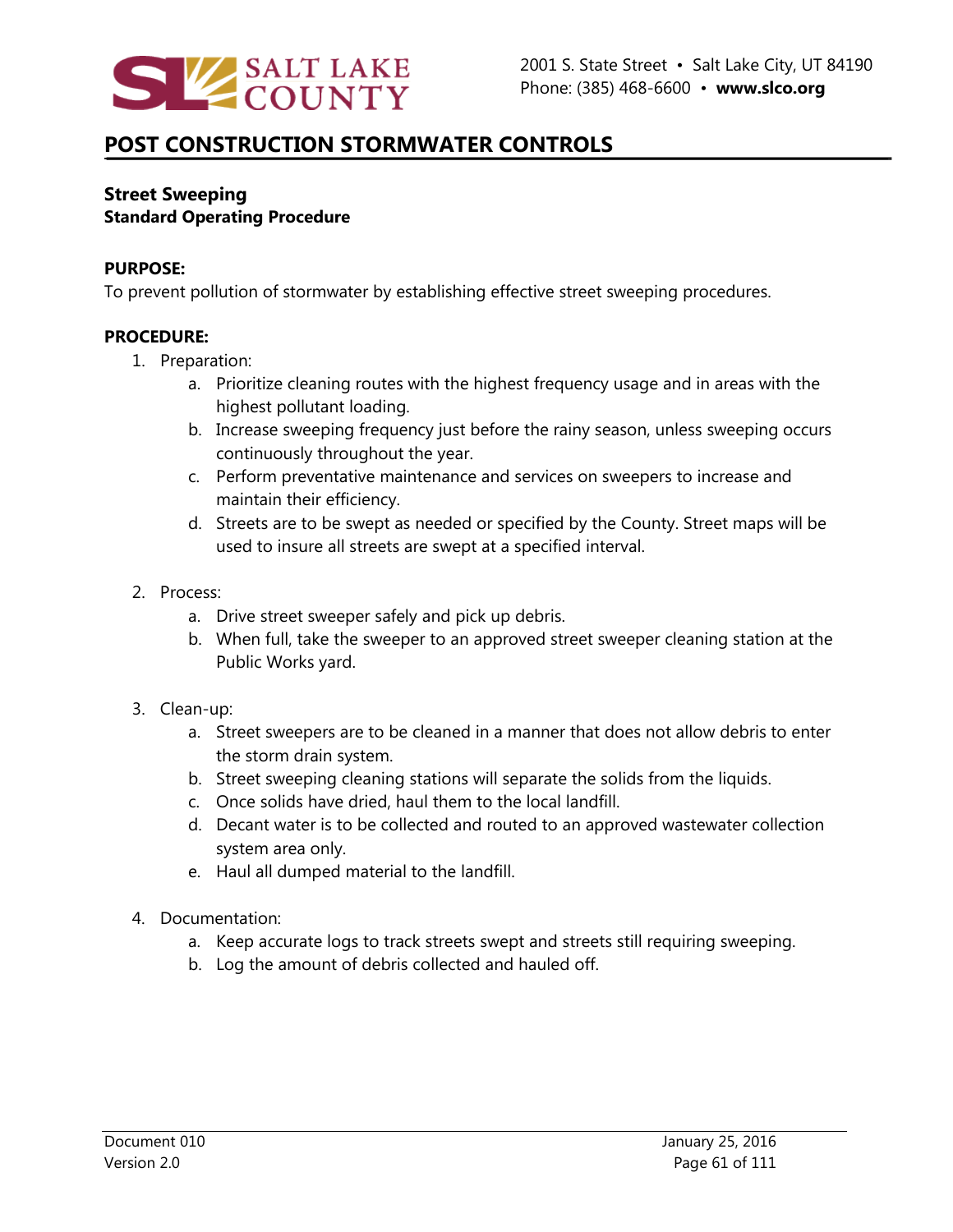## POST CONSTRUCTION STORMWATER CONTROLS

**Street Sweeping**
**Standard Operating Procedure**

**PURPOSE:**
To prevent pollution of stormwater by establishing effective street sweeping procedures.

**PROCEDURE:**

1. Preparation:
   a. Prioritize cleaning routes with the highest frequency usage and in areas with the highest pollutant loading.
   b. Increase sweeping frequency just before the rainy season, unless sweeping occurs continuously throughout the year.
   c. Perform preventative maintenance and services on sweepers to increase and maintain their efficiency.
   d. Streets are to be swept as needed or specified by the County. Street maps will be used to insure all streets are swept at a specified interval.

2. Process:
   a. Drive street sweeper safely and pick up debris.
   b. When full, take the sweeper to an approved street sweeper cleaning station at the Public Works yard.

3. Clean-up:
   a. Street sweepers are to be cleaned in a manner that does not allow debris to enter the storm drain system.
   b. Street sweeping cleaning stations will separate the solids from the liquids.
   c. Once solids have dried, haul them to the local landfill.
   d. Decant water is to be collected and routed to an approved wastewater collection system area only.
   e. Haul all dumped material to the landfill.

4. Documentation:
   a. Keep accurate logs to track streets swept and streets still requiring sweeping.
   b. Log the amount of debris collected and hauled off.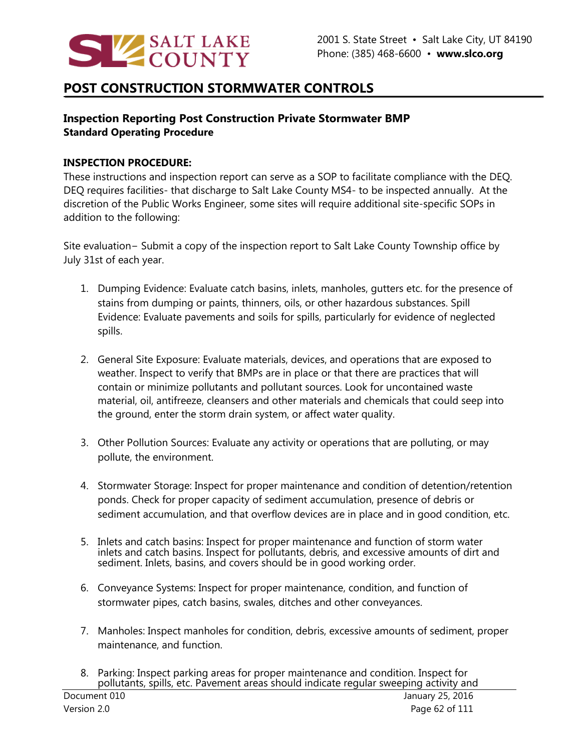## POST CONSTRUCTION STORMWATER CONTROLS

### Inspection Reporting Post Construction Private Stormwater BMP
**Standard Operating Procedure**

**INSPECTION PROCEDURE:**

These instructions and inspection report can serve as a SOP to facilitate compliance with the DEQ. DEQ requires facilities- that discharge to Salt Lake County MS4- to be inspected annually. At the discretion of the Public Works Engineer, some sites will require additional site-specific SOPs in addition to the following:

Site evaluation– Submit a copy of the inspection report to Salt Lake County Township office by July 31st of each year.

1. Dumping Evidence: Evaluate catch basins, inlets, manholes, gutters etc. for the presence of stains from dumping or paints, thinners, oils, or other hazardous substances. Spill Evidence: Evaluate pavements and soils for spills, particularly for evidence of neglected spills.

2. General Site Exposure: Evaluate materials, devices, and operations that are exposed to weather. Inspect to verify that BMPs are in place or that there are practices that will contain or minimize pollutants and pollutant sources. Look for uncontained waste material, oil, antifreeze, cleansers and other materials and chemicals that could seep into the ground, enter the storm drain system, or affect water quality.

3. Other Pollution Sources: Evaluate any activity or operations that are polluting, or may pollute, the environment.

4. Stormwater Storage: Inspect for proper maintenance and condition of detention/retention ponds. Check for proper capacity of sediment accumulation, presence of debris or sediment accumulation, and that overflow devices are in place and in good condition, etc.

5. Inlets and catch basins: Inspect for proper maintenance and function of storm water inlets and catch basins. Inspect for pollutants, debris, and excessive amounts of dirt and sediment. Inlets, basins, and covers should be in good working order.

6. Conveyance Systems: Inspect for proper maintenance, condition, and function of stormwater pipes, catch basins, swales, ditches and other conveyances.

7. Manholes: Inspect manholes for condition, debris, excessive amounts of sediment, proper maintenance, and function.

8. Parking: Inspect parking areas for proper maintenance and condition. Inspect for pollutants, spills, etc. Pavement areas should indicate regular sweeping activity and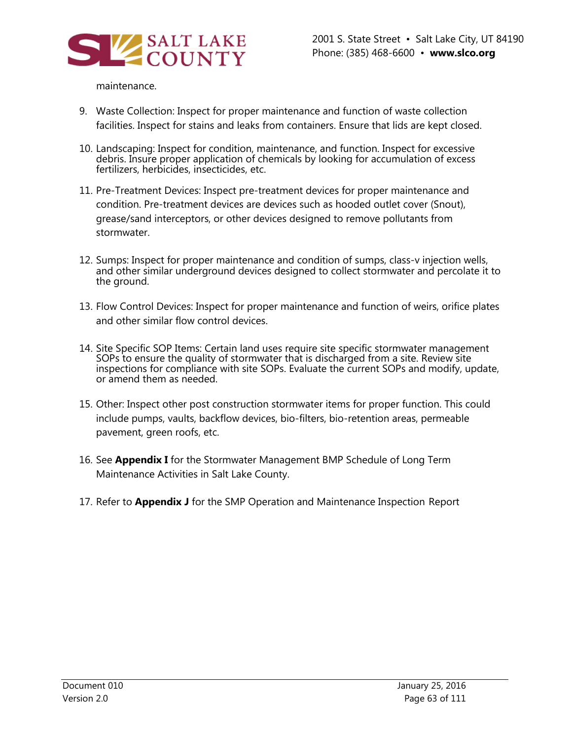maintenance.

9. Waste Collection: Inspect for proper maintenance and function of waste collection facilities. Inspect for stains and leaks from containers. Ensure that lids are kept closed.

10. Landscaping: Inspect for condition, maintenance, and function. Inspect for excessive debris. Insure proper application of chemicals by looking for accumulation of excess fertilizers, herbicides, insecticides, etc.

11. Pre-Treatment Devices: Inspect pre-treatment devices for proper maintenance and condition. Pre-treatment devices are devices such as hooded outlet cover (Snout), grease/sand interceptors, or other devices designed to remove pollutants from stormwater.

12. Sumps: Inspect for proper maintenance and condition of sumps, class-v injection wells, and other similar underground devices designed to collect stormwater and percolate it to the ground.

13. Flow Control Devices: Inspect for proper maintenance and function of weirs, orifice plates and other similar flow control devices.

14. Site Specific SOP Items: Certain land uses require site specific stormwater management SOPs to ensure the quality of stormwater that is discharged from a site. Review site inspections for compliance with site SOPs. Evaluate the current SOPs and modify, update, or amend them as needed.

15. Other: Inspect other post construction stormwater items for proper function. This could include pumps, vaults, backflow devices, bio-filters, bio-retention areas, permeable pavement, green roofs, etc.

16. See **Appendix I** for the Stormwater Management BMP Schedule of Long Term Maintenance Activities in Salt Lake County.

17. Refer to **Appendix J** for the SMP Operation and Maintenance Inspection Report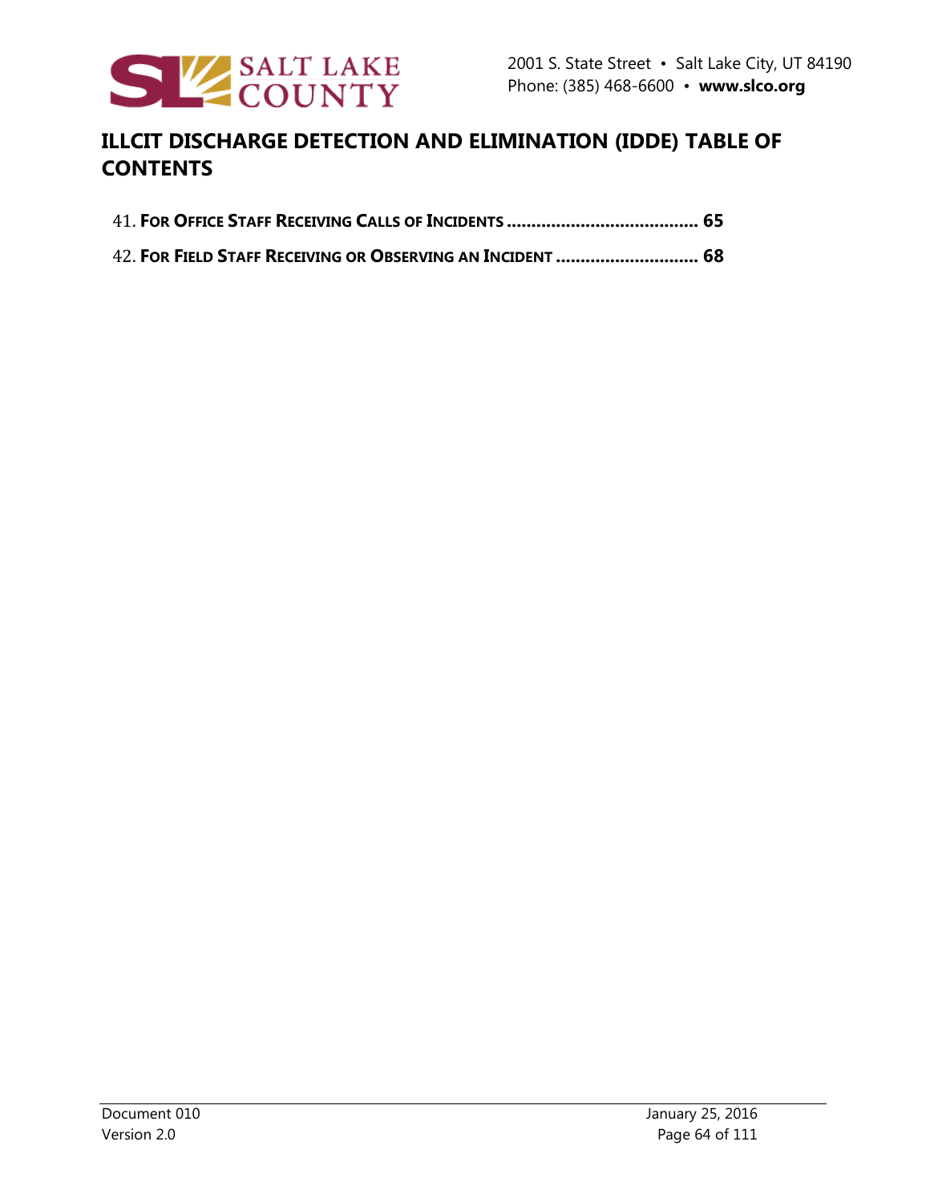# ILLCIT DISCHARGE DETECTION AND ELIMINATION (IDDE) TABLE OF CONTENTS

41. **FOR OFFICE STAFF RECEIVING CALLS OF INCIDENTS ....................................... 65**
42. **FOR FIELD STAFF RECEIVING OR OBSERVING AN INCIDENT ............................ 68**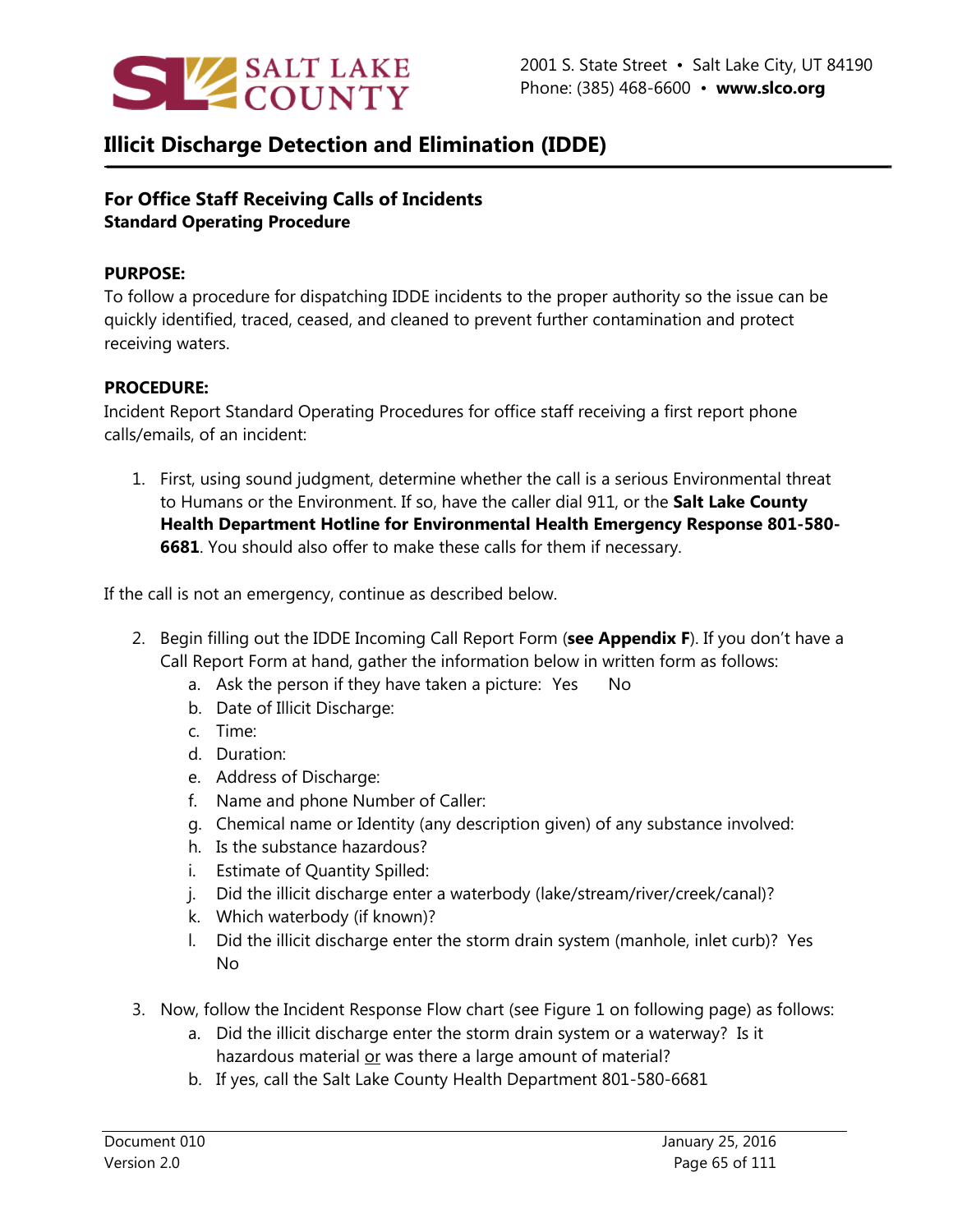# Illicit Discharge Detection and Elimination (IDDE)

## For Office Staff Receiving Calls of Incidents

**Standard Operating Procedure**

**PURPOSE:**

To follow a procedure for dispatching IDDE incidents to the proper authority so the issue can be quickly identified, traced, ceased, and cleaned to prevent further contamination and protect receiving waters.

**PROCEDURE:**

Incident Report Standard Operating Procedures for office staff receiving a first report phone calls/emails, of an incident:

1. First, using sound judgment, determine whether the call is a serious Environmental threat to Humans or the Environment. If so, have the caller dial 911, or the **Salt Lake County Health Department Hotline for Environmental Health Emergency Response 801-580-6681**. You should also offer to make these calls for them if necessary.

If the call is not an emergency, continue as described below.

2. Begin filling out the IDDE Incoming Call Report Form (**see Appendix F**). If you don't have a Call Report Form at hand, gather the information below in written form as follows:
   a. Ask the person if they have taken a picture: Yes No
   b. Date of Illicit Discharge:
   c. Time:
   d. Duration:
   e. Address of Discharge:
   f. Name and phone Number of Caller:
   g. Chemical name or Identity (any description given) of any substance involved:
   h. Is the substance hazardous?
   i. Estimate of Quantity Spilled:
   j. Did the illicit discharge enter a waterbody (lake/stream/river/creek/canal)?
   k. Which waterbody (if known)?
   l. Did the illicit discharge enter the storm drain system (manhole, inlet curb)? Yes No

3. Now, follow the Incident Response Flow chart (see Figure 1 on following page) as follows:
   a. Did the illicit discharge enter the storm drain system or a waterway? Is it hazardous material <u>or</u> was there a large amount of material?
   b. If yes, call the Salt Lake County Health Department 801-580-6681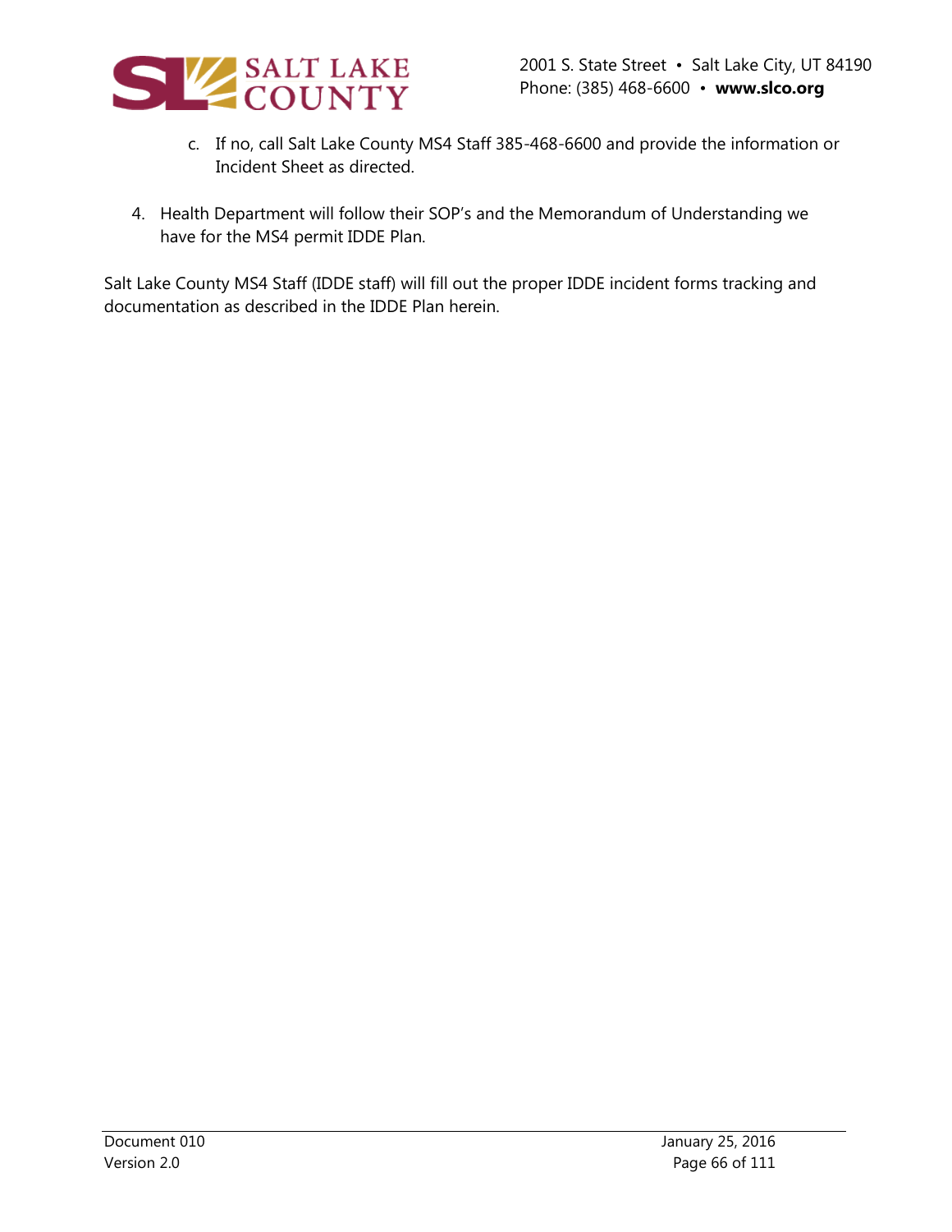c. If no, call Salt Lake County MS4 Staff 385-468-6600 and provide the information or Incident Sheet as directed.

4. Health Department will follow their SOP's and the Memorandum of Understanding we have for the MS4 permit IDDE Plan.

Salt Lake County MS4 Staff (IDDE staff) will fill out the proper IDDE incident forms tracking and documentation as described in the IDDE Plan herein.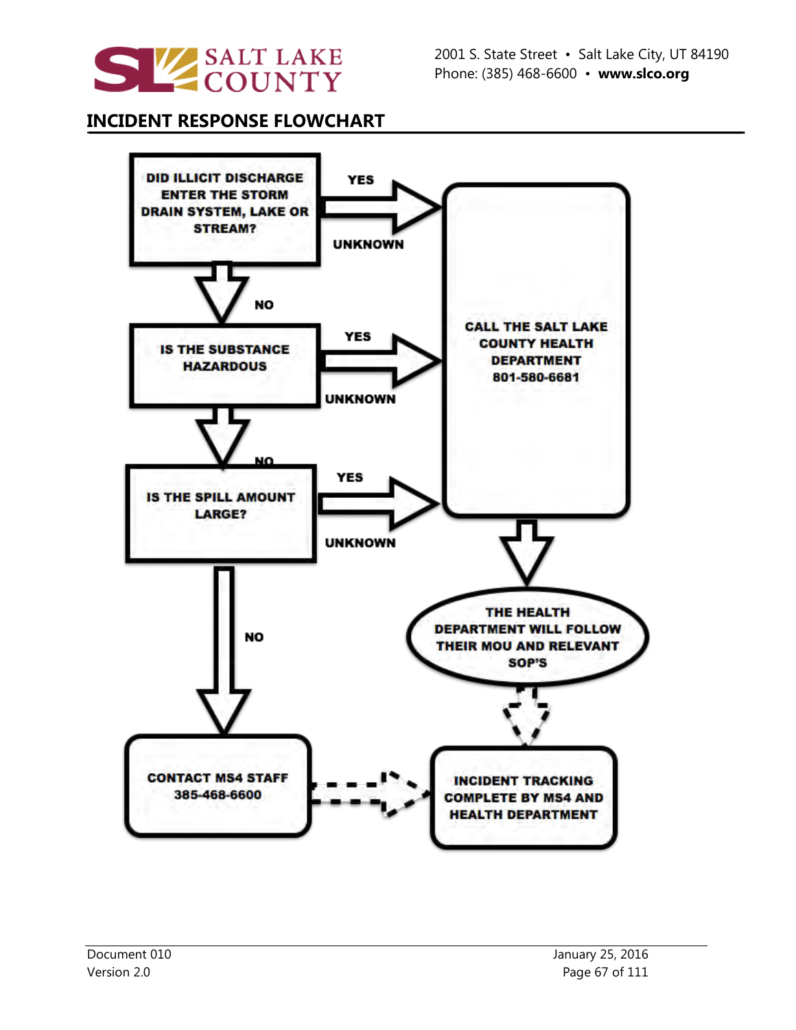# INCIDENT RESPONSE FLOWCHART

**DID ILLICIT DISCHARGE ENTER THE STORM DRAIN SYSTEM, LAKE OR STREAM?**

- YES / UNKNOWN → CALL THE SALT LAKE COUNTY HEALTH DEPARTMENT 801-580-6681
- NO → IS THE SUBSTANCE HAZARDOUS

**IS THE SUBSTANCE HAZARDOUS**

- YES / UNKNOWN → CALL THE SALT LAKE COUNTY HEALTH DEPARTMENT 801-580-6681
- NO → IS THE SPILL AMOUNT LARGE?

**IS THE SPILL AMOUNT LARGE?**

- YES / UNKNOWN → CALL THE SALT LAKE COUNTY HEALTH DEPARTMENT 801-580-6681
- NO → CONTACT MS4 STAFF 385-468-6600

**CALL THE SALT LAKE COUNTY HEALTH DEPARTMENT 801-580-6681**

→ THE HEALTH DEPARTMENT WILL FOLLOW THEIR MOU AND RELEVANT SOP'S

**THE HEALTH DEPARTMENT WILL FOLLOW THEIR MOU AND RELEVANT SOP'S**

→ INCIDENT TRACKING COMPLETE BY MS4 AND HEALTH DEPARTMENT

**CONTACT MS4 STAFF 385-468-6600**

→ INCIDENT TRACKING COMPLETE BY MS4 AND HEALTH DEPARTMENT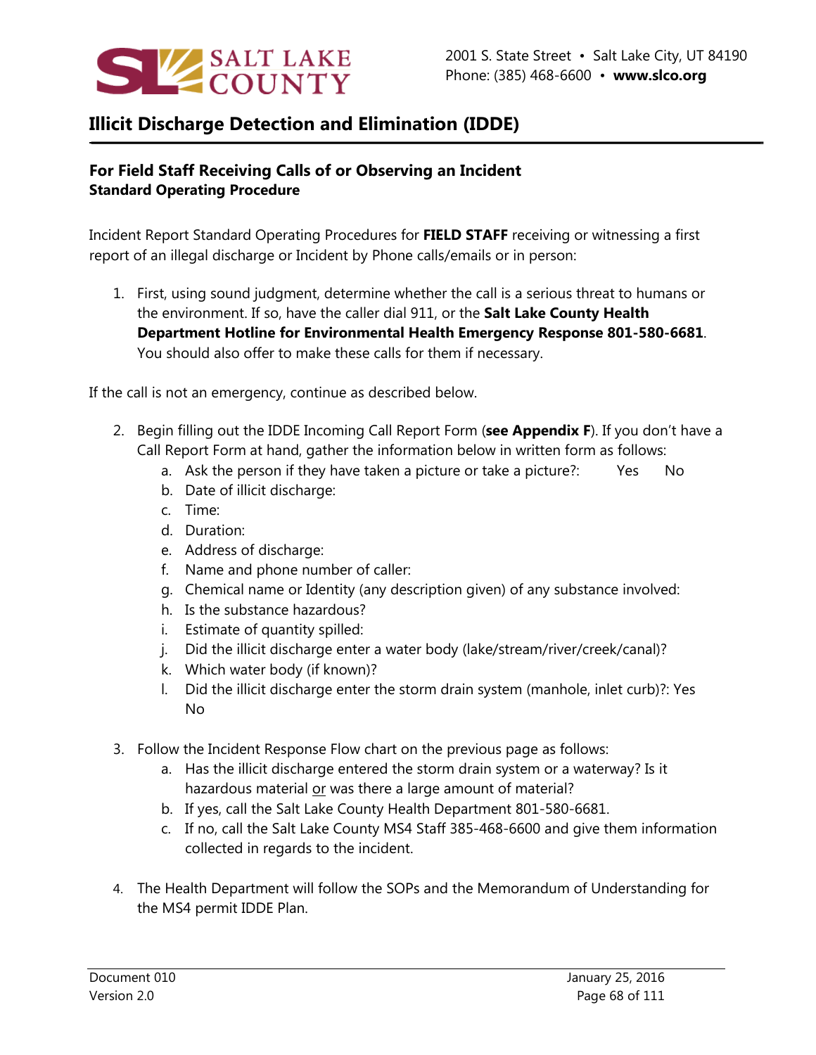## Illicit Discharge Detection and Elimination (IDDE)

### For Field Staff Receiving Calls of or Observing an Incident

**Standard Operating Procedure**

Incident Report Standard Operating Procedures for **FIELD STAFF** receiving or witnessing a first report of an illegal discharge or Incident by Phone calls/emails or in person:

1. First, using sound judgment, determine whether the call is a serious threat to humans or the environment. If so, have the caller dial 911, or the **Salt Lake County Health Department Hotline for Environmental Health Emergency Response 801-580-6681**. You should also offer to make these calls for them if necessary.

If the call is not an emergency, continue as described below.

2. Begin filling out the IDDE Incoming Call Report Form (**see Appendix F**). If you don't have a Call Report Form at hand, gather the information below in written form as follows:
   a. Ask the person if they have taken a picture or take a picture?: Yes No
   b. Date of illicit discharge:
   c. Time:
   d. Duration:
   e. Address of discharge:
   f. Name and phone number of caller:
   g. Chemical name or Identity (any description given) of any substance involved:
   h. Is the substance hazardous?
   i. Estimate of quantity spilled:
   j. Did the illicit discharge enter a water body (lake/stream/river/creek/canal)?
   k. Which water body (if known)?
   l. Did the illicit discharge enter the storm drain system (manhole, inlet curb)?: Yes No

3. Follow the Incident Response Flow chart on the previous page as follows:
   a. Has the illicit discharge entered the storm drain system or a waterway? Is it hazardous material <u>or</u> was there a large amount of material?
   b. If yes, call the Salt Lake County Health Department 801-580-6681.
   c. If no, call the Salt Lake County MS4 Staff 385-468-6600 and give them information collected in regards to the incident.

4. The Health Department will follow the SOPs and the Memorandum of Understanding for the MS4 permit IDDE Plan.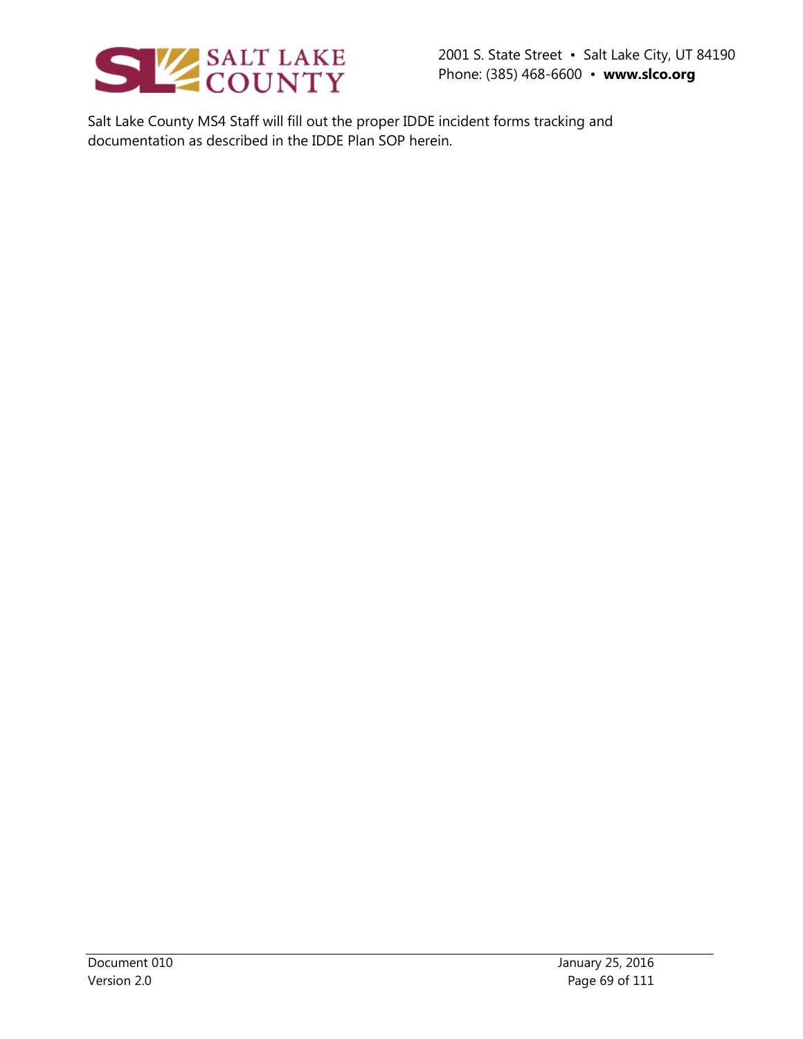Salt Lake County MS4 Staff will fill out the proper IDDE incident forms tracking and documentation as described in the IDDE Plan SOP herein.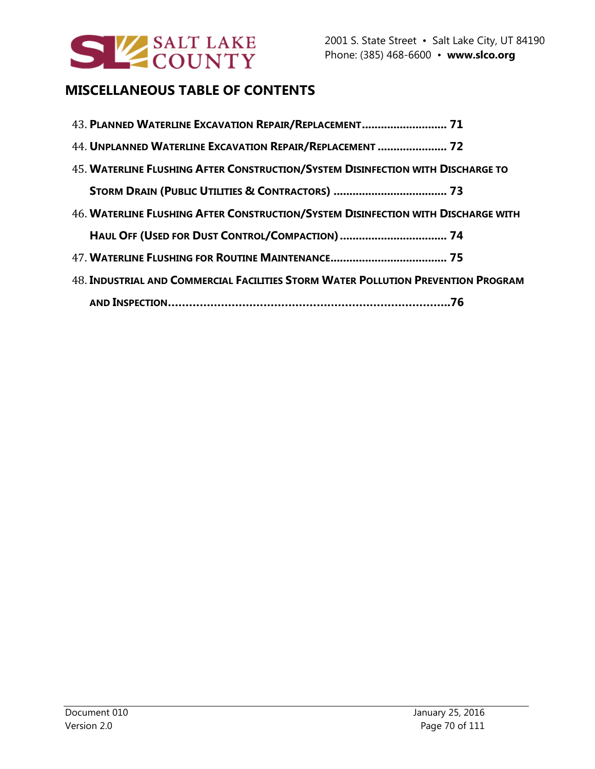## MISCELLANEOUS TABLE OF CONTENTS

43. **Planned Waterline Excavation Repair/Replacement ........................... 71**
44. **Unplanned Waterline Excavation Repair/Replacement ...................... 72**
45. **Waterline Flushing After Construction/System Disinfection with Discharge to Storm Drain (Public Utilities & Contractors) .................................... 73**
46. **Waterline Flushing After Construction/System Disinfection with Discharge with Haul Off (Used for Dust Control/Compaction) .................................. 74**
47. **Waterline Flushing for Routine Maintenance..................................... 75**
48. **Industrial and Commercial Facilities Storm Water Pollution Prevention Program and Inspection..................................................................................76**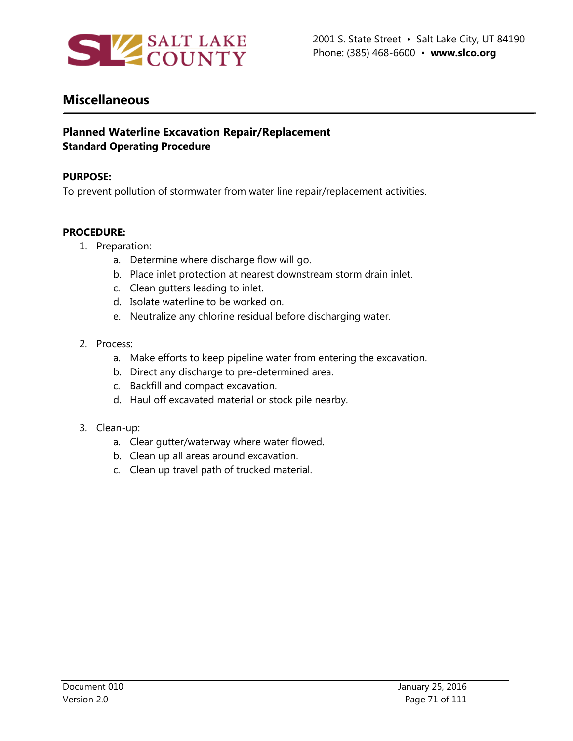# Miscellaneous

## Planned Waterline Excavation Repair/Replacement

**Standard Operating Procedure**

**PURPOSE:**

To prevent pollution of stormwater from water line repair/replacement activities.

**PROCEDURE:**

1. Preparation:
    a. Determine where discharge flow will go.
    b. Place inlet protection at nearest downstream storm drain inlet.
    c. Clean gutters leading to inlet.
    d. Isolate waterline to be worked on.
    e. Neutralize any chlorine residual before discharging water.

2. Process:
    a. Make efforts to keep pipeline water from entering the excavation.
    b. Direct any discharge to pre-determined area.
    c. Backfill and compact excavation.
    d. Haul off excavated material or stock pile nearby.

3. Clean-up:
    a. Clear gutter/waterway where water flowed.
    b. Clean up all areas around excavation.
    c. Clean up travel path of trucked material.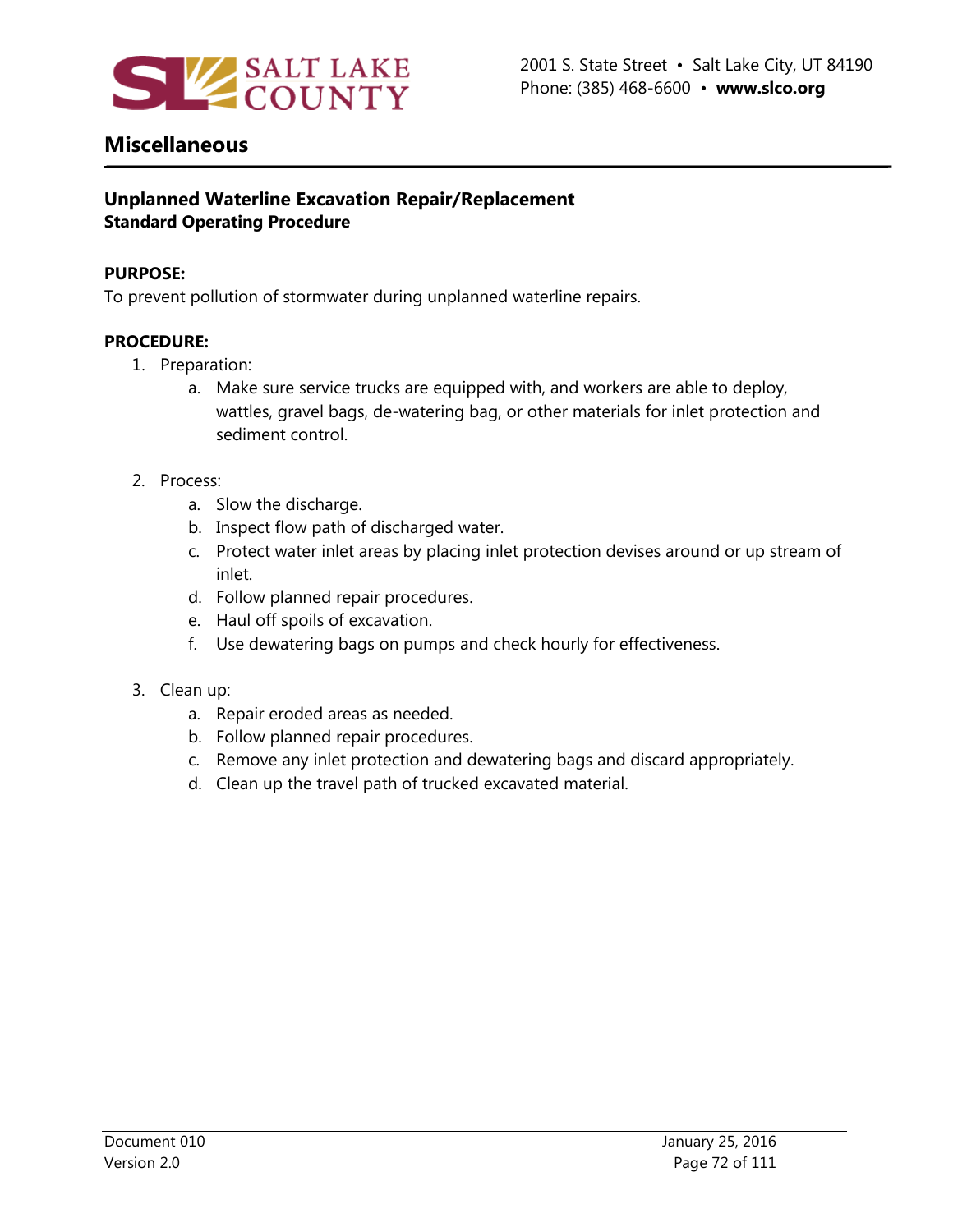## Miscellaneous

### Unplanned Waterline Excavation Repair/Replacement
**Standard Operating Procedure**

**PURPOSE:**
To prevent pollution of stormwater during unplanned waterline repairs.

**PROCEDURE:**

1. Preparation:
   a. Make sure service trucks are equipped with, and workers are able to deploy, wattles, gravel bags, de-watering bag, or other materials for inlet protection and sediment control.

2. Process:
   a. Slow the discharge.
   b. Inspect flow path of discharged water.
   c. Protect water inlet areas by placing inlet protection devises around or up stream of inlet.
   d. Follow planned repair procedures.
   e. Haul off spoils of excavation.
   f. Use dewatering bags on pumps and check hourly for effectiveness.

3. Clean up:
   a. Repair eroded areas as needed.
   b. Follow planned repair procedures.
   c. Remove any inlet protection and dewatering bags and discard appropriately.
   d. Clean up the travel path of trucked excavated material.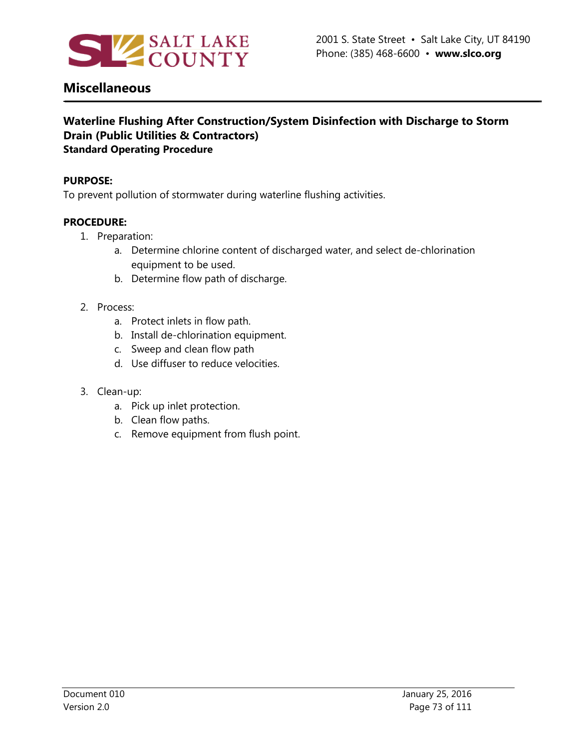## Miscellaneous

### Waterline Flushing After Construction/System Disinfection with Discharge to Storm Drain (Public Utilities & Contractors)

**Standard Operating Procedure**

**PURPOSE:**
To prevent pollution of stormwater during waterline flushing activities.

**PROCEDURE:**

1. Preparation:
   a. Determine chlorine content of discharged water, and select de-chlorination equipment to be used.
   b. Determine flow path of discharge.

2. Process:
   a. Protect inlets in flow path.
   b. Install de-chlorination equipment.
   c. Sweep and clean flow path
   d. Use diffuser to reduce velocities.

3. Clean-up:
   a. Pick up inlet protection.
   b. Clean flow paths.
   c. Remove equipment from flush point.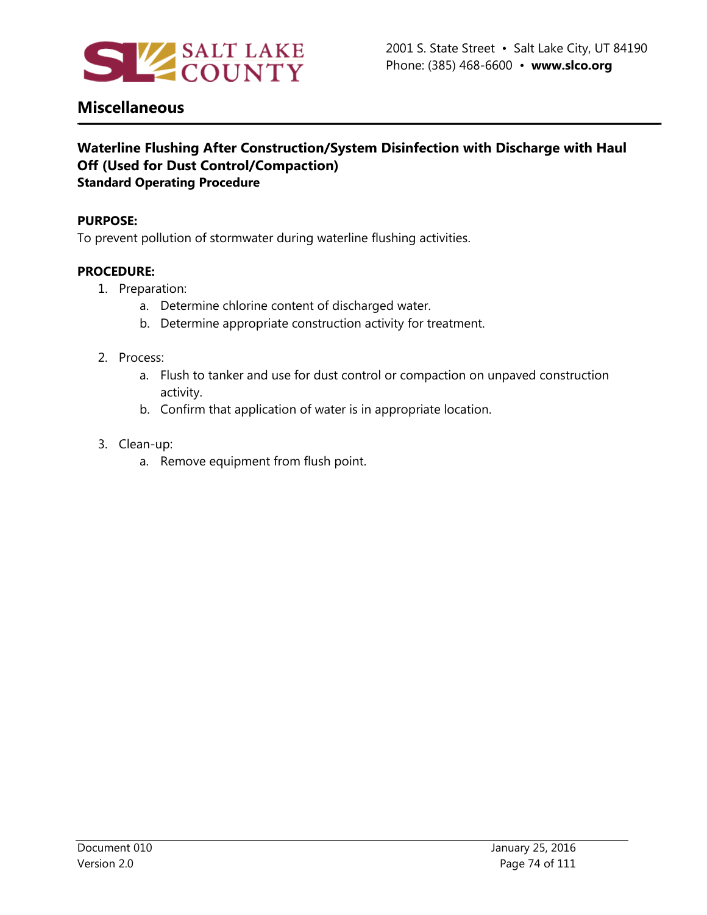## Miscellaneous

### Waterline Flushing After Construction/System Disinfection with Discharge with Haul Off (Used for Dust Control/Compaction)
**Standard Operating Procedure**

**PURPOSE:**
To prevent pollution of stormwater during waterline flushing activities.

**PROCEDURE:**

1. Preparation:
   a. Determine chlorine content of discharged water.
   b. Determine appropriate construction activity for treatment.

2. Process:
   a. Flush to tanker and use for dust control or compaction on unpaved construction activity.
   b. Confirm that application of water is in appropriate location.

3. Clean-up:
   a. Remove equipment from flush point.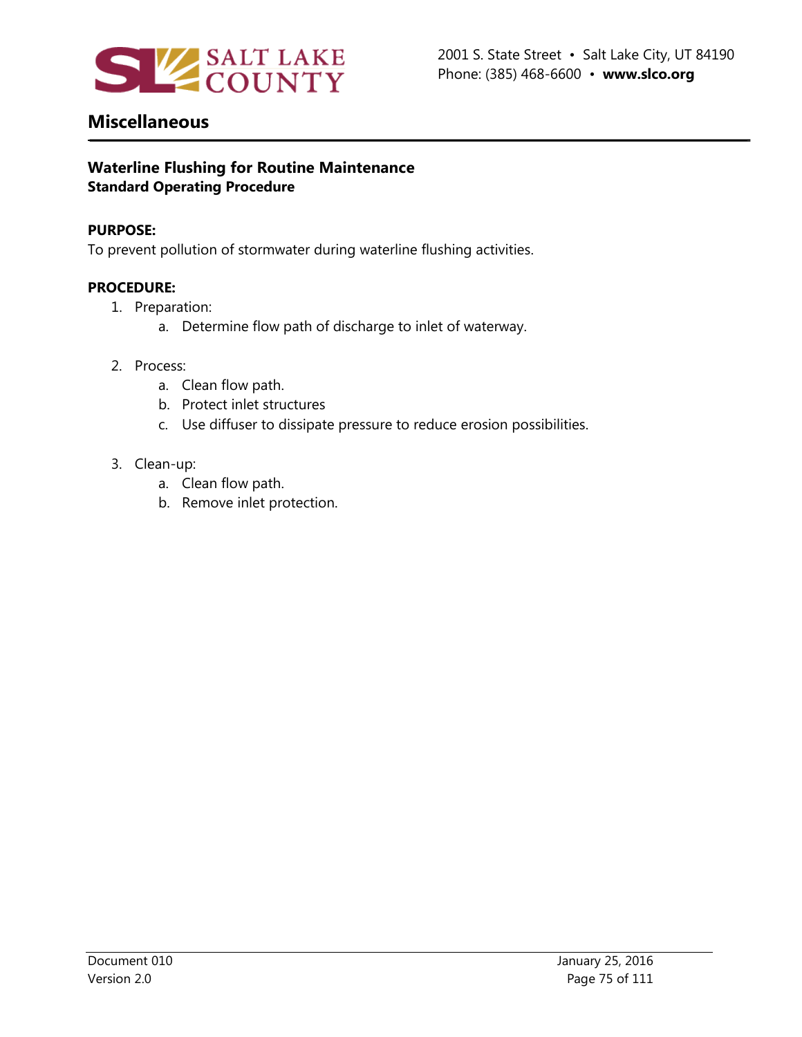## Miscellaneous

### Waterline Flushing for Routine Maintenance
**Standard Operating Procedure**

**PURPOSE:**
To prevent pollution of stormwater during waterline flushing activities.

**PROCEDURE:**

1. Preparation:
    a. Determine flow path of discharge to inlet of waterway.

2. Process:
    a. Clean flow path.
    b. Protect inlet structures
    c. Use diffuser to dissipate pressure to reduce erosion possibilities.

3. Clean-up:
    a. Clean flow path.
    b. Remove inlet protection.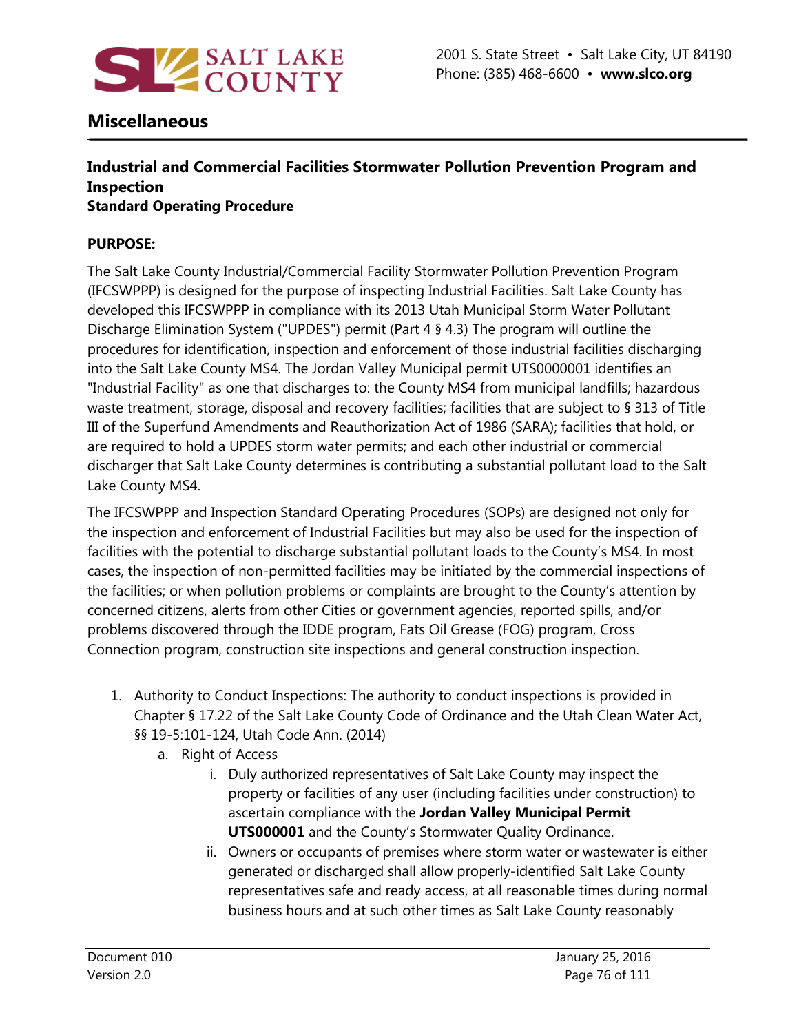## Miscellaneous

### Industrial and Commercial Facilities Stormwater Pollution Prevention Program and Inspection

**Standard Operating Procedure**

**PURPOSE:**

The Salt Lake County Industrial/Commercial Facility Stormwater Pollution Prevention Program (IFCSWPPP) is designed for the purpose of inspecting Industrial Facilities. Salt Lake County has developed this IFCSWPPP in compliance with its 2013 Utah Municipal Storm Water Pollutant Discharge Elimination System ("UPDES") permit (Part 4 § 4.3) The program will outline the procedures for identification, inspection and enforcement of those industrial facilities discharging into the Salt Lake County MS4. The Jordan Valley Municipal permit UTS0000001 identifies an "Industrial Facility" as one that discharges to: the County MS4 from municipal landfills; hazardous waste treatment, storage, disposal and recovery facilities; facilities that are subject to § 313 of Title III of the Superfund Amendments and Reauthorization Act of 1986 (SARA); facilities that hold, or are required to hold a UPDES storm water permits; and each other industrial or commercial discharger that Salt Lake County determines is contributing a substantial pollutant load to the Salt Lake County MS4.

The IFCSWPPP and Inspection Standard Operating Procedures (SOPs) are designed not only for the inspection and enforcement of Industrial Facilities but may also be used for the inspection of facilities with the potential to discharge substantial pollutant loads to the County's MS4. In most cases, the inspection of non-permitted facilities may be initiated by the commercial inspections of the facilities; or when pollution problems or complaints are brought to the County's attention by concerned citizens, alerts from other Cities or government agencies, reported spills, and/or problems discovered through the IDDE program, Fats Oil Grease (FOG) program, Cross Connection program, construction site inspections and general construction inspection.

1. Authority to Conduct Inspections: The authority to conduct inspections is provided in Chapter § 17.22 of the Salt Lake County Code of Ordinance and the Utah Clean Water Act, §§ 19-5:101-124, Utah Code Ann. (2014)
   a. Right of Access
      i. Duly authorized representatives of Salt Lake County may inspect the property or facilities of any user (including facilities under construction) to ascertain compliance with the **Jordan Valley Municipal Permit UTS000001** and the County's Stormwater Quality Ordinance.
      ii. Owners or occupants of premises where storm water or wastewater is either generated or discharged shall allow properly-identified Salt Lake County representatives safe and ready access, at all reasonable times during normal business hours and at such other times as Salt Lake County reasonably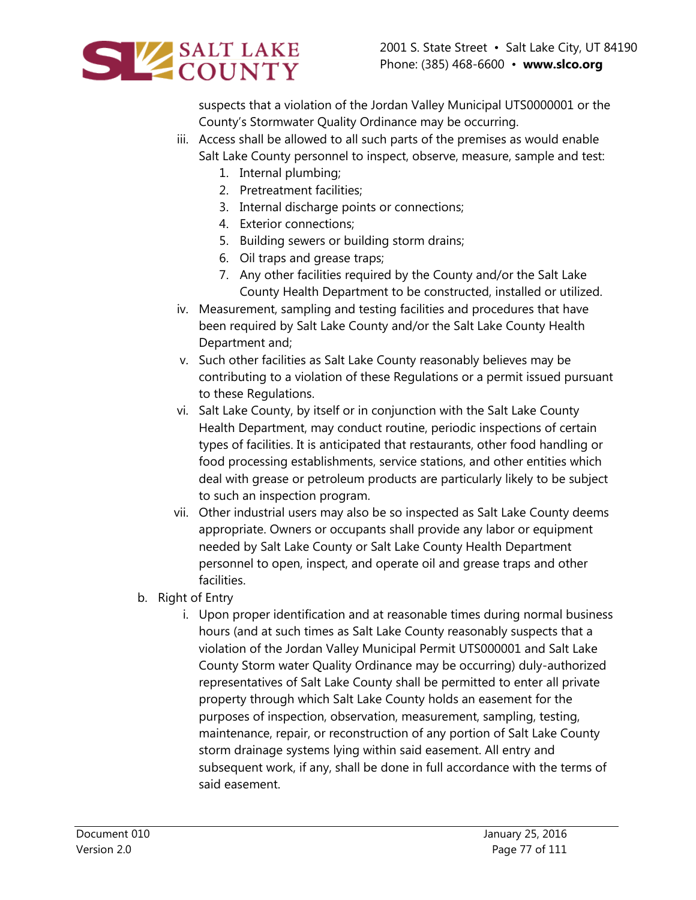suspects that a violation of the Jordan Valley Municipal UTS0000001 or the County's Stormwater Quality Ordinance may be occurring.

iii. Access shall be allowed to all such parts of the premises as would enable Salt Lake County personnel to inspect, observe, measure, sample and test:
   1. Internal plumbing;
   2. Pretreatment facilities;
   3. Internal discharge points or connections;
   4. Exterior connections;
   5. Building sewers or building storm drains;
   6. Oil traps and grease traps;
   7. Any other facilities required by the County and/or the Salt Lake County Health Department to be constructed, installed or utilized.

iv. Measurement, sampling and testing facilities and procedures that have been required by Salt Lake County and/or the Salt Lake County Health Department and;

v. Such other facilities as Salt Lake County reasonably believes may be contributing to a violation of these Regulations or a permit issued pursuant to these Regulations.

vi. Salt Lake County, by itself or in conjunction with the Salt Lake County Health Department, may conduct routine, periodic inspections of certain types of facilities. It is anticipated that restaurants, other food handling or food processing establishments, service stations, and other entities which deal with grease or petroleum products are particularly likely to be subject to such an inspection program.

vii. Other industrial users may also be so inspected as Salt Lake County deems appropriate. Owners or occupants shall provide any labor or equipment needed by Salt Lake County or Salt Lake County Health Department personnel to open, inspect, and operate oil and grease traps and other facilities.

b. Right of Entry

   i. Upon proper identification and at reasonable times during normal business hours (and at such times as Salt Lake County reasonably suspects that a violation of the Jordan Valley Municipal Permit UTS000001 and Salt Lake County Storm water Quality Ordinance may be occurring) duly-authorized representatives of Salt Lake County shall be permitted to enter all private property through which Salt Lake County holds an easement for the purposes of inspection, observation, measurement, sampling, testing, maintenance, repair, or reconstruction of any portion of Salt Lake County storm drainage systems lying within said easement. All entry and subsequent work, if any, shall be done in full accordance with the terms of said easement.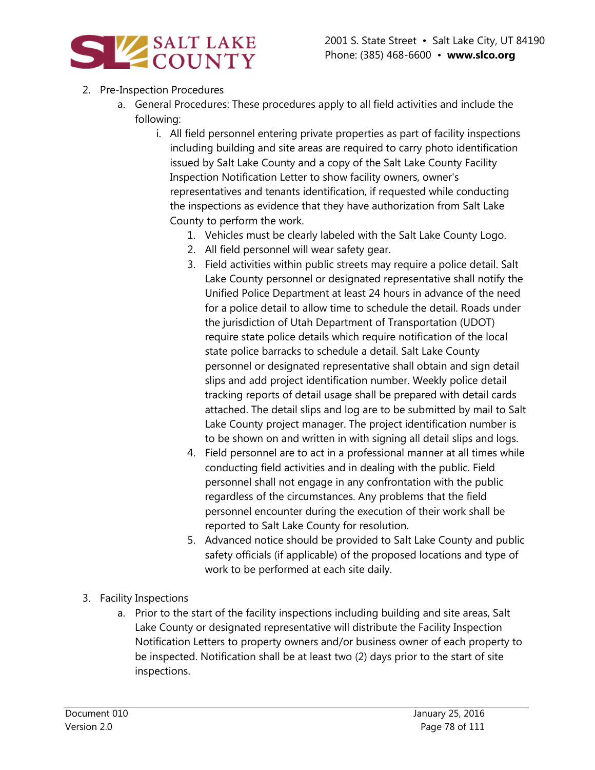2. Pre-Inspection Procedures
    a. General Procedures: These procedures apply to all field activities and include the following:
        i. All field personnel entering private properties as part of facility inspections including building and site areas are required to carry photo identification issued by Salt Lake County and a copy of the Salt Lake County Facility Inspection Notification Letter to show facility owners, owner's representatives and tenants identification, if requested while conducting the inspections as evidence that they have authorization from Salt Lake County to perform the work.
            1. Vehicles must be clearly labeled with the Salt Lake County Logo.
            2. All field personnel will wear safety gear.
            3. Field activities within public streets may require a police detail. Salt Lake County personnel or designated representative shall notify the Unified Police Department at least 24 hours in advance of the need for a police detail to allow time to schedule the detail. Roads under the jurisdiction of Utah Department of Transportation (UDOT) require state police details which require notification of the local state police barracks to schedule a detail. Salt Lake County personnel or designated representative shall obtain and sign detail slips and add project identification number. Weekly police detail tracking reports of detail usage shall be prepared with detail cards attached. The detail slips and log are to be submitted by mail to Salt Lake County project manager. The project identification number is to be shown on and written in with signing all detail slips and logs.
            4. Field personnel are to act in a professional manner at all times while conducting field activities and in dealing with the public. Field personnel shall not engage in any confrontation with the public regardless of the circumstances. Any problems that the field personnel encounter during the execution of their work shall be reported to Salt Lake County for resolution.
            5. Advanced notice should be provided to Salt Lake County and public safety officials (if applicable) of the proposed locations and type of work to be performed at each site daily.

3. Facility Inspections
    a. Prior to the start of the facility inspections including building and site areas, Salt Lake County or designated representative will distribute the Facility Inspection Notification Letters to property owners and/or business owner of each property to be inspected. Notification shall be at least two (2) days prior to the start of site inspections.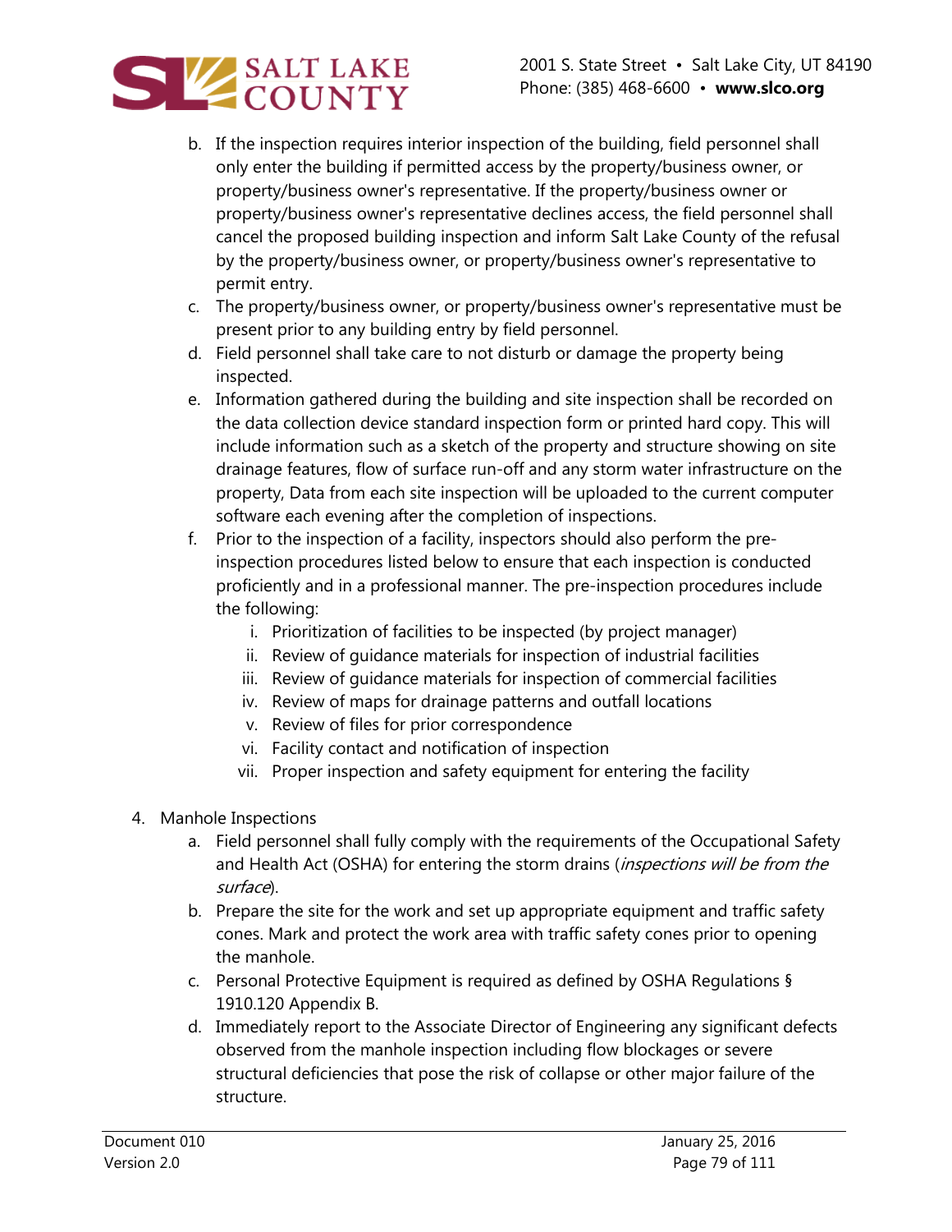b. If the inspection requires interior inspection of the building, field personnel shall only enter the building if permitted access by the property/business owner, or property/business owner's representative. If the property/business owner or property/business owner's representative declines access, the field personnel shall cancel the proposed building inspection and inform Salt Lake County of the refusal by the property/business owner, or property/business owner's representative to permit entry.

c. The property/business owner, or property/business owner's representative must be present prior to any building entry by field personnel.

d. Field personnel shall take care to not disturb or damage the property being inspected.

e. Information gathered during the building and site inspection shall be recorded on the data collection device standard inspection form or printed hard copy. This will include information such as a sketch of the property and structure showing on site drainage features, flow of surface run-off and any storm water infrastructure on the property, Data from each site inspection will be uploaded to the current computer software each evening after the completion of inspections.

f. Prior to the inspection of a facility, inspectors should also perform the pre-inspection procedures listed below to ensure that each inspection is conducted proficiently and in a professional manner. The pre-inspection procedures include the following:

    i. Prioritization of facilities to be inspected (by project manager)
    ii. Review of guidance materials for inspection of industrial facilities
    iii. Review of guidance materials for inspection of commercial facilities
    iv. Review of maps for drainage patterns and outfall locations
    v. Review of files for prior correspondence
    vi. Facility contact and notification of inspection
    vii. Proper inspection and safety equipment for entering the facility

4. Manhole Inspections

    a. Field personnel shall fully comply with the requirements of the Occupational Safety and Health Act (OSHA) for entering the storm drains (*inspections will be from the surface*).

    b. Prepare the site for the work and set up appropriate equipment and traffic safety cones. Mark and protect the work area with traffic safety cones prior to opening the manhole.

    c. Personal Protective Equipment is required as defined by OSHA Regulations § 1910.120 Appendix B.

    d. Immediately report to the Associate Director of Engineering any significant defects observed from the manhole inspection including flow blockages or severe structural deficiencies that pose the risk of collapse or other major failure of the structure.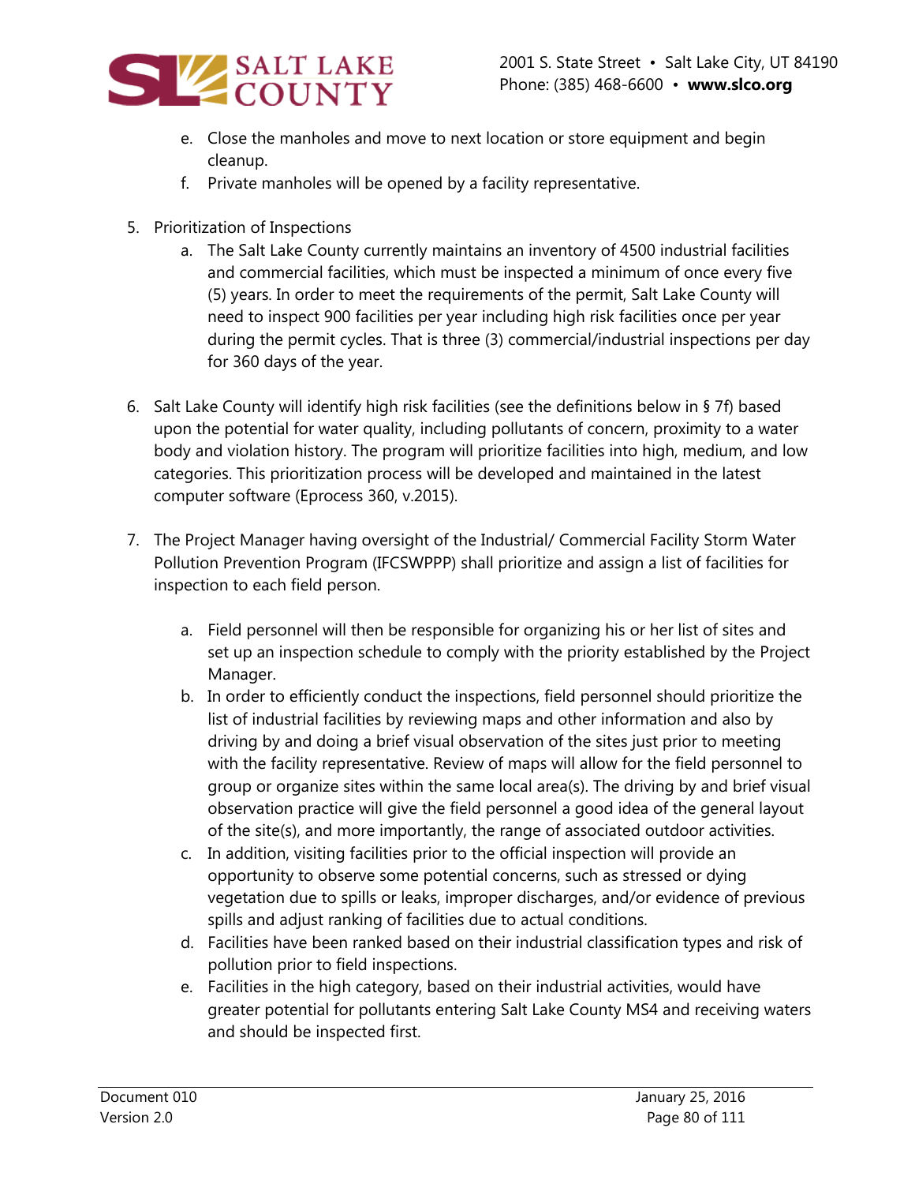e. Close the manholes and move to next location or store equipment and begin cleanup.
f. Private manholes will be opened by a facility representative.

5. Prioritization of Inspections
   a. The Salt Lake County currently maintains an inventory of 4500 industrial facilities and commercial facilities, which must be inspected a minimum of once every five (5) years. In order to meet the requirements of the permit, Salt Lake County will need to inspect 900 facilities per year including high risk facilities once per year during the permit cycles. That is three (3) commercial/industrial inspections per day for 360 days of the year.

6. Salt Lake County will identify high risk facilities (see the definitions below in § 7f) based upon the potential for water quality, including pollutants of concern, proximity to a water body and violation history. The program will prioritize facilities into high, medium, and low categories. This prioritization process will be developed and maintained in the latest computer software (Eprocess 360, v.2015).

7. The Project Manager having oversight of the Industrial/ Commercial Facility Storm Water Pollution Prevention Program (IFCSWPPP) shall prioritize and assign a list of facilities for inspection to each field person.

   a. Field personnel will then be responsible for organizing his or her list of sites and set up an inspection schedule to comply with the priority established by the Project Manager.
   b. In order to efficiently conduct the inspections, field personnel should prioritize the list of industrial facilities by reviewing maps and other information and also by driving by and doing a brief visual observation of the sites just prior to meeting with the facility representative. Review of maps will allow for the field personnel to group or organize sites within the same local area(s). The driving by and brief visual observation practice will give the field personnel a good idea of the general layout of the site(s), and more importantly, the range of associated outdoor activities.
   c. In addition, visiting facilities prior to the official inspection will provide an opportunity to observe some potential concerns, such as stressed or dying vegetation due to spills or leaks, improper discharges, and/or evidence of previous spills and adjust ranking of facilities due to actual conditions.
   d. Facilities have been ranked based on their industrial classification types and risk of pollution prior to field inspections.
   e. Facilities in the high category, based on their industrial activities, would have greater potential for pollutants entering Salt Lake County MS4 and receiving waters and should be inspected first.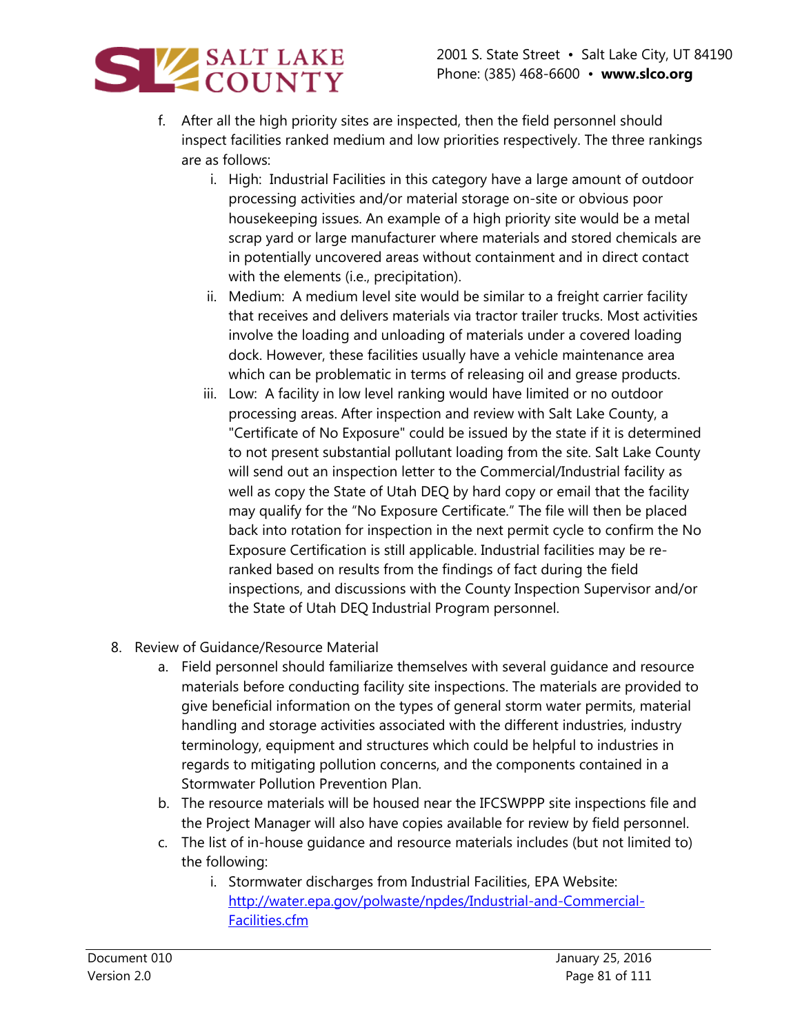f. After all the high priority sites are inspected, then the field personnel should inspect facilities ranked medium and low priorities respectively. The three rankings are as follows:

   i. High: Industrial Facilities in this category have a large amount of outdoor processing activities and/or material storage on-site or obvious poor housekeeping issues. An example of a high priority site would be a metal scrap yard or large manufacturer where materials and stored chemicals are in potentially uncovered areas without containment and in direct contact with the elements (i.e., precipitation).

   ii. Medium: A medium level site would be similar to a freight carrier facility that receives and delivers materials via tractor trailer trucks. Most activities involve the loading and unloading of materials under a covered loading dock. However, these facilities usually have a vehicle maintenance area which can be problematic in terms of releasing oil and grease products.

   iii. Low: A facility in low level ranking would have limited or no outdoor processing areas. After inspection and review with Salt Lake County, a "Certificate of No Exposure" could be issued by the state if it is determined to not present substantial pollutant loading from the site. Salt Lake County will send out an inspection letter to the Commercial/Industrial facility as well as copy the State of Utah DEQ by hard copy or email that the facility may qualify for the "No Exposure Certificate." The file will then be placed back into rotation for inspection in the next permit cycle to confirm the No Exposure Certification is still applicable. Industrial facilities may be re-ranked based on results from the findings of fact during the field inspections, and discussions with the County Inspection Supervisor and/or the State of Utah DEQ Industrial Program personnel.

8. Review of Guidance/Resource Material

   a. Field personnel should familiarize themselves with several guidance and resource materials before conducting facility site inspections. The materials are provided to give beneficial information on the types of general storm water permits, material handling and storage activities associated with the different industries, industry terminology, equipment and structures which could be helpful to industries in regards to mitigating pollution concerns, and the components contained in a Stormwater Pollution Prevention Plan.

   b. The resource materials will be housed near the IFCSWPPP site inspections file and the Project Manager will also have copies available for review by field personnel.

   c. The list of in-house guidance and resource materials includes (but not limited to) the following:

      i. Stormwater discharges from Industrial Facilities, EPA Website: http://water.epa.gov/polwaste/npdes/Industrial-and-Commercial-Facilities.cfm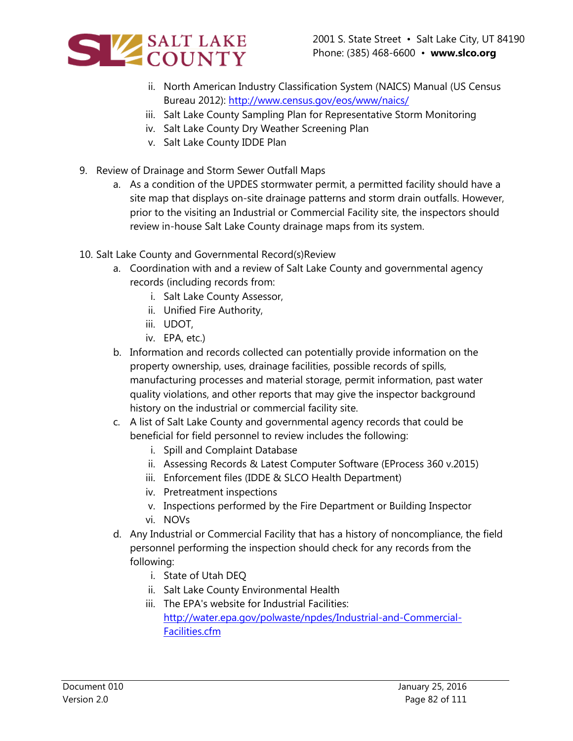ii. North American Industry Classification System (NAICS) Manual (US Census Bureau 2012): http://www.census.gov/eos/www/naics/
   iii. Salt Lake County Sampling Plan for Representative Storm Monitoring
   iv. Salt Lake County Dry Weather Screening Plan
   v. Salt Lake County IDDE Plan

9. Review of Drainage and Storm Sewer Outfall Maps
   a. As a condition of the UPDES stormwater permit, a permitted facility should have a site map that displays on-site drainage patterns and storm drain outfalls. However, prior to the visiting an Industrial or Commercial Facility site, the inspectors should review in-house Salt Lake County drainage maps from its system.

10. Salt Lake County and Governmental Record(s)Review
    a. Coordination with and a review of Salt Lake County and governmental agency records (including records from:
       i. Salt Lake County Assessor,
       ii. Unified Fire Authority,
       iii. UDOT,
       iv. EPA, etc.)
    b. Information and records collected can potentially provide information on the property ownership, uses, drainage facilities, possible records of spills, manufacturing processes and material storage, permit information, past water quality violations, and other reports that may give the inspector background history on the industrial or commercial facility site.
    c. A list of Salt Lake County and governmental agency records that could be beneficial for field personnel to review includes the following:
       i. Spill and Complaint Database
       ii. Assessing Records & Latest Computer Software (EProcess 360 v.2015)
       iii. Enforcement files (IDDE & SLCO Health Department)
       iv. Pretreatment inspections
       v. Inspections performed by the Fire Department or Building Inspector
       vi. NOVs
    d. Any Industrial or Commercial Facility that has a history of noncompliance, the field personnel performing the inspection should check for any records from the following:
       i. State of Utah DEQ
       ii. Salt Lake County Environmental Health
       iii. The EPA's website for Industrial Facilities: http://water.epa.gov/polwaste/npdes/Industrial-and-Commercial-Facilities.cfm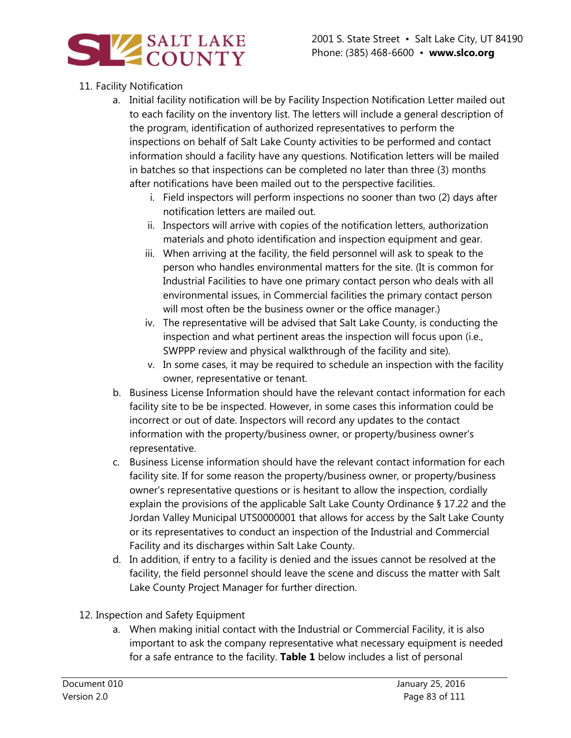11. Facility Notification
    a. Initial facility notification will be by Facility Inspection Notification Letter mailed out to each facility on the inventory list. The letters will include a general description of the program, identification of authorized representatives to perform the inspections on behalf of Salt Lake County activities to be performed and contact information should a facility have any questions. Notification letters will be mailed in batches so that inspections can be completed no later than three (3) months after notifications have been mailed out to the perspective facilities.
        i. Field inspectors will perform inspections no sooner than two (2) days after notification letters are mailed out.
        ii. Inspectors will arrive with copies of the notification letters, authorization materials and photo identification and inspection equipment and gear.
        iii. When arriving at the facility, the field personnel will ask to speak to the person who handles environmental matters for the site. (It is common for Industrial Facilities to have one primary contact person who deals with all environmental issues, in Commercial facilities the primary contact person will most often be the business owner or the office manager.)
        iv. The representative will be advised that Salt Lake County, is conducting the inspection and what pertinent areas the inspection will focus upon (i.e., SWPPP review and physical walkthrough of the facility and site).
        v. In some cases, it may be required to schedule an inspection with the facility owner, representative or tenant.
    b. Business License Information should have the relevant contact information for each facility site to be be inspected. However, in some cases this information could be incorrect or out of date. Inspectors will record any updates to the contact information with the property/business owner, or property/business owner's representative.
    c. Business License information should have the relevant contact information for each facility site. If for some reason the property/business owner, or property/business owner's representative questions or is hesitant to allow the inspection, cordially explain the provisions of the applicable Salt Lake County Ordinance § 17.22 and the Jordan Valley Municipal UTS0000001 that allows for access by the Salt Lake County or its representatives to conduct an inspection of the Industrial and Commercial Facility and its discharges within Salt Lake County.
    d. In addition, if entry to a facility is denied and the issues cannot be resolved at the facility, the field personnel should leave the scene and discuss the matter with Salt Lake County Project Manager for further direction.

12. Inspection and Safety Equipment
    a. When making initial contact with the Industrial or Commercial Facility, it is also important to ask the company representative what necessary equipment is needed for a safe entrance to the facility. **Table 1** below includes a list of personal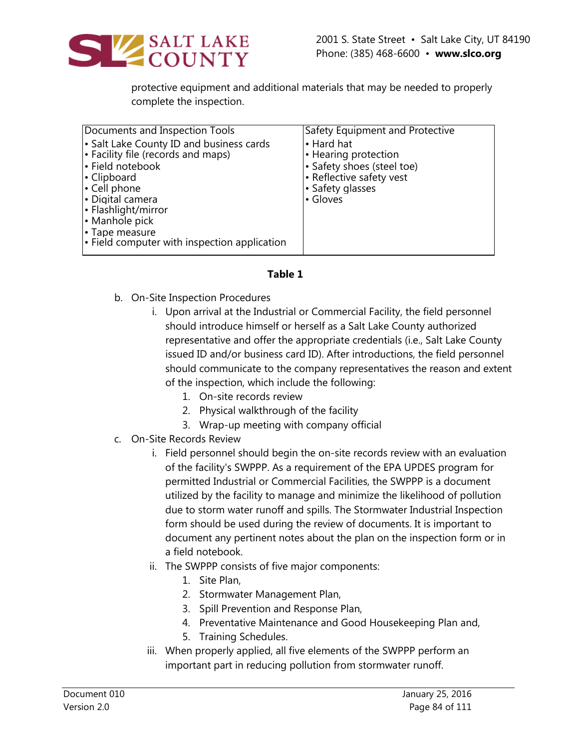protective equipment and additional materials that may be needed to properly complete the inspection.

| Documents and Inspection Tools | Safety Equipment and Protective |
|---|---|
| • Salt Lake County ID and business cards<br>• Facility file (records and maps)<br>• Field notebook<br>• Clipboard<br>• Cell phone<br>• Digital camera<br>• Flashlight/mirror<br>• Manhole pick<br>• Tape measure<br>• Field computer with inspection application | • Hard hat<br>• Hearing protection<br>• Safety shoes (steel toe)<br>• Reflective safety vest<br>• Safety glasses<br>• Gloves |

**Table 1**

b. On-Site Inspection Procedures
   i. Upon arrival at the Industrial or Commercial Facility, the field personnel should introduce himself or herself as a Salt Lake County authorized representative and offer the appropriate credentials (i.e., Salt Lake County issued ID and/or business card ID). After introductions, the field personnel should communicate to the company representatives the reason and extent of the inspection, which include the following:
      1. On-site records review
      2. Physical walkthrough of the facility
      3. Wrap-up meeting with company official

c. On-Site Records Review
   i. Field personnel should begin the on-site records review with an evaluation of the facility's SWPPP. As a requirement of the EPA UPDES program for permitted Industrial or Commercial Facilities, the SWPPP is a document utilized by the facility to manage and minimize the likelihood of pollution due to storm water runoff and spills. The Stormwater Industrial Inspection form should be used during the review of documents. It is important to document any pertinent notes about the plan on the inspection form or in a field notebook.
   ii. The SWPPP consists of five major components:
      1. Site Plan,
      2. Stormwater Management Plan,
      3. Spill Prevention and Response Plan,
      4. Preventative Maintenance and Good Housekeeping Plan and,
      5. Training Schedules.
   iii. When properly applied, all five elements of the SWPPP perform an important part in reducing pollution from stormwater runoff.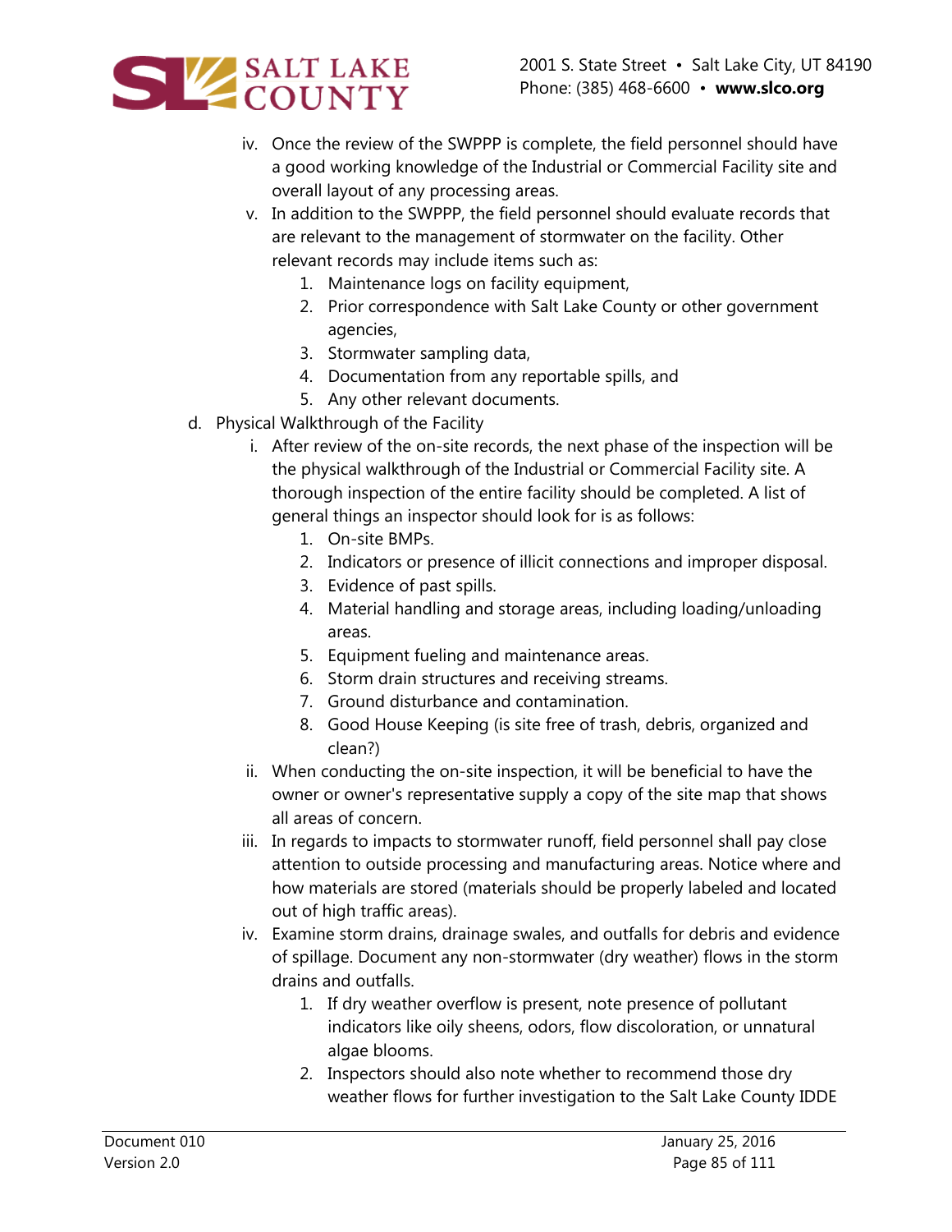iv. Once the review of the SWPPP is complete, the field personnel should have a good working knowledge of the Industrial or Commercial Facility site and overall layout of any processing areas.

v. In addition to the SWPPP, the field personnel should evaluate records that are relevant to the management of stormwater on the facility. Other relevant records may include items such as:

1. Maintenance logs on facility equipment,
2. Prior correspondence with Salt Lake County or other government agencies,
3. Stormwater sampling data,
4. Documentation from any reportable spills, and
5. Any other relevant documents.

d. Physical Walkthrough of the Facility

i. After review of the on-site records, the next phase of the inspection will be the physical walkthrough of the Industrial or Commercial Facility site. A thorough inspection of the entire facility should be completed. A list of general things an inspector should look for is as follows:

1. On-site BMPs.
2. Indicators or presence of illicit connections and improper disposal.
3. Evidence of past spills.
4. Material handling and storage areas, including loading/unloading areas.
5. Equipment fueling and maintenance areas.
6. Storm drain structures and receiving streams.
7. Ground disturbance and contamination.
8. Good House Keeping (is site free of trash, debris, organized and clean?)

ii. When conducting the on-site inspection, it will be beneficial to have the owner or owner's representative supply a copy of the site map that shows all areas of concern.

iii. In regards to impacts to stormwater runoff, field personnel shall pay close attention to outside processing and manufacturing areas. Notice where and how materials are stored (materials should be properly labeled and located out of high traffic areas).

iv. Examine storm drains, drainage swales, and outfalls for debris and evidence of spillage. Document any non-stormwater (dry weather) flows in the storm drains and outfalls.

1. If dry weather overflow is present, note presence of pollutant indicators like oily sheens, odors, flow discoloration, or unnatural algae blooms.
2. Inspectors should also note whether to recommend those dry weather flows for further investigation to the Salt Lake County IDDE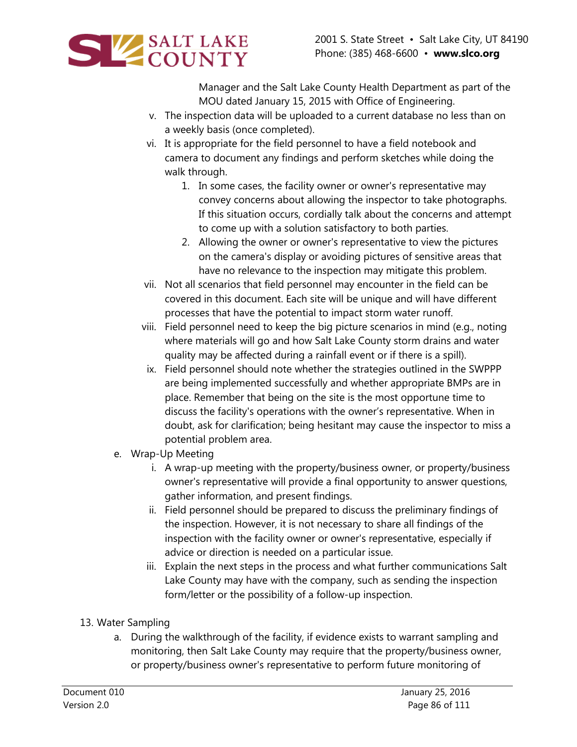Manager and the Salt Lake County Health Department as part of the MOU dated January 15, 2015 with Office of Engineering.

v. The inspection data will be uploaded to a current database no less than on a weekly basis (once completed).

vi. It is appropriate for the field personnel to have a field notebook and camera to document any findings and perform sketches while doing the walk through.

   1. In some cases, the facility owner or owner's representative may convey concerns about allowing the inspector to take photographs. If this situation occurs, cordially talk about the concerns and attempt to come up with a solution satisfactory to both parties.
   2. Allowing the owner or owner's representative to view the pictures on the camera's display or avoiding pictures of sensitive areas that have no relevance to the inspection may mitigate this problem.

vii. Not all scenarios that field personnel may encounter in the field can be covered in this document. Each site will be unique and will have different processes that have the potential to impact storm water runoff.

viii. Field personnel need to keep the big picture scenarios in mind (e.g., noting where materials will go and how Salt Lake County storm drains and water quality may be affected during a rainfall event or if there is a spill).

ix. Field personnel should note whether the strategies outlined in the SWPPP are being implemented successfully and whether appropriate BMPs are in place. Remember that being on the site is the most opportune time to discuss the facility's operations with the owner's representative. When in doubt, ask for clarification; being hesitant may cause the inspector to miss a potential problem area.

e. Wrap-Up Meeting

   i. A wrap-up meeting with the property/business owner, or property/business owner's representative will provide a final opportunity to answer questions, gather information, and present findings.

   ii. Field personnel should be prepared to discuss the preliminary findings of the inspection. However, it is not necessary to share all findings of the inspection with the facility owner or owner's representative, especially if advice or direction is needed on a particular issue.

   iii. Explain the next steps in the process and what further communications Salt Lake County may have with the company, such as sending the inspection form/letter or the possibility of a follow-up inspection.

13. Water Sampling

   a. During the walkthrough of the facility, if evidence exists to warrant sampling and monitoring, then Salt Lake County may require that the property/business owner, or property/business owner's representative to perform future monitoring of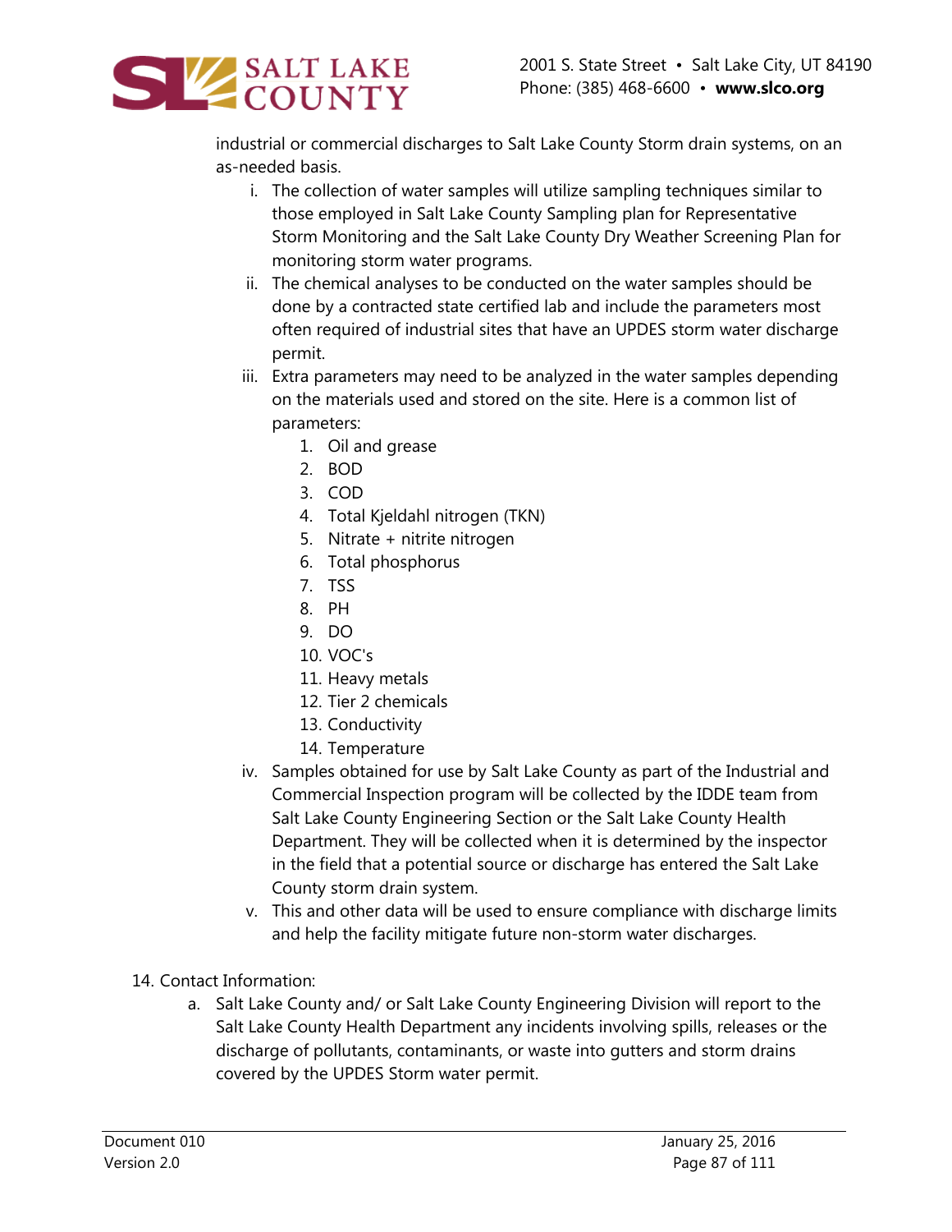industrial or commercial discharges to Salt Lake County Storm drain systems, on an as-needed basis.

i. The collection of water samples will utilize sampling techniques similar to those employed in Salt Lake County Sampling plan for Representative Storm Monitoring and the Salt Lake County Dry Weather Screening Plan for monitoring storm water programs.

ii. The chemical analyses to be conducted on the water samples should be done by a contracted state certified lab and include the parameters most often required of industrial sites that have an UPDES storm water discharge permit.

iii. Extra parameters may need to be analyzed in the water samples depending on the materials used and stored on the site. Here is a common list of parameters:

1. Oil and grease
2. BOD
3. COD
4. Total Kjeldahl nitrogen (TKN)
5. Nitrate + nitrite nitrogen
6. Total phosphorus
7. TSS
8. PH
9. DO
10. VOC's
11. Heavy metals
12. Tier 2 chemicals
13. Conductivity
14. Temperature

iv. Samples obtained for use by Salt Lake County as part of the Industrial and Commercial Inspection program will be collected by the IDDE team from Salt Lake County Engineering Section or the Salt Lake County Health Department. They will be collected when it is determined by the inspector in the field that a potential source or discharge has entered the Salt Lake County storm drain system.

v. This and other data will be used to ensure compliance with discharge limits and help the facility mitigate future non-storm water discharges.

14. Contact Information:

a. Salt Lake County and/ or Salt Lake County Engineering Division will report to the Salt Lake County Health Department any incidents involving spills, releases or the discharge of pollutants, contaminants, or waste into gutters and storm drains covered by the UPDES Storm water permit.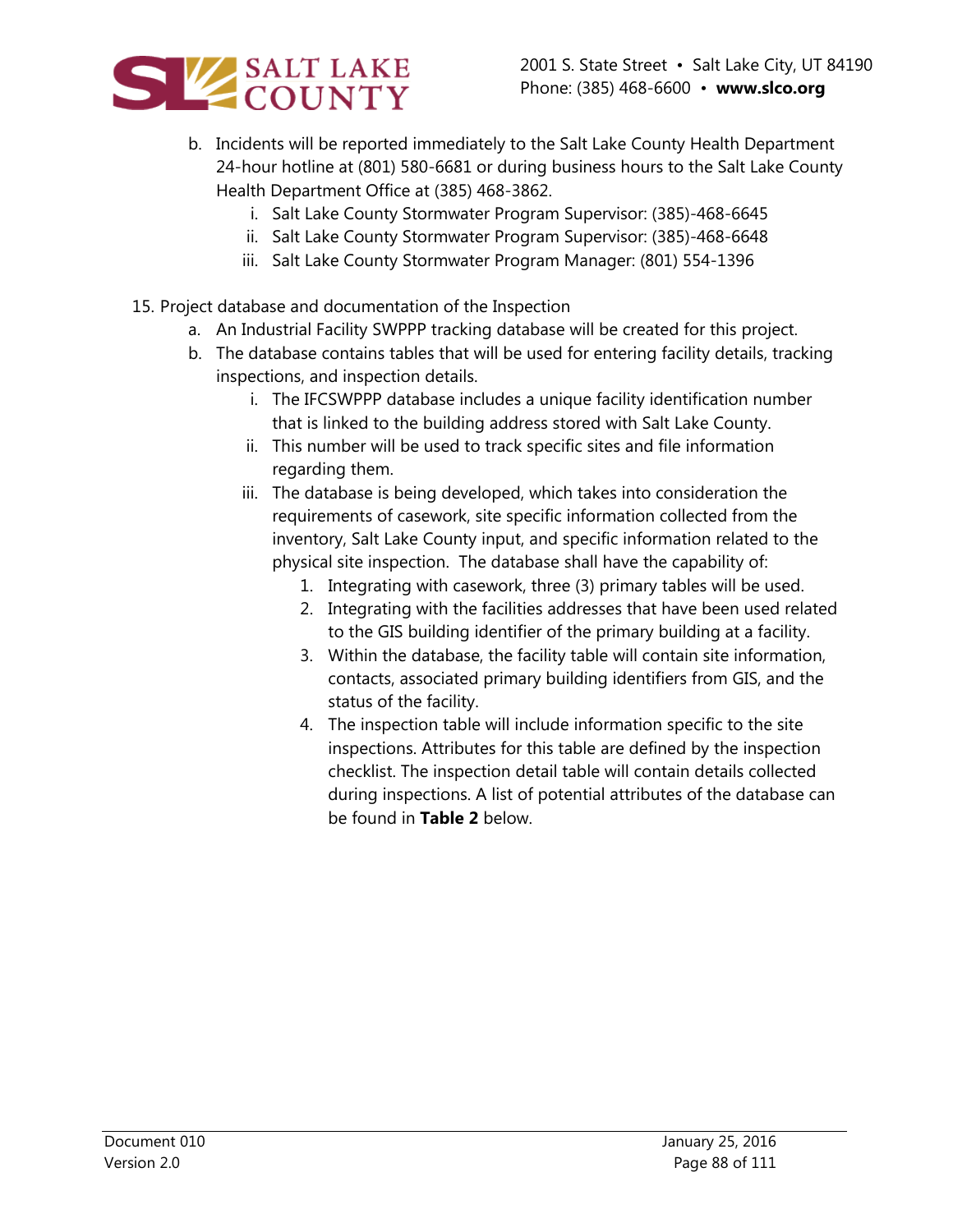b. Incidents will be reported immediately to the Salt Lake County Health Department 24-hour hotline at (801) 580-6681 or during business hours to the Salt Lake County Health Department Office at (385) 468-3862.
    i. Salt Lake County Stormwater Program Supervisor: (385)-468-6645
    ii. Salt Lake County Stormwater Program Supervisor: (385)-468-6648
    iii. Salt Lake County Stormwater Program Manager: (801) 554-1396

15. Project database and documentation of the Inspection
    a. An Industrial Facility SWPPP tracking database will be created for this project.
    b. The database contains tables that will be used for entering facility details, tracking inspections, and inspection details.
        i. The IFCSWPPP database includes a unique facility identification number that is linked to the building address stored with Salt Lake County.
        ii. This number will be used to track specific sites and file information regarding them.
        iii. The database is being developed, which takes into consideration the requirements of casework, site specific information collected from the inventory, Salt Lake County input, and specific information related to the physical site inspection. The database shall have the capability of:
            1. Integrating with casework, three (3) primary tables will be used.
            2. Integrating with the facilities addresses that have been used related to the GIS building identifier of the primary building at a facility.
            3. Within the database, the facility table will contain site information, contacts, associated primary building identifiers from GIS, and the status of the facility.
            4. The inspection table will include information specific to the site inspections. Attributes for this table are defined by the inspection checklist. The inspection detail table will contain details collected during inspections. A list of potential attributes of the database can be found in **Table 2** below.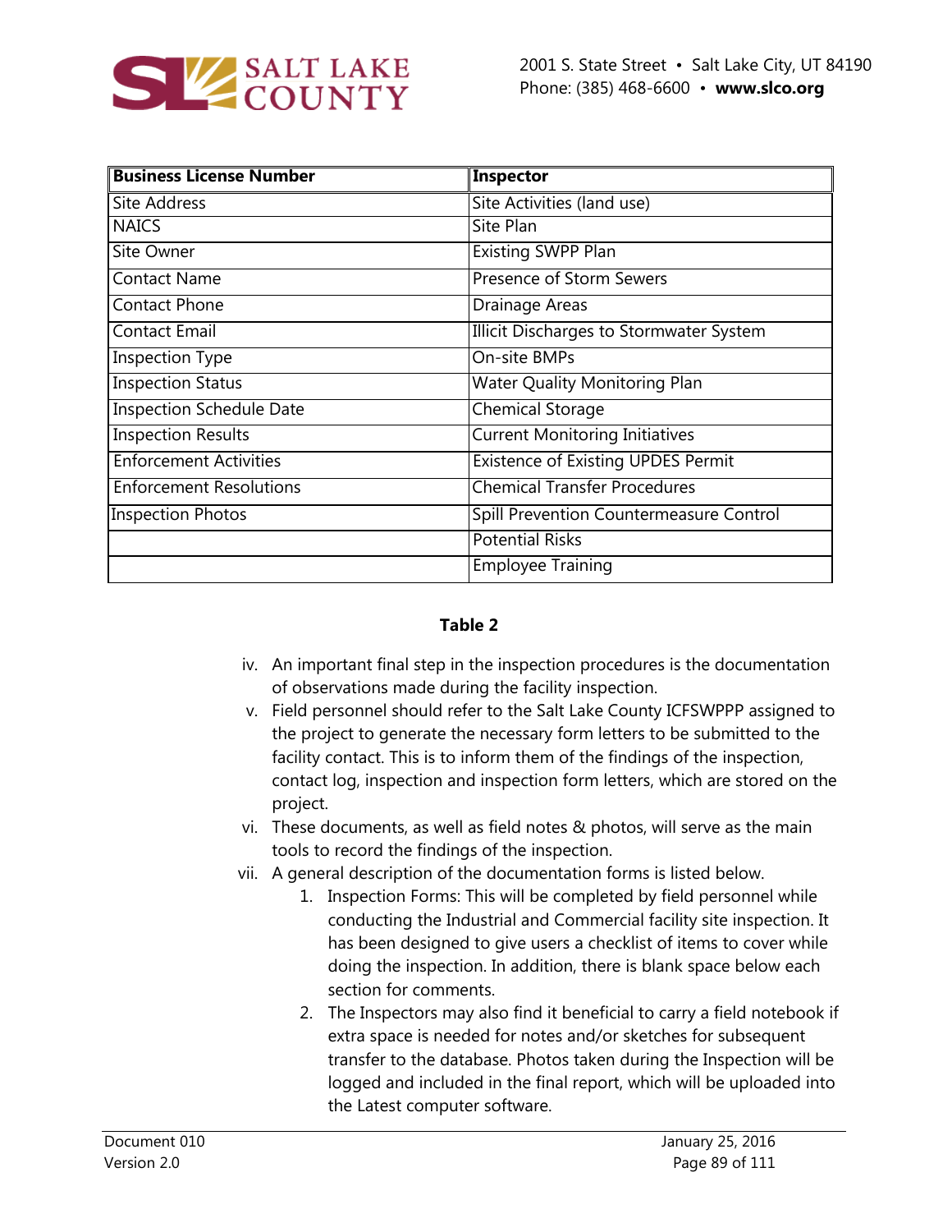| Business License Number | Inspector |
|---|---|
| Site Address | Site Activities (land use) |
| NAICS | Site Plan |
| Site Owner | Existing SWPP Plan |
| Contact Name | Presence of Storm Sewers |
| Contact Phone | Drainage Areas |
| Contact Email | Illicit Discharges to Stormwater System |
| Inspection Type | On-site BMPs |
| Inspection Status | Water Quality Monitoring Plan |
| Inspection Schedule Date | Chemical Storage |
| Inspection Results | Current Monitoring Initiatives |
| Enforcement Activities | Existence of Existing UPDES Permit |
| Enforcement Resolutions | Chemical Transfer Procedures |
| Inspection Photos | Spill Prevention Countermeasure Control |
| | Potential Risks |
| | Employee Training |

**Table 2**

iv. An important final step in the inspection procedures is the documentation of observations made during the facility inspection.

v. Field personnel should refer to the Salt Lake County ICFSWPPP assigned to the project to generate the necessary form letters to be submitted to the facility contact. This is to inform them of the findings of the inspection, contact log, inspection and inspection form letters, which are stored on the project.

vi. These documents, as well as field notes & photos, will serve as the main tools to record the findings of the inspection.

vii. A general description of the documentation forms is listed below.

1. Inspection Forms: This will be completed by field personnel while conducting the Industrial and Commercial facility site inspection. It has been designed to give users a checklist of items to cover while doing the inspection. In addition, there is blank space below each section for comments.
2. The Inspectors may also find it beneficial to carry a field notebook if extra space is needed for notes and/or sketches for subsequent transfer to the database. Photos taken during the Inspection will be logged and included in the final report, which will be uploaded into the Latest computer software.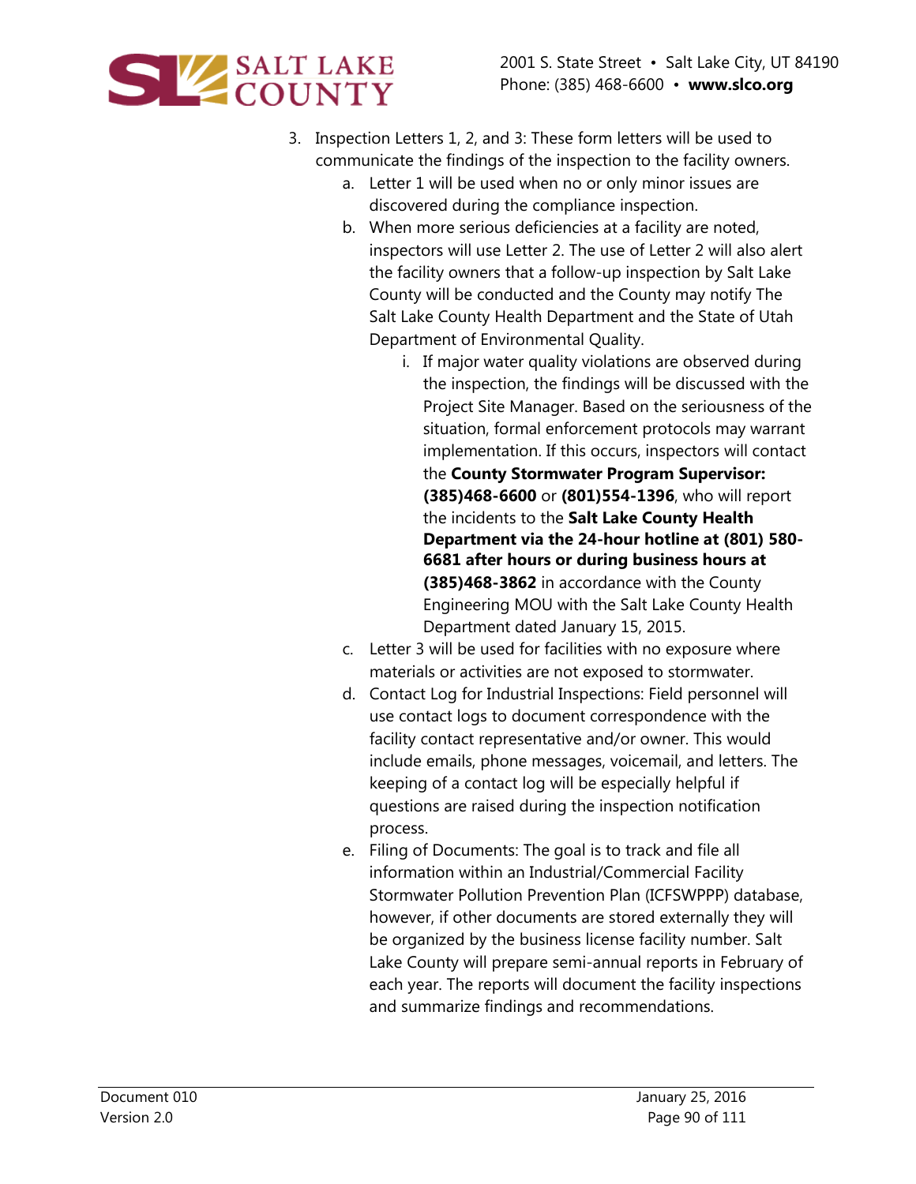3. Inspection Letters 1, 2, and 3: These form letters will be used to communicate the findings of the inspection to the facility owners.
    a. Letter 1 will be used when no or only minor issues are discovered during the compliance inspection.
    b. When more serious deficiencies at a facility are noted, inspectors will use Letter 2. The use of Letter 2 will also alert the facility owners that a follow-up inspection by Salt Lake County will be conducted and the County may notify The Salt Lake County Health Department and the State of Utah Department of Environmental Quality.
        i. If major water quality violations are observed during the inspection, the findings will be discussed with the Project Site Manager. Based on the seriousness of the situation, formal enforcement protocols may warrant implementation. If this occurs, inspectors will contact the **County Stormwater Program Supervisor: (385)468-6600** or **(801)554-1396**, who will report the incidents to the **Salt Lake County Health Department via the 24-hour hotline at (801) 580-6681 after hours or during business hours at (385)468-3862** in accordance with the County Engineering MOU with the Salt Lake County Health Department dated January 15, 2015.
    c. Letter 3 will be used for facilities with no exposure where materials or activities are not exposed to stormwater.
    d. Contact Log for Industrial Inspections: Field personnel will use contact logs to document correspondence with the facility contact representative and/or owner. This would include emails, phone messages, voicemail, and letters. The keeping of a contact log will be especially helpful if questions are raised during the inspection notification process.
    e. Filing of Documents: The goal is to track and file all information within an Industrial/Commercial Facility Stormwater Pollution Prevention Plan (ICFSWPPP) database, however, if other documents are stored externally they will be organized by the business license facility number. Salt Lake County will prepare semi-annual reports in February of each year. The reports will document the facility inspections and summarize findings and recommendations.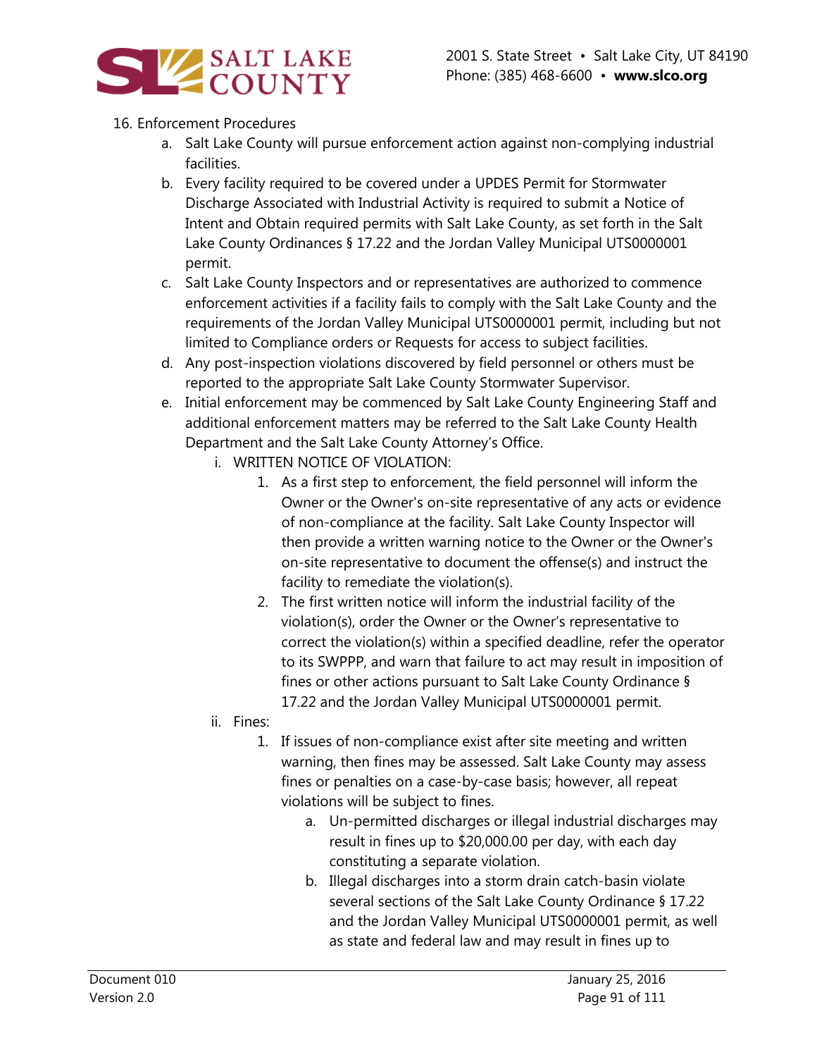16. Enforcement Procedures
    a. Salt Lake County will pursue enforcement action against non-complying industrial facilities.
    b. Every facility required to be covered under a UPDES Permit for Stormwater Discharge Associated with Industrial Activity is required to submit a Notice of Intent and Obtain required permits with Salt Lake County, as set forth in the Salt Lake County Ordinances § 17.22 and the Jordan Valley Municipal UTS0000001 permit.
    c. Salt Lake County Inspectors and or representatives are authorized to commence enforcement activities if a facility fails to comply with the Salt Lake County and the requirements of the Jordan Valley Municipal UTS0000001 permit, including but not limited to Compliance orders or Requests for access to subject facilities.
    d. Any post-inspection violations discovered by field personnel or others must be reported to the appropriate Salt Lake County Stormwater Supervisor.
    e. Initial enforcement may be commenced by Salt Lake County Engineering Staff and additional enforcement matters may be referred to the Salt Lake County Health Department and the Salt Lake County Attorney's Office.
        i. WRITTEN NOTICE OF VIOLATION:
            1. As a first step to enforcement, the field personnel will inform the Owner or the Owner's on-site representative of any acts or evidence of non-compliance at the facility. Salt Lake County Inspector will then provide a written warning notice to the Owner or the Owner's on-site representative to document the offense(s) and instruct the facility to remediate the violation(s).
            2. The first written notice will inform the industrial facility of the violation(s), order the Owner or the Owner's representative to correct the violation(s) within a specified deadline, refer the operator to its SWPPP, and warn that failure to act may result in imposition of fines or other actions pursuant to Salt Lake County Ordinance § 17.22 and the Jordan Valley Municipal UTS0000001 permit.
        ii. Fines:
            1. If issues of non-compliance exist after site meeting and written warning, then fines may be assessed. Salt Lake County may assess fines or penalties on a case-by-case basis; however, all repeat violations will be subject to fines.
                a. Un-permitted discharges or illegal industrial discharges may result in fines up to $20,000.00 per day, with each day constituting a separate violation.
                b. Illegal discharges into a storm drain catch-basin violate several sections of the Salt Lake County Ordinance § 17.22 and the Jordan Valley Municipal UTS0000001 permit, as well as state and federal law and may result in fines up to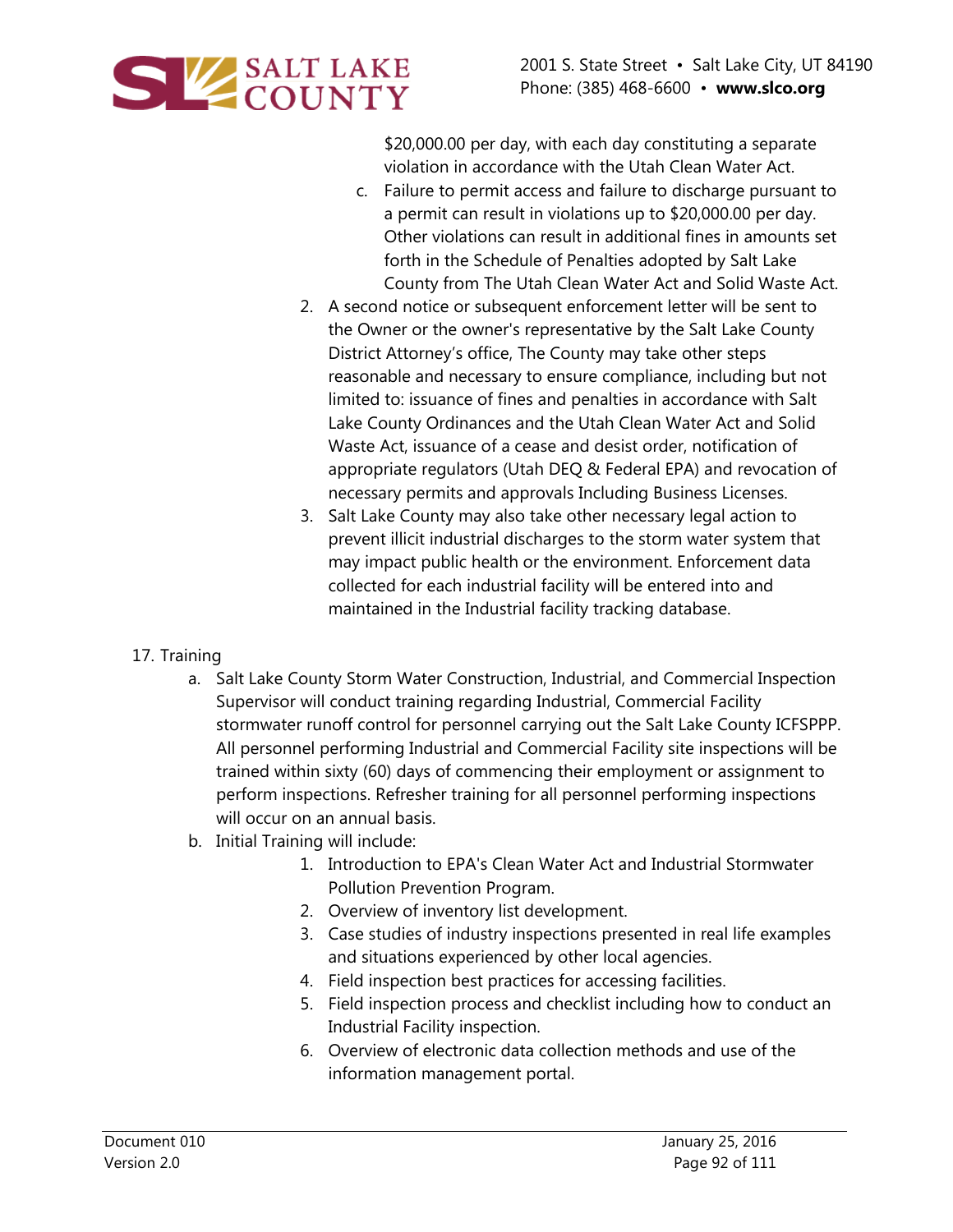$20,000.00 per day, with each day constituting a separate violation in accordance with the Utah Clean Water Act.

c. Failure to permit access and failure to discharge pursuant to a permit can result in violations up to $20,000.00 per day. Other violations can result in additional fines in amounts set forth in the Schedule of Penalties adopted by Salt Lake County from The Utah Clean Water Act and Solid Waste Act.

2. A second notice or subsequent enforcement letter will be sent to the Owner or the owner's representative by the Salt Lake County District Attorney's office, The County may take other steps reasonable and necessary to ensure compliance, including but not limited to: issuance of fines and penalties in accordance with Salt Lake County Ordinances and the Utah Clean Water Act and Solid Waste Act, issuance of a cease and desist order, notification of appropriate regulators (Utah DEQ & Federal EPA) and revocation of necessary permits and approvals Including Business Licenses.
3. Salt Lake County may also take other necessary legal action to prevent illicit industrial discharges to the storm water system that may impact public health or the environment. Enforcement data collected for each industrial facility will be entered into and maintained in the Industrial facility tracking database.

17. Training

a. Salt Lake County Storm Water Construction, Industrial, and Commercial Inspection Supervisor will conduct training regarding Industrial, Commercial Facility stormwater runoff control for personnel carrying out the Salt Lake County ICFSPPP. All personnel performing Industrial and Commercial Facility site inspections will be trained within sixty (60) days of commencing their employment or assignment to perform inspections. Refresher training for all personnel performing inspections will occur on an annual basis.

b. Initial Training will include:

1. Introduction to EPA's Clean Water Act and Industrial Stormwater Pollution Prevention Program.
2. Overview of inventory list development.
3. Case studies of industry inspections presented in real life examples and situations experienced by other local agencies.
4. Field inspection best practices for accessing facilities.
5. Field inspection process and checklist including how to conduct an Industrial Facility inspection.
6. Overview of electronic data collection methods and use of the information management portal.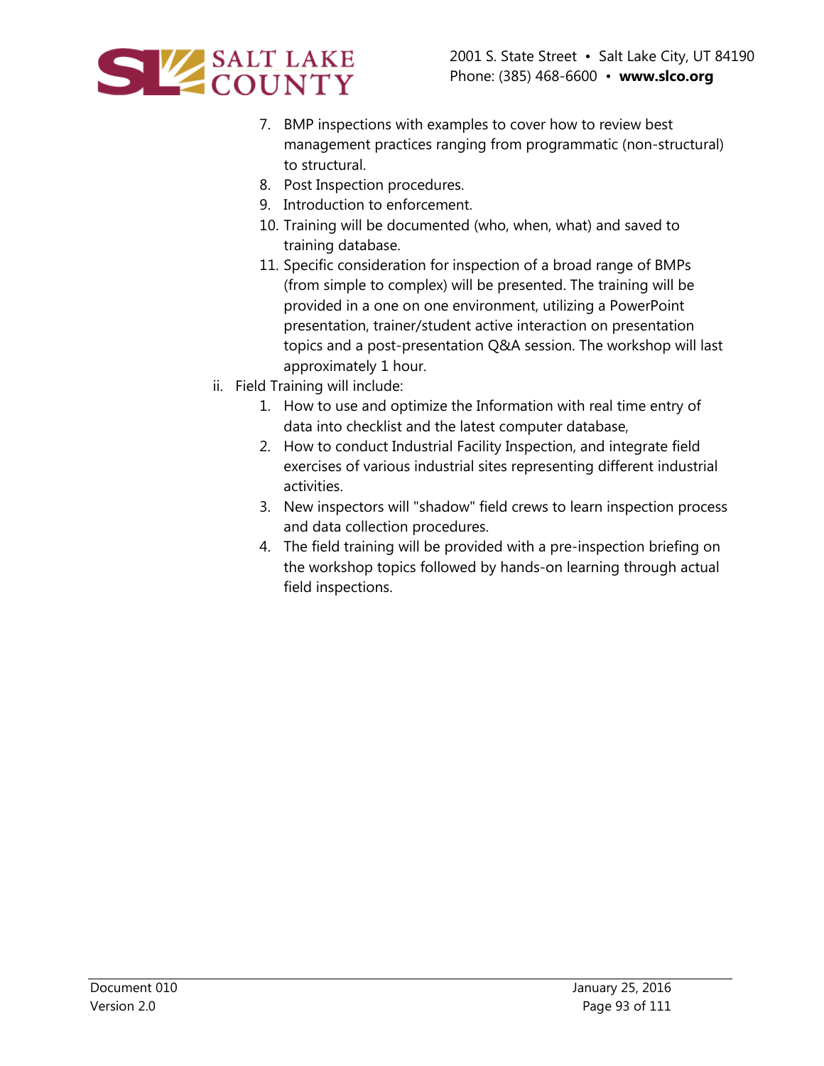7. BMP inspections with examples to cover how to review best management practices ranging from programmatic (non-structural) to structural.
8. Post Inspection procedures.
9. Introduction to enforcement.
10. Training will be documented (who, when, what) and saved to training database.
11. Specific consideration for inspection of a broad range of BMPs (from simple to complex) will be presented. The training will be provided in a one on one environment, utilizing a PowerPoint presentation, trainer/student active interaction on presentation topics and a post-presentation Q&A session. The workshop will last approximately 1 hour.

ii. Field Training will include:

1. How to use and optimize the Information with real time entry of data into checklist and the latest computer database,
2. How to conduct Industrial Facility Inspection, and integrate field exercises of various industrial sites representing different industrial activities.
3. New inspectors will "shadow" field crews to learn inspection process and data collection procedures.
4. The field training will be provided with a pre-inspection briefing on the workshop topics followed by hands-on learning through actual field inspections.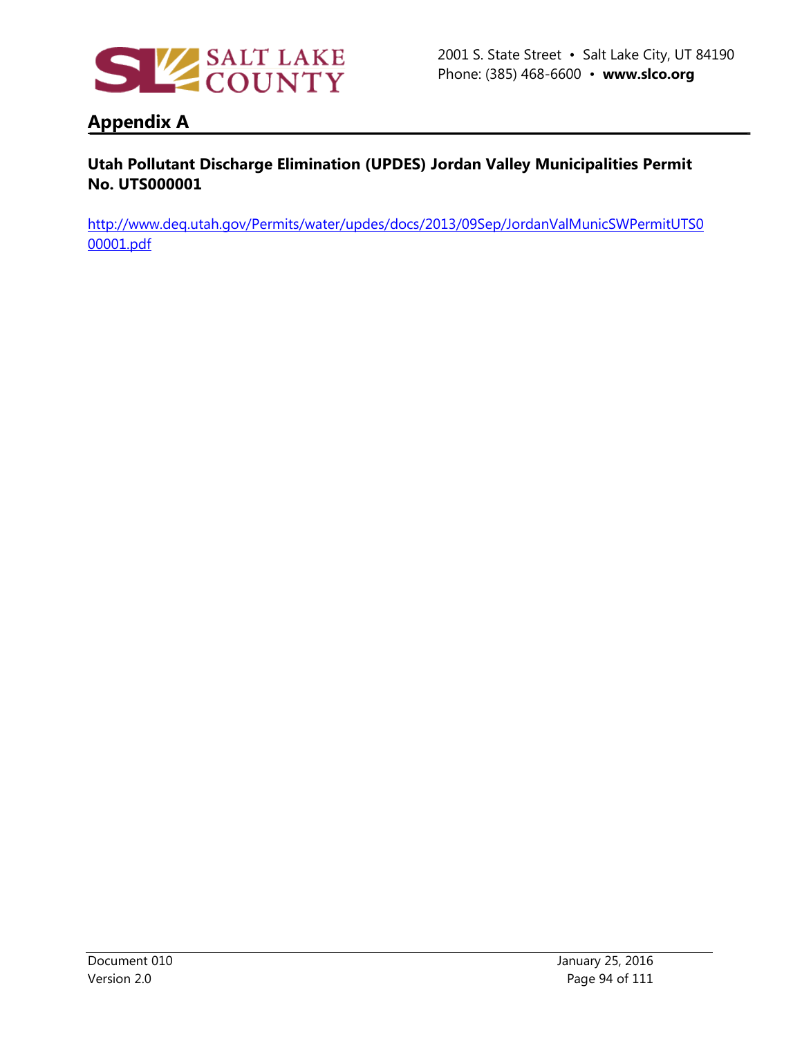# Appendix A

**Utah Pollutant Discharge Elimination (UPDES) Jordan Valley Municipalities Permit No. UTS000001**

http://www.deq.utah.gov/Permits/water/updes/docs/2013/09Sep/JordanValMunicSWPermitUTS000001.pdf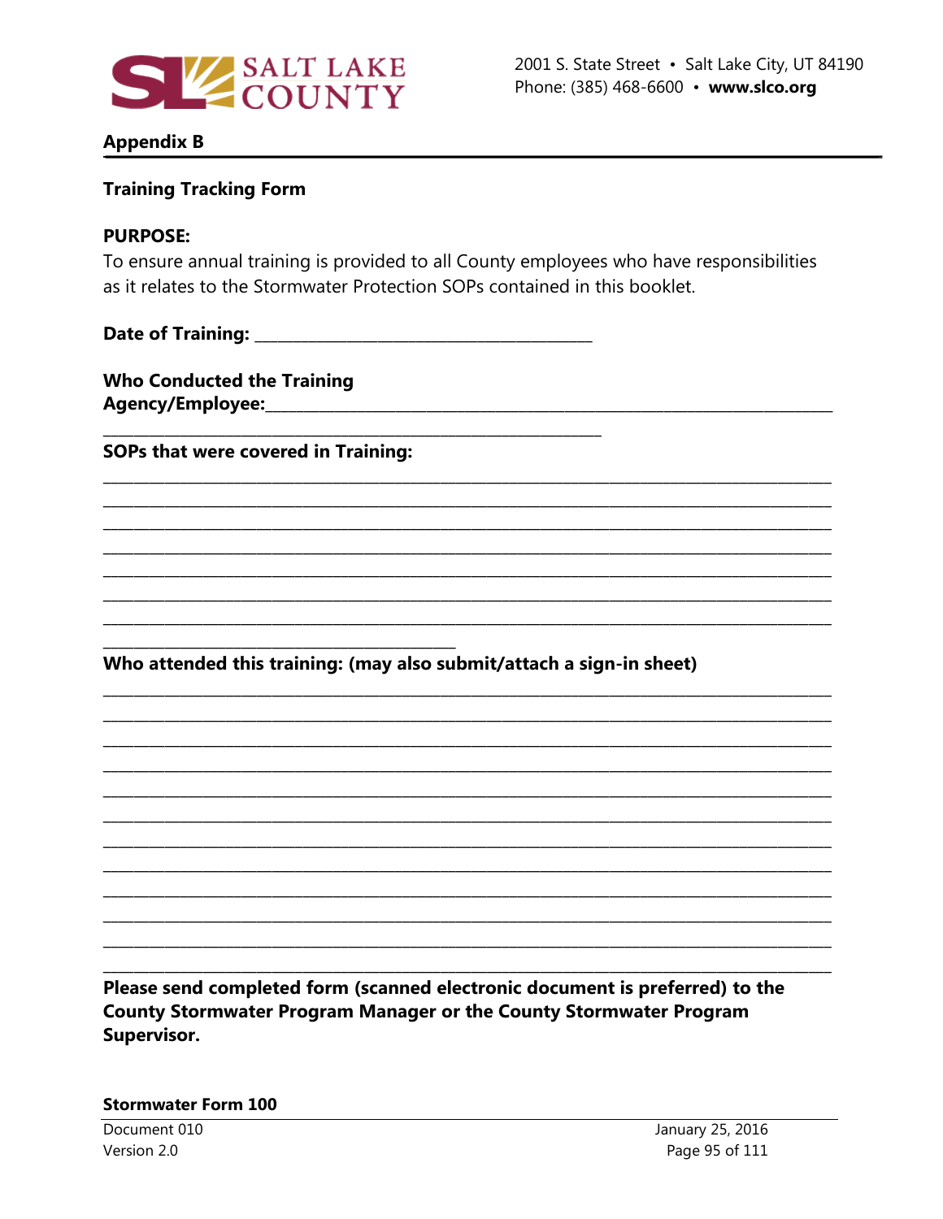## Appendix B

**Training Tracking Form**

**PURPOSE:**
To ensure annual training is provided to all County employees who have responsibilities as it relates to the Stormwater Protection SOPs contained in this booklet.

**Date of Training:** ________________________________________

**Who Conducted the Training**
**Agency/Employee:**______________________________________________________________________
____________________________________________________________

**SOPs that were covered in Training:**

________________________________________________________________________________________
________________________________________________________________________________________
________________________________________________________________________________________
________________________________________________________________________________________
________________________________________________________________________________________
________________________________________________________________________________________
________________________________________________________________________________________
__________________________________________

**Who attended this training: (may also submit/attach a sign-in sheet)**

________________________________________________________________________________________
________________________________________________________________________________________
________________________________________________________________________________________
________________________________________________________________________________________
________________________________________________________________________________________
________________________________________________________________________________________
________________________________________________________________________________________
________________________________________________________________________________________
________________________________________________________________________________________
________________________________________________________________________________________
________________________________________________________________________________________
________________________________________________________________________________________

**Please send completed form (scanned electronic document is preferred) to the County Stormwater Program Manager or the County Stormwater Program Supervisor.**

**Stormwater Form 100**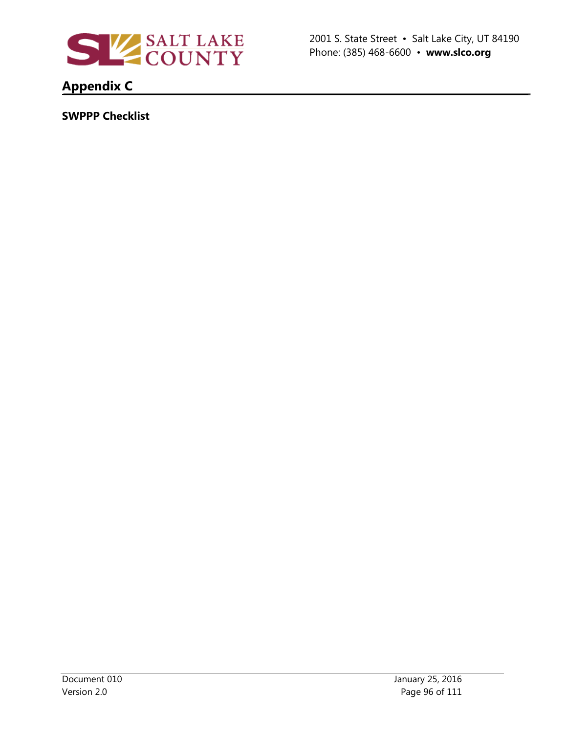## Appendix C

**SWPPP Checklist**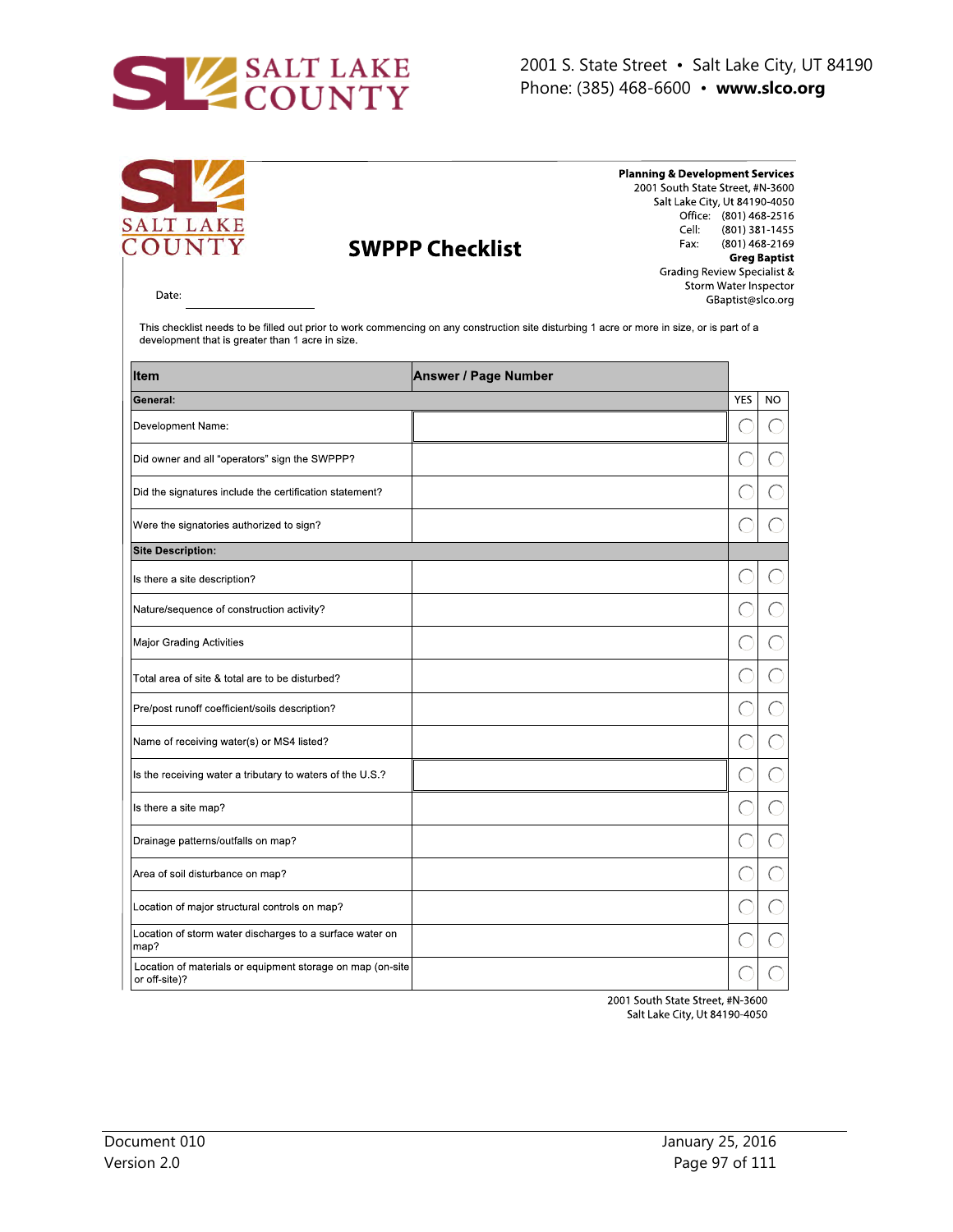**SALT LAKE COUNTY**

2001 S. State Street • Salt Lake City, UT 84190
Phone: (385) 468-6600 • **www.slco.org**

**SALT LAKE COUNTY**

# SWPPP Checklist

**Planning & Development Services**
2001 South State Street, #N-3600
Salt Lake City, Ut 84190-4050
Office: (801) 468-2516
Cell: (801) 381-1455
Fax: (801) 468-2169
**Greg Baptist**
Grading Review Specialist &
Storm Water Inspector
GBaptist@slco.org

Date: ____________

This checklist needs to be filled out prior to work commencing on any construction site disturbing 1 acre or more in size, or is part of a development that is greater than 1 acre in size.

| Item | Answer / Page Number | YES | NO |
|---|---|---|---|
| **General:** | | | |
| Development Name: | | ◯ | ◯ |
| Did owner and all "operators" sign the SWPPP? | | ◯ | ◯ |
| Did the signatures include the certification statement? | | ◯ | ◯ |
| Were the signatories authorized to sign? | | ◯ | ◯ |
| **Site Description:** | | | |
| Is there a site description? | | ◯ | ◯ |
| Nature/sequence of construction activity? | | ◯ | ◯ |
| Major Grading Activities | | ◯ | ◯ |
| Total area of site & total are to be disturbed? | | ◯ | ◯ |
| Pre/post runoff coefficient/soils description? | | ◯ | ◯ |
| Name of receiving water(s) or MS4 listed? | | ◯ | ◯ |
| Is the receiving water a tributary to waters of the U.S.? | | ◯ | ◯ |
| Is there a site map? | | ◯ | ◯ |
| Drainage patterns/outfalls on map? | | ◯ | ◯ |
| Area of soil disturbance on map? | | ◯ | ◯ |
| Location of major structural controls on map? | | ◯ | ◯ |
| Location of storm water discharges to a surface water on map? | | ◯ | ◯ |
| Location of materials or equipment storage on map (on-site or off-site)? | | ◯ | ◯ |

2001 South State Street, #N-3600
Salt Lake City, Ut 84190-4050

Document 010
Version 2.0

January 25, 2016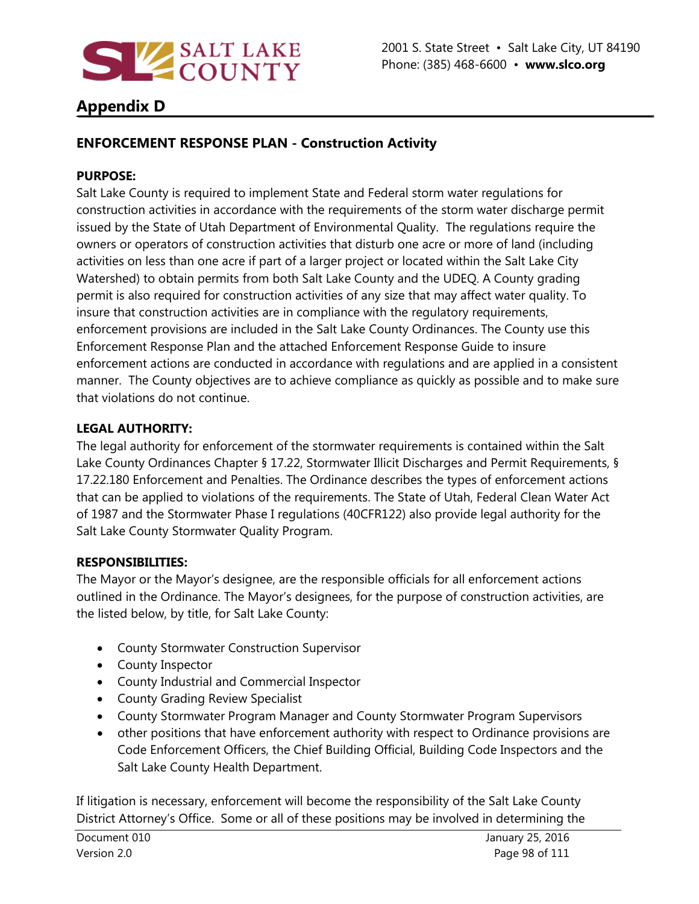## Appendix D

### ENFORCEMENT RESPONSE PLAN - Construction Activity

**PURPOSE:**

Salt Lake County is required to implement State and Federal storm water regulations for construction activities in accordance with the requirements of the storm water discharge permit issued by the State of Utah Department of Environmental Quality. The regulations require the owners or operators of construction activities that disturb one acre or more of land (including activities on less than one acre if part of a larger project or located within the Salt Lake City Watershed) to obtain permits from both Salt Lake County and the UDEQ. A County grading permit is also required for construction activities of any size that may affect water quality. To insure that construction activities are in compliance with the regulatory requirements, enforcement provisions are included in the Salt Lake County Ordinances. The County use this Enforcement Response Plan and the attached Enforcement Response Guide to insure enforcement actions are conducted in accordance with regulations and are applied in a consistent manner. The County objectives are to achieve compliance as quickly as possible and to make sure that violations do not continue.

**LEGAL AUTHORITY:**

The legal authority for enforcement of the stormwater requirements is contained within the Salt Lake County Ordinances Chapter § 17.22, Stormwater Illicit Discharges and Permit Requirements, § 17.22.180 Enforcement and Penalties. The Ordinance describes the types of enforcement actions that can be applied to violations of the requirements. The State of Utah, Federal Clean Water Act of 1987 and the Stormwater Phase I regulations (40CFR122) also provide legal authority for the Salt Lake County Stormwater Quality Program.

**RESPONSIBILITIES:**

The Mayor or the Mayor's designee, are the responsible officials for all enforcement actions outlined in the Ordinance. The Mayor's designees, for the purpose of construction activities, are the listed below, by title, for Salt Lake County:

- County Stormwater Construction Supervisor
- County Inspector
- County Industrial and Commercial Inspector
- County Grading Review Specialist
- County Stormwater Program Manager and County Stormwater Program Supervisors
- other positions that have enforcement authority with respect to Ordinance provisions are Code Enforcement Officers, the Chief Building Official, Building Code Inspectors and the Salt Lake County Health Department.

If litigation is necessary, enforcement will become the responsibility of the Salt Lake County District Attorney's Office. Some or all of these positions may be involved in determining the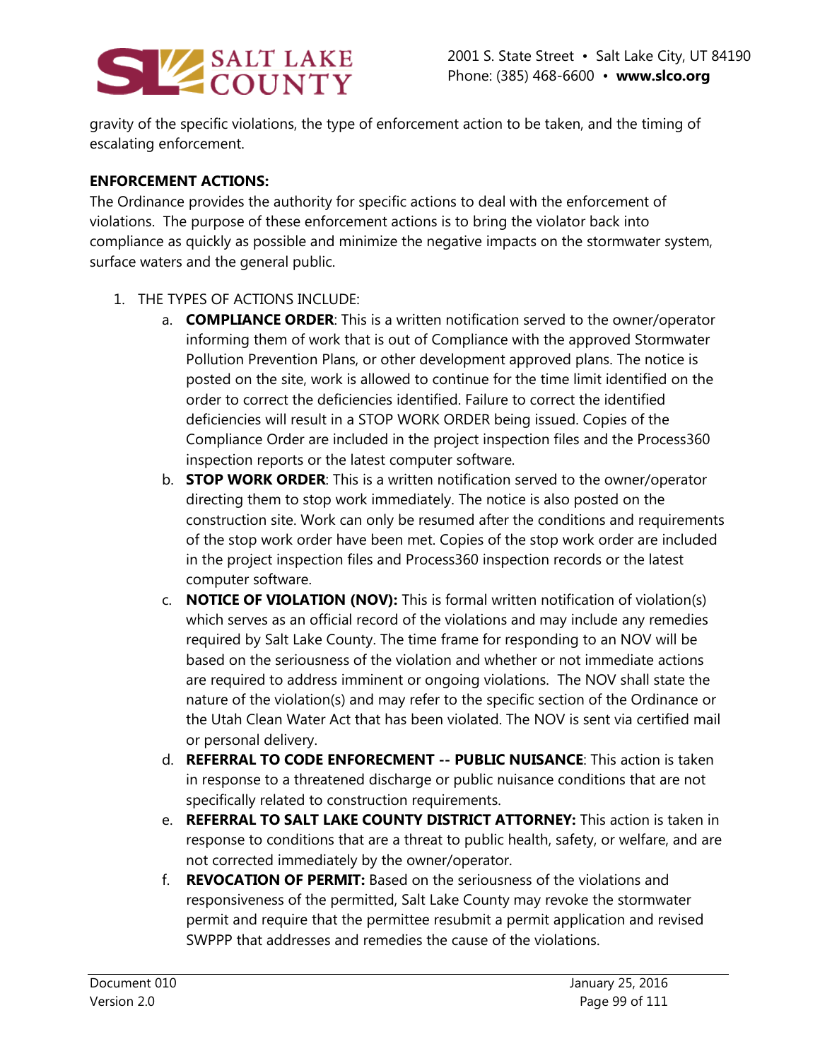gravity of the specific violations, the type of enforcement action to be taken, and the timing of escalating enforcement.

**ENFORCEMENT ACTIONS:**

The Ordinance provides the authority for specific actions to deal with the enforcement of violations. The purpose of these enforcement actions is to bring the violator back into compliance as quickly as possible and minimize the negative impacts on the stormwater system, surface waters and the general public.

1. THE TYPES OF ACTIONS INCLUDE:
   a. **COMPLIANCE ORDER**: This is a written notification served to the owner/operator informing them of work that is out of Compliance with the approved Stormwater Pollution Prevention Plans, or other development approved plans. The notice is posted on the site, work is allowed to continue for the time limit identified on the order to correct the deficiencies identified. Failure to correct the identified deficiencies will result in a STOP WORK ORDER being issued. Copies of the Compliance Order are included in the project inspection files and the Process360 inspection reports or the latest computer software.
   b. **STOP WORK ORDER**: This is a written notification served to the owner/operator directing them to stop work immediately. The notice is also posted on the construction site. Work can only be resumed after the conditions and requirements of the stop work order have been met. Copies of the stop work order are included in the project inspection files and Process360 inspection records or the latest computer software.
   c. **NOTICE OF VIOLATION (NOV):** This is formal written notification of violation(s) which serves as an official record of the violations and may include any remedies required by Salt Lake County. The time frame for responding to an NOV will be based on the seriousness of the violation and whether or not immediate actions are required to address imminent or ongoing violations. The NOV shall state the nature of the violation(s) and may refer to the specific section of the Ordinance or the Utah Clean Water Act that has been violated. The NOV is sent via certified mail or personal delivery.
   d. **REFERRAL TO CODE ENFORECMENT -- PUBLIC NUISANCE**: This action is taken in response to a threatened discharge or public nuisance conditions that are not specifically related to construction requirements.
   e. **REFERRAL TO SALT LAKE COUNTY DISTRICT ATTORNEY:** This action is taken in response to conditions that are a threat to public health, safety, or welfare, and are not corrected immediately by the owner/operator.
   f. **REVOCATION OF PERMIT:** Based on the seriousness of the violations and responsiveness of the permitted, Salt Lake County may revoke the stormwater permit and require that the permittee resubmit a permit application and revised SWPPP that addresses and remedies the cause of the violations.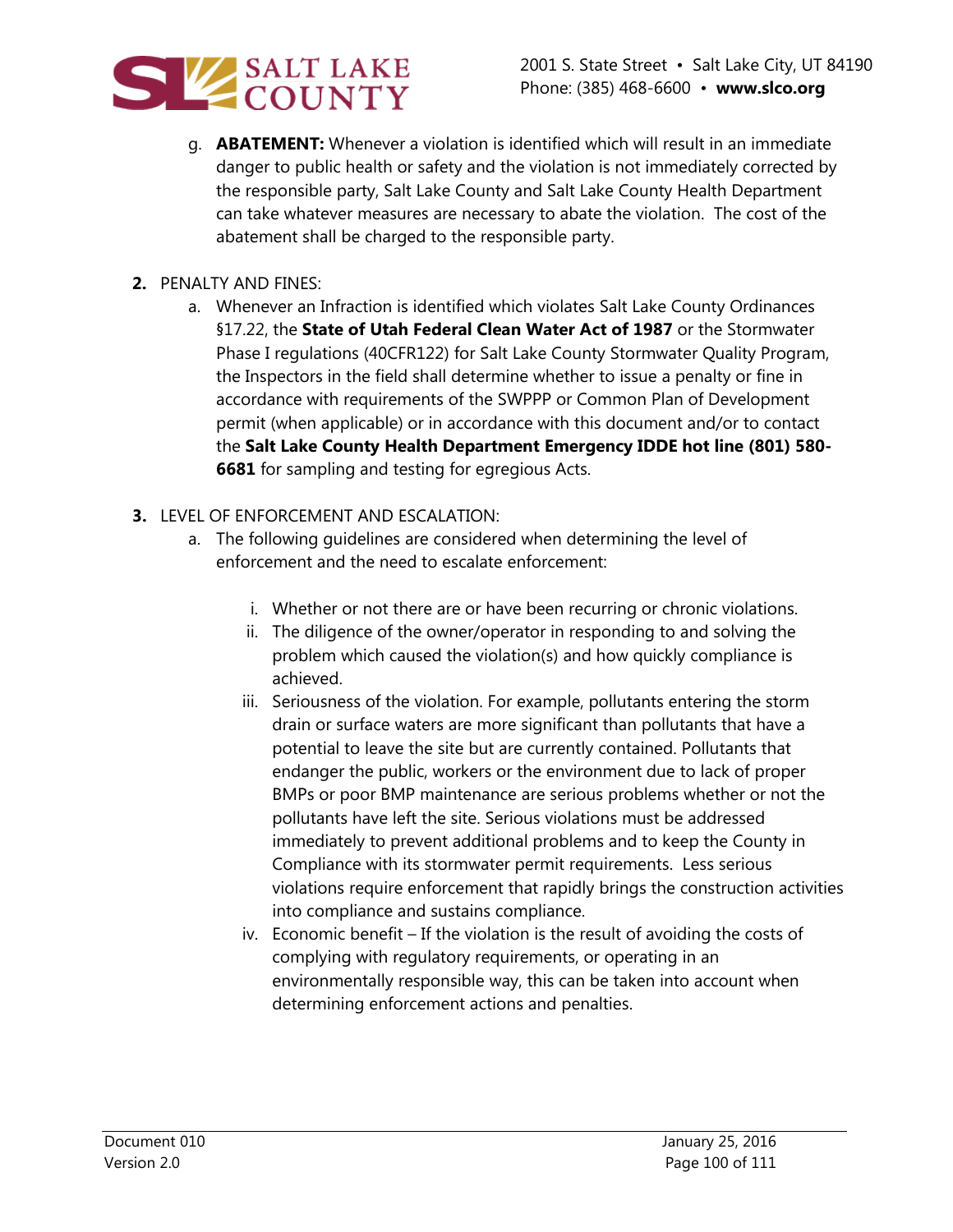g. **ABATEMENT:** Whenever a violation is identified which will result in an immediate danger to public health or safety and the violation is not immediately corrected by the responsible party, Salt Lake County and Salt Lake County Health Department can take whatever measures are necessary to abate the violation. The cost of the abatement shall be charged to the responsible party.

**2.** PENALTY AND FINES:

a. Whenever an Infraction is identified which violates Salt Lake County Ordinances §17.22, the **State of Utah Federal Clean Water Act of 1987** or the Stormwater Phase I regulations (40CFR122) for Salt Lake County Stormwater Quality Program, the Inspectors in the field shall determine whether to issue a penalty or fine in accordance with requirements of the SWPPP or Common Plan of Development permit (when applicable) or in accordance with this document and/or to contact the **Salt Lake County Health Department Emergency IDDE hot line (801) 580-6681** for sampling and testing for egregious Acts.

**3.** LEVEL OF ENFORCEMENT AND ESCALATION:

a. The following guidelines are considered when determining the level of enforcement and the need to escalate enforcement:

i. Whether or not there are or have been recurring or chronic violations.

ii. The diligence of the owner/operator in responding to and solving the problem which caused the violation(s) and how quickly compliance is achieved.

iii. Seriousness of the violation. For example, pollutants entering the storm drain or surface waters are more significant than pollutants that have a potential to leave the site but are currently contained. Pollutants that endanger the public, workers or the environment due to lack of proper BMPs or poor BMP maintenance are serious problems whether or not the pollutants have left the site. Serious violations must be addressed immediately to prevent additional problems and to keep the County in Compliance with its stormwater permit requirements. Less serious violations require enforcement that rapidly brings the construction activities into compliance and sustains compliance.

iv. Economic benefit – If the violation is the result of avoiding the costs of complying with regulatory requirements, or operating in an environmentally responsible way, this can be taken into account when determining enforcement actions and penalties.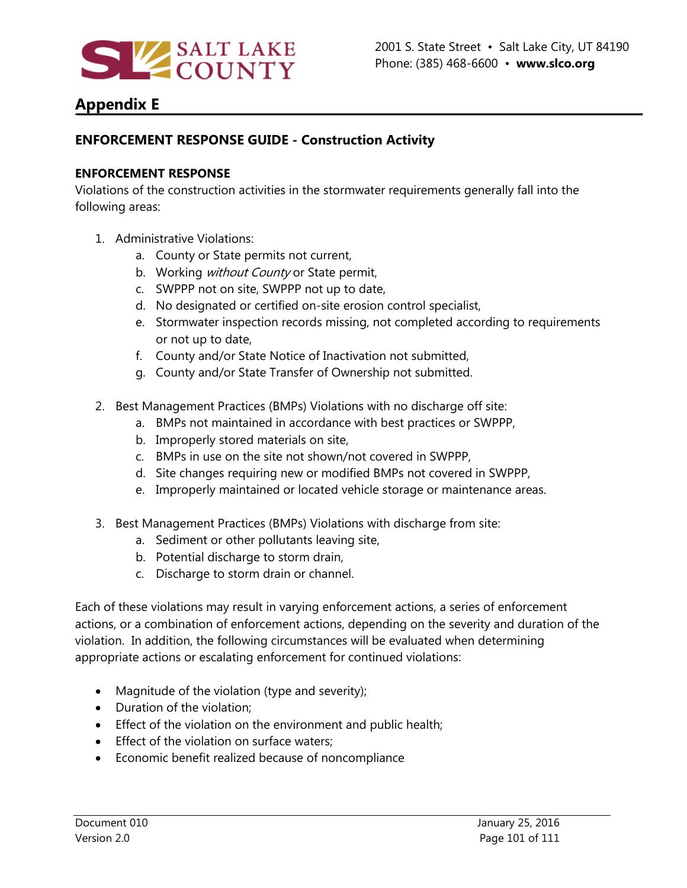# Appendix E

## ENFORCEMENT RESPONSE GUIDE - Construction Activity

### ENFORCEMENT RESPONSE

Violations of the construction activities in the stormwater requirements generally fall into the following areas:

1. Administrative Violations:
    a. County or State permits not current,
    b. Working *without County* or State permit,
    c. SWPPP not on site, SWPPP not up to date,
    d. No designated or certified on-site erosion control specialist,
    e. Stormwater inspection records missing, not completed according to requirements or not up to date,
    f. County and/or State Notice of Inactivation not submitted,
    g. County and/or State Transfer of Ownership not submitted.

2. Best Management Practices (BMPs) Violations with no discharge off site:
    a. BMPs not maintained in accordance with best practices or SWPPP,
    b. Improperly stored materials on site,
    c. BMPs in use on the site not shown/not covered in SWPPP,
    d. Site changes requiring new or modified BMPs not covered in SWPPP,
    e. Improperly maintained or located vehicle storage or maintenance areas.

3. Best Management Practices (BMPs) Violations with discharge from site:
    a. Sediment or other pollutants leaving site,
    b. Potential discharge to storm drain,
    c. Discharge to storm drain or channel.

Each of these violations may result in varying enforcement actions, a series of enforcement actions, or a combination of enforcement actions, depending on the severity and duration of the violation. In addition, the following circumstances will be evaluated when determining appropriate actions or escalating enforcement for continued violations:

- Magnitude of the violation (type and severity);
- Duration of the violation;
- Effect of the violation on the environment and public health;
- Effect of the violation on surface waters;
- Economic benefit realized because of noncompliance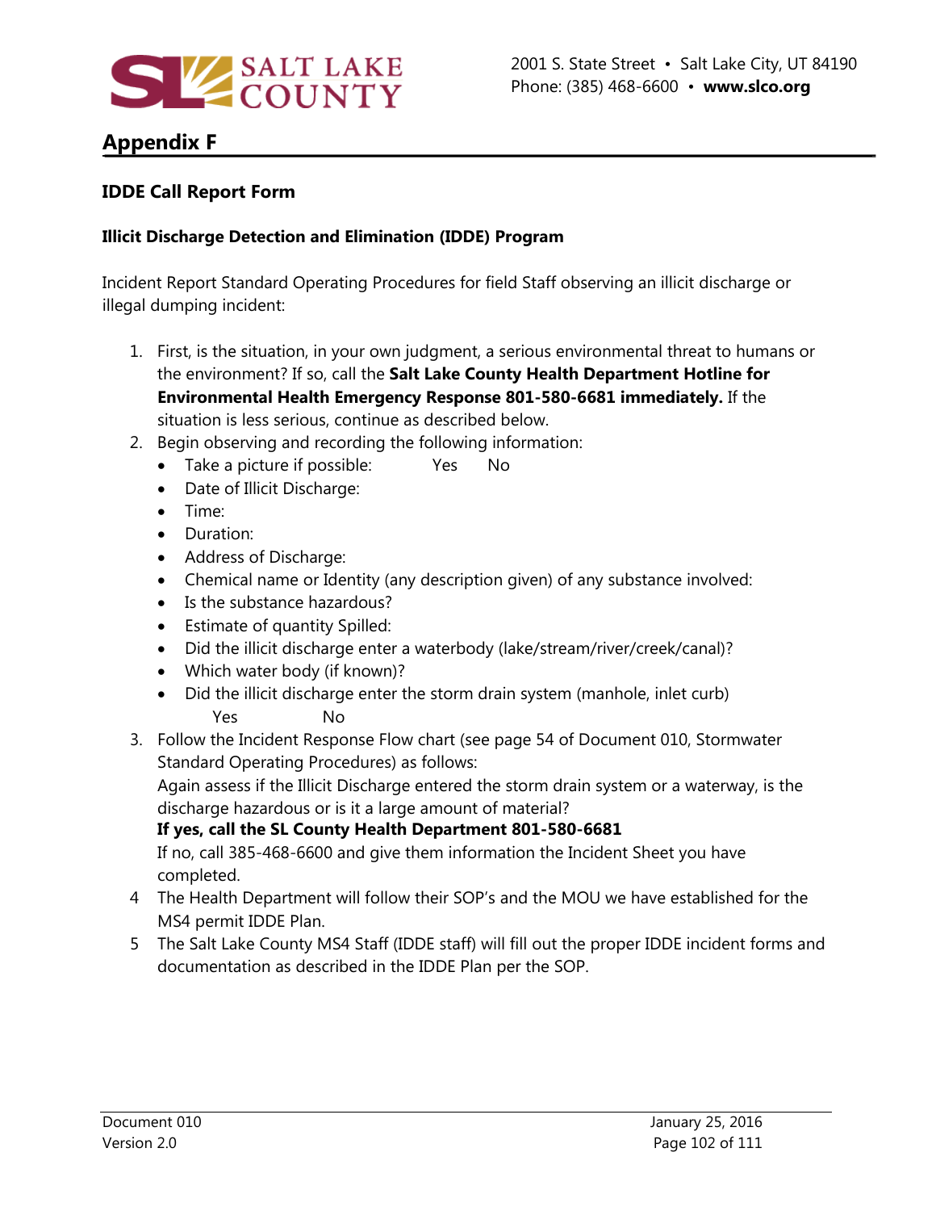# Appendix F

## IDDE Call Report Form

### Illicit Discharge Detection and Elimination (IDDE) Program

Incident Report Standard Operating Procedures for field Staff observing an illicit discharge or illegal dumping incident:

1. First, is the situation, in your own judgment, a serious environmental threat to humans or the environment? If so, call the **Salt Lake County Health Department Hotline for Environmental Health Emergency Response 801-580-6681 immediately.** If the situation is less serious, continue as described below.
2. Begin observing and recording the following information:
   - Take a picture if possible: Yes No
   - Date of Illicit Discharge:
   - Time:
   - Duration:
   - Address of Discharge:
   - Chemical name or Identity (any description given) of any substance involved:
   - Is the substance hazardous?
   - Estimate of quantity Spilled:
   - Did the illicit discharge enter a waterbody (lake/stream/river/creek/canal)?
   - Which water body (if known)?
   - Did the illicit discharge enter the storm drain system (manhole, inlet curb)
     Yes No
3. Follow the Incident Response Flow chart (see page 54 of Document 010, Stormwater Standard Operating Procedures) as follows:
   Again assess if the Illicit Discharge entered the storm drain system or a waterway, is the discharge hazardous or is it a large amount of material?
   **If yes, call the SL County Health Department 801-580-6681**
   If no, call 385-468-6600 and give them information the Incident Sheet you have completed.
4. The Health Department will follow their SOP's and the MOU we have established for the MS4 permit IDDE Plan.
5. The Salt Lake County MS4 Staff (IDDE staff) will fill out the proper IDDE incident forms and documentation as described in the IDDE Plan per the SOP.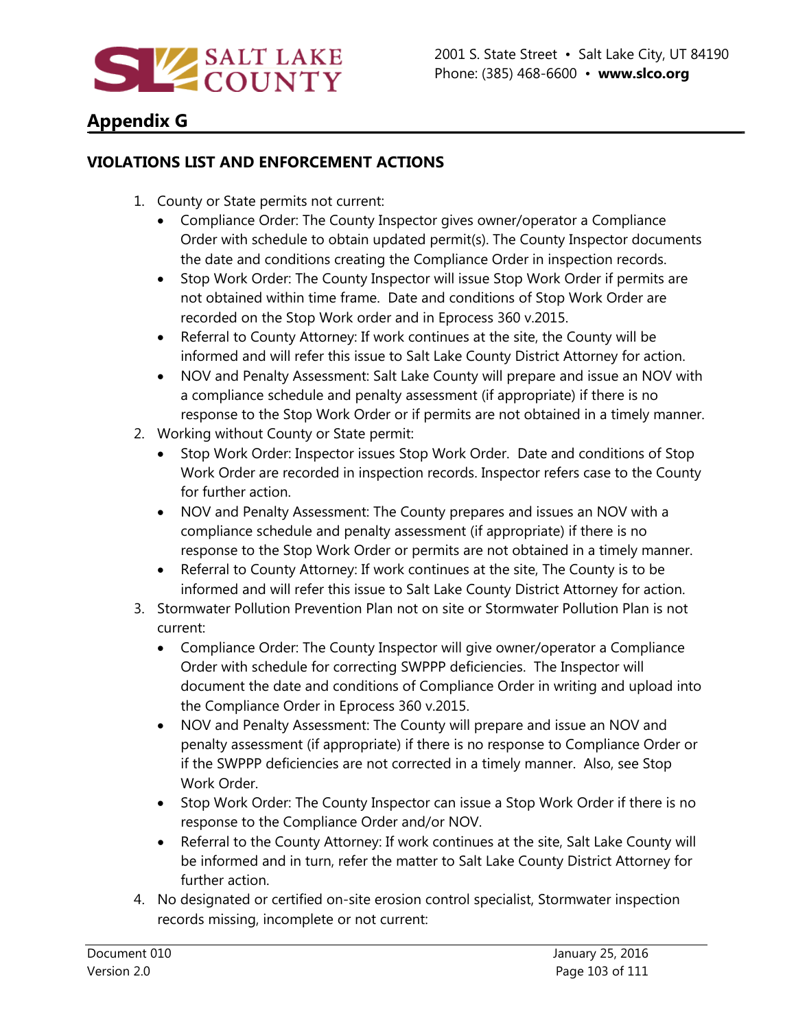## Appendix G

### VIOLATIONS LIST AND ENFORCEMENT ACTIONS

1. County or State permits not current:
   - Compliance Order: The County Inspector gives owner/operator a Compliance Order with schedule to obtain updated permit(s). The County Inspector documents the date and conditions creating the Compliance Order in inspection records.
   - Stop Work Order: The County Inspector will issue Stop Work Order if permits are not obtained within time frame. Date and conditions of Stop Work Order are recorded on the Stop Work order and in Eprocess 360 v.2015.
   - Referral to County Attorney: If work continues at the site, the County will be informed and will refer this issue to Salt Lake County District Attorney for action.
   - NOV and Penalty Assessment: Salt Lake County will prepare and issue an NOV with a compliance schedule and penalty assessment (if appropriate) if there is no response to the Stop Work Order or if permits are not obtained in a timely manner.
2. Working without County or State permit:
   - Stop Work Order: Inspector issues Stop Work Order. Date and conditions of Stop Work Order are recorded in inspection records. Inspector refers case to the County for further action.
   - NOV and Penalty Assessment: The County prepares and issues an NOV with a compliance schedule and penalty assessment (if appropriate) if there is no response to the Stop Work Order or permits are not obtained in a timely manner.
   - Referral to County Attorney: If work continues at the site, The County is to be informed and will refer this issue to Salt Lake County District Attorney for action.
3. Stormwater Pollution Prevention Plan not on site or Stormwater Pollution Plan is not current:
   - Compliance Order: The County Inspector will give owner/operator a Compliance Order with schedule for correcting SWPPP deficiencies. The Inspector will document the date and conditions of Compliance Order in writing and upload into the Compliance Order in Eprocess 360 v.2015.
   - NOV and Penalty Assessment: The County will prepare and issue an NOV and penalty assessment (if appropriate) if there is no response to Compliance Order or if the SWPPP deficiencies are not corrected in a timely manner. Also, see Stop Work Order.
   - Stop Work Order: The County Inspector can issue a Stop Work Order if there is no response to the Compliance Order and/or NOV.
   - Referral to the County Attorney: If work continues at the site, Salt Lake County will be informed and in turn, refer the matter to Salt Lake County District Attorney for further action.
4. No designated or certified on-site erosion control specialist, Stormwater inspection records missing, incomplete or not current: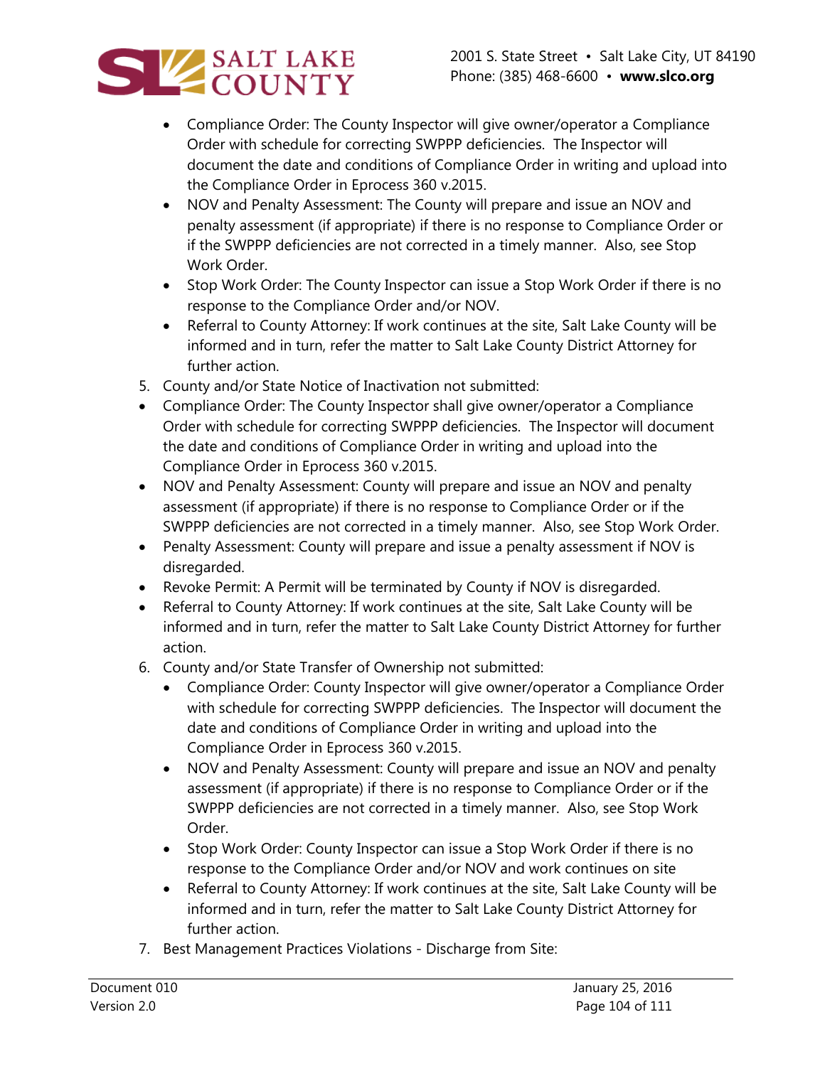- Compliance Order: The County Inspector will give owner/operator a Compliance Order with schedule for correcting SWPPP deficiencies. The Inspector will document the date and conditions of Compliance Order in writing and upload into the Compliance Order in Eprocess 360 v.2015.
- NOV and Penalty Assessment: The County will prepare and issue an NOV and penalty assessment (if appropriate) if there is no response to Compliance Order or if the SWPPP deficiencies are not corrected in a timely manner. Also, see Stop Work Order.
- Stop Work Order: The County Inspector can issue a Stop Work Order if there is no response to the Compliance Order and/or NOV.
- Referral to County Attorney: If work continues at the site, Salt Lake County will be informed and in turn, refer the matter to Salt Lake County District Attorney for further action.

5. County and/or State Notice of Inactivation not submitted:

- Compliance Order: The County Inspector shall give owner/operator a Compliance Order with schedule for correcting SWPPP deficiencies. The Inspector will document the date and conditions of Compliance Order in writing and upload into the Compliance Order in Eprocess 360 v.2015.
- NOV and Penalty Assessment: County will prepare and issue an NOV and penalty assessment (if appropriate) if there is no response to Compliance Order or if the SWPPP deficiencies are not corrected in a timely manner. Also, see Stop Work Order.
- Penalty Assessment: County will prepare and issue a penalty assessment if NOV is disregarded.
- Revoke Permit: A Permit will be terminated by County if NOV is disregarded.
- Referral to County Attorney: If work continues at the site, Salt Lake County will be informed and in turn, refer the matter to Salt Lake County District Attorney for further action.

6. County and/or State Transfer of Ownership not submitted:
   - Compliance Order: County Inspector will give owner/operator a Compliance Order with schedule for correcting SWPPP deficiencies. The Inspector will document the date and conditions of Compliance Order in writing and upload into the Compliance Order in Eprocess 360 v.2015.
   - NOV and Penalty Assessment: County will prepare and issue an NOV and penalty assessment (if appropriate) if there is no response to Compliance Order or if the SWPPP deficiencies are not corrected in a timely manner. Also, see Stop Work Order.
   - Stop Work Order: County Inspector can issue a Stop Work Order if there is no response to the Compliance Order and/or NOV and work continues on site
   - Referral to County Attorney: If work continues at the site, Salt Lake County will be informed and in turn, refer the matter to Salt Lake County District Attorney for further action.
7. Best Management Practices Violations - Discharge from Site: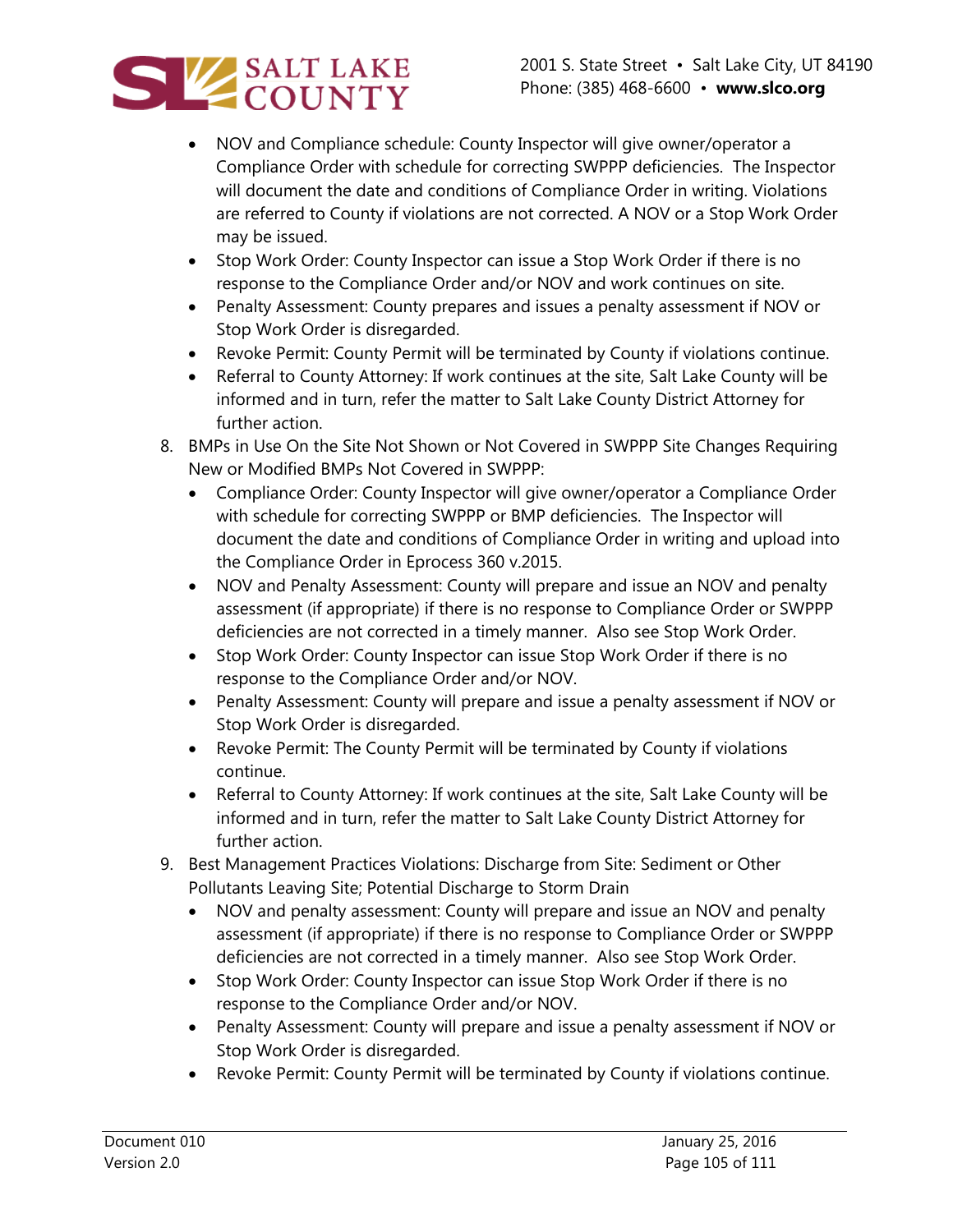- NOV and Compliance schedule: County Inspector will give owner/operator a Compliance Order with schedule for correcting SWPPP deficiencies. The Inspector will document the date and conditions of Compliance Order in writing. Violations are referred to County if violations are not corrected. A NOV or a Stop Work Order may be issued.
- Stop Work Order: County Inspector can issue a Stop Work Order if there is no response to the Compliance Order and/or NOV and work continues on site.
- Penalty Assessment: County prepares and issues a penalty assessment if NOV or Stop Work Order is disregarded.
- Revoke Permit: County Permit will be terminated by County if violations continue.
- Referral to County Attorney: If work continues at the site, Salt Lake County will be informed and in turn, refer the matter to Salt Lake County District Attorney for further action.

8. BMPs in Use On the Site Not Shown or Not Covered in SWPPP Site Changes Requiring New or Modified BMPs Not Covered in SWPPP:
   - Compliance Order: County Inspector will give owner/operator a Compliance Order with schedule for correcting SWPPP or BMP deficiencies. The Inspector will document the date and conditions of Compliance Order in writing and upload into the Compliance Order in Eprocess 360 v.2015.
   - NOV and Penalty Assessment: County will prepare and issue an NOV and penalty assessment (if appropriate) if there is no response to Compliance Order or SWPPP deficiencies are not corrected in a timely manner. Also see Stop Work Order.
   - Stop Work Order: County Inspector can issue Stop Work Order if there is no response to the Compliance Order and/or NOV.
   - Penalty Assessment: County will prepare and issue a penalty assessment if NOV or Stop Work Order is disregarded.
   - Revoke Permit: The County Permit will be terminated by County if violations continue.
   - Referral to County Attorney: If work continues at the site, Salt Lake County will be informed and in turn, refer the matter to Salt Lake County District Attorney for further action.

9. Best Management Practices Violations: Discharge from Site: Sediment or Other Pollutants Leaving Site; Potential Discharge to Storm Drain
   - NOV and penalty assessment: County will prepare and issue an NOV and penalty assessment (if appropriate) if there is no response to Compliance Order or SWPPP deficiencies are not corrected in a timely manner. Also see Stop Work Order.
   - Stop Work Order: County Inspector can issue Stop Work Order if there is no response to the Compliance Order and/or NOV.
   - Penalty Assessment: County will prepare and issue a penalty assessment if NOV or Stop Work Order is disregarded.
   - Revoke Permit: County Permit will be terminated by County if violations continue.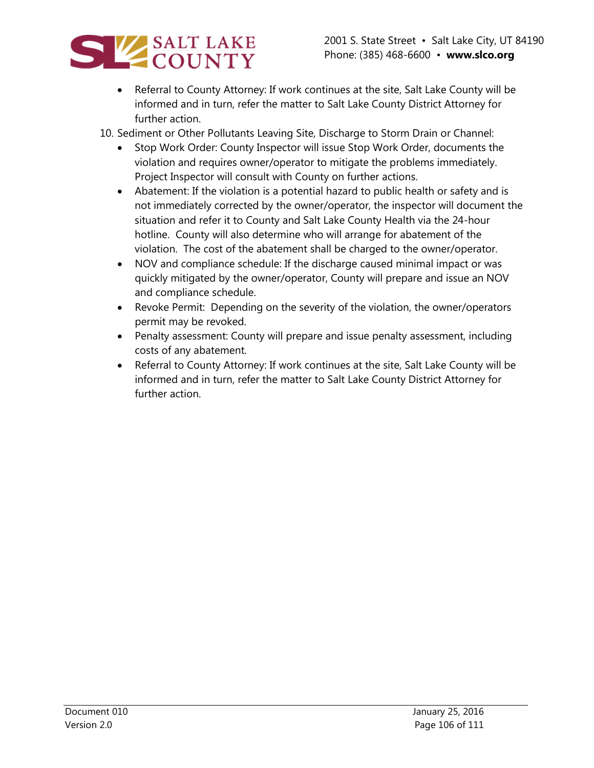- Referral to County Attorney: If work continues at the site, Salt Lake County will be informed and in turn, refer the matter to Salt Lake County District Attorney for further action.

10. Sediment or Other Pollutants Leaving Site, Discharge to Storm Drain or Channel:
    - Stop Work Order: County Inspector will issue Stop Work Order, documents the violation and requires owner/operator to mitigate the problems immediately. Project Inspector will consult with County on further actions.
    - Abatement: If the violation is a potential hazard to public health or safety and is not immediately corrected by the owner/operator, the inspector will document the situation and refer it to County and Salt Lake County Health via the 24-hour hotline. County will also determine who will arrange for abatement of the violation. The cost of the abatement shall be charged to the owner/operator.
    - NOV and compliance schedule: If the discharge caused minimal impact or was quickly mitigated by the owner/operator, County will prepare and issue an NOV and compliance schedule.
    - Revoke Permit: Depending on the severity of the violation, the owner/operators permit may be revoked.
    - Penalty assessment: County will prepare and issue penalty assessment, including costs of any abatement.
    - Referral to County Attorney: If work continues at the site, Salt Lake County will be informed and in turn, refer the matter to Salt Lake County District Attorney for further action.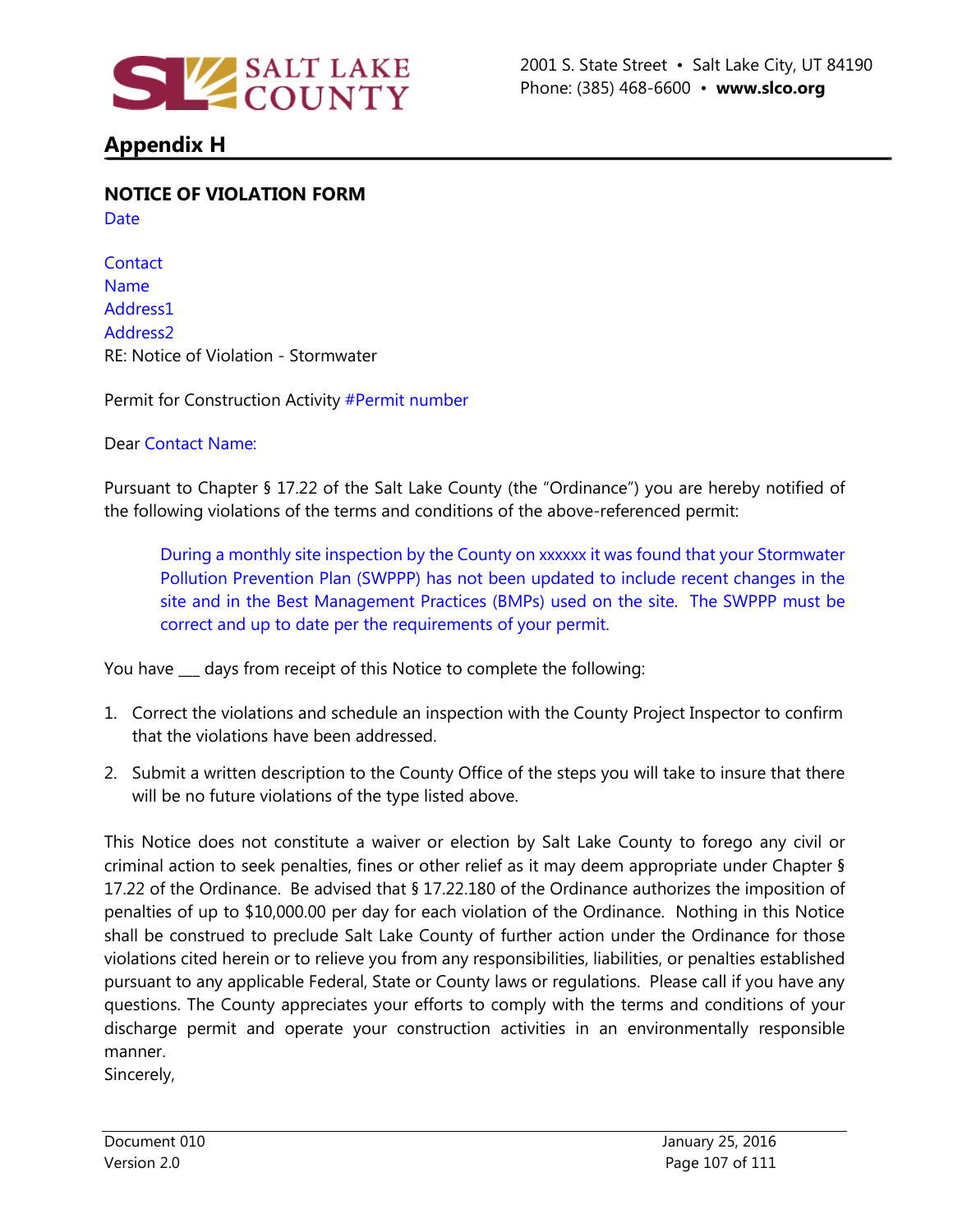SALT LAKE COUNTY

2001 S. State Street • Salt Lake City, UT 84190
Phone: (385) 468-6600 • **www.slco.org**

## Appendix H

**NOTICE OF VIOLATION FORM**

Date

Contact
Name
Address1
Address2
RE: Notice of Violation - Stormwater

Permit for Construction Activity #Permit number

Dear Contact Name:

Pursuant to Chapter § 17.22 of the Salt Lake County (the "Ordinance") you are hereby notified of the following violations of the terms and conditions of the above-referenced permit:

> During a monthly site inspection by the County on xxxxxx it was found that your Stormwater Pollution Prevention Plan (SWPPP) has not been updated to include recent changes in the site and in the Best Management Practices (BMPs) used on the site. The SWPPP must be correct and up to date per the requirements of your permit.

You have ___ days from receipt of this Notice to complete the following:

1. Correct the violations and schedule an inspection with the County Project Inspector to confirm that the violations have been addressed.
2. Submit a written description to the County Office of the steps you will take to insure that there will be no future violations of the type listed above.

This Notice does not constitute a waiver or election by Salt Lake County to forego any civil or criminal action to seek penalties, fines or other relief as it may deem appropriate under Chapter § 17.22 of the Ordinance. Be advised that § 17.22.180 of the Ordinance authorizes the imposition of penalties of up to $10,000.00 per day for each violation of the Ordinance. Nothing in this Notice shall be construed to preclude Salt Lake County of further action under the Ordinance for those violations cited herein or to relieve you from any responsibilities, liabilities, or penalties established pursuant to any applicable Federal, State or County laws or regulations. Please call if you have any questions. The County appreciates your efforts to comply with the terms and conditions of your discharge permit and operate your construction activities in an environmentally responsible manner.

Sincerely,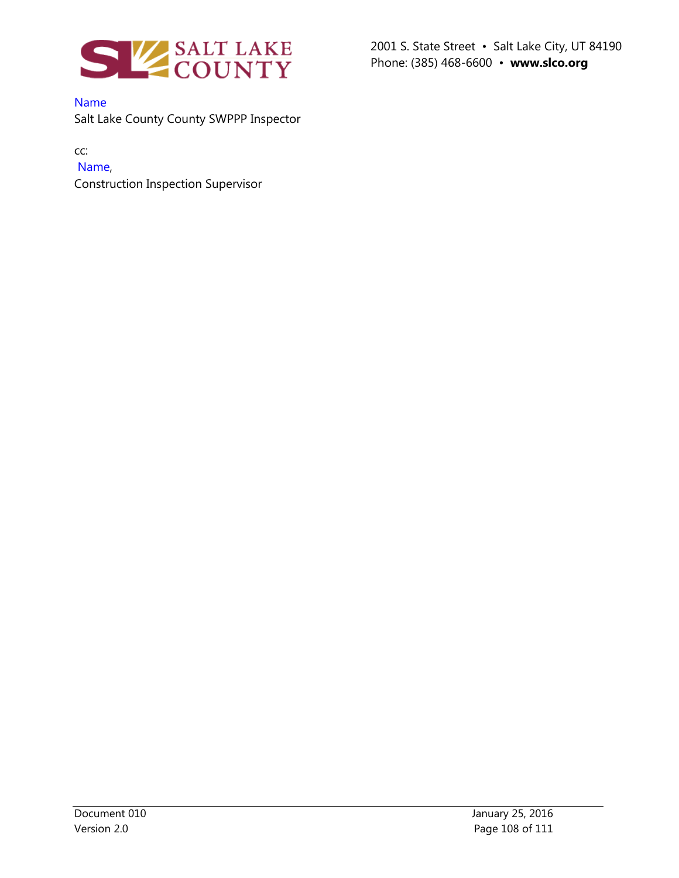SALT LAKE COUNTY

2001 S. State Street • Salt Lake City, UT 84190
Phone: (385) 468-6600 • **www.slco.org**

Name
Salt Lake County County SWPPP Inspector

cc:
Name,
Construction Inspection Supervisor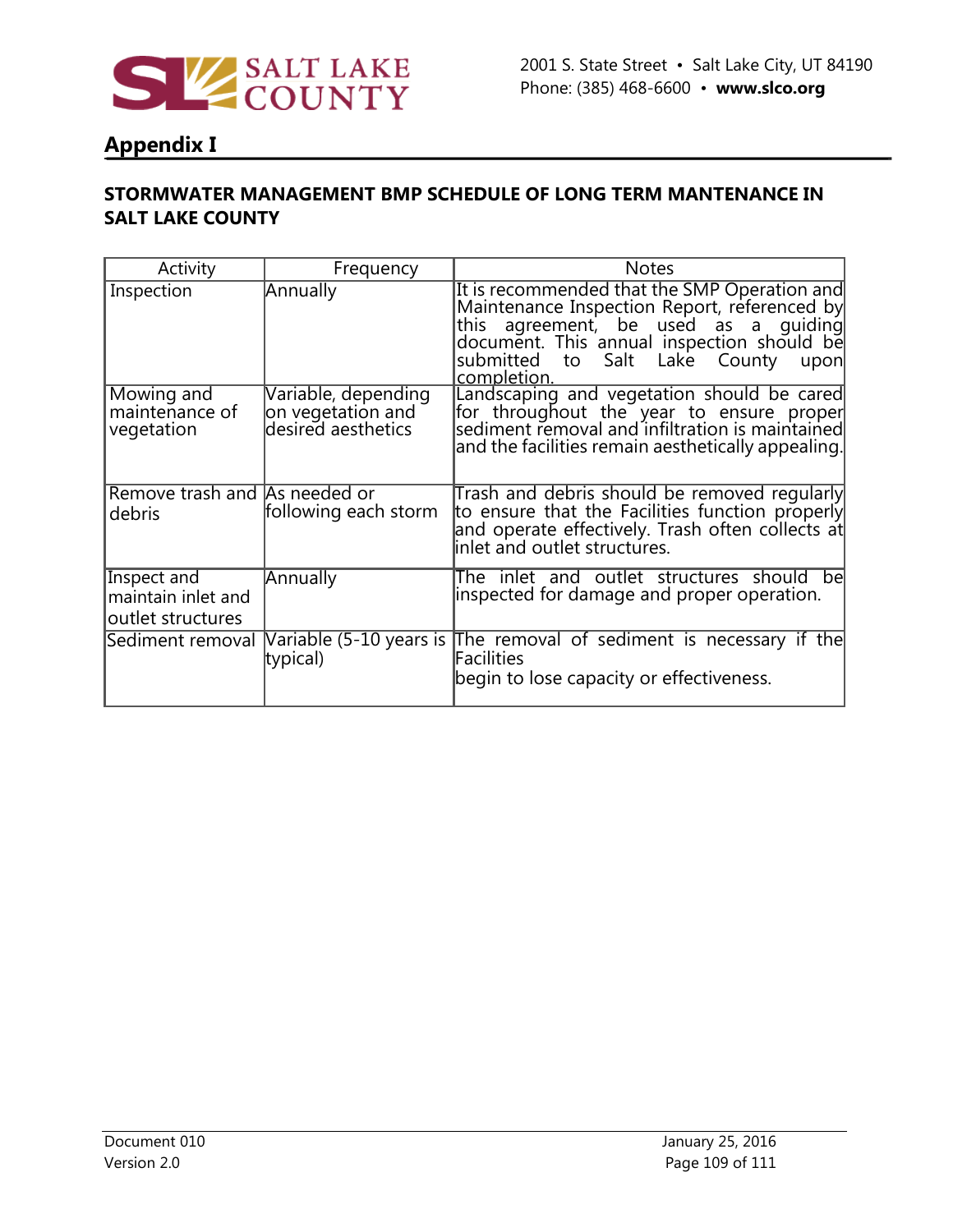## Appendix I

**STORMWATER MANAGEMENT BMP SCHEDULE OF LONG TERM MANTENANCE IN SALT LAKE COUNTY**

| Activity | Frequency | Notes |
|---|---|---|
| Inspection | Annually | It is recommended that the SMP Operation and Maintenance Inspection Report, referenced by this agreement, be used as a guiding document. This annual inspection should be submitted to Salt Lake County upon completion. |
| Mowing and maintenance of vegetation | Variable, depending on vegetation and desired aesthetics | Landscaping and vegetation should be cared for throughout the year to ensure proper sediment removal and infiltration is maintained and the facilities remain aesthetically appealing. |
| Remove trash and debris | As needed or following each storm | Trash and debris should be removed regularly to ensure that the Facilities function properly and operate effectively. Trash often collects at inlet and outlet structures. |
| Inspect and maintain inlet and outlet structures | Annually | The inlet and outlet structures should be inspected for damage and proper operation. |
| Sediment removal | Variable (5-10 years is typical) | The removal of sediment is necessary if the Facilities begin to lose capacity or effectiveness. |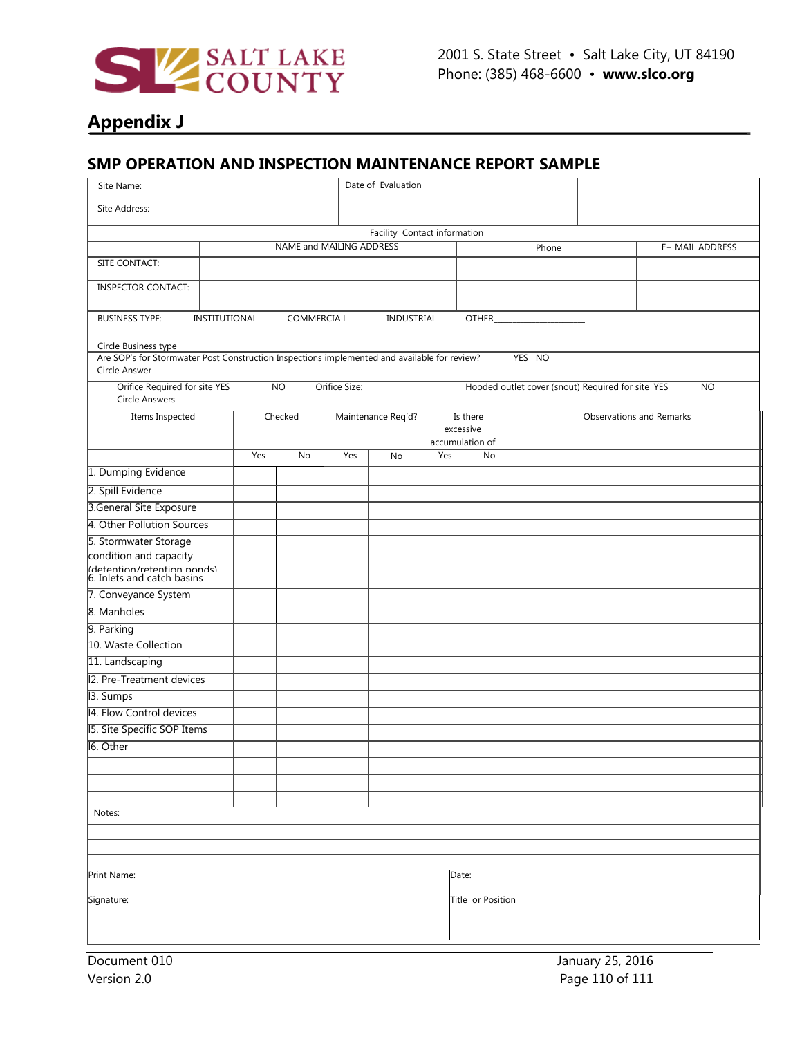## Appendix J

### SMP OPERATION AND INSPECTION MAINTENANCE REPORT SAMPLE

| Site Name: | Date of Evaluation | |
|---|---|---|
| Site Address: | | |

Facility Contact information

| | NAME and MAILING ADDRESS | Phone | E– MAIL ADDRESS |
|---|---|---|---|
| SITE CONTACT: | | | |
| INSPECTOR CONTACT: | | | |

BUSINESS TYPE: INSTITUTIONAL COMMERCIA L INDUSTRIAL OTHER__________________

Circle Business type

Are SOP's for Stormwater Post Construction Inspections implemented and available for review? YES NO

Circle Answer

Orifice Required for site YES NO Orifice Size: Hooded outlet cover (snout) Required for site YES NO

Circle Answers

| Items Inspected | Checked | | Maintenance Req'd? | | Is there excessive accumulation of | | Observations and Remarks |
|---|---|---|---|---|---|---|---|
| | Yes | No | Yes | No | Yes | No | |
| 1. Dumping Evidence | | | | | | | |
| 2. Spill Evidence | | | | | | | |
| 3.General Site Exposure | | | | | | | |
| 4. Other Pollution Sources | | | | | | | |
| 5. Stormwater Storage condition and capacity (detention/retention ponds) | | | | | | | |
| 6. Inlets and catch basins | | | | | | | |
| 7. Conveyance System | | | | | | | |
| 8. Manholes | | | | | | | |
| 9. Parking | | | | | | | |
| 10. Waste Collection | | | | | | | |
| 11. Landscaping | | | | | | | |
| 12. Pre-Treatment devices | | | | | | | |
| 13. Sumps | | | | | | | |
| 14. Flow Control devices | | | | | | | |
| 15. Site Specific SOP Items | | | | | | | |
| 16. Other | | | | | | | |
| | | | | | | | |
| | | | | | | | |
| | | | | | | | |

Notes:

| Print Name: | Date: |
|---|---|
| Signature: | Title or Position |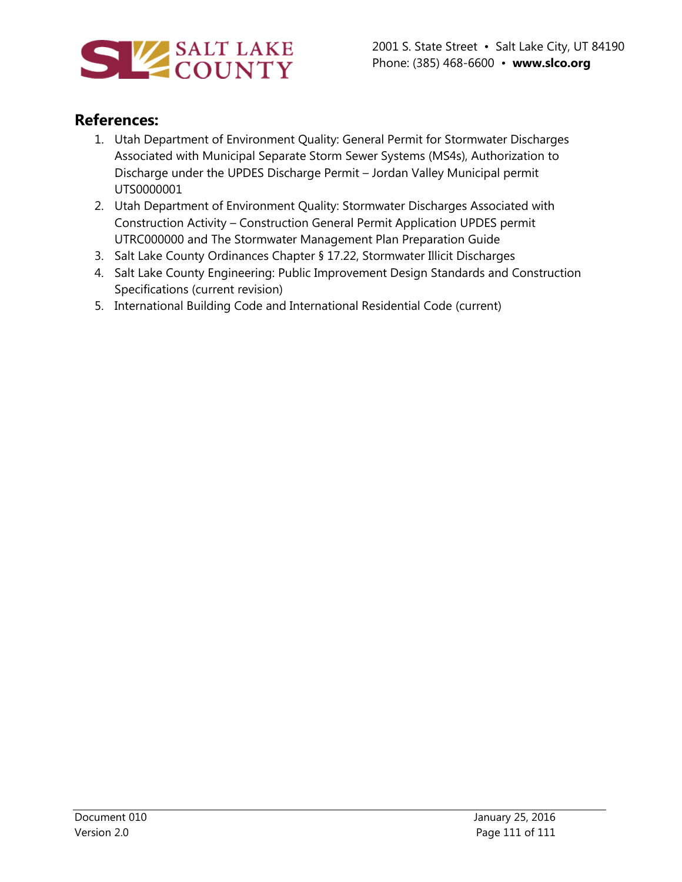## References:

1. Utah Department of Environment Quality: General Permit for Stormwater Discharges Associated with Municipal Separate Storm Sewer Systems (MS4s), Authorization to Discharge under the UPDES Discharge Permit – Jordan Valley Municipal permit UTS0000001
2. Utah Department of Environment Quality: Stormwater Discharges Associated with Construction Activity – Construction General Permit Application UPDES permit UTRC000000 and The Stormwater Management Plan Preparation Guide
3. Salt Lake County Ordinances Chapter § 17.22, Stormwater Illicit Discharges
4. Salt Lake County Engineering: Public Improvement Design Standards and Construction Specifications (current revision)
5. International Building Code and International Residential Code (current)